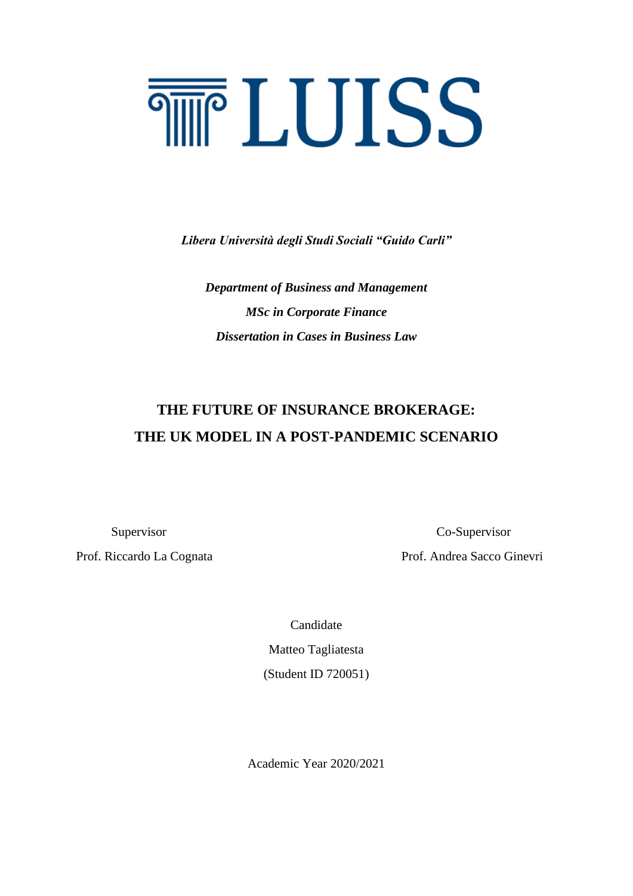# LUISS

***Libera Università degli Studi Sociali "Guido Carli"***

***Department of Business and Management***

***MSc in Corporate Finance***

***Dissertation in Cases in Business Law***

## THE FUTURE OF INSURANCE BROKERAGE: THE UK MODEL IN A POST-PANDEMIC SCENARIO

Supervisor

Prof. Riccardo La Cognata

Co-Supervisor

Prof. Andrea Sacco Ginevri

Candidate

Matteo Tagliatesta

(Student ID 720051)

Academic Year 2020/2021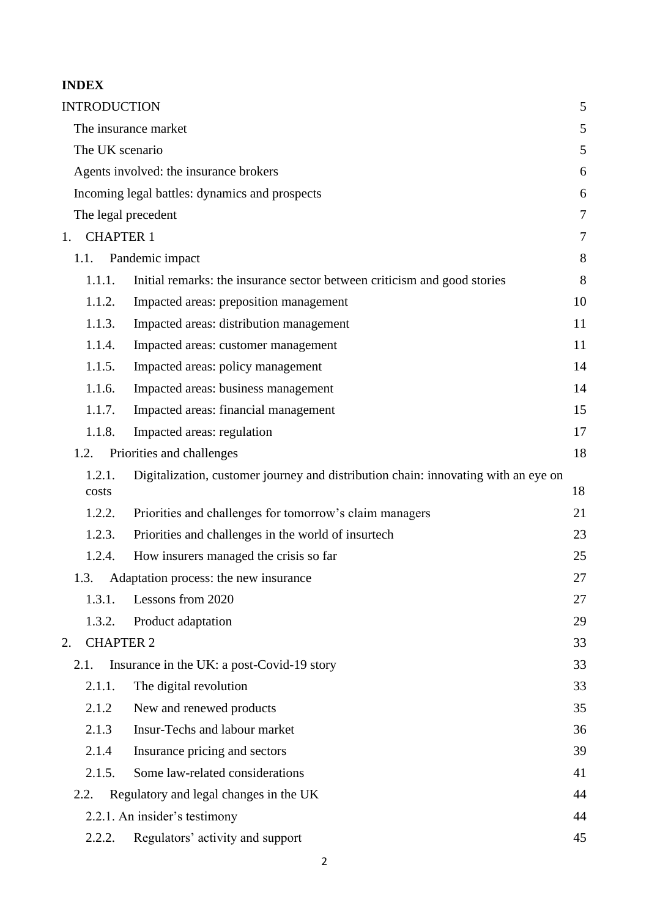**INDEX**

| | |
|---|---|
| INTRODUCTION | 5 |
| The insurance market | 5 |
| The UK scenario | 5 |
| Agents involved: the insurance brokers | 6 |
| Incoming legal battles: dynamics and prospects | 6 |
| The legal precedent | 7 |
| 1. CHAPTER 1 | 7 |
| 1.1. Pandemic impact | 8 |
| 1.1.1. Initial remarks: the insurance sector between criticism and good stories | 8 |
| 1.1.2. Impacted areas: preposition management | 10 |
| 1.1.3. Impacted areas: distribution management | 11 |
| 1.1.4. Impacted areas: customer management | 11 |
| 1.1.5. Impacted areas: policy management | 14 |
| 1.1.6. Impacted areas: business management | 14 |
| 1.1.7. Impacted areas: financial management | 15 |
| 1.1.8. Impacted areas: regulation | 17 |
| 1.2. Priorities and challenges | 18 |
| 1.2.1. Digitalization, customer journey and distribution chain: innovating with an eye on costs | 18 |
| 1.2.2. Priorities and challenges for tomorrow's claim managers | 21 |
| 1.2.3. Priorities and challenges in the world of insurtech | 23 |
| 1.2.4. How insurers managed the crisis so far | 25 |
| 1.3. Adaptation process: the new insurance | 27 |
| 1.3.1. Lessons from 2020 | 27 |
| 1.3.2. Product adaptation | 29 |
| 2. CHAPTER 2 | 33 |
| 2.1. Insurance in the UK: a post-Covid-19 story | 33 |
| 2.1.1. The digital revolution | 33 |
| 2.1.2 New and renewed products | 35 |
| 2.1.3 Insur-Techs and labour market | 36 |
| 2.1.4 Insurance pricing and sectors | 39 |
| 2.1.5. Some law-related considerations | 41 |
| 2.2. Regulatory and legal changes in the UK | 44 |
| 2.2.1. An insider's testimony | 44 |
| 2.2.2. Regulators' activity and support | 45 |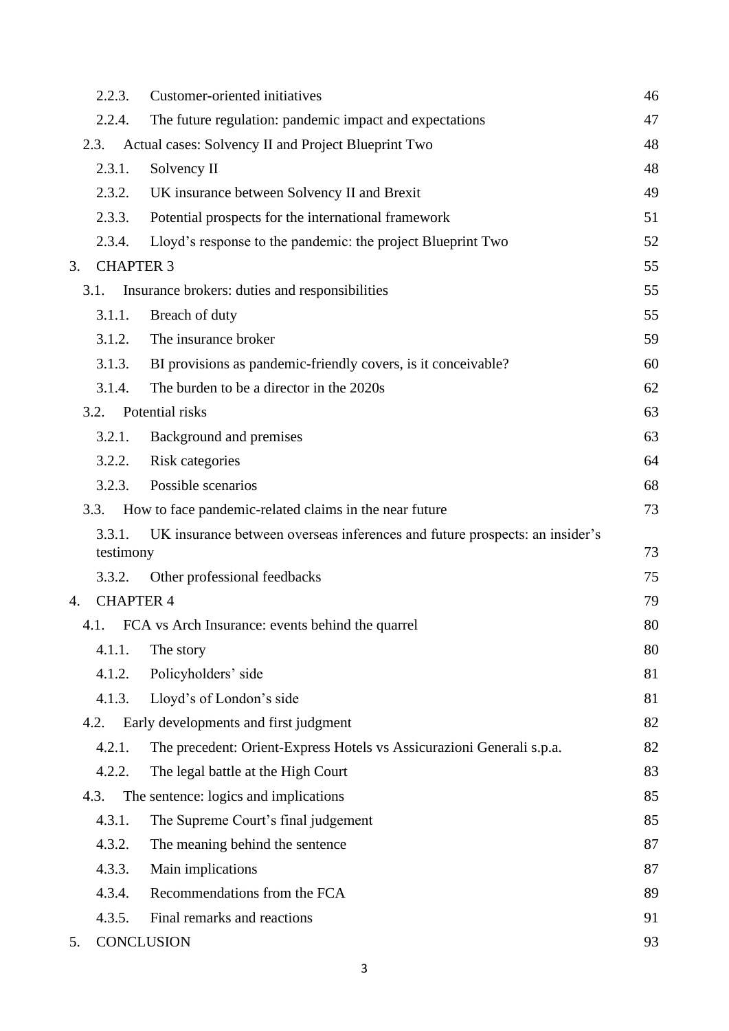| | |
|---|---|
| 2.2.3. Customer-oriented initiatives | 46 |
| 2.2.4. The future regulation: pandemic impact and expectations | 47 |
| 2.3. Actual cases: Solvency II and Project Blueprint Two | 48 |
| 2.3.1. Solvency II | 48 |
| 2.3.2. UK insurance between Solvency II and Brexit | 49 |
| 2.3.3. Potential prospects for the international framework | 51 |
| 2.3.4. Lloyd's response to the pandemic: the project Blueprint Two | 52 |
| 3. CHAPTER 3 | 55 |
| 3.1. Insurance brokers: duties and responsibilities | 55 |
| 3.1.1. Breach of duty | 55 |
| 3.1.2. The insurance broker | 59 |
| 3.1.3. BI provisions as pandemic-friendly covers, is it conceivable? | 60 |
| 3.1.4. The burden to be a director in the 2020s | 62 |
| 3.2. Potential risks | 63 |
| 3.2.1. Background and premises | 63 |
| 3.2.2. Risk categories | 64 |
| 3.2.3. Possible scenarios | 68 |
| 3.3. How to face pandemic-related claims in the near future | 73 |
| 3.3.1. UK insurance between overseas inferences and future prospects: an insider's testimony | 73 |
| 3.3.2. Other professional feedbacks | 75 |
| 4. CHAPTER 4 | 79 |
| 4.1. FCA vs Arch Insurance: events behind the quarrel | 80 |
| 4.1.1. The story | 80 |
| 4.1.2. Policyholders' side | 81 |
| 4.1.3. Lloyd's of London's side | 81 |
| 4.2. Early developments and first judgment | 82 |
| 4.2.1. The precedent: Orient-Express Hotels vs Assicurazioni Generali s.p.a. | 82 |
| 4.2.2. The legal battle at the High Court | 83 |
| 4.3. The sentence: logics and implications | 85 |
| 4.3.1. The Supreme Court's final judgement | 85 |
| 4.3.2. The meaning behind the sentence | 87 |
| 4.3.3. Main implications | 87 |
| 4.3.4. Recommendations from the FCA | 89 |
| 4.3.5. Final remarks and reactions | 91 |
| 5. CONCLUSION | 93 |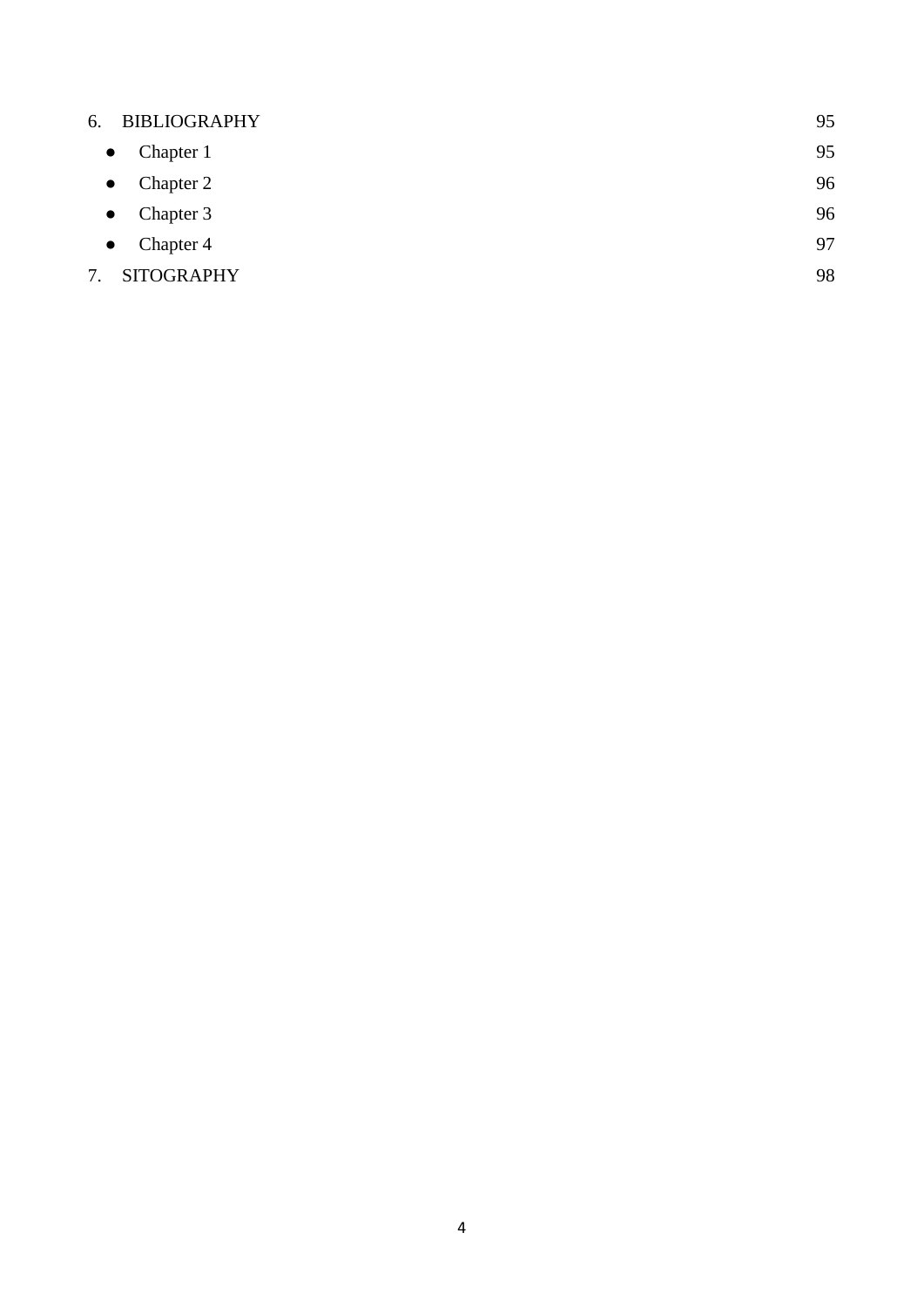6. BIBLIOGRAPHY 95
   - Chapter 1 95
   - Chapter 2 96
   - Chapter 3 96
   - Chapter 4 97
7. SITOGRAPHY 98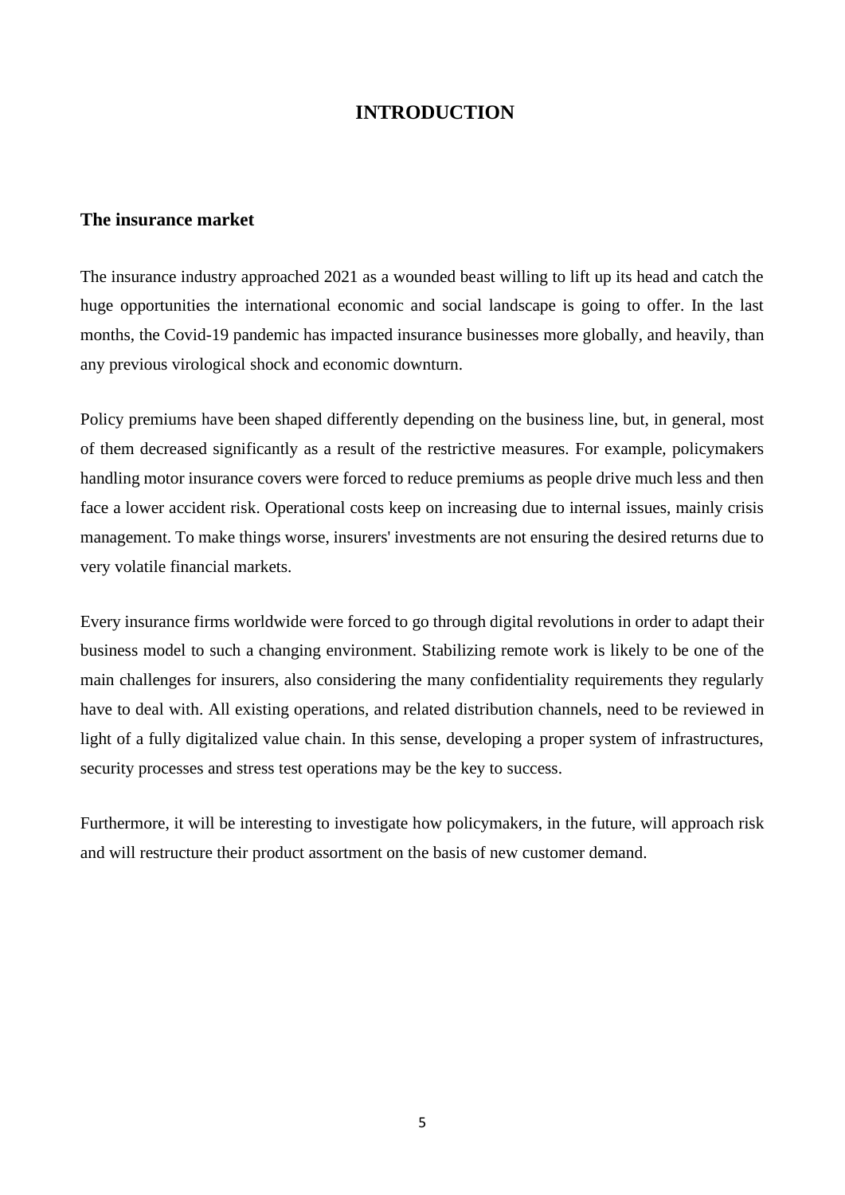# INTRODUCTION

## The insurance market

The insurance industry approached 2021 as a wounded beast willing to lift up its head and catch the huge opportunities the international economic and social landscape is going to offer. In the last months, the Covid-19 pandemic has impacted insurance businesses more globally, and heavily, than any previous virological shock and economic downturn.

Policy premiums have been shaped differently depending on the business line, but, in general, most of them decreased significantly as a result of the restrictive measures. For example, policymakers handling motor insurance covers were forced to reduce premiums as people drive much less and then face a lower accident risk. Operational costs keep on increasing due to internal issues, mainly crisis management. To make things worse, insurers' investments are not ensuring the desired returns due to very volatile financial markets.

Every insurance firms worldwide were forced to go through digital revolutions in order to adapt their business model to such a changing environment. Stabilizing remote work is likely to be one of the main challenges for insurers, also considering the many confidentiality requirements they regularly have to deal with. All existing operations, and related distribution channels, need to be reviewed in light of a fully digitalized value chain. In this sense, developing a proper system of infrastructures, security processes and stress test operations may be the key to success.

Furthermore, it will be interesting to investigate how policymakers, in the future, will approach risk and will restructure their product assortment on the basis of new customer demand.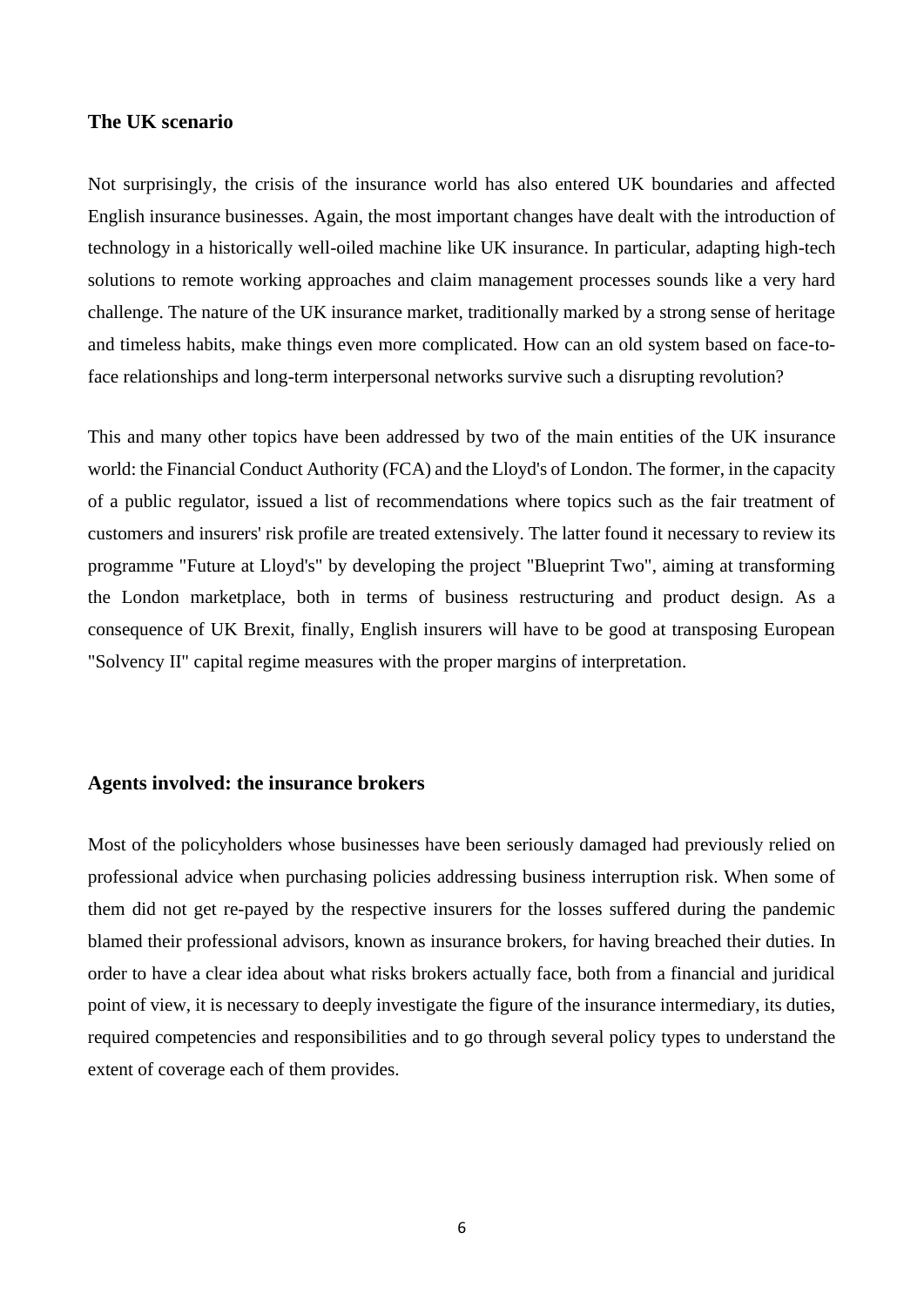## The UK scenario

Not surprisingly, the crisis of the insurance world has also entered UK boundaries and affected English insurance businesses. Again, the most important changes have dealt with the introduction of technology in a historically well-oiled machine like UK insurance. In particular, adapting high-tech solutions to remote working approaches and claim management processes sounds like a very hard challenge. The nature of the UK insurance market, traditionally marked by a strong sense of heritage and timeless habits, make things even more complicated. How can an old system based on face-to-face relationships and long-term interpersonal networks survive such a disrupting revolution?

This and many other topics have been addressed by two of the main entities of the UK insurance world: the Financial Conduct Authority (FCA) and the Lloyd's of London. The former, in the capacity of a public regulator, issued a list of recommendations where topics such as the fair treatment of customers and insurers' risk profile are treated extensively. The latter found it necessary to review its programme "Future at Lloyd's" by developing the project "Blueprint Two", aiming at transforming the London marketplace, both in terms of business restructuring and product design. As a consequence of UK Brexit, finally, English insurers will have to be good at transposing European "Solvency II" capital regime measures with the proper margins of interpretation.

## Agents involved: the insurance brokers

Most of the policyholders whose businesses have been seriously damaged had previously relied on professional advice when purchasing policies addressing business interruption risk. When some of them did not get re-payed by the respective insurers for the losses suffered during the pandemic blamed their professional advisors, known as insurance brokers, for having breached their duties. In order to have a clear idea about what risks brokers actually face, both from a financial and juridical point of view, it is necessary to deeply investigate the figure of the insurance intermediary, its duties, required competencies and responsibilities and to go through several policy types to understand the extent of coverage each of them provides.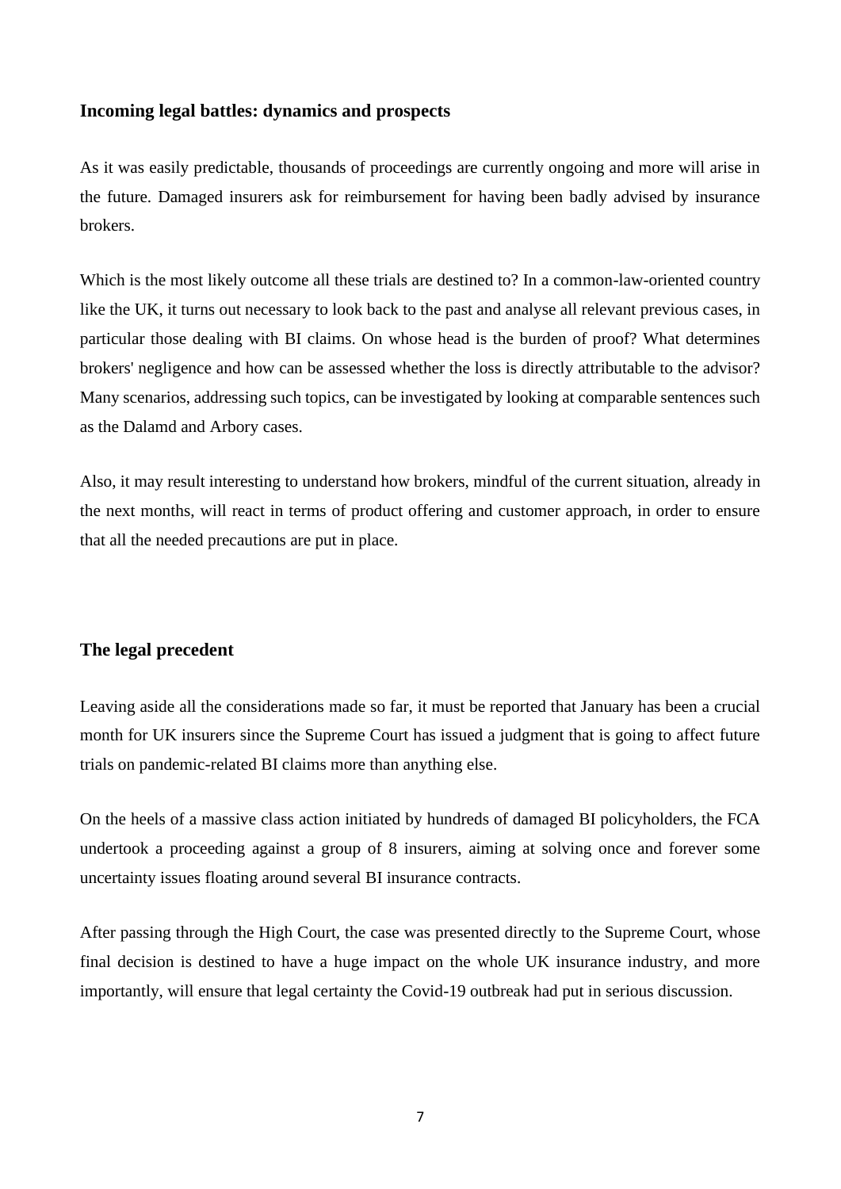### Incoming legal battles: dynamics and prospects

As it was easily predictable, thousands of proceedings are currently ongoing and more will arise in the future. Damaged insurers ask for reimbursement for having been badly advised by insurance brokers.

Which is the most likely outcome all these trials are destined to? In a common-law-oriented country like the UK, it turns out necessary to look back to the past and analyse all relevant previous cases, in particular those dealing with BI claims. On whose head is the burden of proof? What determines brokers' negligence and how can be assessed whether the loss is directly attributable to the advisor? Many scenarios, addressing such topics, can be investigated by looking at comparable sentences such as the Dalamd and Arbory cases.

Also, it may result interesting to understand how brokers, mindful of the current situation, already in the next months, will react in terms of product offering and customer approach, in order to ensure that all the needed precautions are put in place.

### The legal precedent

Leaving aside all the considerations made so far, it must be reported that January has been a crucial month for UK insurers since the Supreme Court has issued a judgment that is going to affect future trials on pandemic-related BI claims more than anything else.

On the heels of a massive class action initiated by hundreds of damaged BI policyholders, the FCA undertook a proceeding against a group of 8 insurers, aiming at solving once and forever some uncertainty issues floating around several BI insurance contracts.

After passing through the High Court, the case was presented directly to the Supreme Court, whose final decision is destined to have a huge impact on the whole UK insurance industry, and more importantly, will ensure that legal certainty the Covid-19 outbreak had put in serious discussion.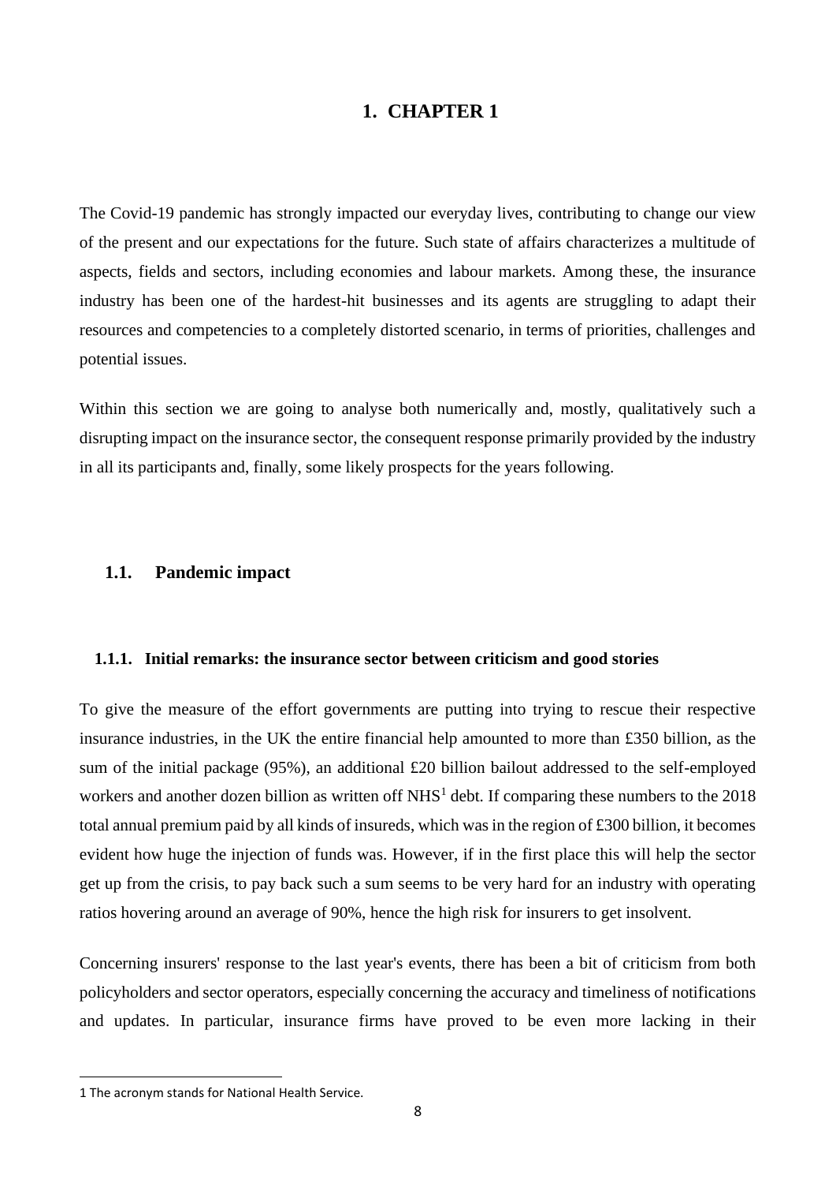# 1. CHAPTER 1

The Covid-19 pandemic has strongly impacted our everyday lives, contributing to change our view of the present and our expectations for the future. Such state of affairs characterizes a multitude of aspects, fields and sectors, including economies and labour markets. Among these, the insurance industry has been one of the hardest-hit businesses and its agents are struggling to adapt their resources and competencies to a completely distorted scenario, in terms of priorities, challenges and potential issues.

Within this section we are going to analyse both numerically and, mostly, qualitatively such a disrupting impact on the insurance sector, the consequent response primarily provided by the industry in all its participants and, finally, some likely prospects for the years following.

## 1.1. Pandemic impact

### 1.1.1. Initial remarks: the insurance sector between criticism and good stories

To give the measure of the effort governments are putting into trying to rescue their respective insurance industries, in the UK the entire financial help amounted to more than £350 billion, as the sum of the initial package (95%), an additional £20 billion bailout addressed to the self-employed workers and another dozen billion as written off NHS[1] debt. If comparing these numbers to the 2018 total annual premium paid by all kinds of insureds, which was in the region of £300 billion, it becomes evident how huge the injection of funds was. However, if in the first place this will help the sector get up from the crisis, to pay back such a sum seems to be very hard for an industry with operating ratios hovering around an average of 90%, hence the high risk for insurers to get insolvent.

Concerning insurers' response to the last year's events, there has been a bit of criticism from both policyholders and sector operators, especially concerning the accuracy and timeliness of notifications and updates. In particular, insurance firms have proved to be even more lacking in their

[1] The acronym stands for National Health Service.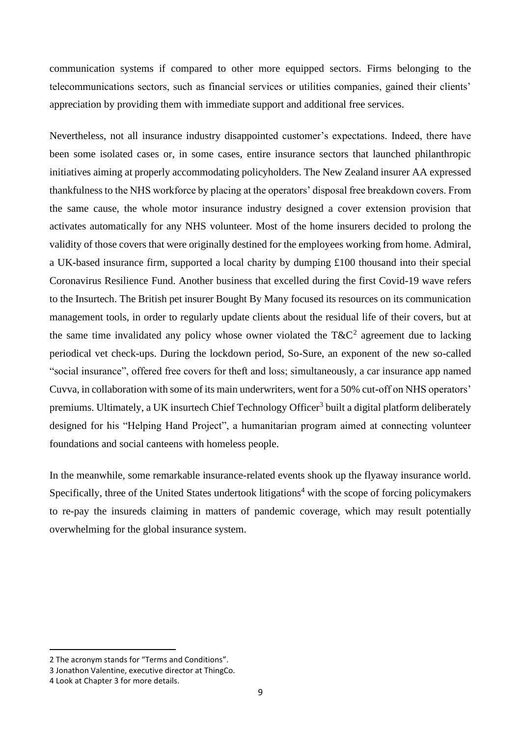communication systems if compared to other more equipped sectors. Firms belonging to the telecommunications sectors, such as financial services or utilities companies, gained their clients' appreciation by providing them with immediate support and additional free services.

Nevertheless, not all insurance industry disappointed customer's expectations. Indeed, there have been some isolated cases or, in some cases, entire insurance sectors that launched philanthropic initiatives aiming at properly accommodating policyholders. The New Zealand insurer AA expressed thankfulness to the NHS workforce by placing at the operators' disposal free breakdown covers. From the same cause, the whole motor insurance industry designed a cover extension provision that activates automatically for any NHS volunteer. Most of the home insurers decided to prolong the validity of those covers that were originally destined for the employees working from home. Admiral, a UK-based insurance firm, supported a local charity by dumping £100 thousand into their special Coronavirus Resilience Fund. Another business that excelled during the first Covid-19 wave refers to the Insurtech. The British pet insurer Bought By Many focused its resources on its communication management tools, in order to regularly update clients about the residual life of their covers, but at the same time invalidated any policy whose owner violated the T&C[2] agreement due to lacking periodical vet check-ups. During the lockdown period, So-Sure, an exponent of the new so-called "social insurance", offered free covers for theft and loss; simultaneously, a car insurance app named Cuvva, in collaboration with some of its main underwriters, went for a 50% cut-off on NHS operators' premiums. Ultimately, a UK insurtech Chief Technology Officer[3] built a digital platform deliberately designed for his "Helping Hand Project", a humanitarian program aimed at connecting volunteer foundations and social canteens with homeless people.

In the meanwhile, some remarkable insurance-related events shook up the flyaway insurance world. Specifically, three of the United States undertook litigations[4] with the scope of forcing policymakers to re-pay the insureds claiming in matters of pandemic coverage, which may result potentially overwhelming for the global insurance system.

2 The acronym stands for "Terms and Conditions".
3 Jonathon Valentine, executive director at ThingCo.
4 Look at Chapter 3 for more details.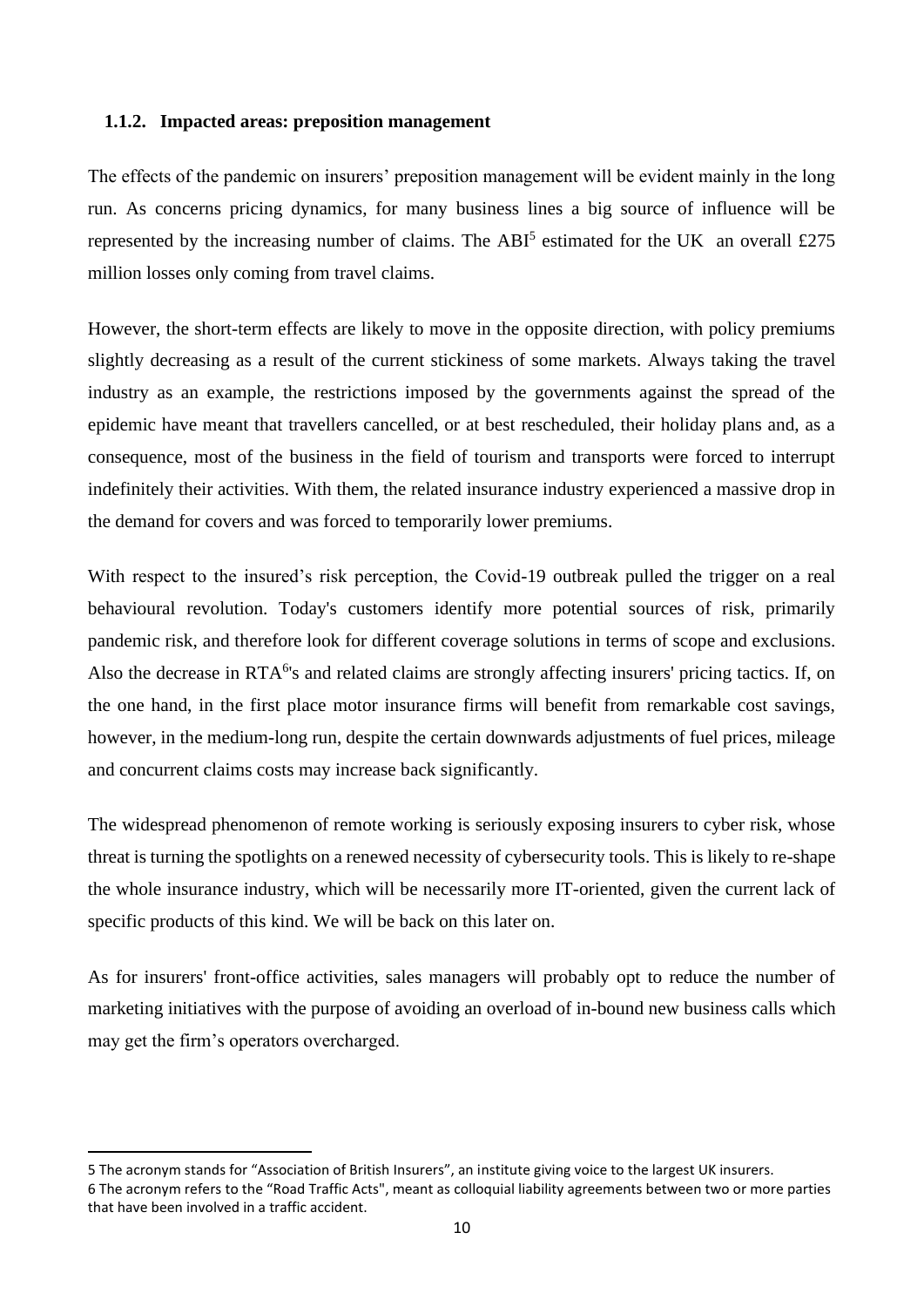### 1.1.2. Impacted areas: preposition management

The effects of the pandemic on insurers' preposition management will be evident mainly in the long run. As concerns pricing dynamics, for many business lines a big source of influence will be represented by the increasing number of claims. The ABI[5] estimated for the UK an overall £275 million losses only coming from travel claims.

However, the short-term effects are likely to move in the opposite direction, with policy premiums slightly decreasing as a result of the current stickiness of some markets. Always taking the travel industry as an example, the restrictions imposed by the governments against the spread of the epidemic have meant that travellers cancelled, or at best rescheduled, their holiday plans and, as a consequence, most of the business in the field of tourism and transports were forced to interrupt indefinitely their activities. With them, the related insurance industry experienced a massive drop in the demand for covers and was forced to temporarily lower premiums.

With respect to the insured's risk perception, the Covid-19 outbreak pulled the trigger on a real behavioural revolution. Today's customers identify more potential sources of risk, primarily pandemic risk, and therefore look for different coverage solutions in terms of scope and exclusions. Also the decrease in RTA[6]'s and related claims are strongly affecting insurers' pricing tactics. If, on the one hand, in the first place motor insurance firms will benefit from remarkable cost savings, however, in the medium-long run, despite the certain downwards adjustments of fuel prices, mileage and concurrent claims costs may increase back significantly.

The widespread phenomenon of remote working is seriously exposing insurers to cyber risk, whose threat is turning the spotlights on a renewed necessity of cybersecurity tools. This is likely to re-shape the whole insurance industry, which will be necessarily more IT-oriented, given the current lack of specific products of this kind. We will be back on this later on.

As for insurers' front-office activities, sales managers will probably opt to reduce the number of marketing initiatives with the purpose of avoiding an overload of in-bound new business calls which may get the firm's operators overcharged.

---

5 The acronym stands for "Association of British Insurers", an institute giving voice to the largest UK insurers.

6 The acronym refers to the "Road Traffic Acts", meant as colloquial liability agreements between two or more parties that have been involved in a traffic accident.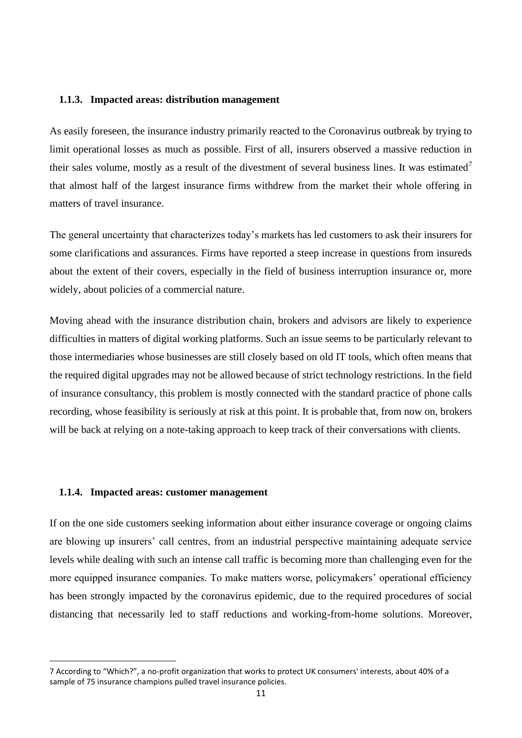### 1.1.3. Impacted areas: distribution management

As easily foreseen, the insurance industry primarily reacted to the Coronavirus outbreak by trying to limit operational losses as much as possible. First of all, insurers observed a massive reduction in their sales volume, mostly as a result of the divestment of several business lines. It was estimated[7] that almost half of the largest insurance firms withdrew from the market their whole offering in matters of travel insurance.

The general uncertainty that characterizes today's markets has led customers to ask their insurers for some clarifications and assurances. Firms have reported a steep increase in questions from insureds about the extent of their covers, especially in the field of business interruption insurance or, more widely, about policies of a commercial nature.

Moving ahead with the insurance distribution chain, brokers and advisors are likely to experience difficulties in matters of digital working platforms. Such an issue seems to be particularly relevant to those intermediaries whose businesses are still closely based on old IT tools, which often means that the required digital upgrades may not be allowed because of strict technology restrictions. In the field of insurance consultancy, this problem is mostly connected with the standard practice of phone calls recording, whose feasibility is seriously at risk at this point. It is probable that, from now on, brokers will be back at relying on a note-taking approach to keep track of their conversations with clients.

### 1.1.4. Impacted areas: customer management

If on the one side customers seeking information about either insurance coverage or ongoing claims are blowing up insurers' call centres, from an industrial perspective maintaining adequate service levels while dealing with such an intense call traffic is becoming more than challenging even for the more equipped insurance companies. To make matters worse, policymakers' operational efficiency has been strongly impacted by the coronavirus epidemic, due to the required procedures of social distancing that necessarily led to staff reductions and working-from-home solutions. Moreover,

---

7 According to "Which?", a no-profit organization that works to protect UK consumers' interests, about 40% of a sample of 75 insurance champions pulled travel insurance policies.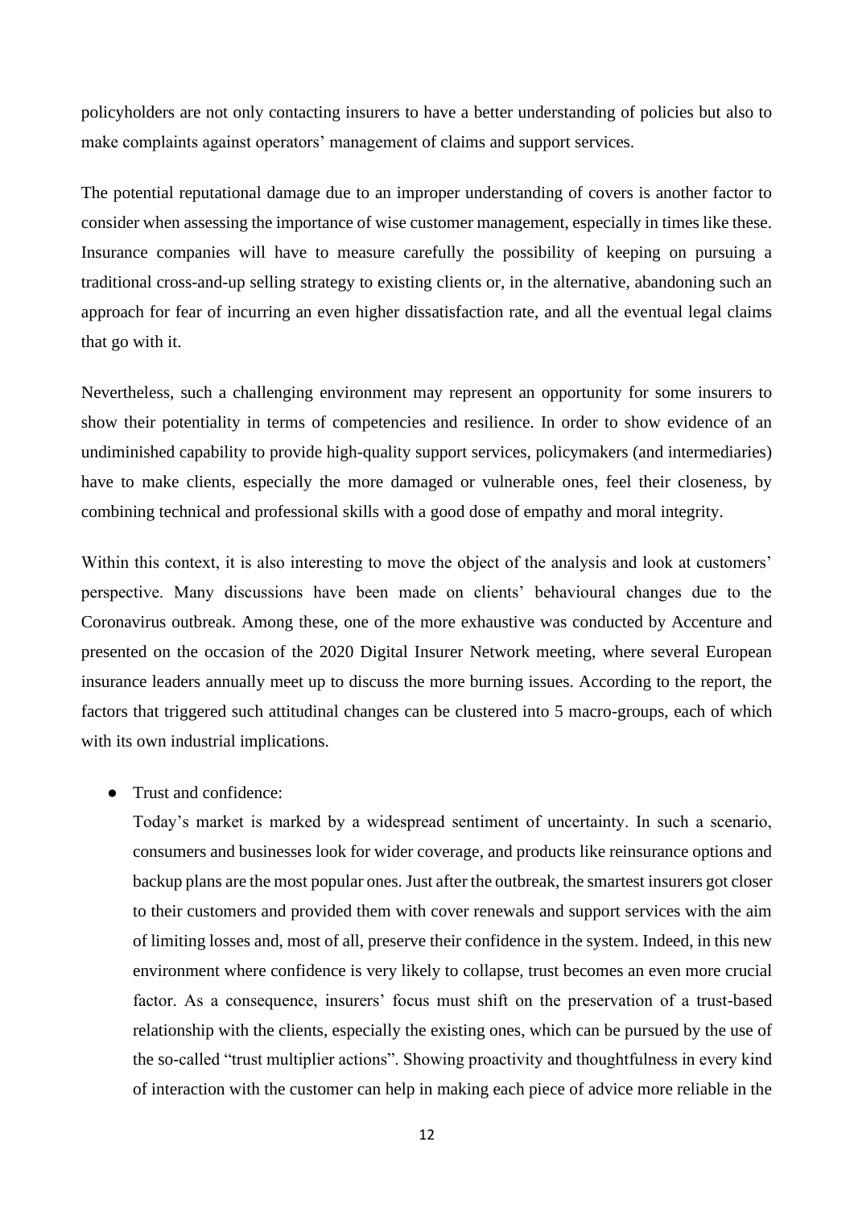policyholders are not only contacting insurers to have a better understanding of policies but also to make complaints against operators' management of claims and support services.

The potential reputational damage due to an improper understanding of covers is another factor to consider when assessing the importance of wise customer management, especially in times like these. Insurance companies will have to measure carefully the possibility of keeping on pursuing a traditional cross-and-up selling strategy to existing clients or, in the alternative, abandoning such an approach for fear of incurring an even higher dissatisfaction rate, and all the eventual legal claims that go with it.

Nevertheless, such a challenging environment may represent an opportunity for some insurers to show their potentiality in terms of competencies and resilience. In order to show evidence of an undiminished capability to provide high-quality support services, policymakers (and intermediaries) have to make clients, especially the more damaged or vulnerable ones, feel their closeness, by combining technical and professional skills with a good dose of empathy and moral integrity.

Within this context, it is also interesting to move the object of the analysis and look at customers' perspective. Many discussions have been made on clients' behavioural changes due to the Coronavirus outbreak. Among these, one of the more exhaustive was conducted by Accenture and presented on the occasion of the 2020 Digital Insurer Network meeting, where several European insurance leaders annually meet up to discuss the more burning issues. According to the report, the factors that triggered such attitudinal changes can be clustered into 5 macro-groups, each of which with its own industrial implications.

- Trust and confidence:

  Today's market is marked by a widespread sentiment of uncertainty. In such a scenario, consumers and businesses look for wider coverage, and products like reinsurance options and backup plans are the most popular ones. Just after the outbreak, the smartest insurers got closer to their customers and provided them with cover renewals and support services with the aim of limiting losses and, most of all, preserve their confidence in the system. Indeed, in this new environment where confidence is very likely to collapse, trust becomes an even more crucial factor. As a consequence, insurers' focus must shift on the preservation of a trust-based relationship with the clients, especially the existing ones, which can be pursued by the use of the so-called "trust multiplier actions". Showing proactivity and thoughtfulness in every kind of interaction with the customer can help in making each piece of advice more reliable in the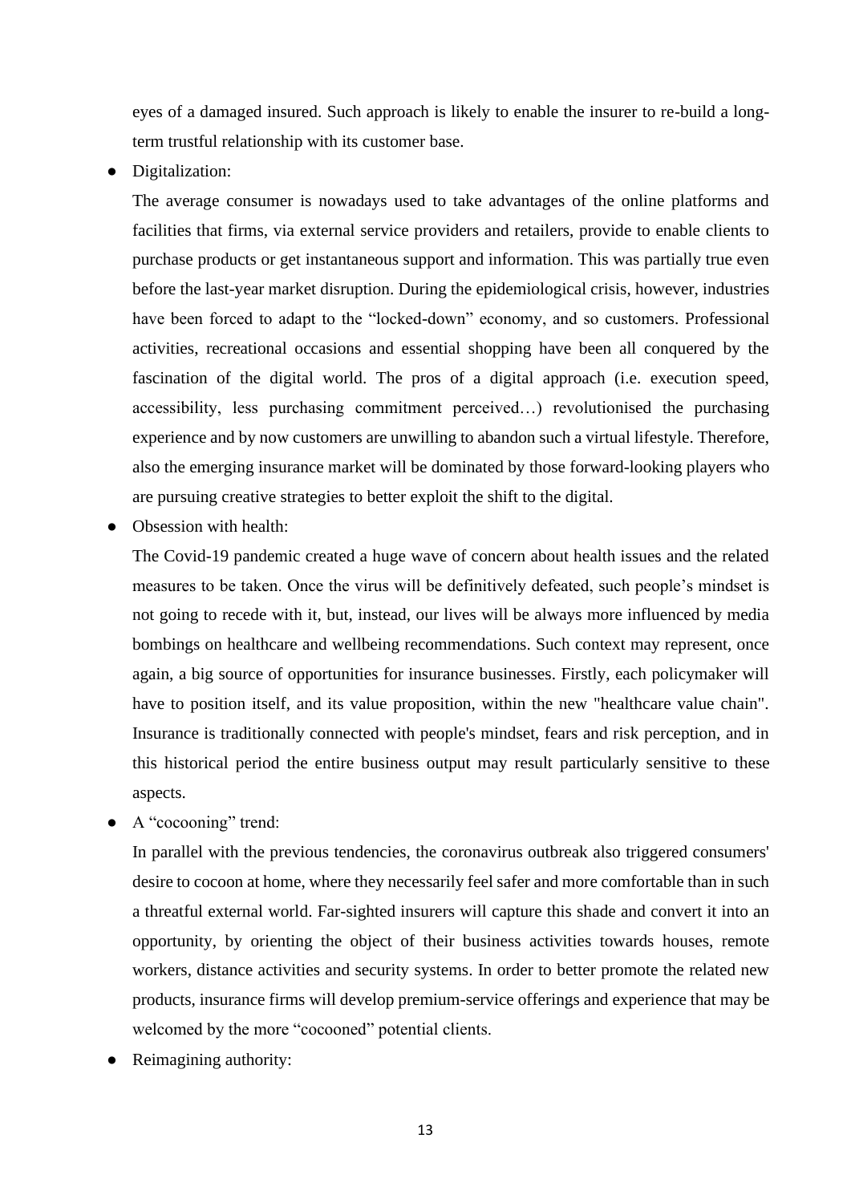eyes of a damaged insured. Such approach is likely to enable the insurer to re-build a long-term trustful relationship with its customer base.

- Digitalization:

  The average consumer is nowadays used to take advantages of the online platforms and facilities that firms, via external service providers and retailers, provide to enable clients to purchase products or get instantaneous support and information. This was partially true even before the last-year market disruption. During the epidemiological crisis, however, industries have been forced to adapt to the "locked-down" economy, and so customers. Professional activities, recreational occasions and essential shopping have been all conquered by the fascination of the digital world. The pros of a digital approach (i.e. execution speed, accessibility, less purchasing commitment perceived…) revolutionised the purchasing experience and by now customers are unwilling to abandon such a virtual lifestyle. Therefore, also the emerging insurance market will be dominated by those forward-looking players who are pursuing creative strategies to better exploit the shift to the digital.

- Obsession with health:

  The Covid-19 pandemic created a huge wave of concern about health issues and the related measures to be taken. Once the virus will be definitively defeated, such people's mindset is not going to recede with it, but, instead, our lives will be always more influenced by media bombings on healthcare and wellbeing recommendations. Such context may represent, once again, a big source of opportunities for insurance businesses. Firstly, each policymaker will have to position itself, and its value proposition, within the new "healthcare value chain". Insurance is traditionally connected with people's mindset, fears and risk perception, and in this historical period the entire business output may result particularly sensitive to these aspects.

- A "cocooning" trend:

  In parallel with the previous tendencies, the coronavirus outbreak also triggered consumers' desire to cocoon at home, where they necessarily feel safer and more comfortable than in such a threatful external world. Far-sighted insurers will capture this shade and convert it into an opportunity, by orienting the object of their business activities towards houses, remote workers, distance activities and security systems. In order to better promote the related new products, insurance firms will develop premium-service offerings and experience that may be welcomed by the more "cocooned" potential clients.

- Reimagining authority: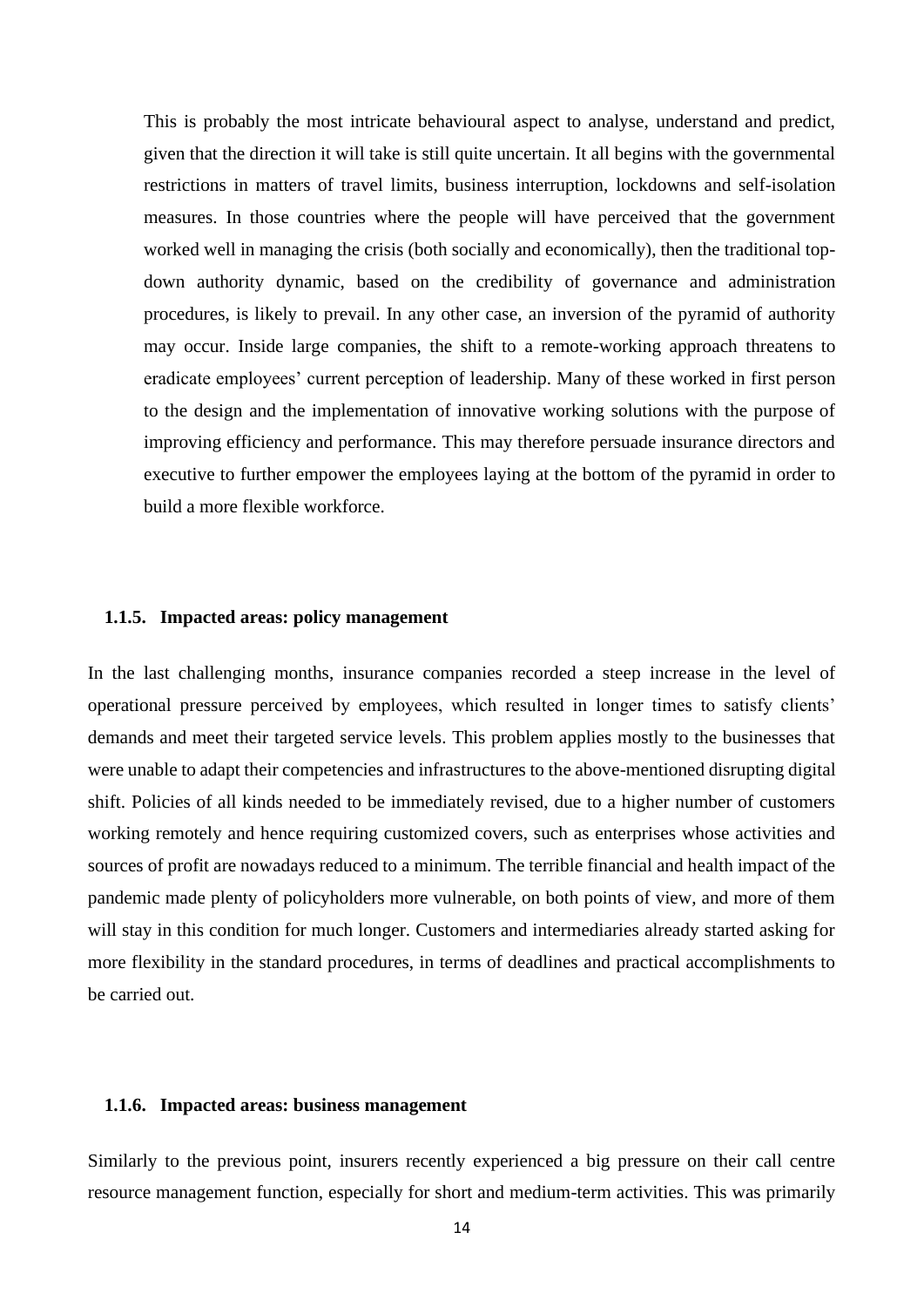> This is probably the most intricate behavioural aspect to analyse, understand and predict, given that the direction it will take is still quite uncertain. It all begins with the governmental restrictions in matters of travel limits, business interruption, lockdowns and self-isolation measures. In those countries where the people will have perceived that the government worked well in managing the crisis (both socially and economically), then the traditional top-down authority dynamic, based on the credibility of governance and administration procedures, is likely to prevail. In any other case, an inversion of the pyramid of authority may occur. Inside large companies, the shift to a remote-working approach threatens to eradicate employees' current perception of leadership. Many of these worked in first person to the design and the implementation of innovative working solutions with the purpose of improving efficiency and performance. This may therefore persuade insurance directors and executive to further empower the employees laying at the bottom of the pyramid in order to build a more flexible workforce.

### 1.1.5. Impacted areas: policy management

In the last challenging months, insurance companies recorded a steep increase in the level of operational pressure perceived by employees, which resulted in longer times to satisfy clients' demands and meet their targeted service levels. This problem applies mostly to the businesses that were unable to adapt their competencies and infrastructures to the above-mentioned disrupting digital shift. Policies of all kinds needed to be immediately revised, due to a higher number of customers working remotely and hence requiring customized covers, such as enterprises whose activities and sources of profit are nowadays reduced to a minimum. The terrible financial and health impact of the pandemic made plenty of policyholders more vulnerable, on both points of view, and more of them will stay in this condition for much longer. Customers and intermediaries already started asking for more flexibility in the standard procedures, in terms of deadlines and practical accomplishments to be carried out.

### 1.1.6. Impacted areas: business management

Similarly to the previous point, insurers recently experienced a big pressure on their call centre resource management function, especially for short and medium-term activities. This was primarily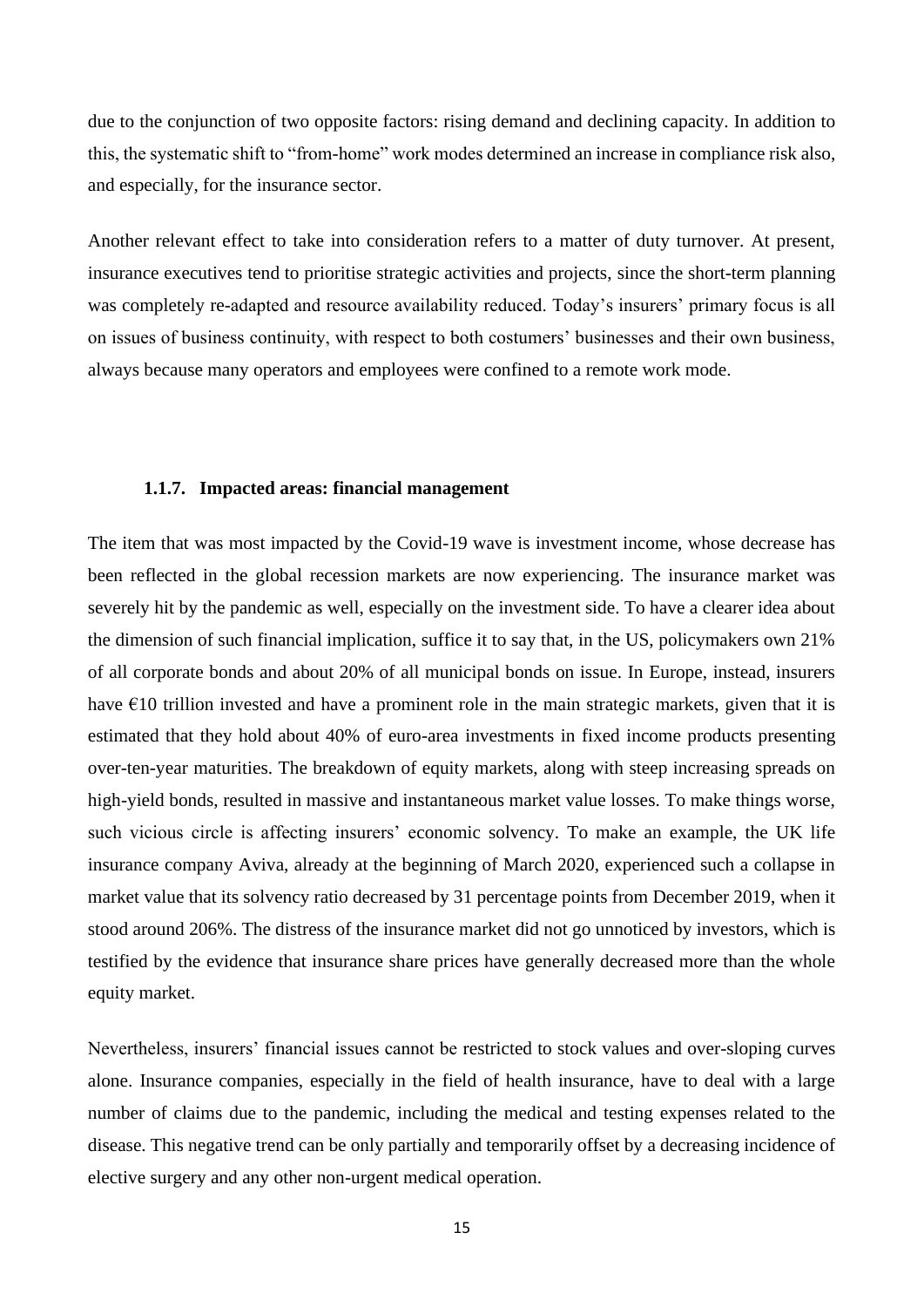due to the conjunction of two opposite factors: rising demand and declining capacity. In addition to this, the systematic shift to "from-home" work modes determined an increase in compliance risk also, and especially, for the insurance sector.

Another relevant effect to take into consideration refers to a matter of duty turnover. At present, insurance executives tend to prioritise strategic activities and projects, since the short-term planning was completely re-adapted and resource availability reduced. Today's insurers' primary focus is all on issues of business continuity, with respect to both costumers' businesses and their own business, always because many operators and employees were confined to a remote work mode.

### 1.1.7. Impacted areas: financial management

The item that was most impacted by the Covid-19 wave is investment income, whose decrease has been reflected in the global recession markets are now experiencing. The insurance market was severely hit by the pandemic as well, especially on the investment side. To have a clearer idea about the dimension of such financial implication, suffice it to say that, in the US, policymakers own 21% of all corporate bonds and about 20% of all municipal bonds on issue. In Europe, instead, insurers have €10 trillion invested and have a prominent role in the main strategic markets, given that it is estimated that they hold about 40% of euro-area investments in fixed income products presenting over-ten-year maturities. The breakdown of equity markets, along with steep increasing spreads on high-yield bonds, resulted in massive and instantaneous market value losses. To make things worse, such vicious circle is affecting insurers' economic solvency. To make an example, the UK life insurance company Aviva, already at the beginning of March 2020, experienced such a collapse in market value that its solvency ratio decreased by 31 percentage points from December 2019, when it stood around 206%. The distress of the insurance market did not go unnoticed by investors, which is testified by the evidence that insurance share prices have generally decreased more than the whole equity market.

Nevertheless, insurers' financial issues cannot be restricted to stock values and over-sloping curves alone. Insurance companies, especially in the field of health insurance, have to deal with a large number of claims due to the pandemic, including the medical and testing expenses related to the disease. This negative trend can be only partially and temporarily offset by a decreasing incidence of elective surgery and any other non-urgent medical operation.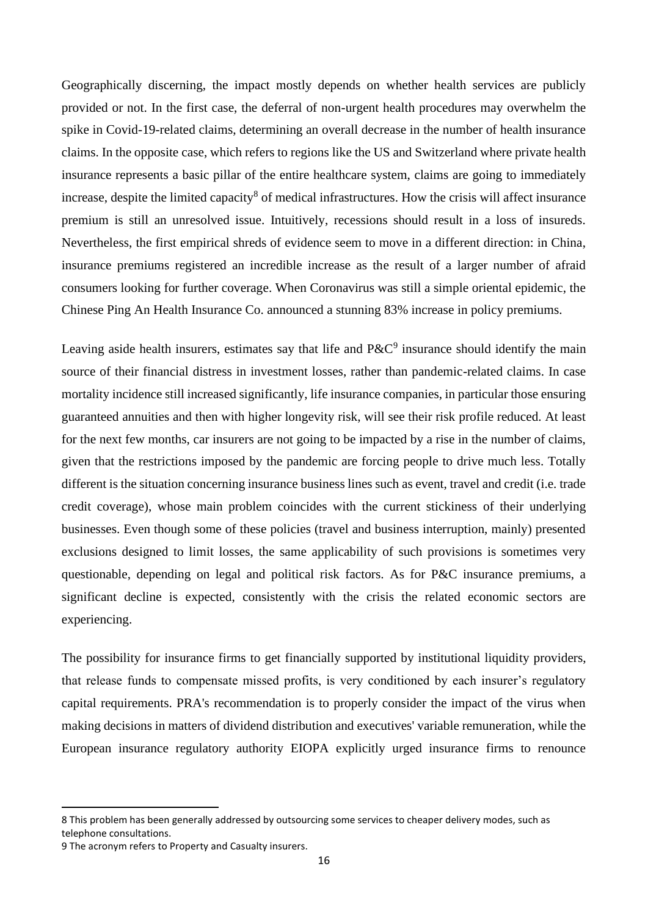Geographically discerning, the impact mostly depends on whether health services are publicly provided or not. In the first case, the deferral of non-urgent health procedures may overwhelm the spike in Covid-19-related claims, determining an overall decrease in the number of health insurance claims. In the opposite case, which refers to regions like the US and Switzerland where private health insurance represents a basic pillar of the entire healthcare system, claims are going to immediately increase, despite the limited capacity[8] of medical infrastructures. How the crisis will affect insurance premium is still an unresolved issue. Intuitively, recessions should result in a loss of insureds. Nevertheless, the first empirical shreds of evidence seem to move in a different direction: in China, insurance premiums registered an incredible increase as the result of a larger number of afraid consumers looking for further coverage. When Coronavirus was still a simple oriental epidemic, the Chinese Ping An Health Insurance Co. announced a stunning 83% increase in policy premiums.

Leaving aside health insurers, estimates say that life and P&C[9] insurance should identify the main source of their financial distress in investment losses, rather than pandemic-related claims. In case mortality incidence still increased significantly, life insurance companies, in particular those ensuring guaranteed annuities and then with higher longevity risk, will see their risk profile reduced. At least for the next few months, car insurers are not going to be impacted by a rise in the number of claims, given that the restrictions imposed by the pandemic are forcing people to drive much less. Totally different is the situation concerning insurance business lines such as event, travel and credit (i.e. trade credit coverage), whose main problem coincides with the current stickiness of their underlying businesses. Even though some of these policies (travel and business interruption, mainly) presented exclusions designed to limit losses, the same applicability of such provisions is sometimes very questionable, depending on legal and political risk factors. As for P&C insurance premiums, a significant decline is expected, consistently with the crisis the related economic sectors are experiencing.

The possibility for insurance firms to get financially supported by institutional liquidity providers, that release funds to compensate missed profits, is very conditioned by each insurer's regulatory capital requirements. PRA's recommendation is to properly consider the impact of the virus when making decisions in matters of dividend distribution and executives' variable remuneration, while the European insurance regulatory authority EIOPA explicitly urged insurance firms to renounce

---

8 This problem has been generally addressed by outsourcing some services to cheaper delivery modes, such as telephone consultations.

9 The acronym refers to Property and Casualty insurers.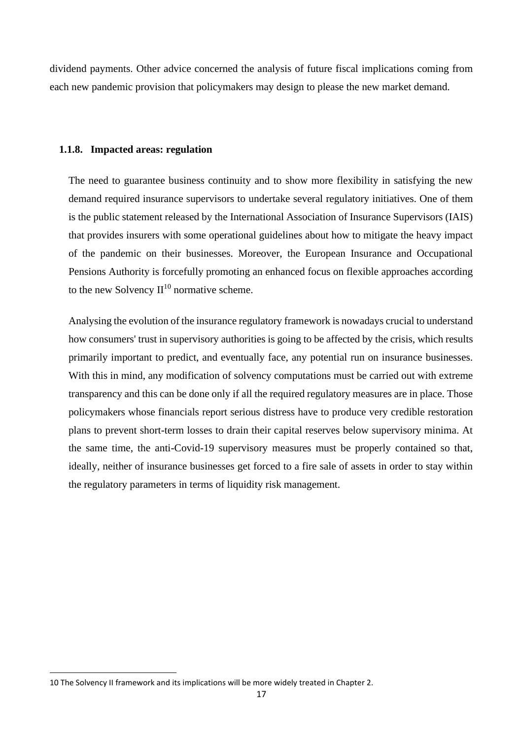dividend payments. Other advice concerned the analysis of future fiscal implications coming from each new pandemic provision that policymakers may design to please the new market demand.

### 1.1.8. Impacted areas: regulation

The need to guarantee business continuity and to show more flexibility in satisfying the new demand required insurance supervisors to undertake several regulatory initiatives. One of them is the public statement released by the International Association of Insurance Supervisors (IAIS) that provides insurers with some operational guidelines about how to mitigate the heavy impact of the pandemic on their businesses. Moreover, the European Insurance and Occupational Pensions Authority is forcefully promoting an enhanced focus on flexible approaches according to the new Solvency II[10] normative scheme.

Analysing the evolution of the insurance regulatory framework is nowadays crucial to understand how consumers' trust in supervisory authorities is going to be affected by the crisis, which results primarily important to predict, and eventually face, any potential run on insurance businesses. With this in mind, any modification of solvency computations must be carried out with extreme transparency and this can be done only if all the required regulatory measures are in place. Those policymakers whose financials report serious distress have to produce very credible restoration plans to prevent short-term losses to drain their capital reserves below supervisory minima. At the same time, the anti-Covid-19 supervisory measures must be properly contained so that, ideally, neither of insurance businesses get forced to a fire sale of assets in order to stay within the regulatory parameters in terms of liquidity risk management.

10 The Solvency II framework and its implications will be more widely treated in Chapter 2.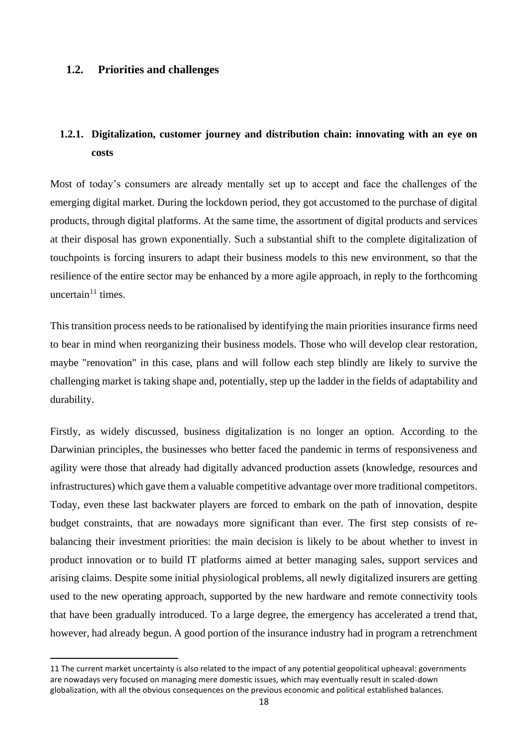## 1.2. Priorities and challenges

### 1.2.1. Digitalization, customer journey and distribution chain: innovating with an eye on costs

Most of today's consumers are already mentally set up to accept and face the challenges of the emerging digital market. During the lockdown period, they got accustomed to the purchase of digital products, through digital platforms. At the same time, the assortment of digital products and services at their disposal has grown exponentially. Such a substantial shift to the complete digitalization of touchpoints is forcing insurers to adapt their business models to this new environment, so that the resilience of the entire sector may be enhanced by a more agile approach, in reply to the forthcoming uncertain[11] times.

This transition process needs to be rationalised by identifying the main priorities insurance firms need to bear in mind when reorganizing their business models. Those who will develop clear restoration, maybe "renovation" in this case, plans and will follow each step blindly are likely to survive the challenging market is taking shape and, potentially, step up the ladder in the fields of adaptability and durability.

Firstly, as widely discussed, business digitalization is no longer an option. According to the Darwinian principles, the businesses who better faced the pandemic in terms of responsiveness and agility were those that already had digitally advanced production assets (knowledge, resources and infrastructures) which gave them a valuable competitive advantage over more traditional competitors. Today, even these last backwater players are forced to embark on the path of innovation, despite budget constraints, that are nowadays more significant than ever. The first step consists of re-balancing their investment priorities: the main decision is likely to be about whether to invest in product innovation or to build IT platforms aimed at better managing sales, support services and arising claims. Despite some initial physiological problems, all newly digitalized insurers are getting used to the new operating approach, supported by the new hardware and remote connectivity tools that have been gradually introduced. To a large degree, the emergency has accelerated a trend that, however, had already begun. A good portion of the insurance industry had in program a retrenchment

---

[11] The current market uncertainty is also related to the impact of any potential geopolitical upheaval: governments are nowadays very focused on managing mere domestic issues, which may eventually result in scaled-down globalization, with all the obvious consequences on the previous economic and political established balances.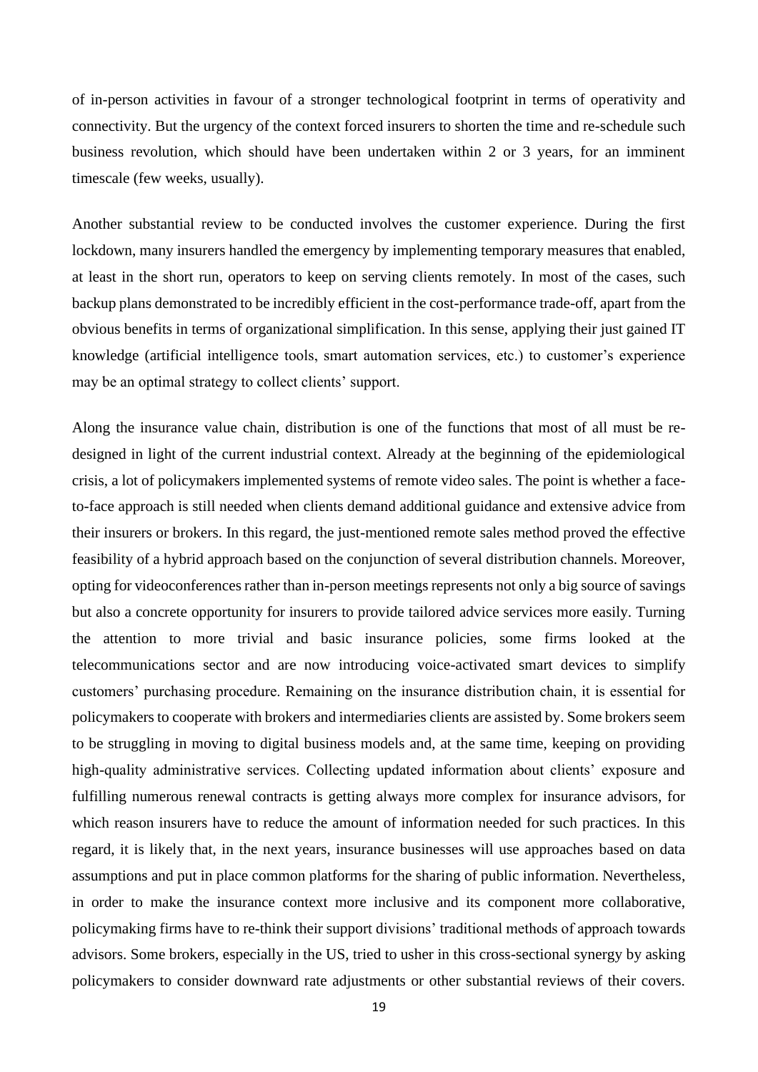of in-person activities in favour of a stronger technological footprint in terms of operativity and connectivity. But the urgency of the context forced insurers to shorten the time and re-schedule such business revolution, which should have been undertaken within 2 or 3 years, for an imminent timescale (few weeks, usually).

Another substantial review to be conducted involves the customer experience. During the first lockdown, many insurers handled the emergency by implementing temporary measures that enabled, at least in the short run, operators to keep on serving clients remotely. In most of the cases, such backup plans demonstrated to be incredibly efficient in the cost-performance trade-off, apart from the obvious benefits in terms of organizational simplification. In this sense, applying their just gained IT knowledge (artificial intelligence tools, smart automation services, etc.) to customer's experience may be an optimal strategy to collect clients' support.

Along the insurance value chain, distribution is one of the functions that most of all must be re-designed in light of the current industrial context. Already at the beginning of the epidemiological crisis, a lot of policymakers implemented systems of remote video sales. The point is whether a face-to-face approach is still needed when clients demand additional guidance and extensive advice from their insurers or brokers. In this regard, the just-mentioned remote sales method proved the effective feasibility of a hybrid approach based on the conjunction of several distribution channels. Moreover, opting for videoconferences rather than in-person meetings represents not only a big source of savings but also a concrete opportunity for insurers to provide tailored advice services more easily. Turning the attention to more trivial and basic insurance policies, some firms looked at the telecommunications sector and are now introducing voice-activated smart devices to simplify customers' purchasing procedure. Remaining on the insurance distribution chain, it is essential for policymakers to cooperate with brokers and intermediaries clients are assisted by. Some brokers seem to be struggling in moving to digital business models and, at the same time, keeping on providing high-quality administrative services. Collecting updated information about clients' exposure and fulfilling numerous renewal contracts is getting always more complex for insurance advisors, for which reason insurers have to reduce the amount of information needed for such practices. In this regard, it is likely that, in the next years, insurance businesses will use approaches based on data assumptions and put in place common platforms for the sharing of public information. Nevertheless, in order to make the insurance context more inclusive and its component more collaborative, policymaking firms have to re-think their support divisions' traditional methods of approach towards advisors. Some brokers, especially in the US, tried to usher in this cross-sectional synergy by asking policymakers to consider downward rate adjustments or other substantial reviews of their covers.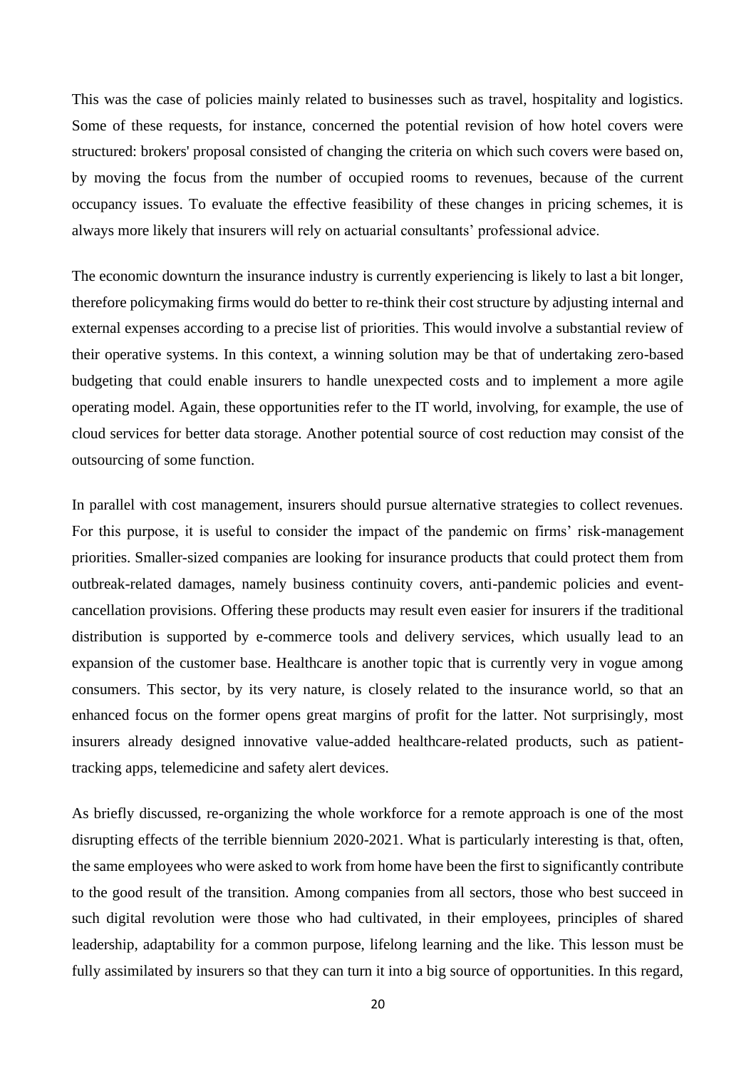This was the case of policies mainly related to businesses such as travel, hospitality and logistics. Some of these requests, for instance, concerned the potential revision of how hotel covers were structured: brokers' proposal consisted of changing the criteria on which such covers were based on, by moving the focus from the number of occupied rooms to revenues, because of the current occupancy issues. To evaluate the effective feasibility of these changes in pricing schemes, it is always more likely that insurers will rely on actuarial consultants' professional advice.

The economic downturn the insurance industry is currently experiencing is likely to last a bit longer, therefore policymaking firms would do better to re-think their cost structure by adjusting internal and external expenses according to a precise list of priorities. This would involve a substantial review of their operative systems. In this context, a winning solution may be that of undertaking zero-based budgeting that could enable insurers to handle unexpected costs and to implement a more agile operating model. Again, these opportunities refer to the IT world, involving, for example, the use of cloud services for better data storage. Another potential source of cost reduction may consist of the outsourcing of some function.

In parallel with cost management, insurers should pursue alternative strategies to collect revenues. For this purpose, it is useful to consider the impact of the pandemic on firms' risk-management priorities. Smaller-sized companies are looking for insurance products that could protect them from outbreak-related damages, namely business continuity covers, anti-pandemic policies and event-cancellation provisions. Offering these products may result even easier for insurers if the traditional distribution is supported by e-commerce tools and delivery services, which usually lead to an expansion of the customer base. Healthcare is another topic that is currently very in vogue among consumers. This sector, by its very nature, is closely related to the insurance world, so that an enhanced focus on the former opens great margins of profit for the latter. Not surprisingly, most insurers already designed innovative value-added healthcare-related products, such as patient-tracking apps, telemedicine and safety alert devices.

As briefly discussed, re-organizing the whole workforce for a remote approach is one of the most disrupting effects of the terrible biennium 2020-2021. What is particularly interesting is that, often, the same employees who were asked to work from home have been the first to significantly contribute to the good result of the transition. Among companies from all sectors, those who best succeed in such digital revolution were those who had cultivated, in their employees, principles of shared leadership, adaptability for a common purpose, lifelong learning and the like. This lesson must be fully assimilated by insurers so that they can turn it into a big source of opportunities. In this regard,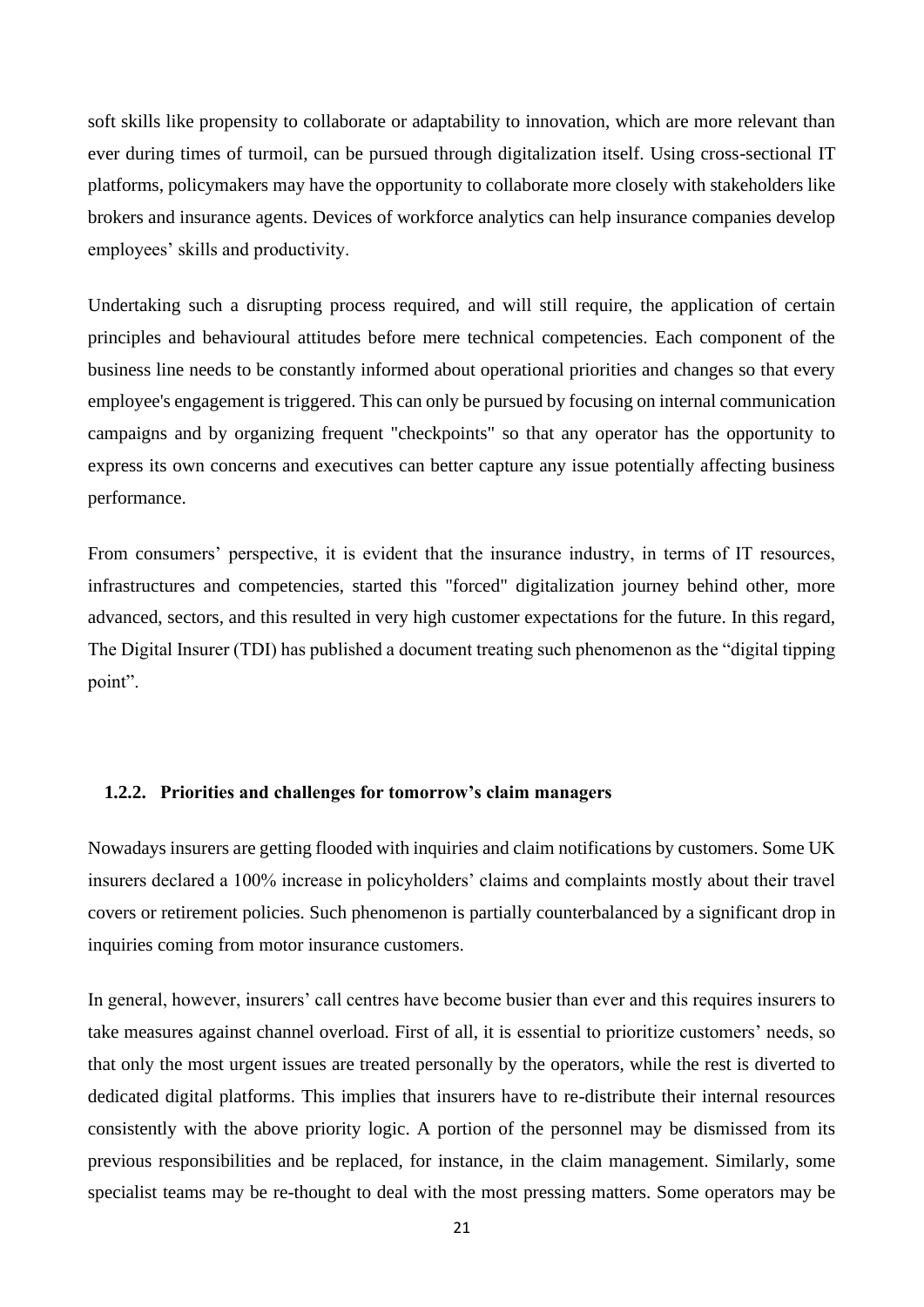soft skills like propensity to collaborate or adaptability to innovation, which are more relevant than ever during times of turmoil, can be pursued through digitalization itself. Using cross-sectional IT platforms, policymakers may have the opportunity to collaborate more closely with stakeholders like brokers and insurance agents. Devices of workforce analytics can help insurance companies develop employees' skills and productivity.

Undertaking such a disrupting process required, and will still require, the application of certain principles and behavioural attitudes before mere technical competencies. Each component of the business line needs to be constantly informed about operational priorities and changes so that every employee's engagement is triggered. This can only be pursued by focusing on internal communication campaigns and by organizing frequent "checkpoints" so that any operator has the opportunity to express its own concerns and executives can better capture any issue potentially affecting business performance.

From consumers' perspective, it is evident that the insurance industry, in terms of IT resources, infrastructures and competencies, started this "forced" digitalization journey behind other, more advanced, sectors, and this resulted in very high customer expectations for the future. In this regard, The Digital Insurer (TDI) has published a document treating such phenomenon as the "digital tipping point".

### 1.2.2. Priorities and challenges for tomorrow's claim managers

Nowadays insurers are getting flooded with inquiries and claim notifications by customers. Some UK insurers declared a 100% increase in policyholders' claims and complaints mostly about their travel covers or retirement policies. Such phenomenon is partially counterbalanced by a significant drop in inquiries coming from motor insurance customers.

In general, however, insurers' call centres have become busier than ever and this requires insurers to take measures against channel overload. First of all, it is essential to prioritize customers' needs, so that only the most urgent issues are treated personally by the operators, while the rest is diverted to dedicated digital platforms. This implies that insurers have to re-distribute their internal resources consistently with the above priority logic. A portion of the personnel may be dismissed from its previous responsibilities and be replaced, for instance, in the claim management. Similarly, some specialist teams may be re-thought to deal with the most pressing matters. Some operators may be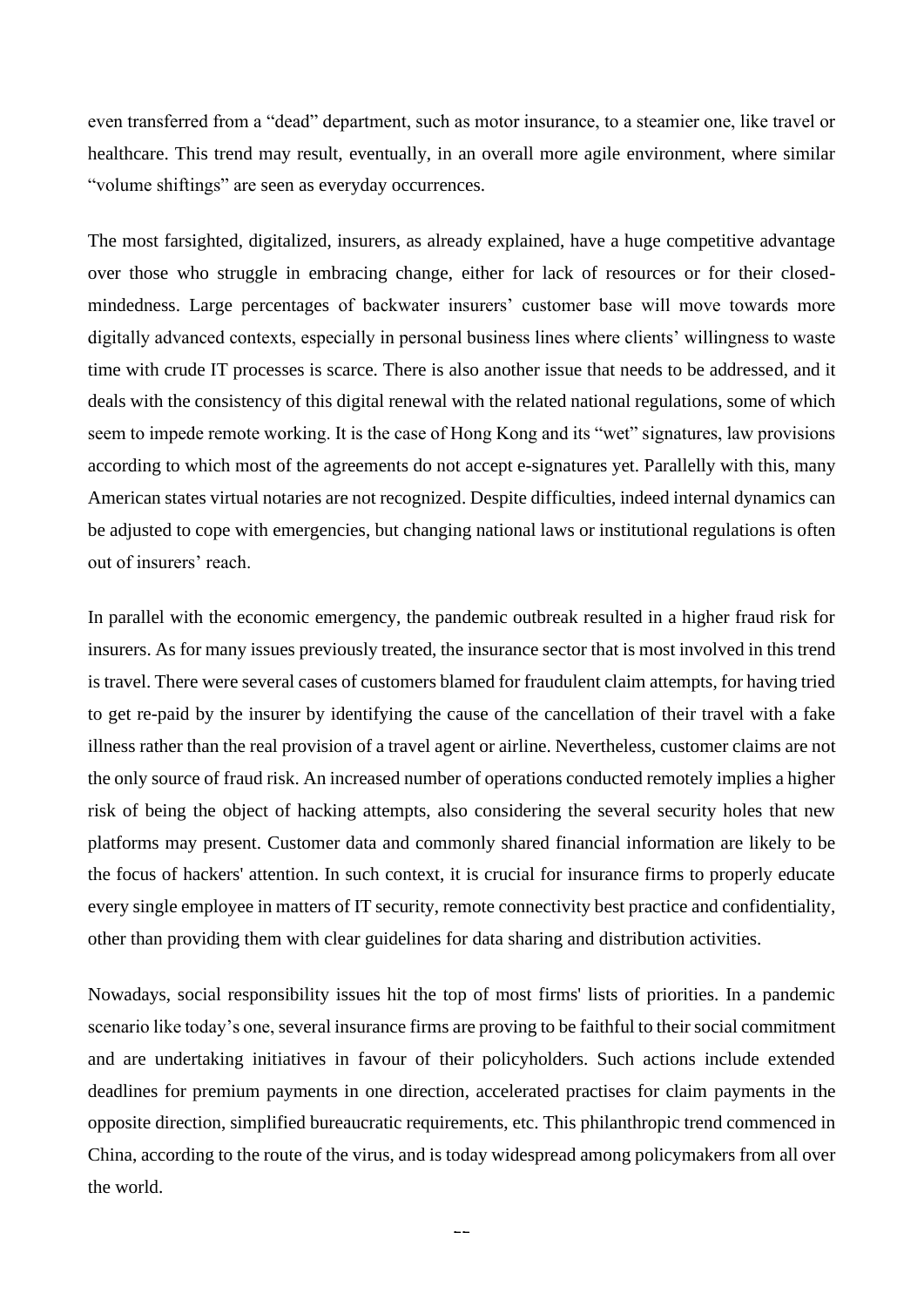even transferred from a "dead" department, such as motor insurance, to a steamier one, like travel or healthcare. This trend may result, eventually, in an overall more agile environment, where similar "volume shiftings" are seen as everyday occurrences.

The most farsighted, digitalized, insurers, as already explained, have a huge competitive advantage over those who struggle in embracing change, either for lack of resources or for their closed-mindedness. Large percentages of backwater insurers' customer base will move towards more digitally advanced contexts, especially in personal business lines where clients' willingness to waste time with crude IT processes is scarce. There is also another issue that needs to be addressed, and it deals with the consistency of this digital renewal with the related national regulations, some of which seem to impede remote working. It is the case of Hong Kong and its "wet" signatures, law provisions according to which most of the agreements do not accept e-signatures yet. Parallelly with this, many American states virtual notaries are not recognized. Despite difficulties, indeed internal dynamics can be adjusted to cope with emergencies, but changing national laws or institutional regulations is often out of insurers' reach.

In parallel with the economic emergency, the pandemic outbreak resulted in a higher fraud risk for insurers. As for many issues previously treated, the insurance sector that is most involved in this trend is travel. There were several cases of customers blamed for fraudulent claim attempts, for having tried to get re-paid by the insurer by identifying the cause of the cancellation of their travel with a fake illness rather than the real provision of a travel agent or airline. Nevertheless, customer claims are not the only source of fraud risk. An increased number of operations conducted remotely implies a higher risk of being the object of hacking attempts, also considering the several security holes that new platforms may present. Customer data and commonly shared financial information are likely to be the focus of hackers' attention. In such context, it is crucial for insurance firms to properly educate every single employee in matters of IT security, remote connectivity best practice and confidentiality, other than providing them with clear guidelines for data sharing and distribution activities.

Nowadays, social responsibility issues hit the top of most firms' lists of priorities. In a pandemic scenario like today's one, several insurance firms are proving to be faithful to their social commitment and are undertaking initiatives in favour of their policyholders. Such actions include extended deadlines for premium payments in one direction, accelerated practises for claim payments in the opposite direction, simplified bureaucratic requirements, etc. This philanthropic trend commenced in China, according to the route of the virus, and is today widespread among policymakers from all over the world.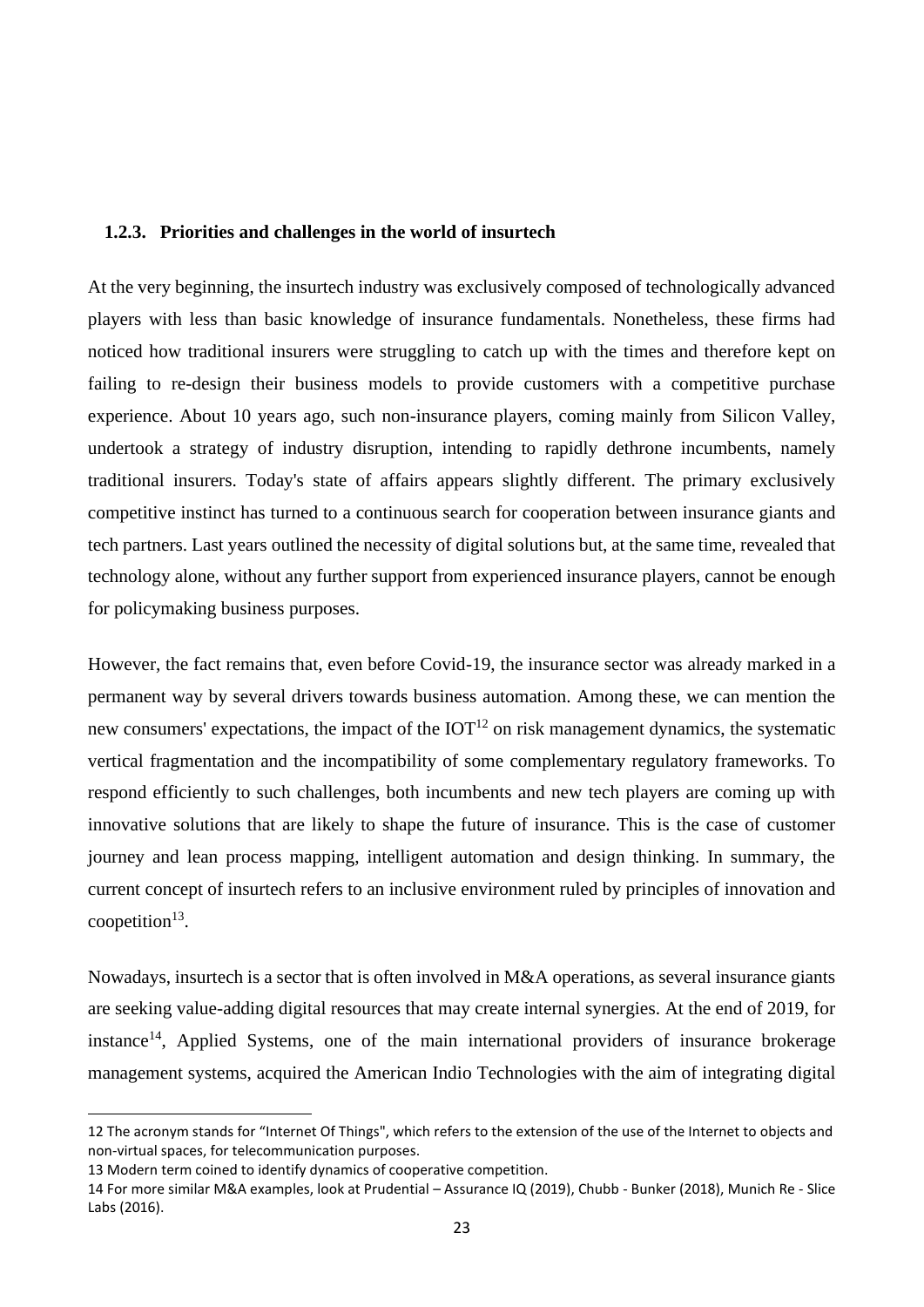### 1.2.3. Priorities and challenges in the world of insurtech

At the very beginning, the insurtech industry was exclusively composed of technologically advanced players with less than basic knowledge of insurance fundamentals. Nonetheless, these firms had noticed how traditional insurers were struggling to catch up with the times and therefore kept on failing to re-design their business models to provide customers with a competitive purchase experience. About 10 years ago, such non-insurance players, coming mainly from Silicon Valley, undertook a strategy of industry disruption, intending to rapidly dethrone incumbents, namely traditional insurers. Today's state of affairs appears slightly different. The primary exclusively competitive instinct has turned to a continuous search for cooperation between insurance giants and tech partners. Last years outlined the necessity of digital solutions but, at the same time, revealed that technology alone, without any further support from experienced insurance players, cannot be enough for policymaking business purposes.

However, the fact remains that, even before Covid-19, the insurance sector was already marked in a permanent way by several drivers towards business automation. Among these, we can mention the new consumers' expectations, the impact of the IOT[12] on risk management dynamics, the systematic vertical fragmentation and the incompatibility of some complementary regulatory frameworks. To respond efficiently to such challenges, both incumbents and new tech players are coming up with innovative solutions that are likely to shape the future of insurance. This is the case of customer journey and lean process mapping, intelligent automation and design thinking. In summary, the current concept of insurtech refers to an inclusive environment ruled by principles of innovation and coopetition[13].

Nowadays, insurtech is a sector that is often involved in M&A operations, as several insurance giants are seeking value-adding digital resources that may create internal synergies. At the end of 2019, for instance[14], Applied Systems, one of the main international providers of insurance brokerage management systems, acquired the American Indio Technologies with the aim of integrating digital

12 The acronym stands for "Internet Of Things", which refers to the extension of the use of the Internet to objects and non-virtual spaces, for telecommunication purposes.

13 Modern term coined to identify dynamics of cooperative competition.

14 For more similar M&A examples, look at Prudential – Assurance IQ (2019), Chubb - Bunker (2018), Munich Re - Slice Labs (2016).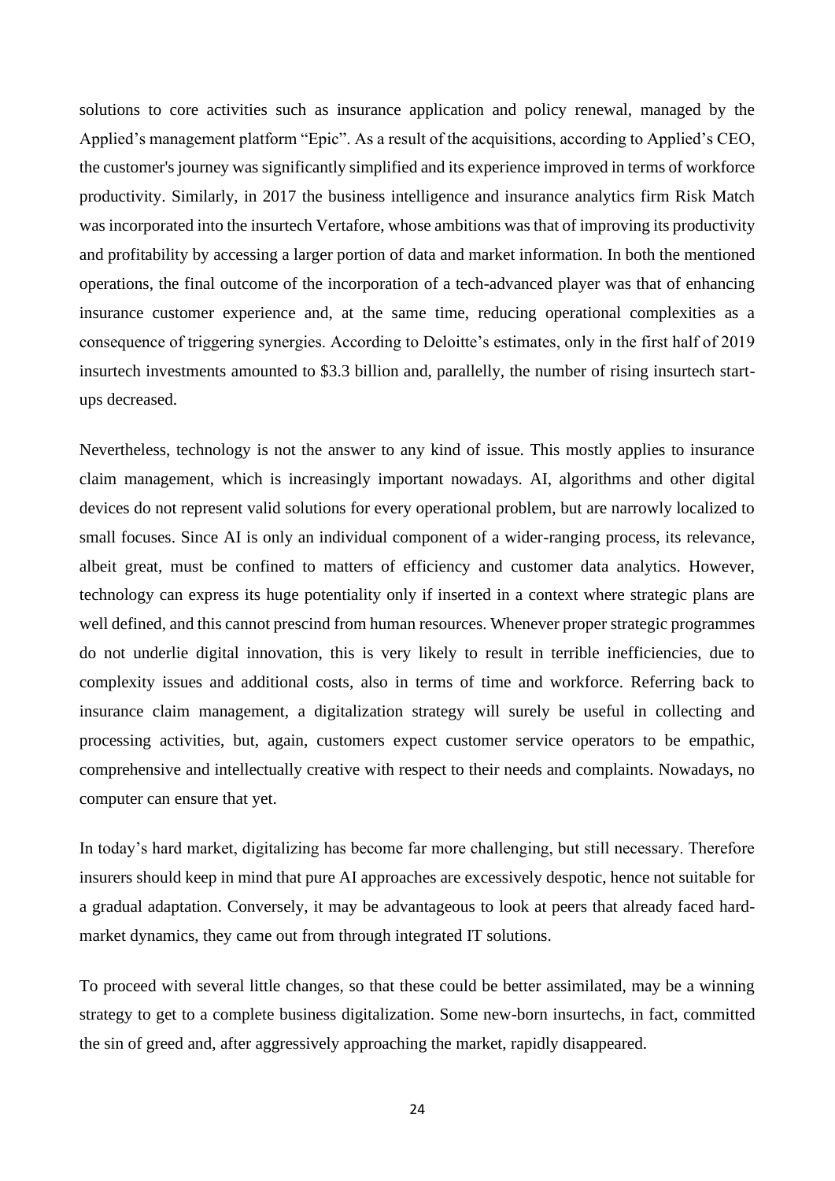solutions to core activities such as insurance application and policy renewal, managed by the Applied's management platform "Epic". As a result of the acquisitions, according to Applied's CEO, the customer's journey was significantly simplified and its experience improved in terms of workforce productivity. Similarly, in 2017 the business intelligence and insurance analytics firm Risk Match was incorporated into the insurtech Vertafore, whose ambitions was that of improving its productivity and profitability by accessing a larger portion of data and market information. In both the mentioned operations, the final outcome of the incorporation of a tech-advanced player was that of enhancing insurance customer experience and, at the same time, reducing operational complexities as a consequence of triggering synergies. According to Deloitte's estimates, only in the first half of 2019 insurtech investments amounted to $3.3 billion and, parallelly, the number of rising insurtech start-ups decreased.

Nevertheless, technology is not the answer to any kind of issue. This mostly applies to insurance claim management, which is increasingly important nowadays. AI, algorithms and other digital devices do not represent valid solutions for every operational problem, but are narrowly localized to small focuses. Since AI is only an individual component of a wider-ranging process, its relevance, albeit great, must be confined to matters of efficiency and customer data analytics. However, technology can express its huge potentiality only if inserted in a context where strategic plans are well defined, and this cannot prescind from human resources. Whenever proper strategic programmes do not underlie digital innovation, this is very likely to result in terrible inefficiencies, due to complexity issues and additional costs, also in terms of time and workforce. Referring back to insurance claim management, a digitalization strategy will surely be useful in collecting and processing activities, but, again, customers expect customer service operators to be empathic, comprehensive and intellectually creative with respect to their needs and complaints. Nowadays, no computer can ensure that yet.

In today's hard market, digitalizing has become far more challenging, but still necessary. Therefore insurers should keep in mind that pure AI approaches are excessively despotic, hence not suitable for a gradual adaptation. Conversely, it may be advantageous to look at peers that already faced hard-market dynamics, they came out from through integrated IT solutions.

To proceed with several little changes, so that these could be better assimilated, may be a winning strategy to get to a complete business digitalization. Some new-born insurtechs, in fact, committed the sin of greed and, after aggressively approaching the market, rapidly disappeared.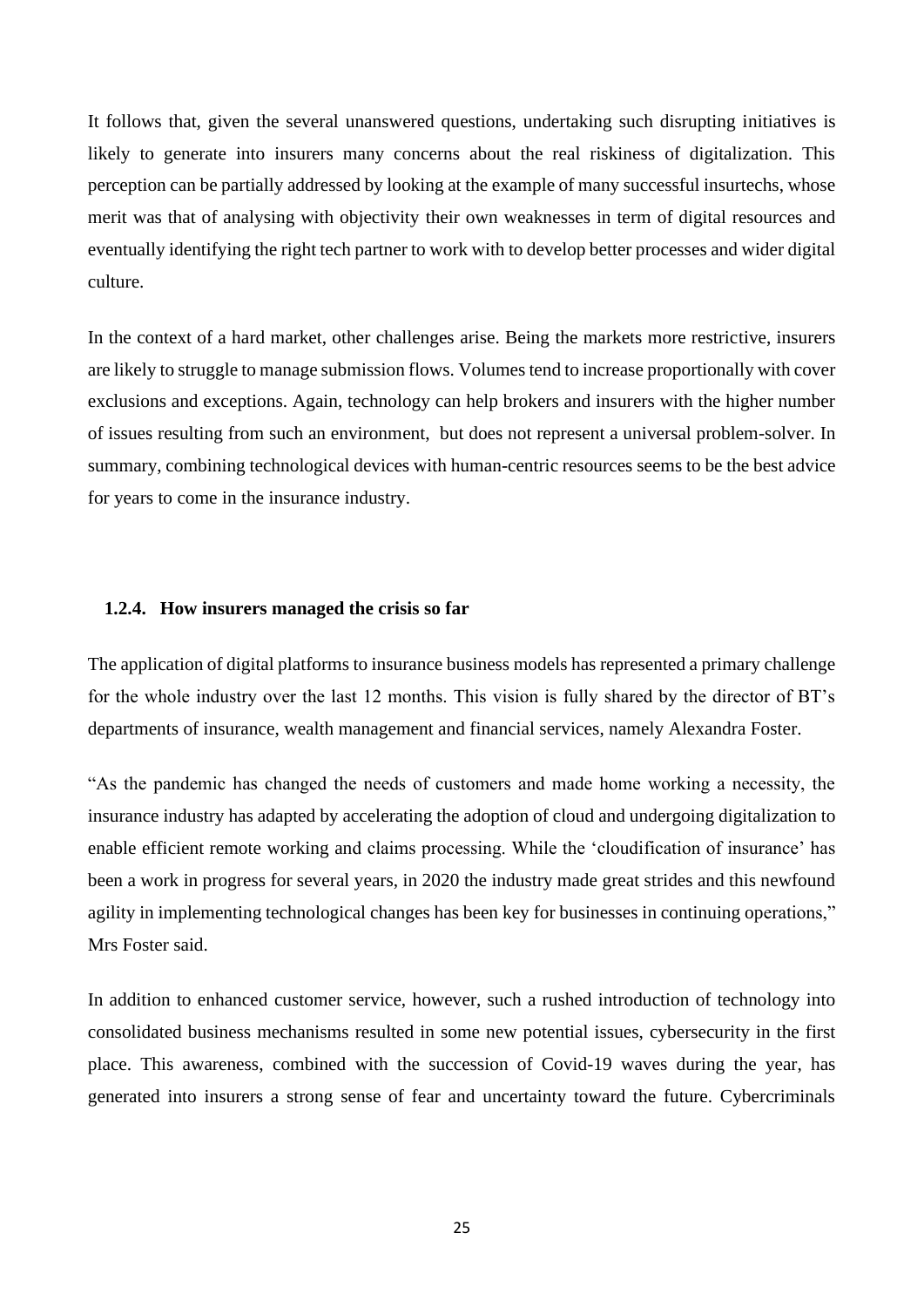It follows that, given the several unanswered questions, undertaking such disrupting initiatives is likely to generate into insurers many concerns about the real riskiness of digitalization. This perception can be partially addressed by looking at the example of many successful insurtechs, whose merit was that of analysing with objectivity their own weaknesses in term of digital resources and eventually identifying the right tech partner to work with to develop better processes and wider digital culture.

In the context of a hard market, other challenges arise. Being the markets more restrictive, insurers are likely to struggle to manage submission flows. Volumes tend to increase proportionally with cover exclusions and exceptions. Again, technology can help brokers and insurers with the higher number of issues resulting from such an environment, but does not represent a universal problem-solver. In summary, combining technological devices with human-centric resources seems to be the best advice for years to come in the insurance industry.

### 1.2.4. How insurers managed the crisis so far

The application of digital platforms to insurance business models has represented a primary challenge for the whole industry over the last 12 months. This vision is fully shared by the director of BT's departments of insurance, wealth management and financial services, namely Alexandra Foster.

"As the pandemic has changed the needs of customers and made home working a necessity, the insurance industry has adapted by accelerating the adoption of cloud and undergoing digitalization to enable efficient remote working and claims processing. While the 'cloudification of insurance' has been a work in progress for several years, in 2020 the industry made great strides and this newfound agility in implementing technological changes has been key for businesses in continuing operations," Mrs Foster said.

In addition to enhanced customer service, however, such a rushed introduction of technology into consolidated business mechanisms resulted in some new potential issues, cybersecurity in the first place. This awareness, combined with the succession of Covid-19 waves during the year, has generated into insurers a strong sense of fear and uncertainty toward the future. Cybercriminals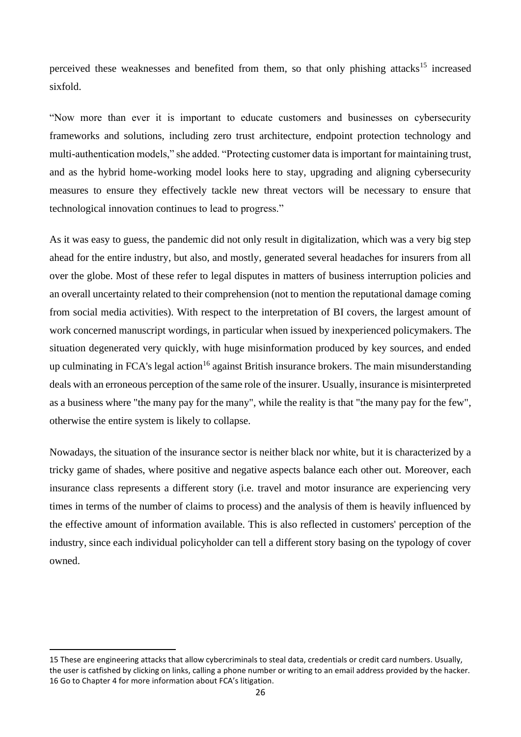perceived these weaknesses and benefited from them, so that only phishing attacks[15] increased sixfold.

"Now more than ever it is important to educate customers and businesses on cybersecurity frameworks and solutions, including zero trust architecture, endpoint protection technology and multi-authentication models," she added. "Protecting customer data is important for maintaining trust, and as the hybrid home-working model looks here to stay, upgrading and aligning cybersecurity measures to ensure they effectively tackle new threat vectors will be necessary to ensure that technological innovation continues to lead to progress."

As it was easy to guess, the pandemic did not only result in digitalization, which was a very big step ahead for the entire industry, but also, and mostly, generated several headaches for insurers from all over the globe. Most of these refer to legal disputes in matters of business interruption policies and an overall uncertainty related to their comprehension (not to mention the reputational damage coming from social media activities). With respect to the interpretation of BI covers, the largest amount of work concerned manuscript wordings, in particular when issued by inexperienced policymakers. The situation degenerated very quickly, with huge misinformation produced by key sources, and ended up culminating in FCA's legal action[16] against British insurance brokers. The main misunderstanding deals with an erroneous perception of the same role of the insurer. Usually, insurance is misinterpreted as a business where "the many pay for the many", while the reality is that "the many pay for the few", otherwise the entire system is likely to collapse.

Nowadays, the situation of the insurance sector is neither black nor white, but it is characterized by a tricky game of shades, where positive and negative aspects balance each other out. Moreover, each insurance class represents a different story (i.e. travel and motor insurance are experiencing very times in terms of the number of claims to process) and the analysis of them is heavily influenced by the effective amount of information available. This is also reflected in customers' perception of the industry, since each individual policyholder can tell a different story basing on the typology of cover owned.

---

15 These are engineering attacks that allow cybercriminals to steal data, credentials or credit card numbers. Usually, the user is catfished by clicking on links, calling a phone number or writing to an email address provided by the hacker.

16 Go to Chapter 4 for more information about FCA's litigation.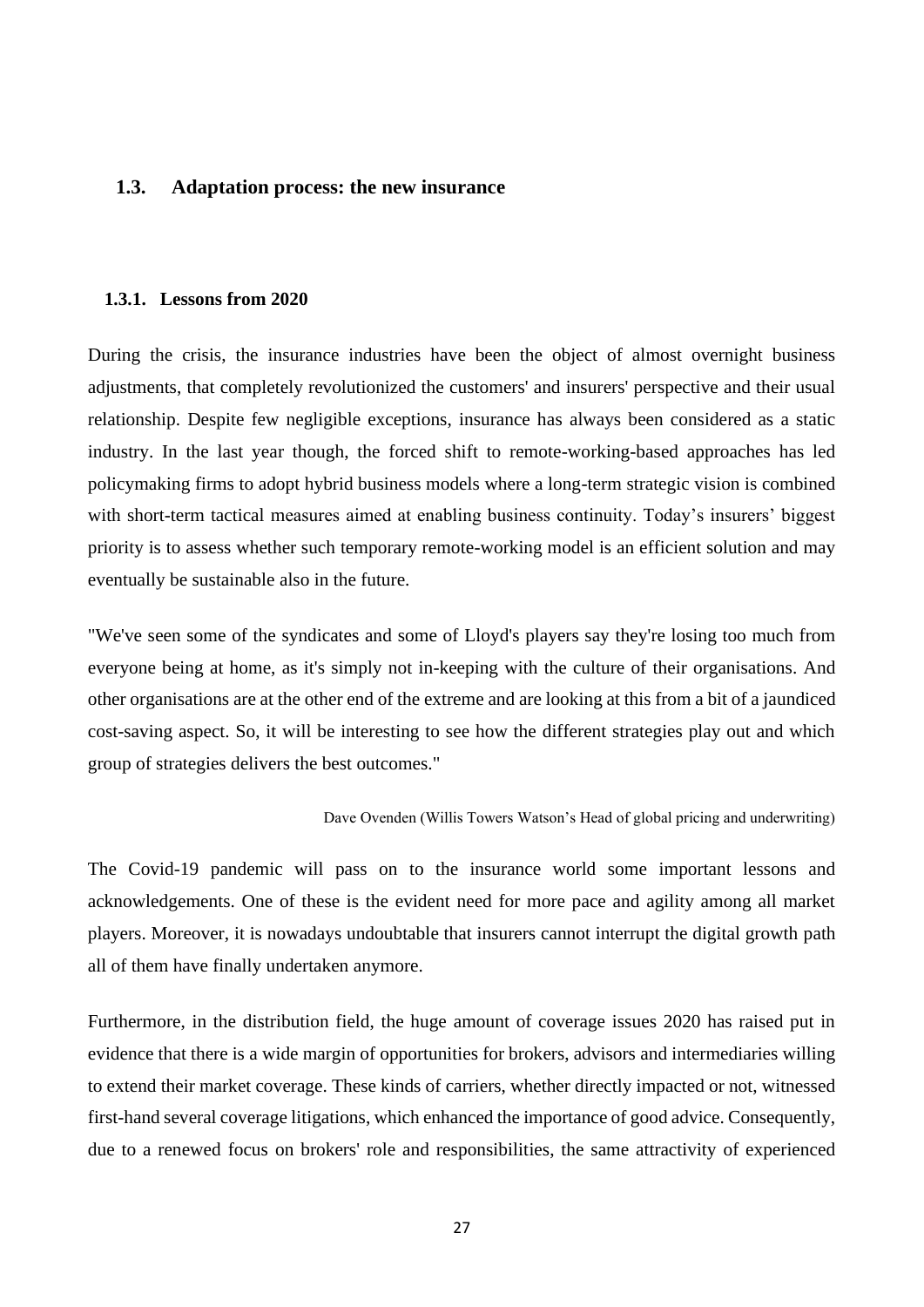## 1.3. Adaptation process: the new insurance

### 1.3.1. Lessons from 2020

During the crisis, the insurance industries have been the object of almost overnight business adjustments, that completely revolutionized the customers' and insurers' perspective and their usual relationship. Despite few negligible exceptions, insurance has always been considered as a static industry. In the last year though, the forced shift to remote-working-based approaches has led policymaking firms to adopt hybrid business models where a long-term strategic vision is combined with short-term tactical measures aimed at enabling business continuity. Today's insurers' biggest priority is to assess whether such temporary remote-working model is an efficient solution and may eventually be sustainable also in the future.

"We've seen some of the syndicates and some of Lloyd's players say they're losing too much from everyone being at home, as it's simply not in-keeping with the culture of their organisations. And other organisations are at the other end of the extreme and are looking at this from a bit of a jaundiced cost-saving aspect. So, it will be interesting to see how the different strategies play out and which group of strategies delivers the best outcomes."

Dave Ovenden (Willis Towers Watson's Head of global pricing and underwriting)

The Covid-19 pandemic will pass on to the insurance world some important lessons and acknowledgements. One of these is the evident need for more pace and agility among all market players. Moreover, it is nowadays undoubtable that insurers cannot interrupt the digital growth path all of them have finally undertaken anymore.

Furthermore, in the distribution field, the huge amount of coverage issues 2020 has raised put in evidence that there is a wide margin of opportunities for brokers, advisors and intermediaries willing to extend their market coverage. These kinds of carriers, whether directly impacted or not, witnessed first-hand several coverage litigations, which enhanced the importance of good advice. Consequently, due to a renewed focus on brokers' role and responsibilities, the same attractivity of experienced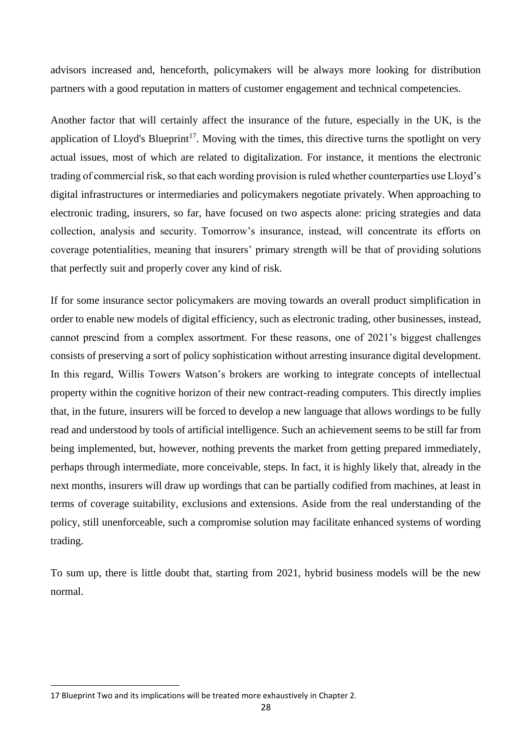advisors increased and, henceforth, policymakers will be always more looking for distribution partners with a good reputation in matters of customer engagement and technical competencies.

Another factor that will certainly affect the insurance of the future, especially in the UK, is the application of Lloyd's Blueprint[17]. Moving with the times, this directive turns the spotlight on very actual issues, most of which are related to digitalization. For instance, it mentions the electronic trading of commercial risk, so that each wording provision is ruled whether counterparties use Lloyd's digital infrastructures or intermediaries and policymakers negotiate privately. When approaching to electronic trading, insurers, so far, have focused on two aspects alone: pricing strategies and data collection, analysis and security. Tomorrow's insurance, instead, will concentrate its efforts on coverage potentialities, meaning that insurers' primary strength will be that of providing solutions that perfectly suit and properly cover any kind of risk.

If for some insurance sector policymakers are moving towards an overall product simplification in order to enable new models of digital efficiency, such as electronic trading, other businesses, instead, cannot prescind from a complex assortment. For these reasons, one of 2021's biggest challenges consists of preserving a sort of policy sophistication without arresting insurance digital development. In this regard, Willis Towers Watson's brokers are working to integrate concepts of intellectual property within the cognitive horizon of their new contract-reading computers. This directly implies that, in the future, insurers will be forced to develop a new language that allows wordings to be fully read and understood by tools of artificial intelligence. Such an achievement seems to be still far from being implemented, but, however, nothing prevents the market from getting prepared immediately, perhaps through intermediate, more conceivable, steps. In fact, it is highly likely that, already in the next months, insurers will draw up wordings that can be partially codified from machines, at least in terms of coverage suitability, exclusions and extensions. Aside from the real understanding of the policy, still unenforceable, such a compromise solution may facilitate enhanced systems of wording trading.

To sum up, there is little doubt that, starting from 2021, hybrid business models will be the new normal.

---

17 Blueprint Two and its implications will be treated more exhaustively in Chapter 2.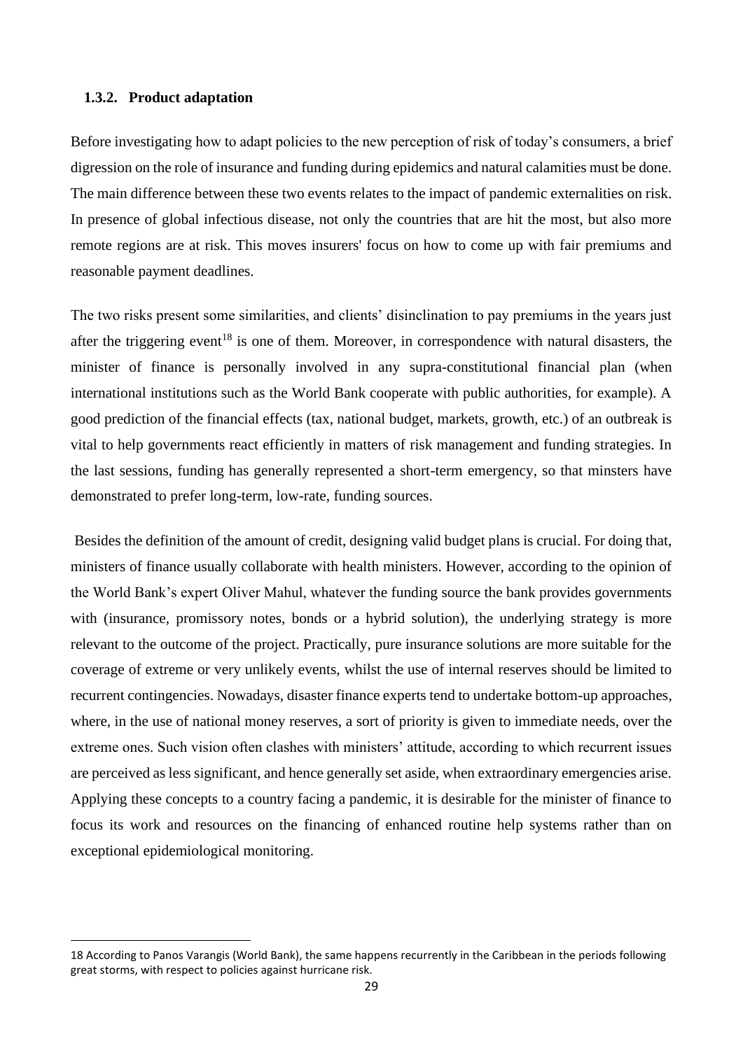### 1.3.2. Product adaptation

Before investigating how to adapt policies to the new perception of risk of today's consumers, a brief digression on the role of insurance and funding during epidemics and natural calamities must be done. The main difference between these two events relates to the impact of pandemic externalities on risk. In presence of global infectious disease, not only the countries that are hit the most, but also more remote regions are at risk. This moves insurers' focus on how to come up with fair premiums and reasonable payment deadlines.

The two risks present some similarities, and clients' disinclination to pay premiums in the years just after the triggering event[18] is one of them. Moreover, in correspondence with natural disasters, the minister of finance is personally involved in any supra-constitutional financial plan (when international institutions such as the World Bank cooperate with public authorities, for example). A good prediction of the financial effects (tax, national budget, markets, growth, etc.) of an outbreak is vital to help governments react efficiently in matters of risk management and funding strategies. In the last sessions, funding has generally represented a short-term emergency, so that minsters have demonstrated to prefer long-term, low-rate, funding sources.

Besides the definition of the amount of credit, designing valid budget plans is crucial. For doing that, ministers of finance usually collaborate with health ministers. However, according to the opinion of the World Bank's expert Oliver Mahul, whatever the funding source the bank provides governments with (insurance, promissory notes, bonds or a hybrid solution), the underlying strategy is more relevant to the outcome of the project. Practically, pure insurance solutions are more suitable for the coverage of extreme or very unlikely events, whilst the use of internal reserves should be limited to recurrent contingencies. Nowadays, disaster finance experts tend to undertake bottom-up approaches, where, in the use of national money reserves, a sort of priority is given to immediate needs, over the extreme ones. Such vision often clashes with ministers' attitude, according to which recurrent issues are perceived as less significant, and hence generally set aside, when extraordinary emergencies arise. Applying these concepts to a country facing a pandemic, it is desirable for the minister of finance to focus its work and resources on the financing of enhanced routine help systems rather than on exceptional epidemiological monitoring.

---

18 According to Panos Varangis (World Bank), the same happens recurrently in the Caribbean in the periods following great storms, with respect to policies against hurricane risk.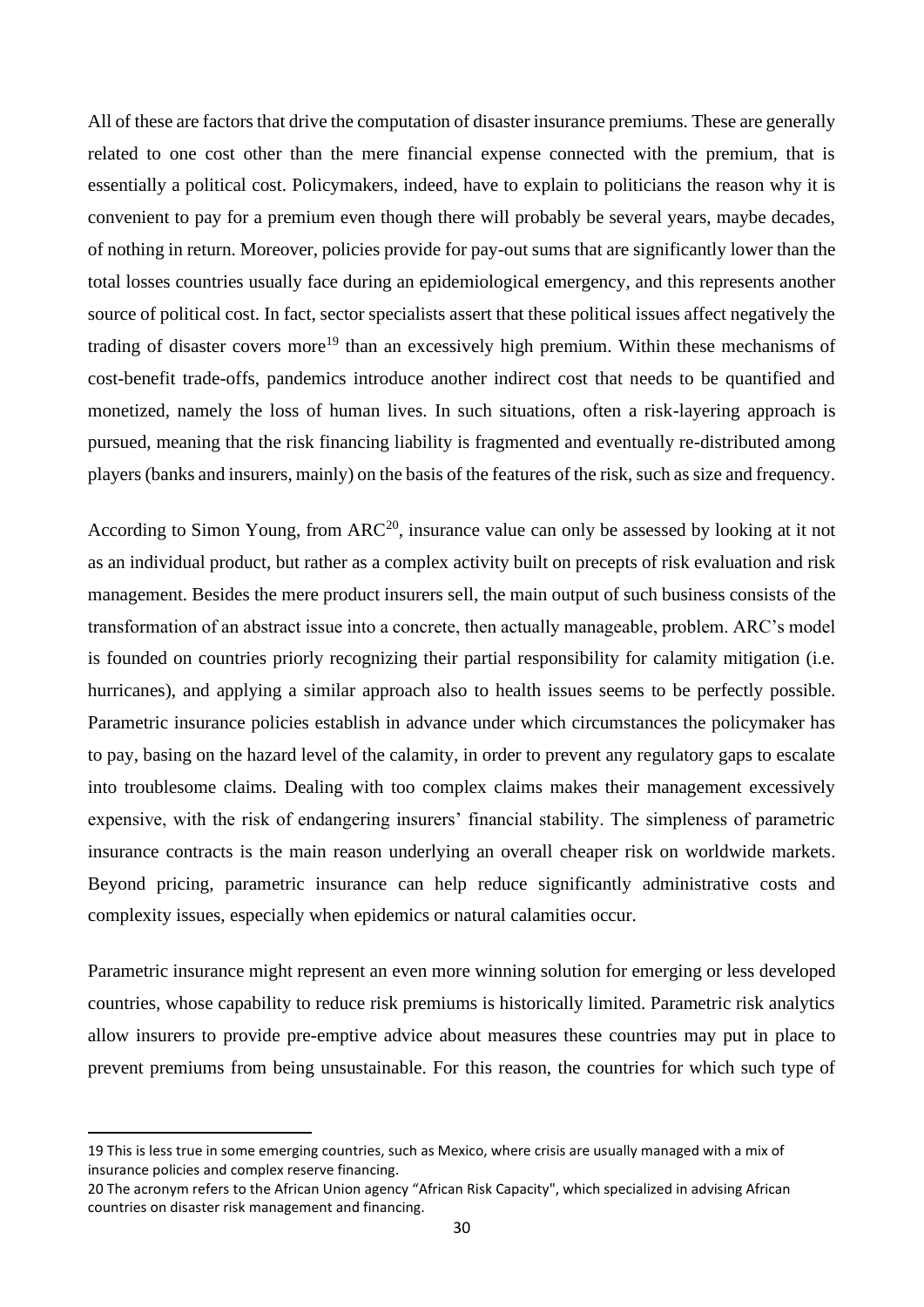All of these are factors that drive the computation of disaster insurance premiums. These are generally related to one cost other than the mere financial expense connected with the premium, that is essentially a political cost. Policymakers, indeed, have to explain to politicians the reason why it is convenient to pay for a premium even though there will probably be several years, maybe decades, of nothing in return. Moreover, policies provide for pay-out sums that are significantly lower than the total losses countries usually face during an epidemiological emergency, and this represents another source of political cost. In fact, sector specialists assert that these political issues affect negatively the trading of disaster covers more[19] than an excessively high premium. Within these mechanisms of cost-benefit trade-offs, pandemics introduce another indirect cost that needs to be quantified and monetized, namely the loss of human lives. In such situations, often a risk-layering approach is pursued, meaning that the risk financing liability is fragmented and eventually re-distributed among players (banks and insurers, mainly) on the basis of the features of the risk, such as size and frequency.

According to Simon Young, from ARC[20], insurance value can only be assessed by looking at it not as an individual product, but rather as a complex activity built on precepts of risk evaluation and risk management. Besides the mere product insurers sell, the main output of such business consists of the transformation of an abstract issue into a concrete, then actually manageable, problem. ARC's model is founded on countries priorly recognizing their partial responsibility for calamity mitigation (i.e. hurricanes), and applying a similar approach also to health issues seems to be perfectly possible. Parametric insurance policies establish in advance under which circumstances the policymaker has to pay, basing on the hazard level of the calamity, in order to prevent any regulatory gaps to escalate into troublesome claims. Dealing with too complex claims makes their management excessively expensive, with the risk of endangering insurers' financial stability. The simpleness of parametric insurance contracts is the main reason underlying an overall cheaper risk on worldwide markets. Beyond pricing, parametric insurance can help reduce significantly administrative costs and complexity issues, especially when epidemics or natural calamities occur.

Parametric insurance might represent an even more winning solution for emerging or less developed countries, whose capability to reduce risk premiums is historically limited. Parametric risk analytics allow insurers to provide pre-emptive advice about measures these countries may put in place to prevent premiums from being unsustainable. For this reason, the countries for which such type of

19 This is less true in some emerging countries, such as Mexico, where crisis are usually managed with a mix of insurance policies and complex reserve financing.

20 The acronym refers to the African Union agency "African Risk Capacity", which specialized in advising African countries on disaster risk management and financing.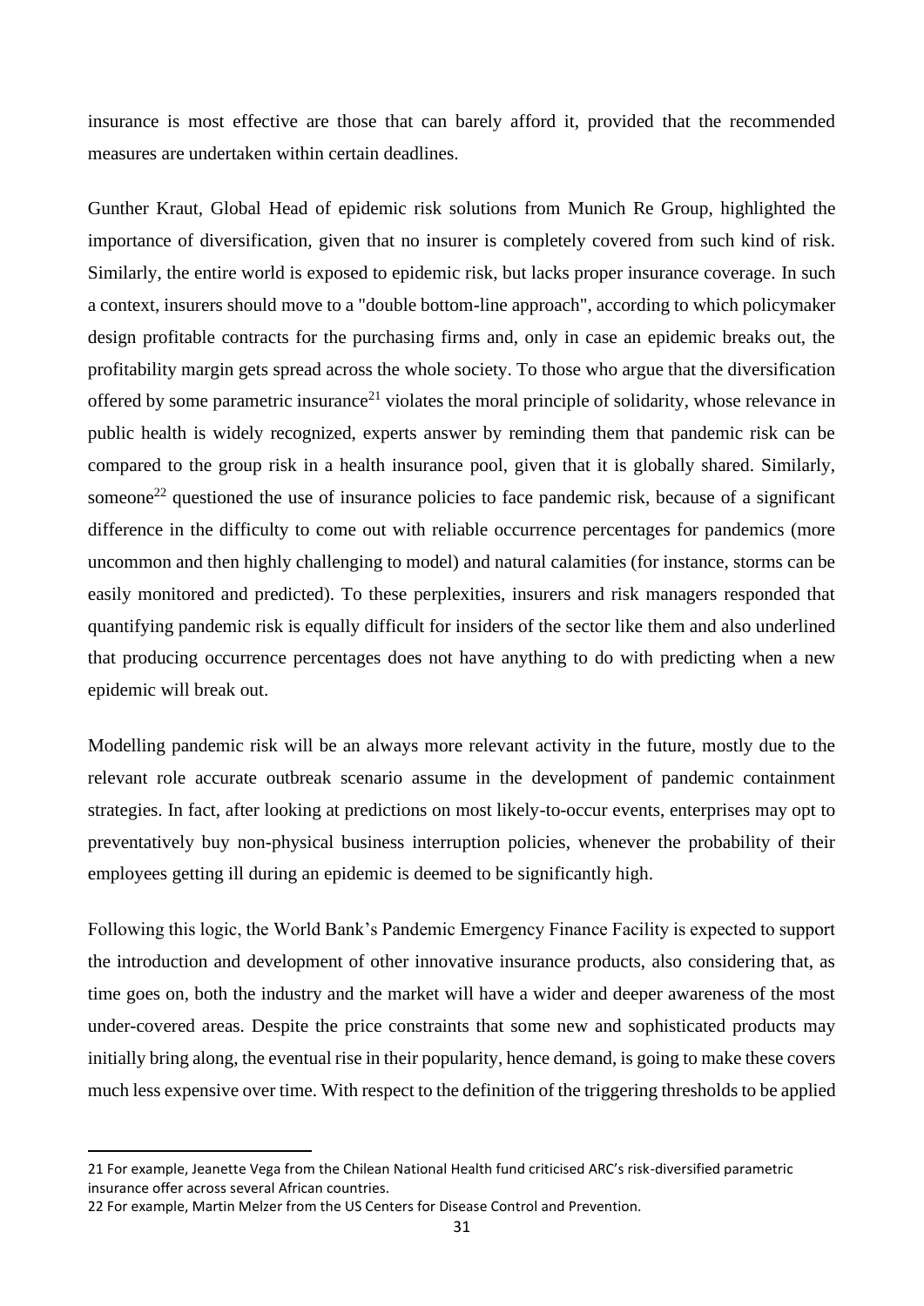insurance is most effective are those that can barely afford it, provided that the recommended measures are undertaken within certain deadlines.

Gunther Kraut, Global Head of epidemic risk solutions from Munich Re Group, highlighted the importance of diversification, given that no insurer is completely covered from such kind of risk. Similarly, the entire world is exposed to epidemic risk, but lacks proper insurance coverage. In such a context, insurers should move to a "double bottom-line approach", according to which policymaker design profitable contracts for the purchasing firms and, only in case an epidemic breaks out, the profitability margin gets spread across the whole society. To those who argue that the diversification offered by some parametric insurance[21] violates the moral principle of solidarity, whose relevance in public health is widely recognized, experts answer by reminding them that pandemic risk can be compared to the group risk in a health insurance pool, given that it is globally shared. Similarly, someone[22] questioned the use of insurance policies to face pandemic risk, because of a significant difference in the difficulty to come out with reliable occurrence percentages for pandemics (more uncommon and then highly challenging to model) and natural calamities (for instance, storms can be easily monitored and predicted). To these perplexities, insurers and risk managers responded that quantifying pandemic risk is equally difficult for insiders of the sector like them and also underlined that producing occurrence percentages does not have anything to do with predicting when a new epidemic will break out.

Modelling pandemic risk will be an always more relevant activity in the future, mostly due to the relevant role accurate outbreak scenario assume in the development of pandemic containment strategies. In fact, after looking at predictions on most likely-to-occur events, enterprises may opt to preventatively buy non-physical business interruption policies, whenever the probability of their employees getting ill during an epidemic is deemed to be significantly high.

Following this logic, the World Bank's Pandemic Emergency Finance Facility is expected to support the introduction and development of other innovative insurance products, also considering that, as time goes on, both the industry and the market will have a wider and deeper awareness of the most under-covered areas. Despite the price constraints that some new and sophisticated products may initially bring along, the eventual rise in their popularity, hence demand, is going to make these covers much less expensive over time. With respect to the definition of the triggering thresholds to be applied

21 For example, Jeanette Vega from the Chilean National Health fund criticised ARC's risk-diversified parametric insurance offer across several African countries.

22 For example, Martin Melzer from the US Centers for Disease Control and Prevention.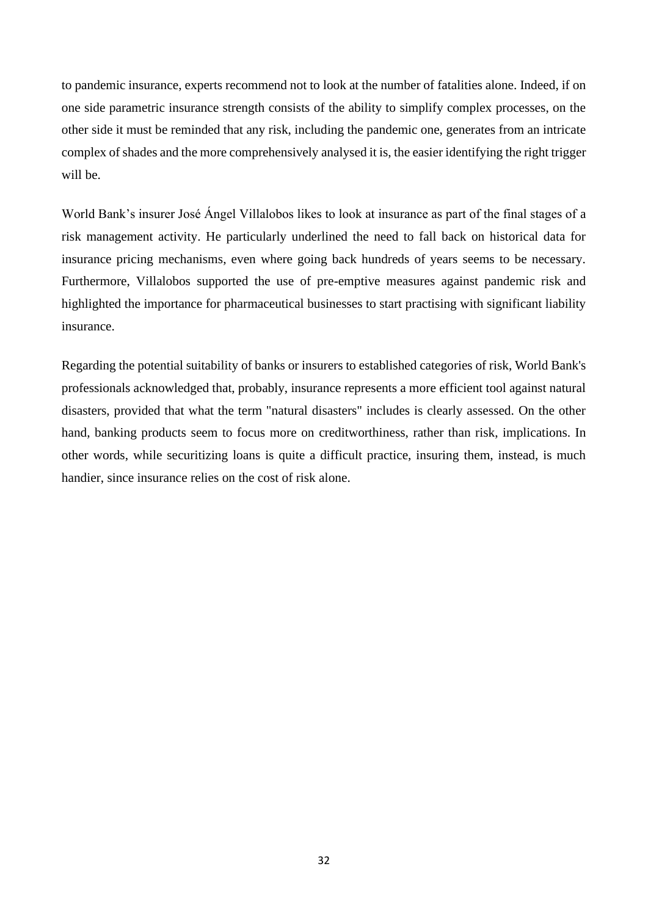to pandemic insurance, experts recommend not to look at the number of fatalities alone. Indeed, if on one side parametric insurance strength consists of the ability to simplify complex processes, on the other side it must be reminded that any risk, including the pandemic one, generates from an intricate complex of shades and the more comprehensively analysed it is, the easier identifying the right trigger will be.

World Bank's insurer José Ángel Villalobos likes to look at insurance as part of the final stages of a risk management activity. He particularly underlined the need to fall back on historical data for insurance pricing mechanisms, even where going back hundreds of years seems to be necessary. Furthermore, Villalobos supported the use of pre-emptive measures against pandemic risk and highlighted the importance for pharmaceutical businesses to start practising with significant liability insurance.

Regarding the potential suitability of banks or insurers to established categories of risk, World Bank's professionals acknowledged that, probably, insurance represents a more efficient tool against natural disasters, provided that what the term "natural disasters" includes is clearly assessed. On the other hand, banking products seem to focus more on creditworthiness, rather than risk, implications. In other words, while securitizing loans is quite a difficult practice, insuring them, instead, is much handier, since insurance relies on the cost of risk alone.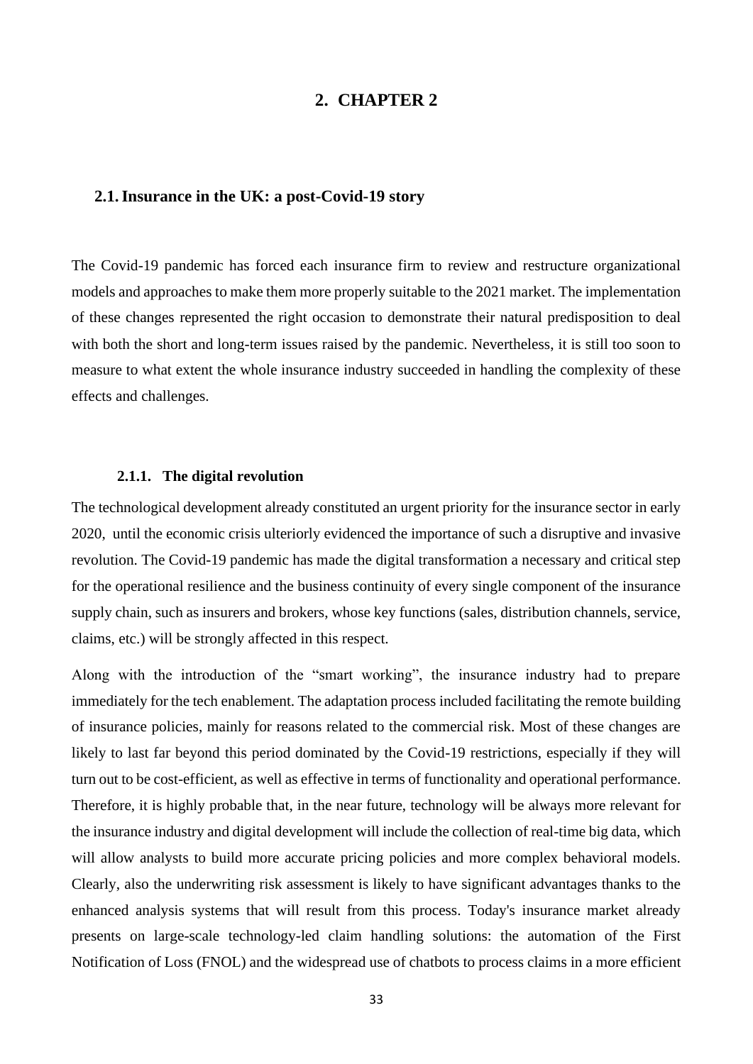# 2. CHAPTER 2

## 2.1. Insurance in the UK: a post-Covid-19 story

The Covid-19 pandemic has forced each insurance firm to review and restructure organizational models and approaches to make them more properly suitable to the 2021 market. The implementation of these changes represented the right occasion to demonstrate their natural predisposition to deal with both the short and long-term issues raised by the pandemic. Nevertheless, it is still too soon to measure to what extent the whole insurance industry succeeded in handling the complexity of these effects and challenges.

### 2.1.1. The digital revolution

The technological development already constituted an urgent priority for the insurance sector in early 2020, until the economic crisis ulteriorly evidenced the importance of such a disruptive and invasive revolution. The Covid-19 pandemic has made the digital transformation a necessary and critical step for the operational resilience and the business continuity of every single component of the insurance supply chain, such as insurers and brokers, whose key functions (sales, distribution channels, service, claims, etc.) will be strongly affected in this respect.

Along with the introduction of the "smart working", the insurance industry had to prepare immediately for the tech enablement. The adaptation process included facilitating the remote building of insurance policies, mainly for reasons related to the commercial risk. Most of these changes are likely to last far beyond this period dominated by the Covid-19 restrictions, especially if they will turn out to be cost-efficient, as well as effective in terms of functionality and operational performance. Therefore, it is highly probable that, in the near future, technology will be always more relevant for the insurance industry and digital development will include the collection of real-time big data, which will allow analysts to build more accurate pricing policies and more complex behavioral models. Clearly, also the underwriting risk assessment is likely to have significant advantages thanks to the enhanced analysis systems that will result from this process. Today's insurance market already presents on large-scale technology-led claim handling solutions: the automation of the First Notification of Loss (FNOL) and the widespread use of chatbots to process claims in a more efficient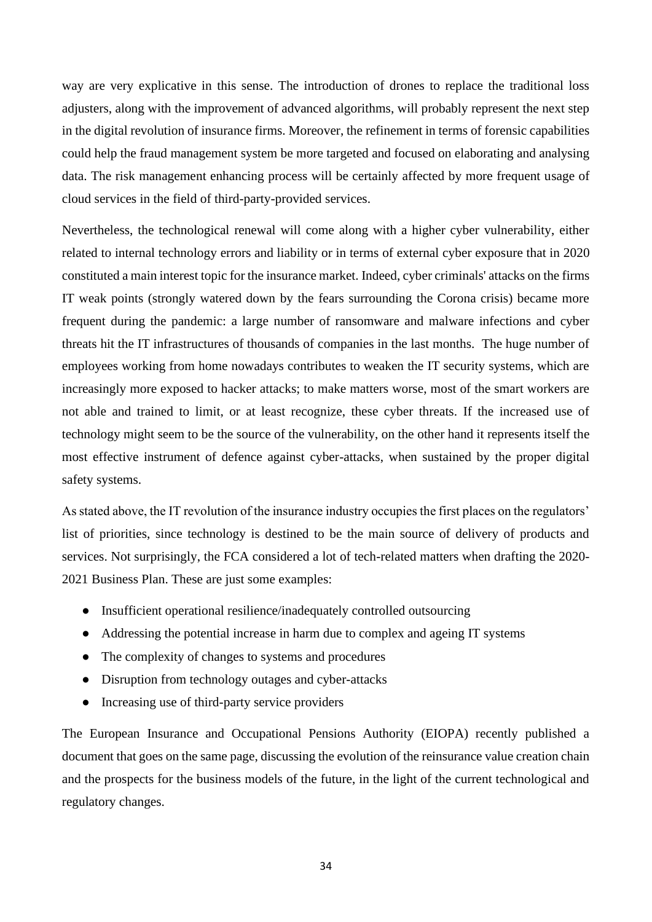way are very explicative in this sense. The introduction of drones to replace the traditional loss adjusters, along with the improvement of advanced algorithms, will probably represent the next step in the digital revolution of insurance firms. Moreover, the refinement in terms of forensic capabilities could help the fraud management system be more targeted and focused on elaborating and analysing data. The risk management enhancing process will be certainly affected by more frequent usage of cloud services in the field of third-party-provided services.

Nevertheless, the technological renewal will come along with a higher cyber vulnerability, either related to internal technology errors and liability or in terms of external cyber exposure that in 2020 constituted a main interest topic for the insurance market. Indeed, cyber criminals' attacks on the firms IT weak points (strongly watered down by the fears surrounding the Corona crisis) became more frequent during the pandemic: a large number of ransomware and malware infections and cyber threats hit the IT infrastructures of thousands of companies in the last months. The huge number of employees working from home nowadays contributes to weaken the IT security systems, which are increasingly more exposed to hacker attacks; to make matters worse, most of the smart workers are not able and trained to limit, or at least recognize, these cyber threats. If the increased use of technology might seem to be the source of the vulnerability, on the other hand it represents itself the most effective instrument of defence against cyber-attacks, when sustained by the proper digital safety systems.

As stated above, the IT revolution of the insurance industry occupies the first places on the regulators' list of priorities, since technology is destined to be the main source of delivery of products and services. Not surprisingly, the FCA considered a lot of tech-related matters when drafting the 2020-2021 Business Plan. These are just some examples:

- Insufficient operational resilience/inadequately controlled outsourcing
- Addressing the potential increase in harm due to complex and ageing IT systems
- The complexity of changes to systems and procedures
- Disruption from technology outages and cyber-attacks
- Increasing use of third-party service providers

The European Insurance and Occupational Pensions Authority (EIOPA) recently published a document that goes on the same page, discussing the evolution of the reinsurance value creation chain and the prospects for the business models of the future, in the light of the current technological and regulatory changes.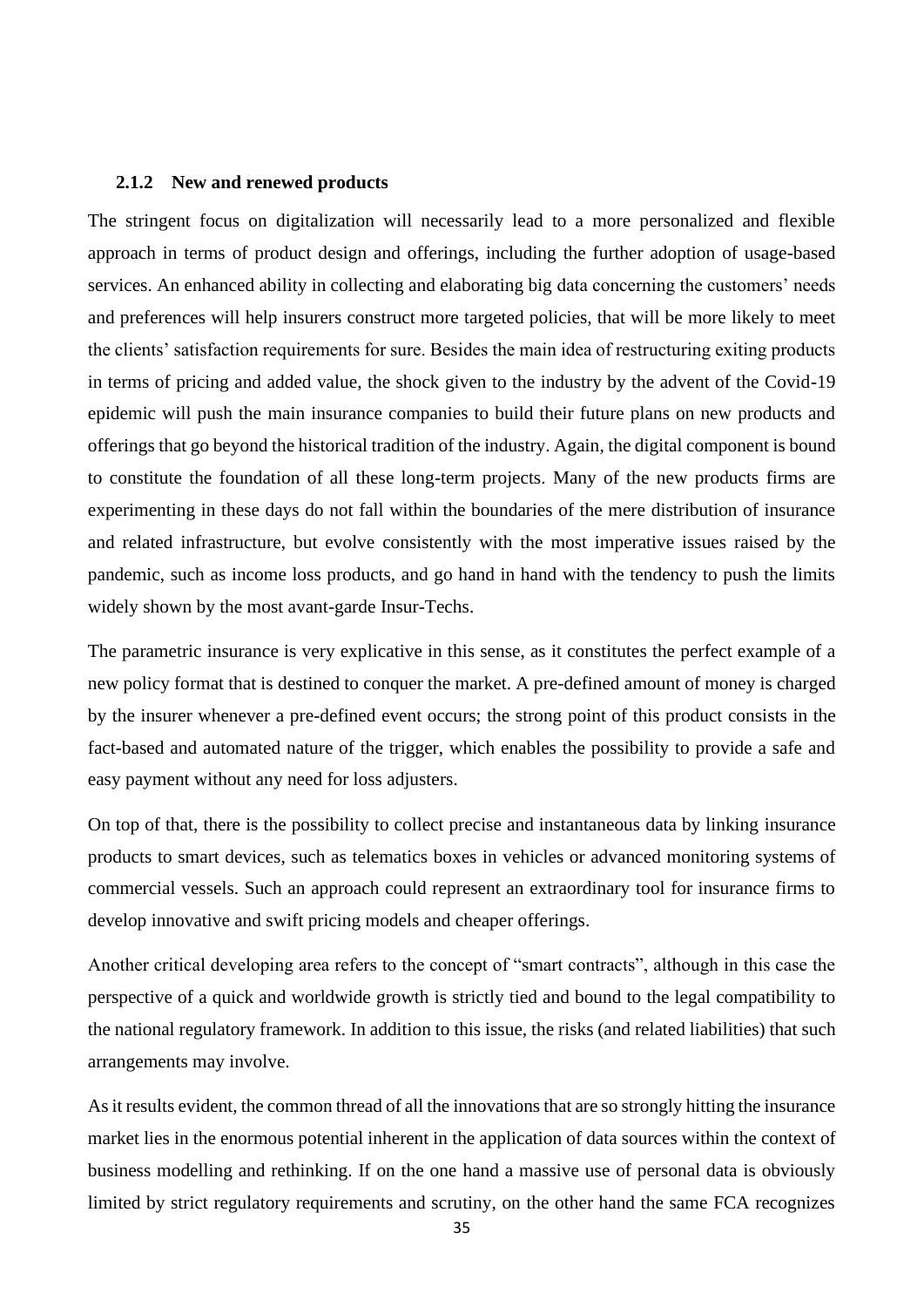### 2.1.2 New and renewed products

The stringent focus on digitalization will necessarily lead to a more personalized and flexible approach in terms of product design and offerings, including the further adoption of usage-based services. An enhanced ability in collecting and elaborating big data concerning the customers' needs and preferences will help insurers construct more targeted policies, that will be more likely to meet the clients' satisfaction requirements for sure. Besides the main idea of restructuring exiting products in terms of pricing and added value, the shock given to the industry by the advent of the Covid-19 epidemic will push the main insurance companies to build their future plans on new products and offerings that go beyond the historical tradition of the industry. Again, the digital component is bound to constitute the foundation of all these long-term projects. Many of the new products firms are experimenting in these days do not fall within the boundaries of the mere distribution of insurance and related infrastructure, but evolve consistently with the most imperative issues raised by the pandemic, such as income loss products, and go hand in hand with the tendency to push the limits widely shown by the most avant-garde Insur-Techs.

The parametric insurance is very explicative in this sense, as it constitutes the perfect example of a new policy format that is destined to conquer the market. A pre-defined amount of money is charged by the insurer whenever a pre-defined event occurs; the strong point of this product consists in the fact-based and automated nature of the trigger, which enables the possibility to provide a safe and easy payment without any need for loss adjusters.

On top of that, there is the possibility to collect precise and instantaneous data by linking insurance products to smart devices, such as telematics boxes in vehicles or advanced monitoring systems of commercial vessels. Such an approach could represent an extraordinary tool for insurance firms to develop innovative and swift pricing models and cheaper offerings.

Another critical developing area refers to the concept of "smart contracts", although in this case the perspective of a quick and worldwide growth is strictly tied and bound to the legal compatibility to the national regulatory framework. In addition to this issue, the risks (and related liabilities) that such arrangements may involve.

As it results evident, the common thread of all the innovations that are so strongly hitting the insurance market lies in the enormous potential inherent in the application of data sources within the context of business modelling and rethinking. If on the one hand a massive use of personal data is obviously limited by strict regulatory requirements and scrutiny, on the other hand the same FCA recognizes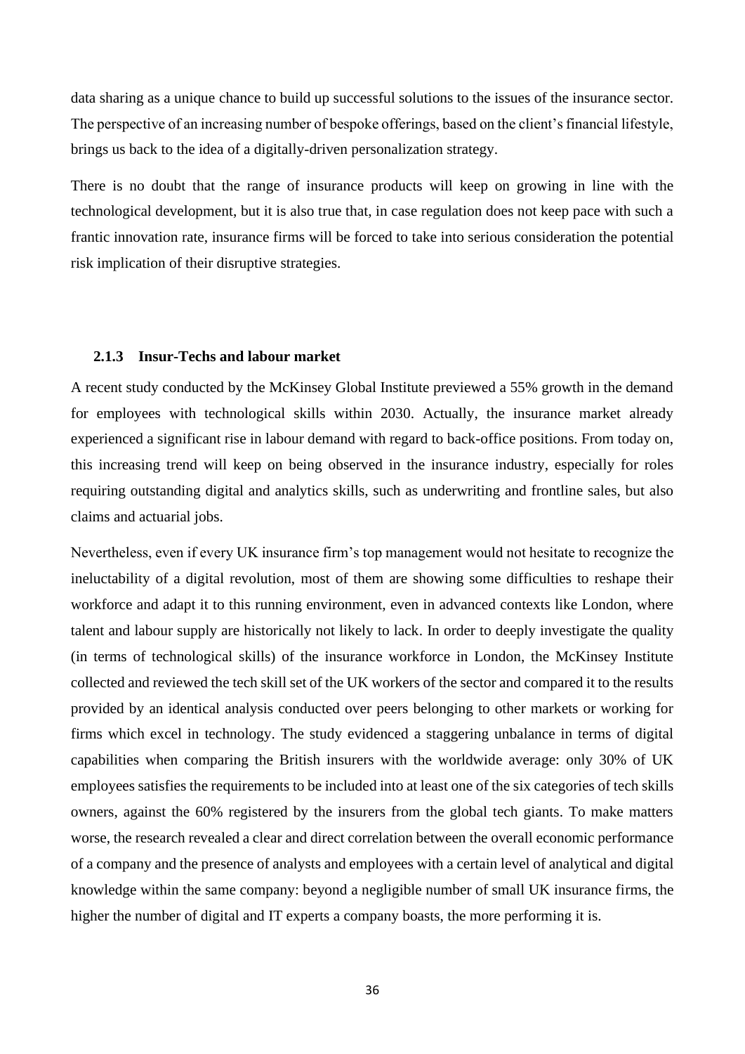data sharing as a unique chance to build up successful solutions to the issues of the insurance sector. The perspective of an increasing number of bespoke offerings, based on the client's financial lifestyle, brings us back to the idea of a digitally-driven personalization strategy.

There is no doubt that the range of insurance products will keep on growing in line with the technological development, but it is also true that, in case regulation does not keep pace with such a frantic innovation rate, insurance firms will be forced to take into serious consideration the potential risk implication of their disruptive strategies.

### 2.1.3 Insur-Techs and labour market

A recent study conducted by the McKinsey Global Institute previewed a 55% growth in the demand for employees with technological skills within 2030. Actually, the insurance market already experienced a significant rise in labour demand with regard to back-office positions. From today on, this increasing trend will keep on being observed in the insurance industry, especially for roles requiring outstanding digital and analytics skills, such as underwriting and frontline sales, but also claims and actuarial jobs.

Nevertheless, even if every UK insurance firm's top management would not hesitate to recognize the ineluctability of a digital revolution, most of them are showing some difficulties to reshape their workforce and adapt it to this running environment, even in advanced contexts like London, where talent and labour supply are historically not likely to lack. In order to deeply investigate the quality (in terms of technological skills) of the insurance workforce in London, the McKinsey Institute collected and reviewed the tech skill set of the UK workers of the sector and compared it to the results provided by an identical analysis conducted over peers belonging to other markets or working for firms which excel in technology. The study evidenced a staggering unbalance in terms of digital capabilities when comparing the British insurers with the worldwide average: only 30% of UK employees satisfies the requirements to be included into at least one of the six categories of tech skills owners, against the 60% registered by the insurers from the global tech giants. To make matters worse, the research revealed a clear and direct correlation between the overall economic performance of a company and the presence of analysts and employees with a certain level of analytical and digital knowledge within the same company: beyond a negligible number of small UK insurance firms, the higher the number of digital and IT experts a company boasts, the more performing it is.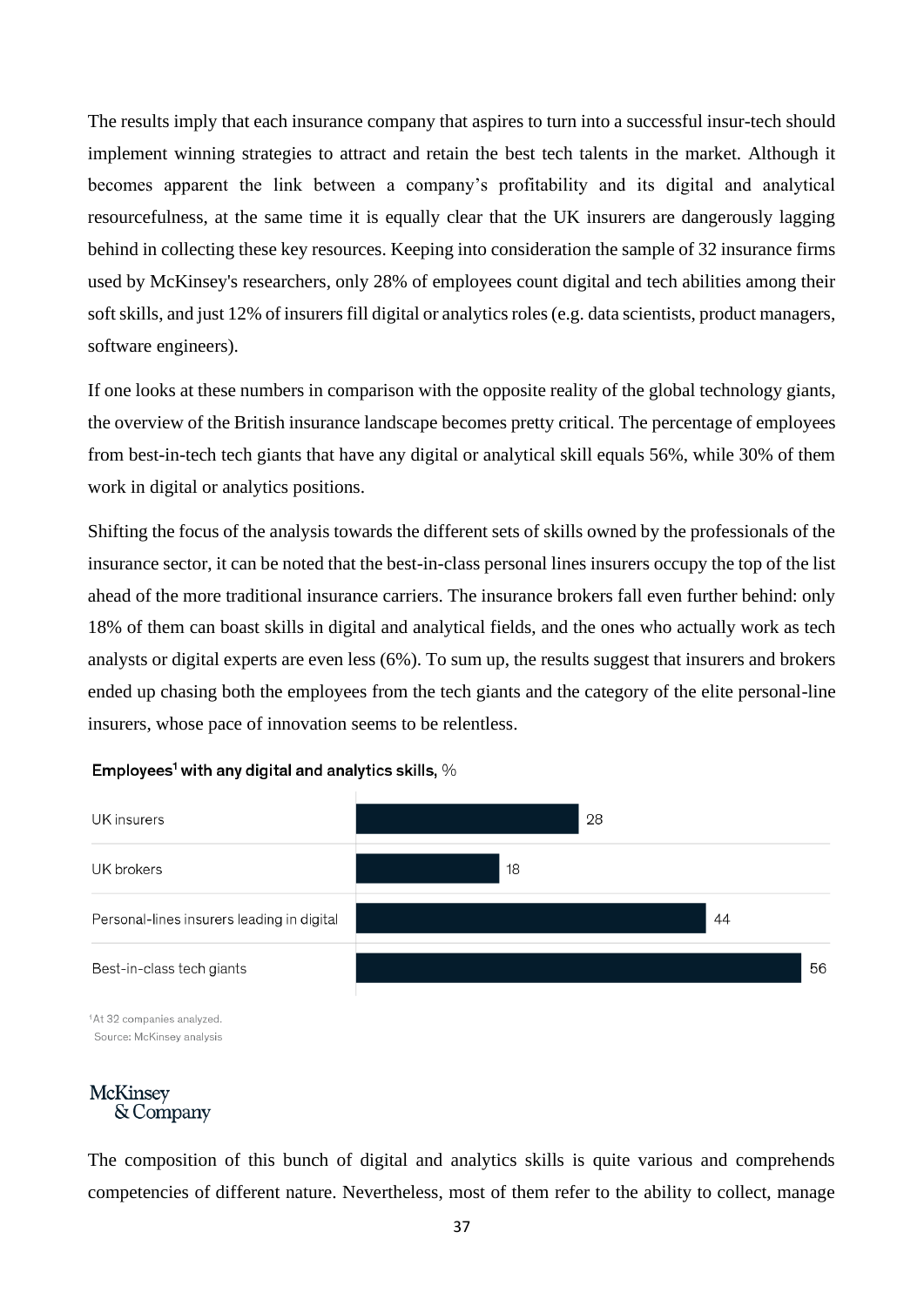The results imply that each insurance company that aspires to turn into a successful insur-tech should implement winning strategies to attract and retain the best tech talents in the market. Although it becomes apparent the link between a company's profitability and its digital and analytical resourcefulness, at the same time it is equally clear that the UK insurers are dangerously lagging behind in collecting these key resources. Keeping into consideration the sample of 32 insurance firms used by McKinsey's researchers, only 28% of employees count digital and tech abilities among their soft skills, and just 12% of insurers fill digital or analytics roles (e.g. data scientists, product managers, software engineers).

If one looks at these numbers in comparison with the opposite reality of the global technology giants, the overview of the British insurance landscape becomes pretty critical. The percentage of employees from best-in-tech tech giants that have any digital or analytical skill equals 56%, while 30% of them work in digital or analytics positions.

Shifting the focus of the analysis towards the different sets of skills owned by the professionals of the insurance sector, it can be noted that the best-in-class personal lines insurers occupy the top of the list ahead of the more traditional insurance carriers. The insurance brokers fall even further behind: only 18% of them can boast skills in digital and analytical fields, and the ones who actually work as tech analysts or digital experts are even less (6%). To sum up, the results suggest that insurers and brokers ended up chasing both the employees from the tech giants and the category of the elite personal-line insurers, whose pace of innovation seems to be relentless.

**Employees[1] with any digital and analytics skills,** %

| Category | % |
|---|---|
| UK insurers | 28 |
| UK brokers | 18 |
| Personal-lines insurers leading in digital | 44 |
| Best-in-class tech giants | 56 |

[1]At 32 companies analyzed.
Source: McKinsey analysis

McKinsey & Company

The composition of this bunch of digital and analytics skills is quite various and comprehends competencies of different nature. Nevertheless, most of them refer to the ability to collect, manage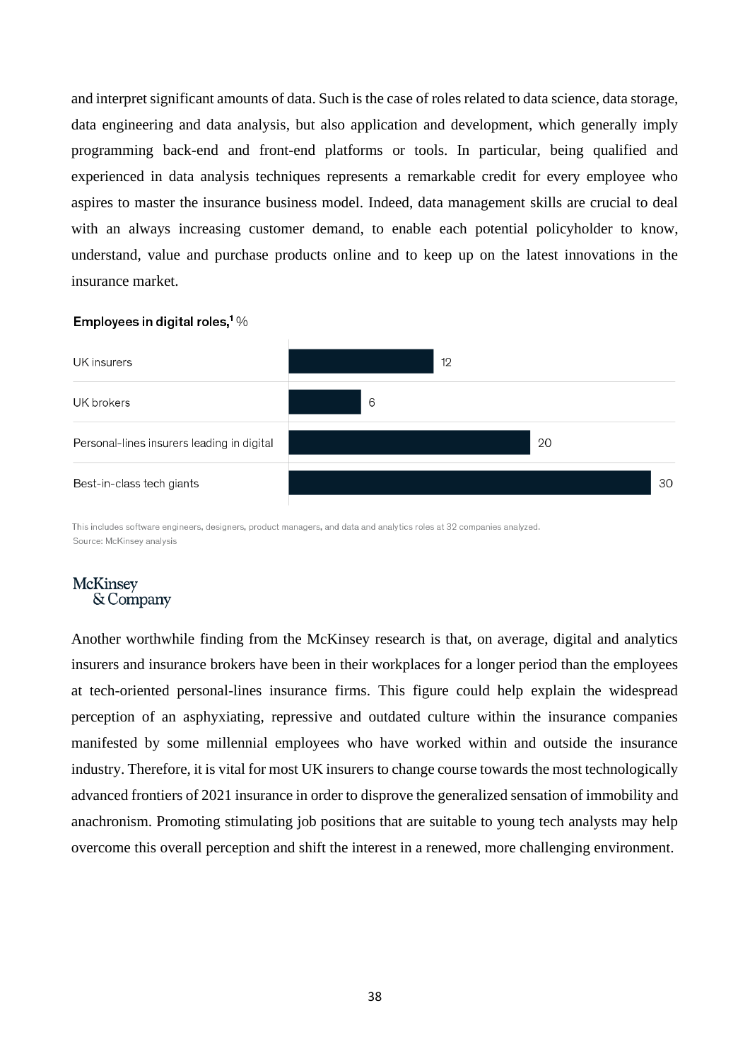and interpret significant amounts of data. Such is the case of roles related to data science, data storage, data engineering and data analysis, but also application and development, which generally imply programming back-end and front-end platforms or tools. In particular, being qualified and experienced in data analysis techniques represents a remarkable credit for every employee who aspires to master the insurance business model. Indeed, data management skills are crucial to deal with an always increasing customer demand, to enable each potential policyholder to know, understand, value and purchase products online and to keep up on the latest innovations in the insurance market.

**Employees in digital roles,[1] %**

| | % |
|---|---|
| UK insurers | 12 |
| UK brokers | 6 |
| Personal-lines insurers leading in digital | 20 |
| Best-in-class tech giants | 30 |

This includes software engineers, designers, product managers, and data and analytics roles at 32 companies analyzed.
Source: McKinsey analysis

McKinsey & Company

Another worthwhile finding from the McKinsey research is that, on average, digital and analytics insurers and insurance brokers have been in their workplaces for a longer period than the employees at tech-oriented personal-lines insurance firms. This figure could help explain the widespread perception of an asphyxiating, repressive and outdated culture within the insurance companies manifested by some millennial employees who have worked within and outside the insurance industry. Therefore, it is vital for most UK insurers to change course towards the most technologically advanced frontiers of 2021 insurance in order to disprove the generalized sensation of immobility and anachronism. Promoting stimulating job positions that are suitable to young tech analysts may help overcome this overall perception and shift the interest in a renewed, more challenging environment.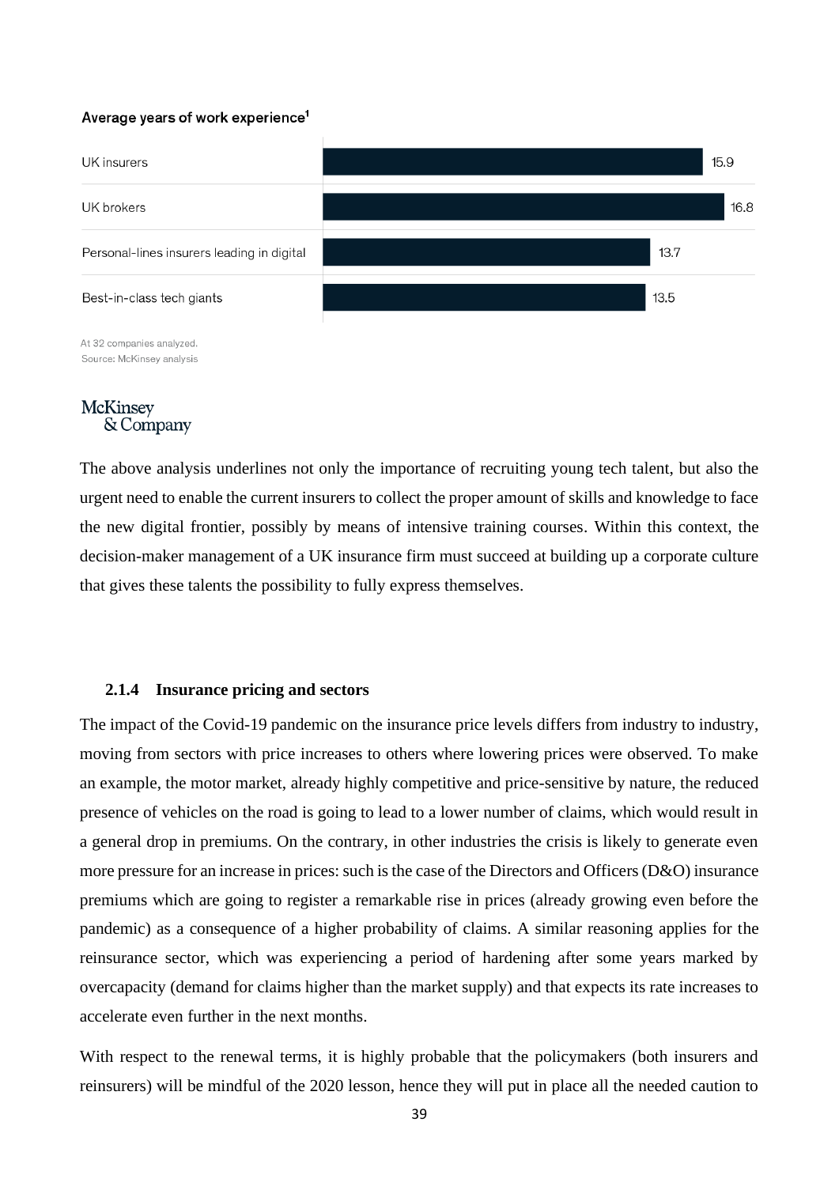**Average years of work experience[1]**

| | Years |
|---|---|
| UK insurers | 15.9 |
| UK brokers | 16.8 |
| Personal-lines insurers leading in digital | 13.7 |
| Best-in-class tech giants | 13.5 |

At 32 companies analyzed.
Source: McKinsey analysis

McKinsey & Company

The above analysis underlines not only the importance of recruiting young tech talent, but also the urgent need to enable the current insurers to collect the proper amount of skills and knowledge to face the new digital frontier, possibly by means of intensive training courses. Within this context, the decision-maker management of a UK insurance firm must succeed at building up a corporate culture that gives these talents the possibility to fully express themselves.

### 2.1.4 Insurance pricing and sectors

The impact of the Covid-19 pandemic on the insurance price levels differs from industry to industry, moving from sectors with price increases to others where lowering prices were observed. To make an example, the motor market, already highly competitive and price-sensitive by nature, the reduced presence of vehicles on the road is going to lead to a lower number of claims, which would result in a general drop in premiums. On the contrary, in other industries the crisis is likely to generate even more pressure for an increase in prices: such is the case of the Directors and Officers (D&O) insurance premiums which are going to register a remarkable rise in prices (already growing even before the pandemic) as a consequence of a higher probability of claims. A similar reasoning applies for the reinsurance sector, which was experiencing a period of hardening after some years marked by overcapacity (demand for claims higher than the market supply) and that expects its rate increases to accelerate even further in the next months.

With respect to the renewal terms, it is highly probable that the policymakers (both insurers and reinsurers) will be mindful of the 2020 lesson, hence they will put in place all the needed caution to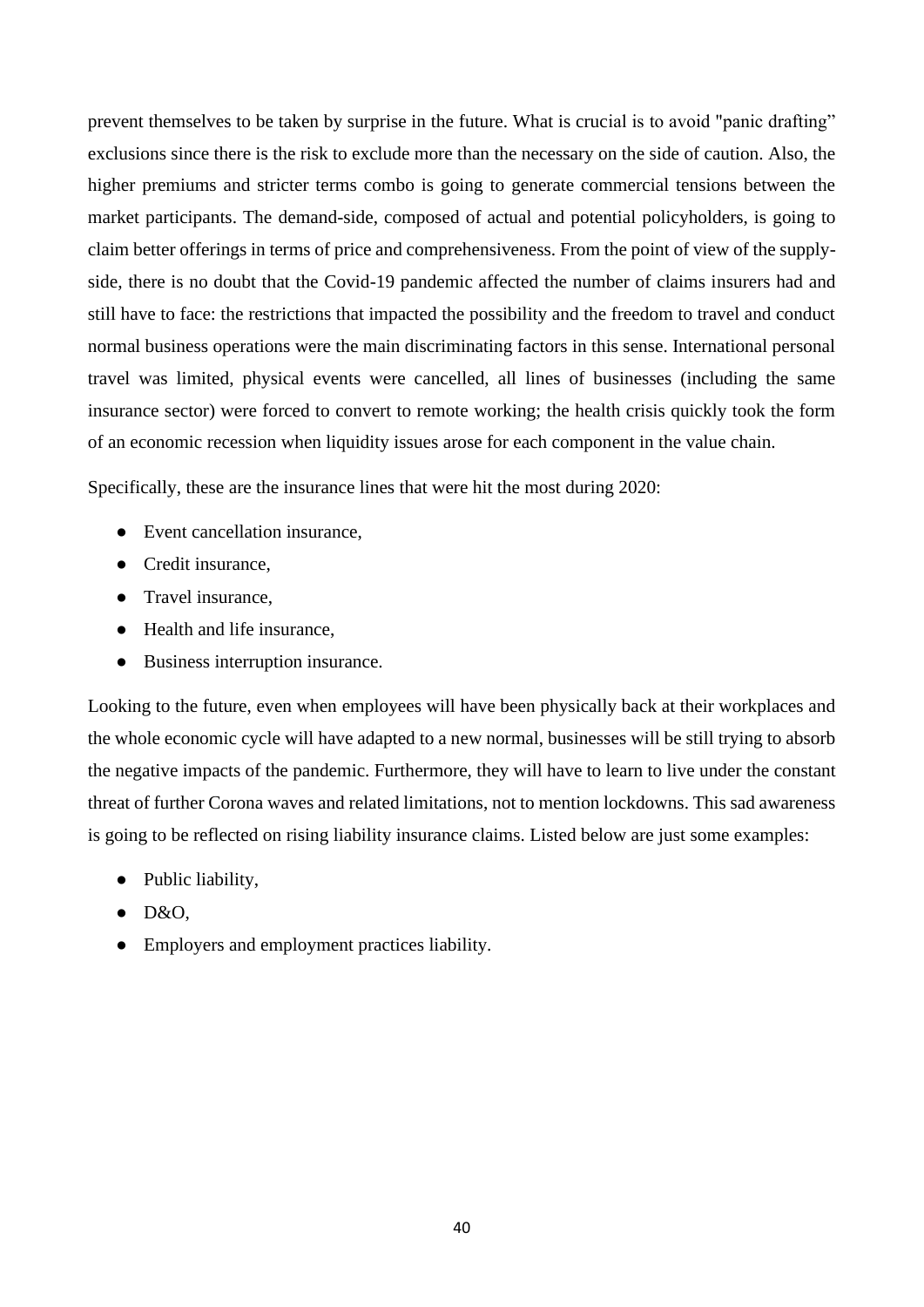prevent themselves to be taken by surprise in the future. What is crucial is to avoid "panic drafting" exclusions since there is the risk to exclude more than the necessary on the side of caution. Also, the higher premiums and stricter terms combo is going to generate commercial tensions between the market participants. The demand-side, composed of actual and potential policyholders, is going to claim better offerings in terms of price and comprehensiveness. From the point of view of the supply-side, there is no doubt that the Covid-19 pandemic affected the number of claims insurers had and still have to face: the restrictions that impacted the possibility and the freedom to travel and conduct normal business operations were the main discriminating factors in this sense. International personal travel was limited, physical events were cancelled, all lines of businesses (including the same insurance sector) were forced to convert to remote working; the health crisis quickly took the form of an economic recession when liquidity issues arose for each component in the value chain.

Specifically, these are the insurance lines that were hit the most during 2020:

- Event cancellation insurance,
- Credit insurance,
- Travel insurance,
- Health and life insurance,
- Business interruption insurance.

Looking to the future, even when employees will have been physically back at their workplaces and the whole economic cycle will have adapted to a new normal, businesses will be still trying to absorb the negative impacts of the pandemic. Furthermore, they will have to learn to live under the constant threat of further Corona waves and related limitations, not to mention lockdowns. This sad awareness is going to be reflected on rising liability insurance claims. Listed below are just some examples:

- Public liability,
- D&O,
- Employers and employment practices liability.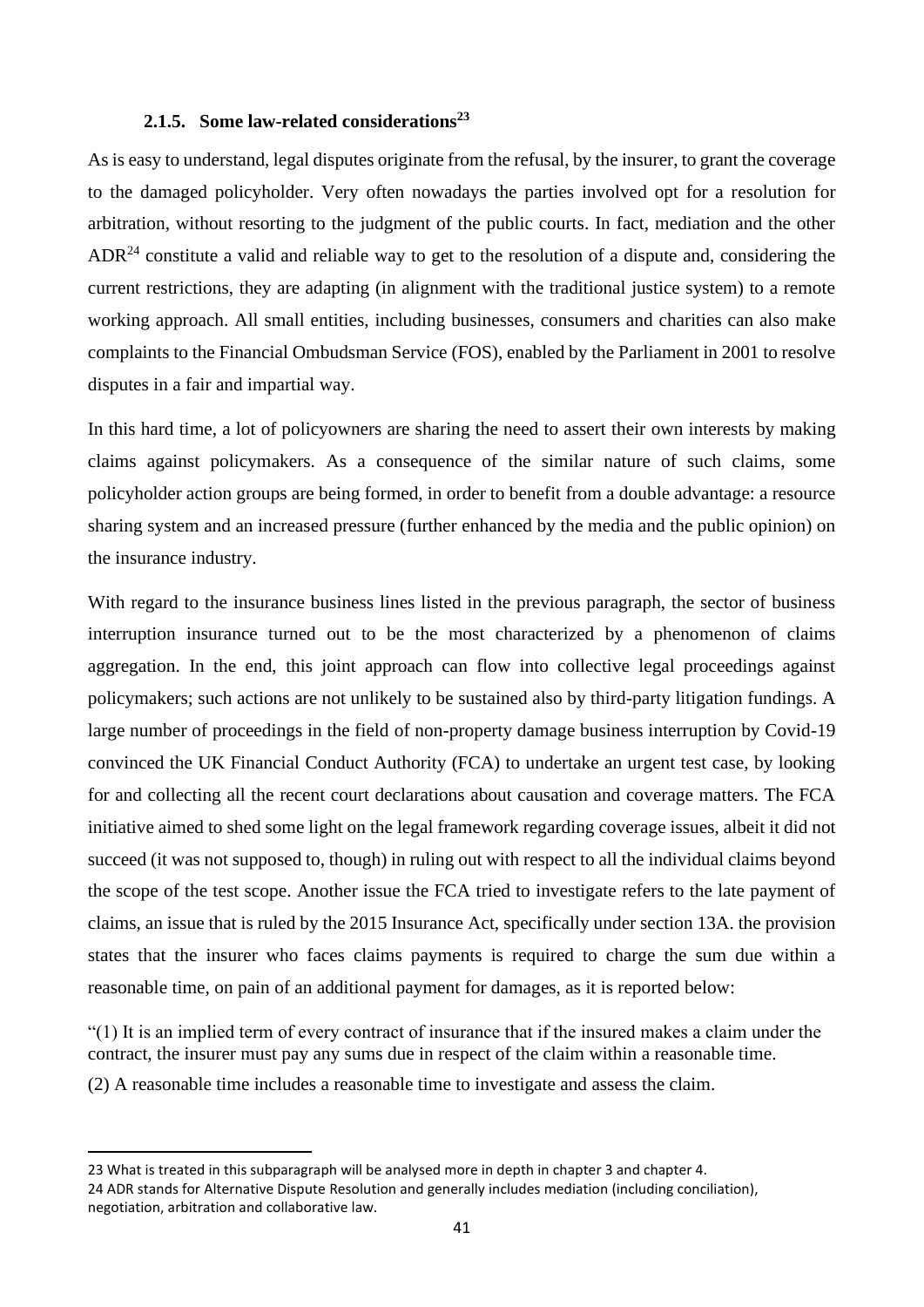### 2.1.5. Some law-related considerations[23]

As is easy to understand, legal disputes originate from the refusal, by the insurer, to grant the coverage to the damaged policyholder. Very often nowadays the parties involved opt for a resolution for arbitration, without resorting to the judgment of the public courts. In fact, mediation and the other ADR[24] constitute a valid and reliable way to get to the resolution of a dispute and, considering the current restrictions, they are adapting (in alignment with the traditional justice system) to a remote working approach. All small entities, including businesses, consumers and charities can also make complaints to the Financial Ombudsman Service (FOS), enabled by the Parliament in 2001 to resolve disputes in a fair and impartial way.

In this hard time, a lot of policyowners are sharing the need to assert their own interests by making claims against policymakers. As a consequence of the similar nature of such claims, some policyholder action groups are being formed, in order to benefit from a double advantage: a resource sharing system and an increased pressure (further enhanced by the media and the public opinion) on the insurance industry.

With regard to the insurance business lines listed in the previous paragraph, the sector of business interruption insurance turned out to be the most characterized by a phenomenon of claims aggregation. In the end, this joint approach can flow into collective legal proceedings against policymakers; such actions are not unlikely to be sustained also by third-party litigation fundings. A large number of proceedings in the field of non-property damage business interruption by Covid-19 convinced the UK Financial Conduct Authority (FCA) to undertake an urgent test case, by looking for and collecting all the recent court declarations about causation and coverage matters. The FCA initiative aimed to shed some light on the legal framework regarding coverage issues, albeit it did not succeed (it was not supposed to, though) in ruling out with respect to all the individual claims beyond the scope of the test scope. Another issue the FCA tried to investigate refers to the late payment of claims, an issue that is ruled by the 2015 Insurance Act, specifically under section 13A. the provision states that the insurer who faces claims payments is required to charge the sum due within a reasonable time, on pain of an additional payment for damages, as it is reported below:

"(1) It is an implied term of every contract of insurance that if the insured makes a claim under the contract, the insurer must pay any sums due in respect of the claim within a reasonable time.

(2) A reasonable time includes a reasonable time to investigate and assess the claim.

---

23 What is treated in this subparagraph will be analysed more in depth in chapter 3 and chapter 4.

24 ADR stands for Alternative Dispute Resolution and generally includes mediation (including conciliation), negotiation, arbitration and collaborative law.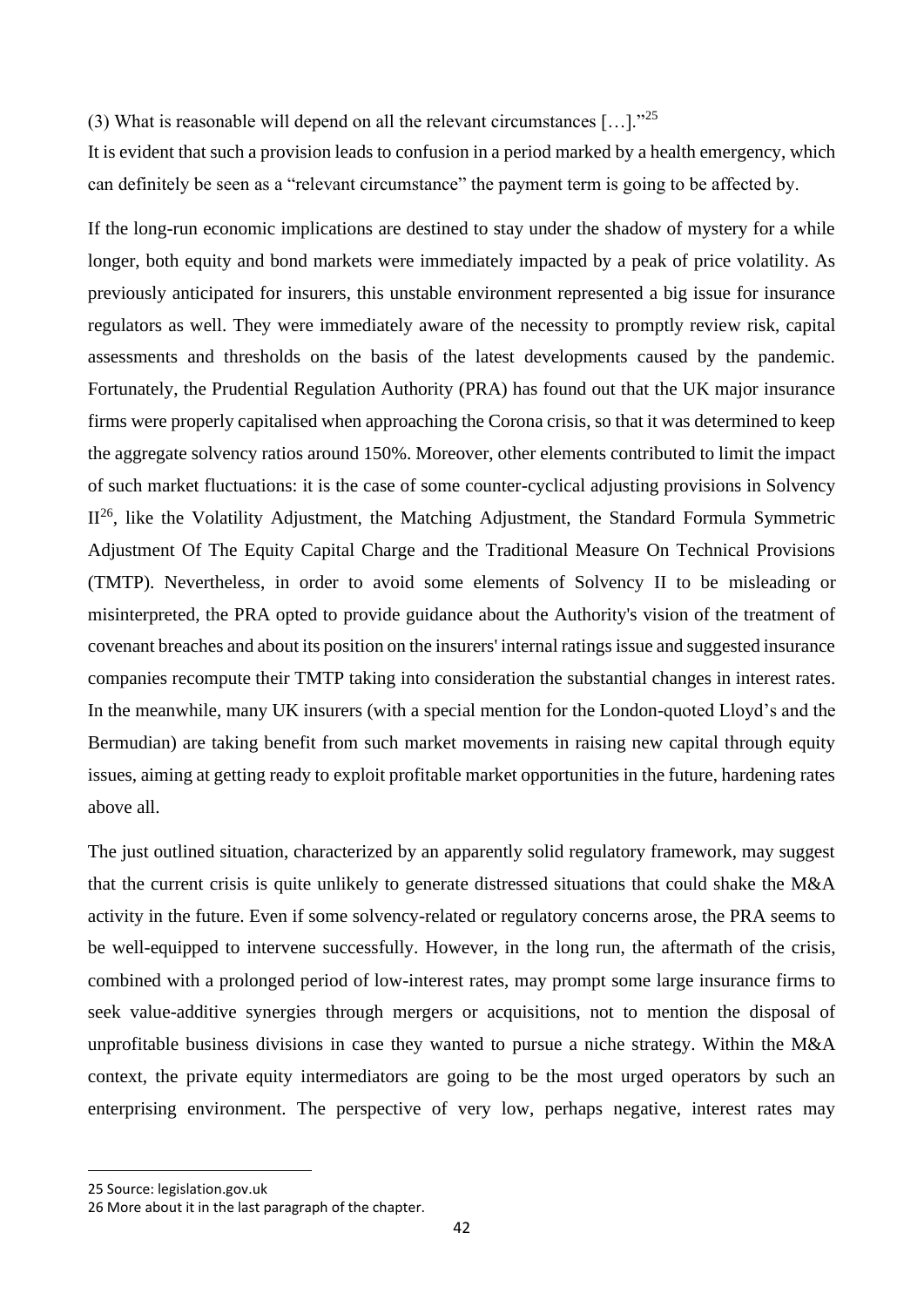(3) What is reasonable will depend on all the relevant circumstances […]."[25]

It is evident that such a provision leads to confusion in a period marked by a health emergency, which can definitely be seen as a "relevant circumstance" the payment term is going to be affected by.

If the long-run economic implications are destined to stay under the shadow of mystery for a while longer, both equity and bond markets were immediately impacted by a peak of price volatility. As previously anticipated for insurers, this unstable environment represented a big issue for insurance regulators as well. They were immediately aware of the necessity to promptly review risk, capital assessments and thresholds on the basis of the latest developments caused by the pandemic. Fortunately, the Prudential Regulation Authority (PRA) has found out that the UK major insurance firms were properly capitalised when approaching the Corona crisis, so that it was determined to keep the aggregate solvency ratios around 150%. Moreover, other elements contributed to limit the impact of such market fluctuations: it is the case of some counter-cyclical adjusting provisions in Solvency II[26], like the Volatility Adjustment, the Matching Adjustment, the Standard Formula Symmetric Adjustment Of The Equity Capital Charge and the Traditional Measure On Technical Provisions (TMTP). Nevertheless, in order to avoid some elements of Solvency II to be misleading or misinterpreted, the PRA opted to provide guidance about the Authority's vision of the treatment of covenant breaches and about its position on the insurers' internal ratings issue and suggested insurance companies recompute their TMTP taking into consideration the substantial changes in interest rates. In the meanwhile, many UK insurers (with a special mention for the London-quoted Lloyd's and the Bermudian) are taking benefit from such market movements in raising new capital through equity issues, aiming at getting ready to exploit profitable market opportunities in the future, hardening rates above all.

The just outlined situation, characterized by an apparently solid regulatory framework, may suggest that the current crisis is quite unlikely to generate distressed situations that could shake the M&A activity in the future. Even if some solvency-related or regulatory concerns arose, the PRA seems to be well-equipped to intervene successfully. However, in the long run, the aftermath of the crisis, combined with a prolonged period of low-interest rates, may prompt some large insurance firms to seek value-additive synergies through mergers or acquisitions, not to mention the disposal of unprofitable business divisions in case they wanted to pursue a niche strategy. Within the M&A context, the private equity intermediators are going to be the most urged operators by such an enterprising environment. The perspective of very low, perhaps negative, interest rates may

---

25 Source: legislation.gov.uk

26 More about it in the last paragraph of the chapter.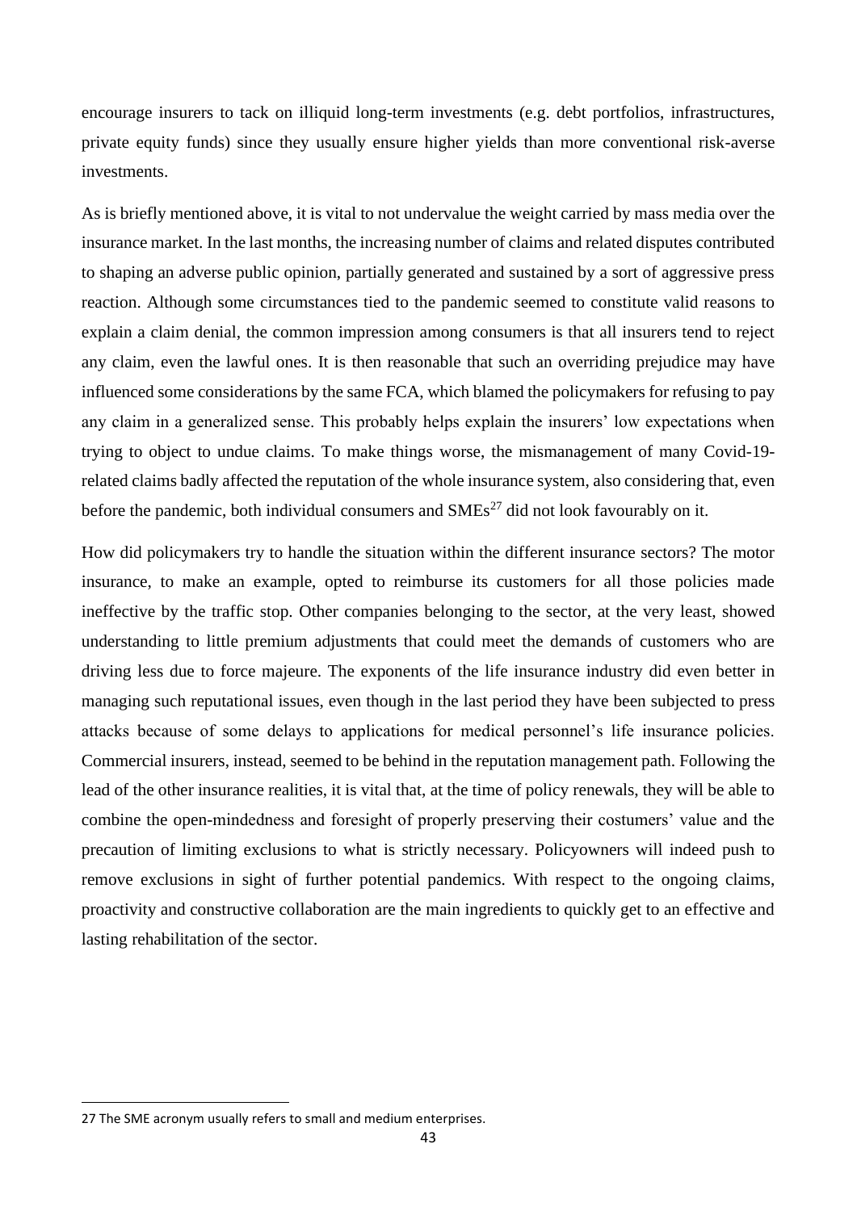encourage insurers to tack on illiquid long-term investments (e.g. debt portfolios, infrastructures, private equity funds) since they usually ensure higher yields than more conventional risk-averse investments.

As is briefly mentioned above, it is vital to not undervalue the weight carried by mass media over the insurance market. In the last months, the increasing number of claims and related disputes contributed to shaping an adverse public opinion, partially generated and sustained by a sort of aggressive press reaction. Although some circumstances tied to the pandemic seemed to constitute valid reasons to explain a claim denial, the common impression among consumers is that all insurers tend to reject any claim, even the lawful ones. It is then reasonable that such an overriding prejudice may have influenced some considerations by the same FCA, which blamed the policymakers for refusing to pay any claim in a generalized sense. This probably helps explain the insurers' low expectations when trying to object to undue claims. To make things worse, the mismanagement of many Covid-19-related claims badly affected the reputation of the whole insurance system, also considering that, even before the pandemic, both individual consumers and SMEs[27] did not look favourably on it.

How did policymakers try to handle the situation within the different insurance sectors? The motor insurance, to make an example, opted to reimburse its customers for all those policies made ineffective by the traffic stop. Other companies belonging to the sector, at the very least, showed understanding to little premium adjustments that could meet the demands of customers who are driving less due to force majeure. The exponents of the life insurance industry did even better in managing such reputational issues, even though in the last period they have been subjected to press attacks because of some delays to applications for medical personnel's life insurance policies. Commercial insurers, instead, seemed to be behind in the reputation management path. Following the lead of the other insurance realities, it is vital that, at the time of policy renewals, they will be able to combine the open-mindedness and foresight of properly preserving their costumers' value and the precaution of limiting exclusions to what is strictly necessary. Policyowners will indeed push to remove exclusions in sight of further potential pandemics. With respect to the ongoing claims, proactivity and constructive collaboration are the main ingredients to quickly get to an effective and lasting rehabilitation of the sector.

---

27 The SME acronym usually refers to small and medium enterprises.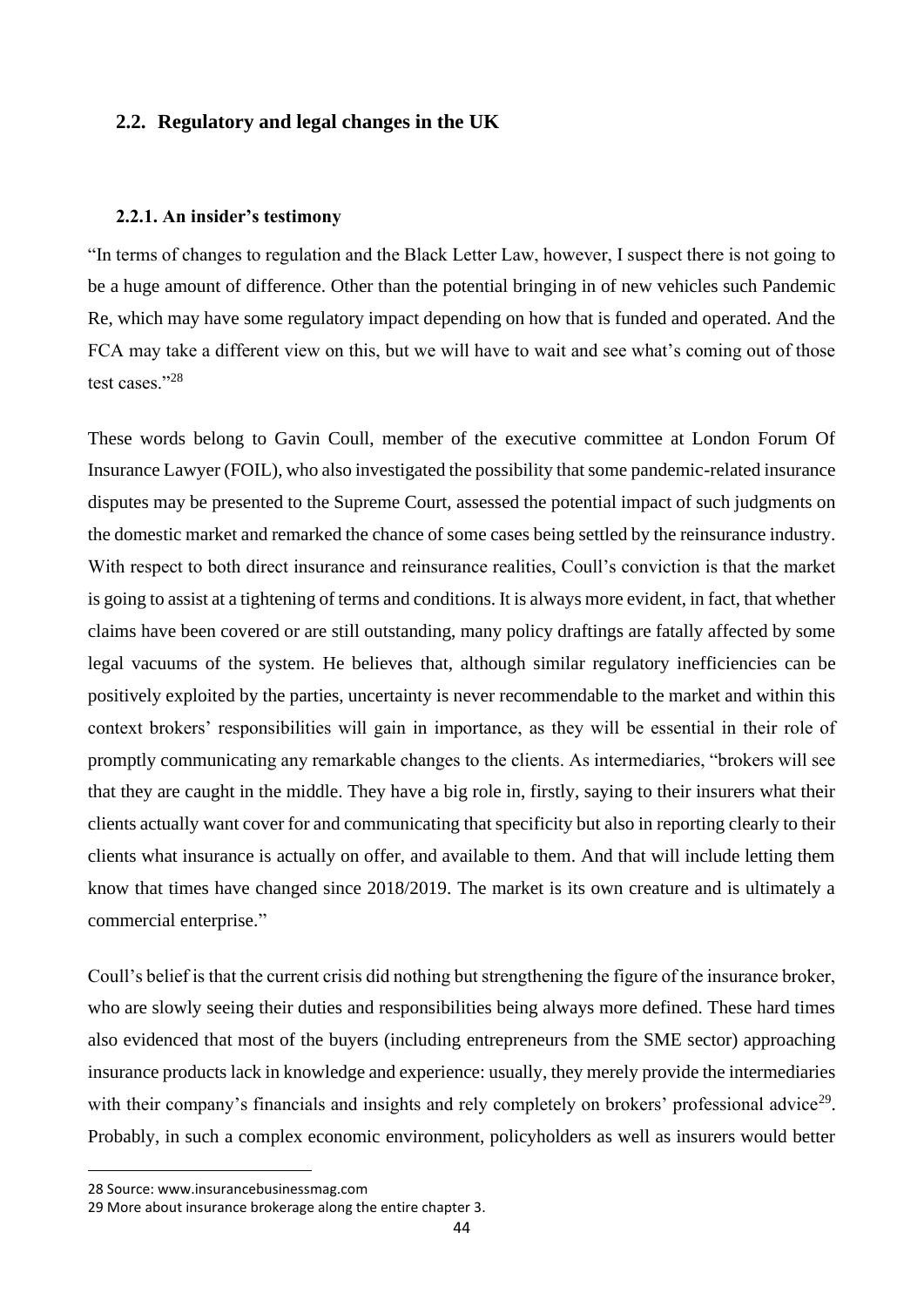## 2.2. Regulatory and legal changes in the UK

### 2.2.1. An insider's testimony

"In terms of changes to regulation and the Black Letter Law, however, I suspect there is not going to be a huge amount of difference. Other than the potential bringing in of new vehicles such Pandemic Re, which may have some regulatory impact depending on how that is funded and operated. And the FCA may take a different view on this, but we will have to wait and see what's coming out of those test cases."[28]

These words belong to Gavin Coull, member of the executive committee at London Forum Of Insurance Lawyer (FOIL), who also investigated the possibility that some pandemic-related insurance disputes may be presented to the Supreme Court, assessed the potential impact of such judgments on the domestic market and remarked the chance of some cases being settled by the reinsurance industry. With respect to both direct insurance and reinsurance realities, Coull's conviction is that the market is going to assist at a tightening of terms and conditions. It is always more evident, in fact, that whether claims have been covered or are still outstanding, many policy draftings are fatally affected by some legal vacuums of the system. He believes that, although similar regulatory inefficiencies can be positively exploited by the parties, uncertainty is never recommendable to the market and within this context brokers' responsibilities will gain in importance, as they will be essential in their role of promptly communicating any remarkable changes to the clients. As intermediaries, "brokers will see that they are caught in the middle. They have a big role in, firstly, saying to their insurers what their clients actually want cover for and communicating that specificity but also in reporting clearly to their clients what insurance is actually on offer, and available to them. And that will include letting them know that times have changed since 2018/2019. The market is its own creature and is ultimately a commercial enterprise."

Coull's belief is that the current crisis did nothing but strengthening the figure of the insurance broker, who are slowly seeing their duties and responsibilities being always more defined. These hard times also evidenced that most of the buyers (including entrepreneurs from the SME sector) approaching insurance products lack in knowledge and experience: usually, they merely provide the intermediaries with their company's financials and insights and rely completely on brokers' professional advice[29]. Probably, in such a complex economic environment, policyholders as well as insurers would better

28 Source: www.insurancebusinessmag.com

29 More about insurance brokerage along the entire chapter 3.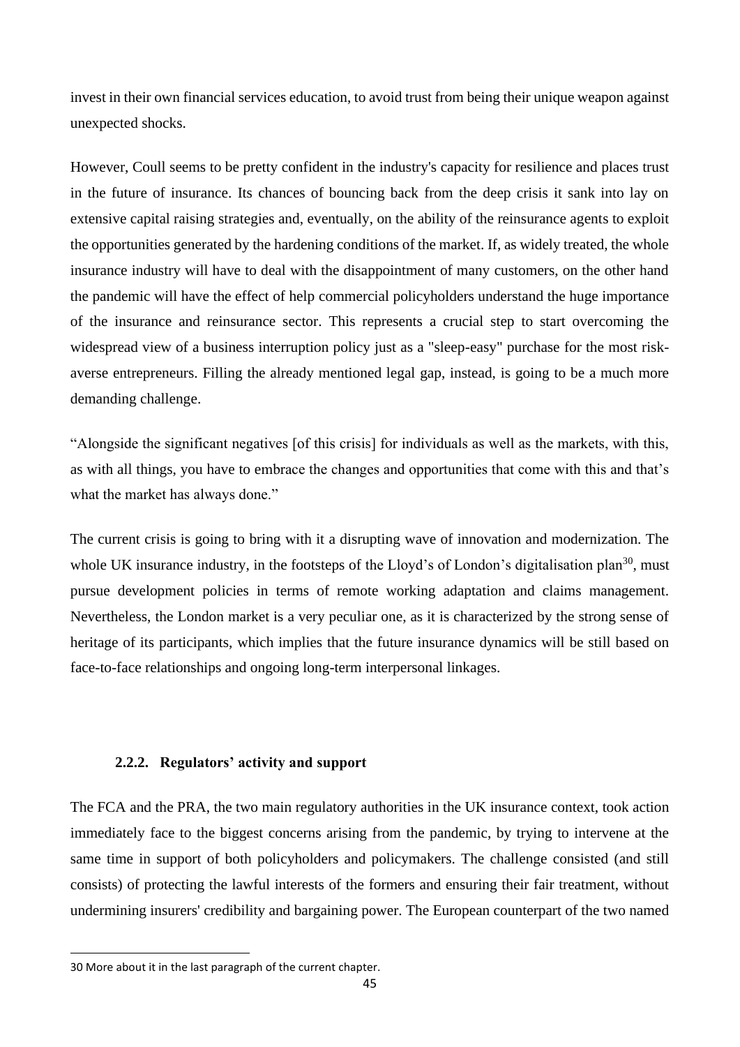invest in their own financial services education, to avoid trust from being their unique weapon against unexpected shocks.

However, Coull seems to be pretty confident in the industry's capacity for resilience and places trust in the future of insurance. Its chances of bouncing back from the deep crisis it sank into lay on extensive capital raising strategies and, eventually, on the ability of the reinsurance agents to exploit the opportunities generated by the hardening conditions of the market. If, as widely treated, the whole insurance industry will have to deal with the disappointment of many customers, on the other hand the pandemic will have the effect of help commercial policyholders understand the huge importance of the insurance and reinsurance sector. This represents a crucial step to start overcoming the widespread view of a business interruption policy just as a "sleep-easy" purchase for the most risk-averse entrepreneurs. Filling the already mentioned legal gap, instead, is going to be a much more demanding challenge.

"Alongside the significant negatives [of this crisis] for individuals as well as the markets, with this, as with all things, you have to embrace the changes and opportunities that come with this and that's what the market has always done."

The current crisis is going to bring with it a disrupting wave of innovation and modernization. The whole UK insurance industry, in the footsteps of the Lloyd's of London's digitalisation plan[30], must pursue development policies in terms of remote working adaptation and claims management. Nevertheless, the London market is a very peculiar one, as it is characterized by the strong sense of heritage of its participants, which implies that the future insurance dynamics will be still based on face-to-face relationships and ongoing long-term interpersonal linkages.

### 2.2.2. Regulators' activity and support

The FCA and the PRA, the two main regulatory authorities in the UK insurance context, took action immediately face to the biggest concerns arising from the pandemic, by trying to intervene at the same time in support of both policyholders and policymakers. The challenge consisted (and still consists) of protecting the lawful interests of the formers and ensuring their fair treatment, without undermining insurers' credibility and bargaining power. The European counterpart of the two named

30 More about it in the last paragraph of the current chapter.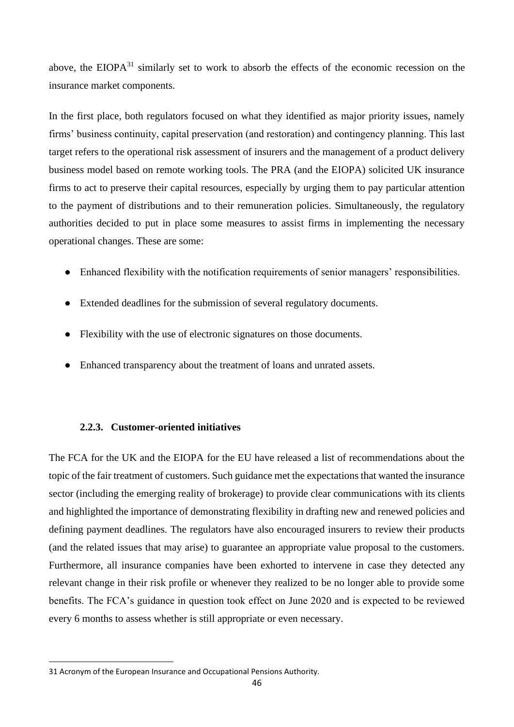above, the EIOPA[31] similarly set to work to absorb the effects of the economic recession on the insurance market components.

In the first place, both regulators focused on what they identified as major priority issues, namely firms' business continuity, capital preservation (and restoration) and contingency planning. This last target refers to the operational risk assessment of insurers and the management of a product delivery business model based on remote working tools. The PRA (and the EIOPA) solicited UK insurance firms to act to preserve their capital resources, especially by urging them to pay particular attention to the payment of distributions and to their remuneration policies. Simultaneously, the regulatory authorities decided to put in place some measures to assist firms in implementing the necessary operational changes. These are some:

- Enhanced flexibility with the notification requirements of senior managers' responsibilities.
- Extended deadlines for the submission of several regulatory documents.
- Flexibility with the use of electronic signatures on those documents.
- Enhanced transparency about the treatment of loans and unrated assets.

### 2.2.3. Customer-oriented initiatives

The FCA for the UK and the EIOPA for the EU have released a list of recommendations about the topic of the fair treatment of customers. Such guidance met the expectations that wanted the insurance sector (including the emerging reality of brokerage) to provide clear communications with its clients and highlighted the importance of demonstrating flexibility in drafting new and renewed policies and defining payment deadlines. The regulators have also encouraged insurers to review their products (and the related issues that may arise) to guarantee an appropriate value proposal to the customers. Furthermore, all insurance companies have been exhorted to intervene in case they detected any relevant change in their risk profile or whenever they realized to be no longer able to provide some benefits. The FCA's guidance in question took effect on June 2020 and is expected to be reviewed every 6 months to assess whether is still appropriate or even necessary.

---

31 Acronym of the European Insurance and Occupational Pensions Authority.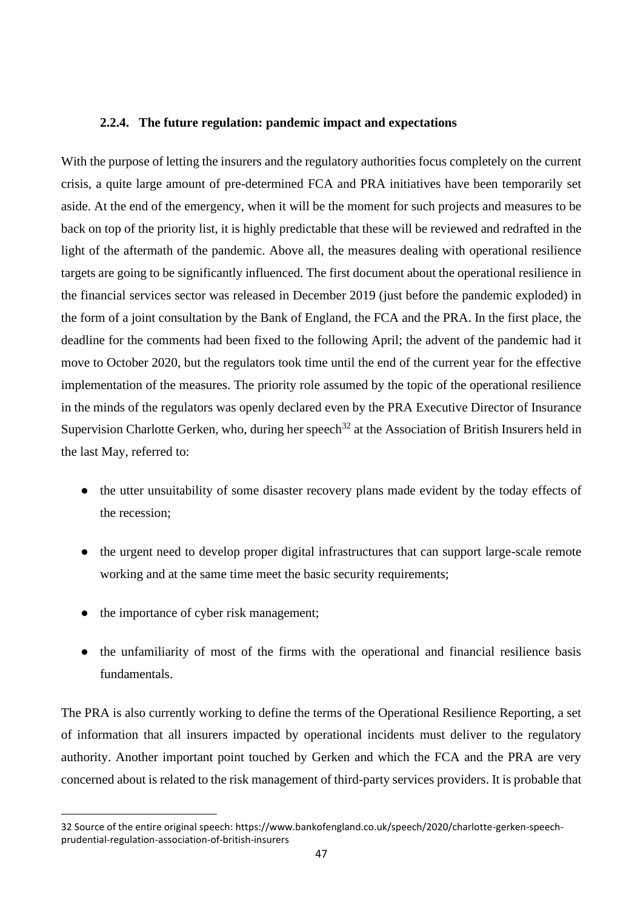### 2.2.4. The future regulation: pandemic impact and expectations

With the purpose of letting the insurers and the regulatory authorities focus completely on the current crisis, a quite large amount of pre-determined FCA and PRA initiatives have been temporarily set aside. At the end of the emergency, when it will be the moment for such projects and measures to be back on top of the priority list, it is highly predictable that these will be reviewed and redrafted in the light of the aftermath of the pandemic. Above all, the measures dealing with operational resilience targets are going to be significantly influenced. The first document about the operational resilience in the financial services sector was released in December 2019 (just before the pandemic exploded) in the form of a joint consultation by the Bank of England, the FCA and the PRA. In the first place, the deadline for the comments had been fixed to the following April; the advent of the pandemic had it move to October 2020, but the regulators took time until the end of the current year for the effective implementation of the measures. The priority role assumed by the topic of the operational resilience in the minds of the regulators was openly declared even by the PRA Executive Director of Insurance Supervision Charlotte Gerken, who, during her speech[32] at the Association of British Insurers held in the last May, referred to:

- the utter unsuitability of some disaster recovery plans made evident by the today effects of the recession;
- the urgent need to develop proper digital infrastructures that can support large-scale remote working and at the same time meet the basic security requirements;
- the importance of cyber risk management;
- the unfamiliarity of most of the firms with the operational and financial resilience basis fundamentals.

The PRA is also currently working to define the terms of the Operational Resilience Reporting, a set of information that all insurers impacted by operational incidents must deliver to the regulatory authority. Another important point touched by Gerken and which the FCA and the PRA are very concerned about is related to the risk management of third-party services providers. It is probable that

32 Source of the entire original speech: https://www.bankofengland.co.uk/speech/2020/charlotte-gerken-speech-prudential-regulation-association-of-british-insurers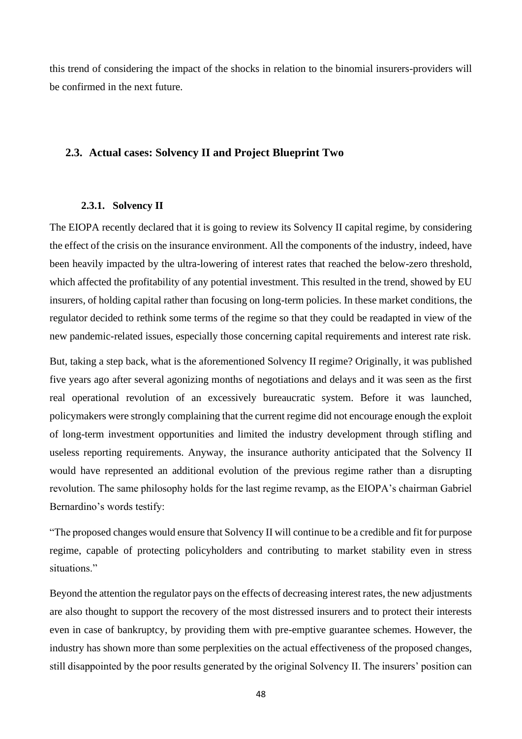this trend of considering the impact of the shocks in relation to the binomial insurers-providers will be confirmed in the next future.

## 2.3. Actual cases: Solvency II and Project Blueprint Two

### 2.3.1. Solvency II

The EIOPA recently declared that it is going to review its Solvency II capital regime, by considering the effect of the crisis on the insurance environment. All the components of the industry, indeed, have been heavily impacted by the ultra-lowering of interest rates that reached the below-zero threshold, which affected the profitability of any potential investment. This resulted in the trend, showed by EU insurers, of holding capital rather than focusing on long-term policies. In these market conditions, the regulator decided to rethink some terms of the regime so that they could be readapted in view of the new pandemic-related issues, especially those concerning capital requirements and interest rate risk.

But, taking a step back, what is the aforementioned Solvency II regime? Originally, it was published five years ago after several agonizing months of negotiations and delays and it was seen as the first real operational revolution of an excessively bureaucratic system. Before it was launched, policymakers were strongly complaining that the current regime did not encourage enough the exploit of long-term investment opportunities and limited the industry development through stifling and useless reporting requirements. Anyway, the insurance authority anticipated that the Solvency II would have represented an additional evolution of the previous regime rather than a disrupting revolution. The same philosophy holds for the last regime revamp, as the EIOPA's chairman Gabriel Bernardino's words testify:

"The proposed changes would ensure that Solvency II will continue to be a credible and fit for purpose regime, capable of protecting policyholders and contributing to market stability even in stress situations."

Beyond the attention the regulator pays on the effects of decreasing interest rates, the new adjustments are also thought to support the recovery of the most distressed insurers and to protect their interests even in case of bankruptcy, by providing them with pre-emptive guarantee schemes. However, the industry has shown more than some perplexities on the actual effectiveness of the proposed changes, still disappointed by the poor results generated by the original Solvency II. The insurers' position can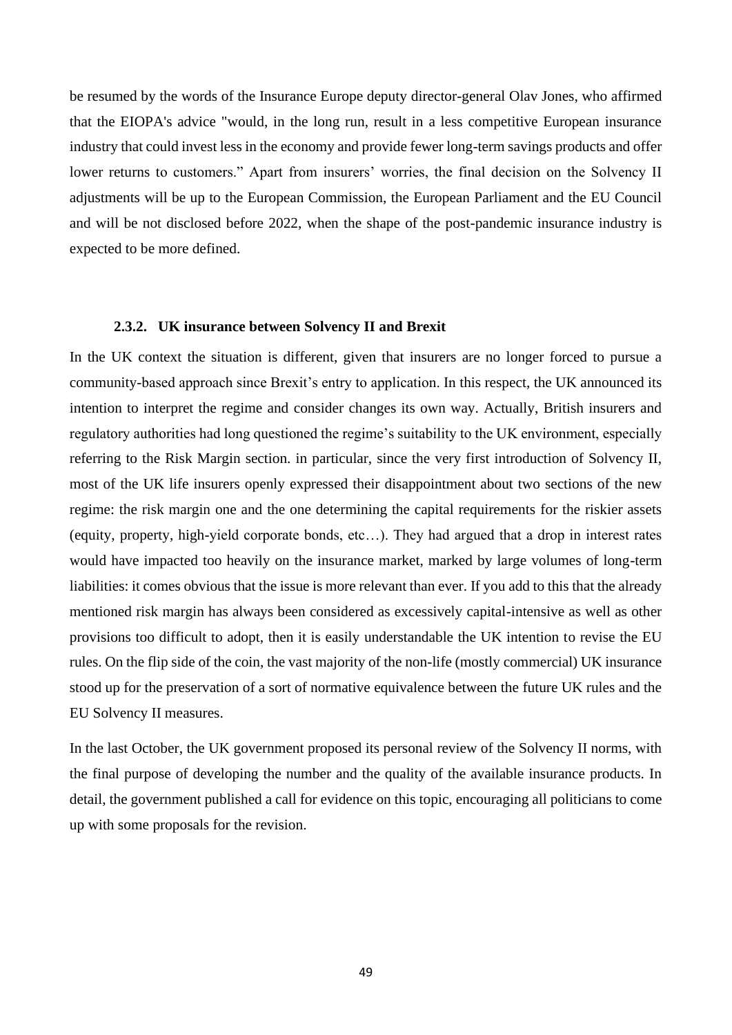be resumed by the words of the Insurance Europe deputy director-general Olav Jones, who affirmed that the EIOPA's advice "would, in the long run, result in a less competitive European insurance industry that could invest less in the economy and provide fewer long-term savings products and offer lower returns to customers." Apart from insurers' worries, the final decision on the Solvency II adjustments will be up to the European Commission, the European Parliament and the EU Council and will be not disclosed before 2022, when the shape of the post-pandemic insurance industry is expected to be more defined.

### 2.3.2. UK insurance between Solvency II and Brexit

In the UK context the situation is different, given that insurers are no longer forced to pursue a community-based approach since Brexit's entry to application. In this respect, the UK announced its intention to interpret the regime and consider changes its own way. Actually, British insurers and regulatory authorities had long questioned the regime's suitability to the UK environment, especially referring to the Risk Margin section. in particular, since the very first introduction of Solvency II, most of the UK life insurers openly expressed their disappointment about two sections of the new regime: the risk margin one and the one determining the capital requirements for the riskier assets (equity, property, high-yield corporate bonds, etc…). They had argued that a drop in interest rates would have impacted too heavily on the insurance market, marked by large volumes of long-term liabilities: it comes obvious that the issue is more relevant than ever. If you add to this that the already mentioned risk margin has always been considered as excessively capital-intensive as well as other provisions too difficult to adopt, then it is easily understandable the UK intention to revise the EU rules. On the flip side of the coin, the vast majority of the non-life (mostly commercial) UK insurance stood up for the preservation of a sort of normative equivalence between the future UK rules and the EU Solvency II measures.

In the last October, the UK government proposed its personal review of the Solvency II norms, with the final purpose of developing the number and the quality of the available insurance products. In detail, the government published a call for evidence on this topic, encouraging all politicians to come up with some proposals for the revision.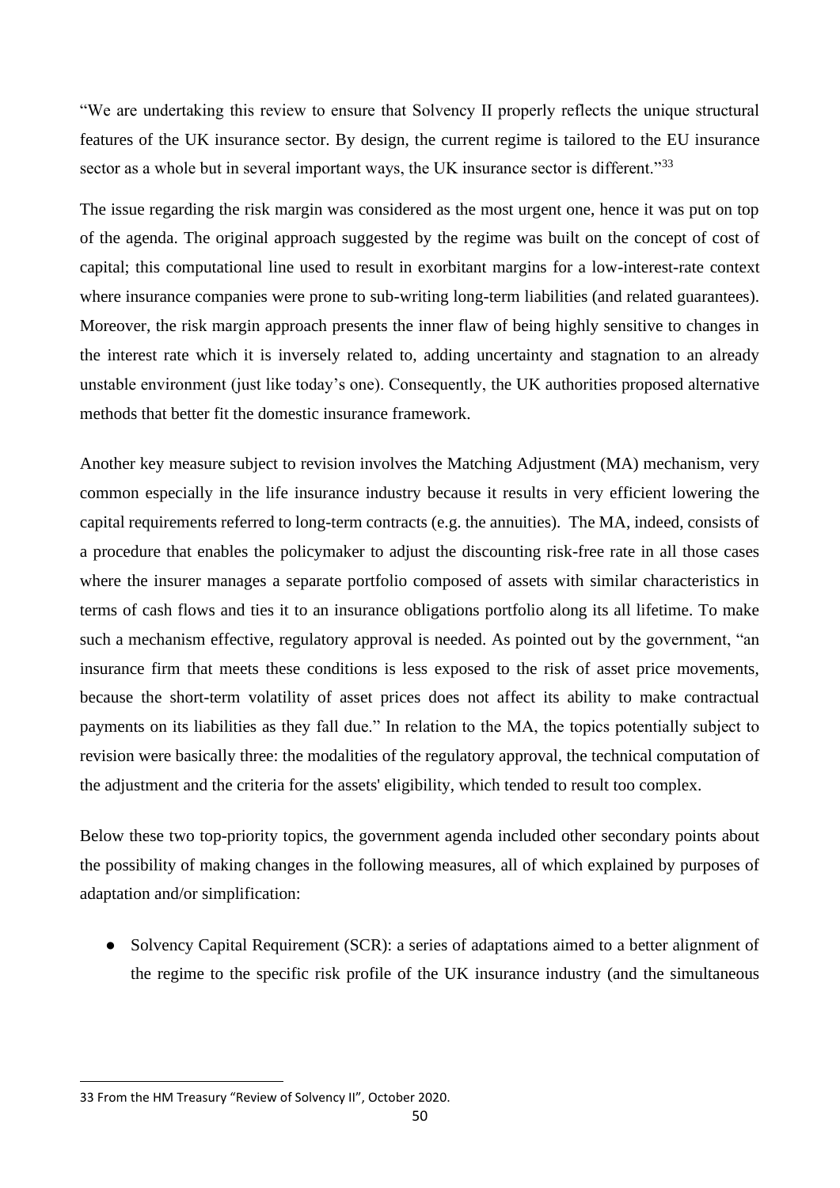"We are undertaking this review to ensure that Solvency II properly reflects the unique structural features of the UK insurance sector. By design, the current regime is tailored to the EU insurance sector as a whole but in several important ways, the UK insurance sector is different."[33]

The issue regarding the risk margin was considered as the most urgent one, hence it was put on top of the agenda. The original approach suggested by the regime was built on the concept of cost of capital; this computational line used to result in exorbitant margins for a low-interest-rate context where insurance companies were prone to sub-writing long-term liabilities (and related guarantees). Moreover, the risk margin approach presents the inner flaw of being highly sensitive to changes in the interest rate which it is inversely related to, adding uncertainty and stagnation to an already unstable environment (just like today's one). Consequently, the UK authorities proposed alternative methods that better fit the domestic insurance framework.

Another key measure subject to revision involves the Matching Adjustment (MA) mechanism, very common especially in the life insurance industry because it results in very efficient lowering the capital requirements referred to long-term contracts (e.g. the annuities). The MA, indeed, consists of a procedure that enables the policymaker to adjust the discounting risk-free rate in all those cases where the insurer manages a separate portfolio composed of assets with similar characteristics in terms of cash flows and ties it to an insurance obligations portfolio along its all lifetime. To make such a mechanism effective, regulatory approval is needed. As pointed out by the government, "an insurance firm that meets these conditions is less exposed to the risk of asset price movements, because the short-term volatility of asset prices does not affect its ability to make contractual payments on its liabilities as they fall due." In relation to the MA, the topics potentially subject to revision were basically three: the modalities of the regulatory approval, the technical computation of the adjustment and the criteria for the assets' eligibility, which tended to result too complex.

Below these two top-priority topics, the government agenda included other secondary points about the possibility of making changes in the following measures, all of which explained by purposes of adaptation and/or simplification:

- Solvency Capital Requirement (SCR): a series of adaptations aimed to a better alignment of the regime to the specific risk profile of the UK insurance industry (and the simultaneous

[33] From the HM Treasury "Review of Solvency II", October 2020.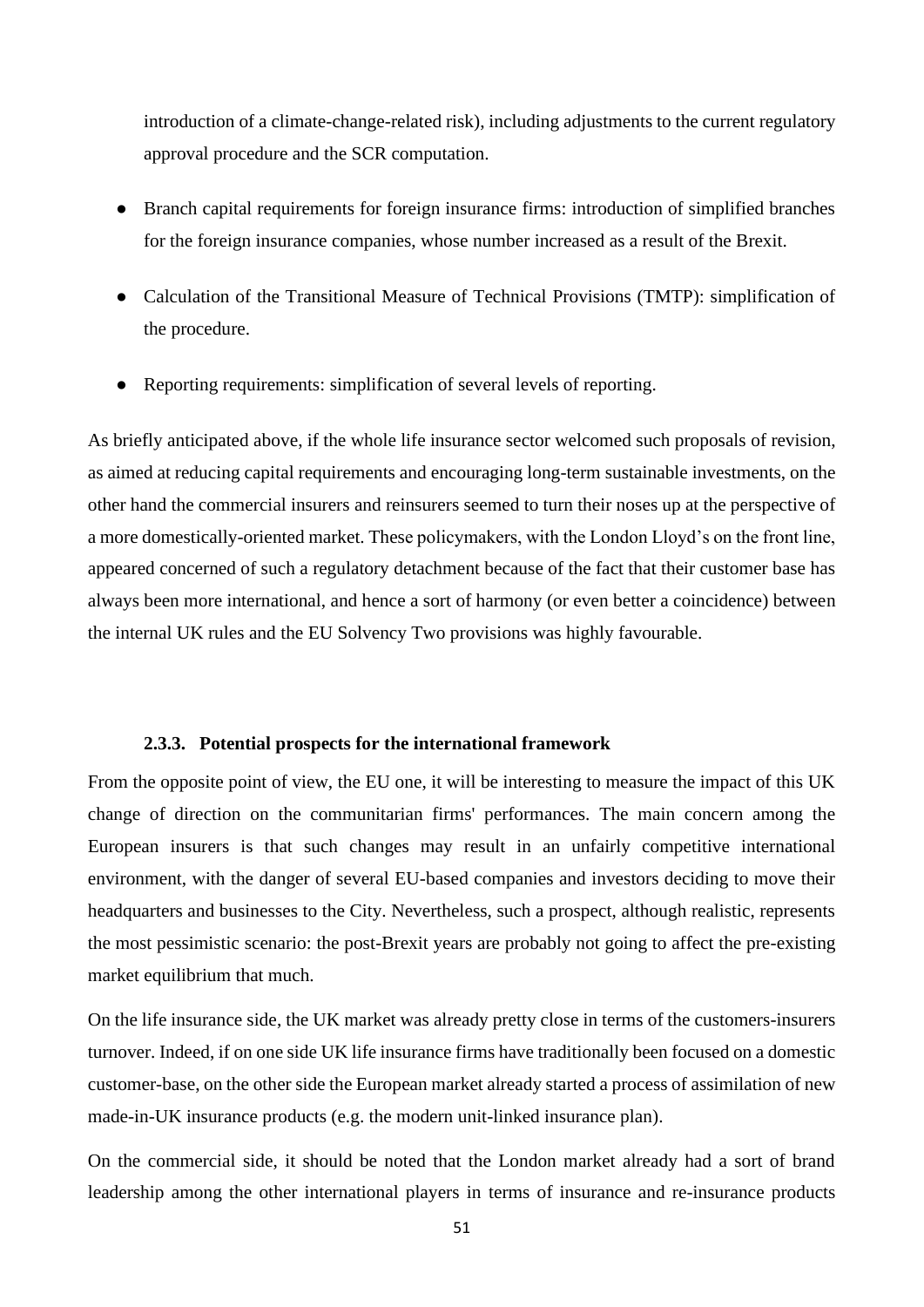introduction of a climate-change-related risk), including adjustments to the current regulatory approval procedure and the SCR computation.

- Branch capital requirements for foreign insurance firms: introduction of simplified branches for the foreign insurance companies, whose number increased as a result of the Brexit.
- Calculation of the Transitional Measure of Technical Provisions (TMTP): simplification of the procedure.
- Reporting requirements: simplification of several levels of reporting.

As briefly anticipated above, if the whole life insurance sector welcomed such proposals of revision, as aimed at reducing capital requirements and encouraging long-term sustainable investments, on the other hand the commercial insurers and reinsurers seemed to turn their noses up at the perspective of a more domestically-oriented market. These policymakers, with the London Lloyd's on the front line, appeared concerned of such a regulatory detachment because of the fact that their customer base has always been more international, and hence a sort of harmony (or even better a coincidence) between the internal UK rules and the EU Solvency Two provisions was highly favourable.

### 2.3.3. Potential prospects for the international framework

From the opposite point of view, the EU one, it will be interesting to measure the impact of this UK change of direction on the communitarian firms' performances. The main concern among the European insurers is that such changes may result in an unfairly competitive international environment, with the danger of several EU-based companies and investors deciding to move their headquarters and businesses to the City. Nevertheless, such a prospect, although realistic, represents the most pessimistic scenario: the post-Brexit years are probably not going to affect the pre-existing market equilibrium that much.

On the life insurance side, the UK market was already pretty close in terms of the customers-insurers turnover. Indeed, if on one side UK life insurance firms have traditionally been focused on a domestic customer-base, on the other side the European market already started a process of assimilation of new made-in-UK insurance products (e.g. the modern unit-linked insurance plan).

On the commercial side, it should be noted that the London market already had a sort of brand leadership among the other international players in terms of insurance and re-insurance products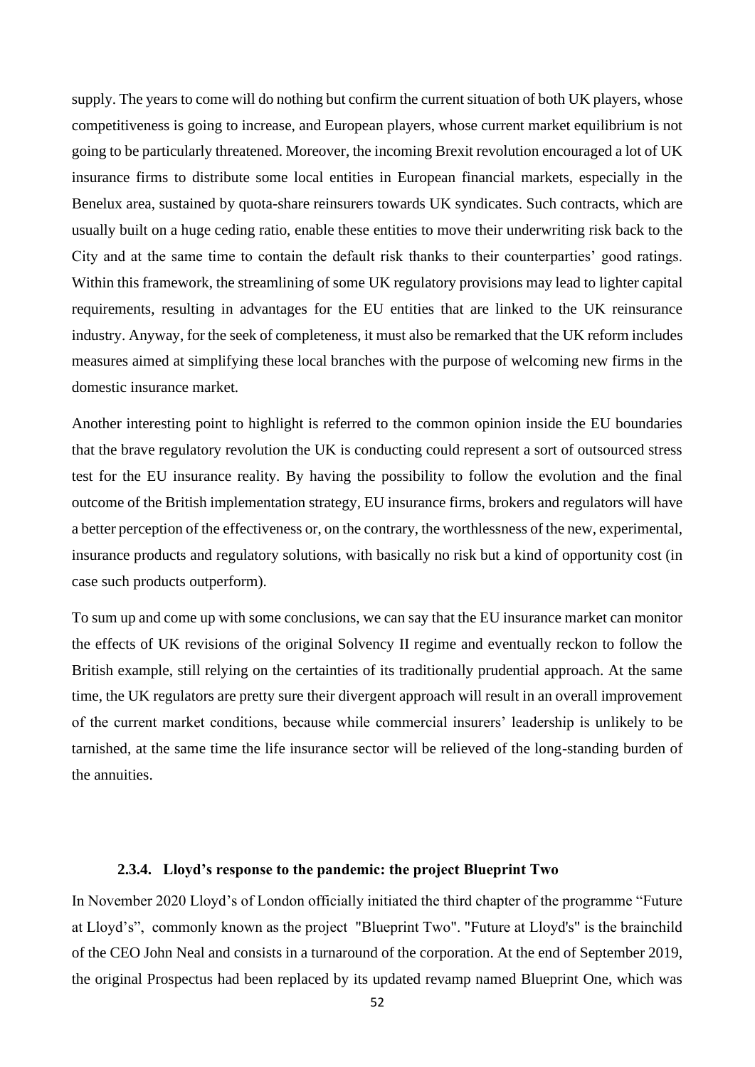supply. The years to come will do nothing but confirm the current situation of both UK players, whose competitiveness is going to increase, and European players, whose current market equilibrium is not going to be particularly threatened. Moreover, the incoming Brexit revolution encouraged a lot of UK insurance firms to distribute some local entities in European financial markets, especially in the Benelux area, sustained by quota-share reinsurers towards UK syndicates. Such contracts, which are usually built on a huge ceding ratio, enable these entities to move their underwriting risk back to the City and at the same time to contain the default risk thanks to their counterparties' good ratings. Within this framework, the streamlining of some UK regulatory provisions may lead to lighter capital requirements, resulting in advantages for the EU entities that are linked to the UK reinsurance industry. Anyway, for the seek of completeness, it must also be remarked that the UK reform includes measures aimed at simplifying these local branches with the purpose of welcoming new firms in the domestic insurance market.

Another interesting point to highlight is referred to the common opinion inside the EU boundaries that the brave regulatory revolution the UK is conducting could represent a sort of outsourced stress test for the EU insurance reality. By having the possibility to follow the evolution and the final outcome of the British implementation strategy, EU insurance firms, brokers and regulators will have a better perception of the effectiveness or, on the contrary, the worthlessness of the new, experimental, insurance products and regulatory solutions, with basically no risk but a kind of opportunity cost (in case such products outperform).

To sum up and come up with some conclusions, we can say that the EU insurance market can monitor the effects of UK revisions of the original Solvency II regime and eventually reckon to follow the British example, still relying on the certainties of its traditionally prudential approach. At the same time, the UK regulators are pretty sure their divergent approach will result in an overall improvement of the current market conditions, because while commercial insurers' leadership is unlikely to be tarnished, at the same time the life insurance sector will be relieved of the long-standing burden of the annuities.

#### 2.3.4. Lloyd's response to the pandemic: the project Blueprint Two

In November 2020 Lloyd's of London officially initiated the third chapter of the programme "Future at Lloyd's", commonly known as the project "Blueprint Two". "Future at Lloyd's" is the brainchild of the CEO John Neal and consists in a turnaround of the corporation. At the end of September 2019, the original Prospectus had been replaced by its updated revamp named Blueprint One, which was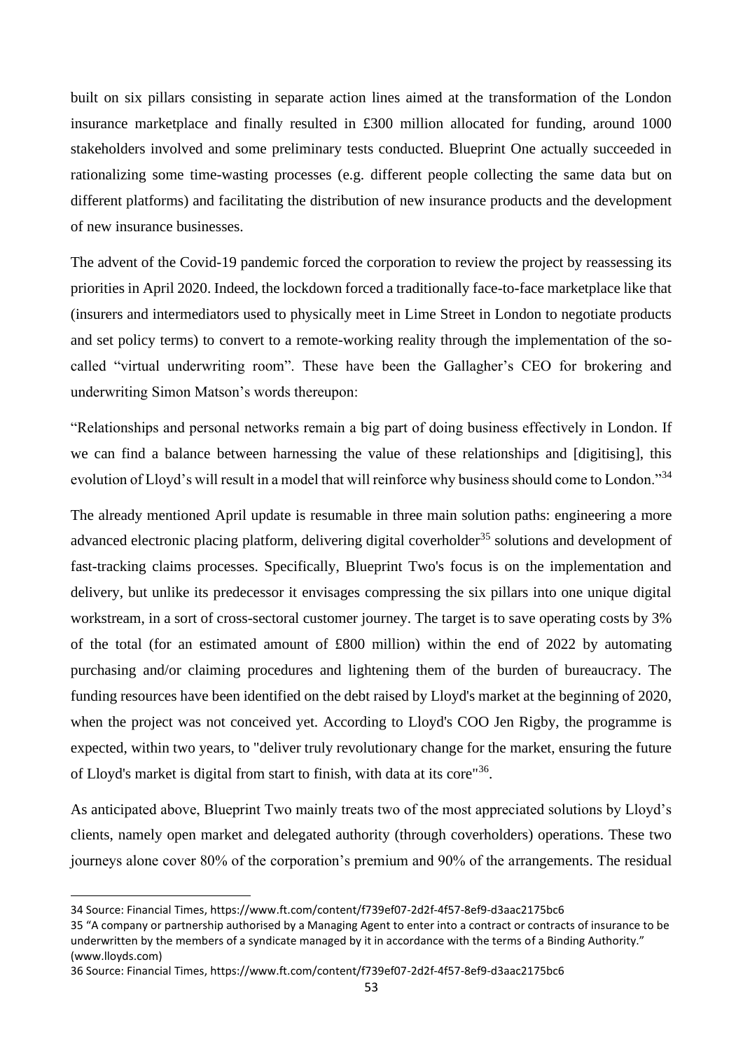built on six pillars consisting in separate action lines aimed at the transformation of the London insurance marketplace and finally resulted in £300 million allocated for funding, around 1000 stakeholders involved and some preliminary tests conducted. Blueprint One actually succeeded in rationalizing some time-wasting processes (e.g. different people collecting the same data but on different platforms) and facilitating the distribution of new insurance products and the development of new insurance businesses.

The advent of the Covid-19 pandemic forced the corporation to review the project by reassessing its priorities in April 2020. Indeed, the lockdown forced a traditionally face-to-face marketplace like that (insurers and intermediators used to physically meet in Lime Street in London to negotiate products and set policy terms) to convert to a remote-working reality through the implementation of the so-called "virtual underwriting room". These have been the Gallagher's CEO for brokering and underwriting Simon Matson's words thereupon:

"Relationships and personal networks remain a big part of doing business effectively in London. If we can find a balance between harnessing the value of these relationships and [digitising], this evolution of Lloyd's will result in a model that will reinforce why business should come to London."[34]

The already mentioned April update is resumable in three main solution paths: engineering a more advanced electronic placing platform, delivering digital coverholder[35] solutions and development of fast-tracking claims processes. Specifically, Blueprint Two's focus is on the implementation and delivery, but unlike its predecessor it envisages compressing the six pillars into one unique digital workstream, in a sort of cross-sectoral customer journey. The target is to save operating costs by 3% of the total (for an estimated amount of £800 million) within the end of 2022 by automating purchasing and/or claiming procedures and lightening them of the burden of bureaucracy. The funding resources have been identified on the debt raised by Lloyd's market at the beginning of 2020, when the project was not conceived yet. According to Lloyd's COO Jen Rigby, the programme is expected, within two years, to "deliver truly revolutionary change for the market, ensuring the future of Lloyd's market is digital from start to finish, with data at its core"[36].

As anticipated above, Blueprint Two mainly treats two of the most appreciated solutions by Lloyd's clients, namely open market and delegated authority (through coverholders) operations. These two journeys alone cover 80% of the corporation's premium and 90% of the arrangements. The residual

---

34 Source: Financial Times, https://www.ft.com/content/f739ef07-2d2f-4f57-8ef9-d3aac2175bc6

35 "A company or partnership authorised by a Managing Agent to enter into a contract or contracts of insurance to be underwritten by the members of a syndicate managed by it in accordance with the terms of a Binding Authority." (www.lloyds.com)

36 Source: Financial Times, https://www.ft.com/content/f739ef07-2d2f-4f57-8ef9-d3aac2175bc6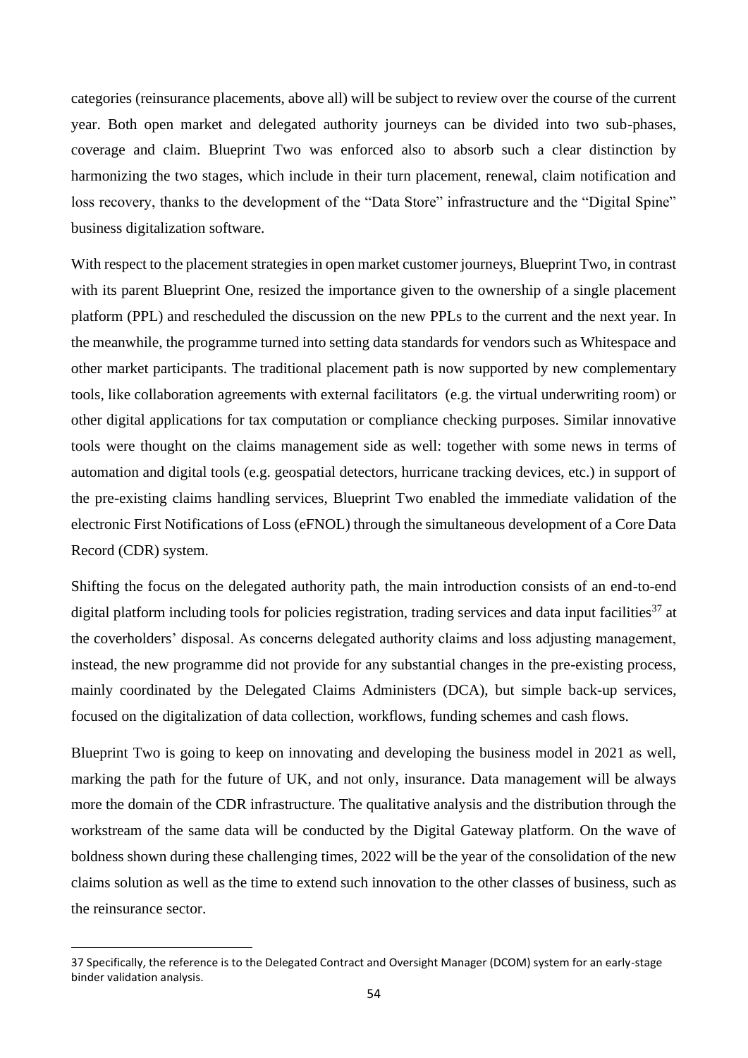categories (reinsurance placements, above all) will be subject to review over the course of the current year. Both open market and delegated authority journeys can be divided into two sub-phases, coverage and claim. Blueprint Two was enforced also to absorb such a clear distinction by harmonizing the two stages, which include in their turn placement, renewal, claim notification and loss recovery, thanks to the development of the "Data Store" infrastructure and the "Digital Spine" business digitalization software.

With respect to the placement strategies in open market customer journeys, Blueprint Two, in contrast with its parent Blueprint One, resized the importance given to the ownership of a single placement platform (PPL) and rescheduled the discussion on the new PPLs to the current and the next year. In the meanwhile, the programme turned into setting data standards for vendors such as Whitespace and other market participants. The traditional placement path is now supported by new complementary tools, like collaboration agreements with external facilitators (e.g. the virtual underwriting room) or other digital applications for tax computation or compliance checking purposes. Similar innovative tools were thought on the claims management side as well: together with some news in terms of automation and digital tools (e.g. geospatial detectors, hurricane tracking devices, etc.) in support of the pre-existing claims handling services, Blueprint Two enabled the immediate validation of the electronic First Notifications of Loss (eFNOL) through the simultaneous development of a Core Data Record (CDR) system.

Shifting the focus on the delegated authority path, the main introduction consists of an end-to-end digital platform including tools for policies registration, trading services and data input facilities[37] at the coverholders' disposal. As concerns delegated authority claims and loss adjusting management, instead, the new programme did not provide for any substantial changes in the pre-existing process, mainly coordinated by the Delegated Claims Administers (DCA), but simple back-up services, focused on the digitalization of data collection, workflows, funding schemes and cash flows.

Blueprint Two is going to keep on innovating and developing the business model in 2021 as well, marking the path for the future of UK, and not only, insurance. Data management will be always more the domain of the CDR infrastructure. The qualitative analysis and the distribution through the workstream of the same data will be conducted by the Digital Gateway platform. On the wave of boldness shown during these challenging times, 2022 will be the year of the consolidation of the new claims solution as well as the time to extend such innovation to the other classes of business, such as the reinsurance sector.

---

37 Specifically, the reference is to the Delegated Contract and Oversight Manager (DCOM) system for an early-stage binder validation analysis.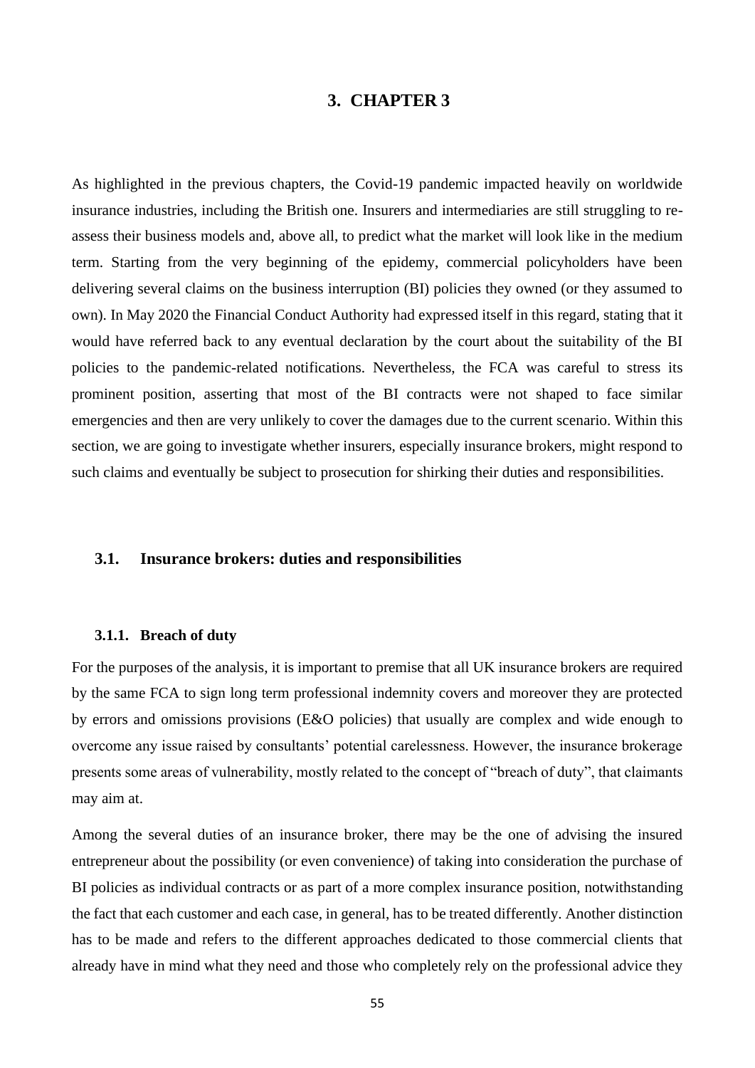# 3. CHAPTER 3

As highlighted in the previous chapters, the Covid-19 pandemic impacted heavily on worldwide insurance industries, including the British one. Insurers and intermediaries are still struggling to re-assess their business models and, above all, to predict what the market will look like in the medium term. Starting from the very beginning of the epidemy, commercial policyholders have been delivering several claims on the business interruption (BI) policies they owned (or they assumed to own). In May 2020 the Financial Conduct Authority had expressed itself in this regard, stating that it would have referred back to any eventual declaration by the court about the suitability of the BI policies to the pandemic-related notifications. Nevertheless, the FCA was careful to stress its prominent position, asserting that most of the BI contracts were not shaped to face similar emergencies and then are very unlikely to cover the damages due to the current scenario. Within this section, we are going to investigate whether insurers, especially insurance brokers, might respond to such claims and eventually be subject to prosecution for shirking their duties and responsibilities.

## 3.1. Insurance brokers: duties and responsibilities

### 3.1.1. Breach of duty

For the purposes of the analysis, it is important to premise that all UK insurance brokers are required by the same FCA to sign long term professional indemnity covers and moreover they are protected by errors and omissions provisions (E&O policies) that usually are complex and wide enough to overcome any issue raised by consultants' potential carelessness. However, the insurance brokerage presents some areas of vulnerability, mostly related to the concept of "breach of duty", that claimants may aim at.

Among the several duties of an insurance broker, there may be the one of advising the insured entrepreneur about the possibility (or even convenience) of taking into consideration the purchase of BI policies as individual contracts or as part of a more complex insurance position, notwithstanding the fact that each customer and each case, in general, has to be treated differently. Another distinction has to be made and refers to the different approaches dedicated to those commercial clients that already have in mind what they need and those who completely rely on the professional advice they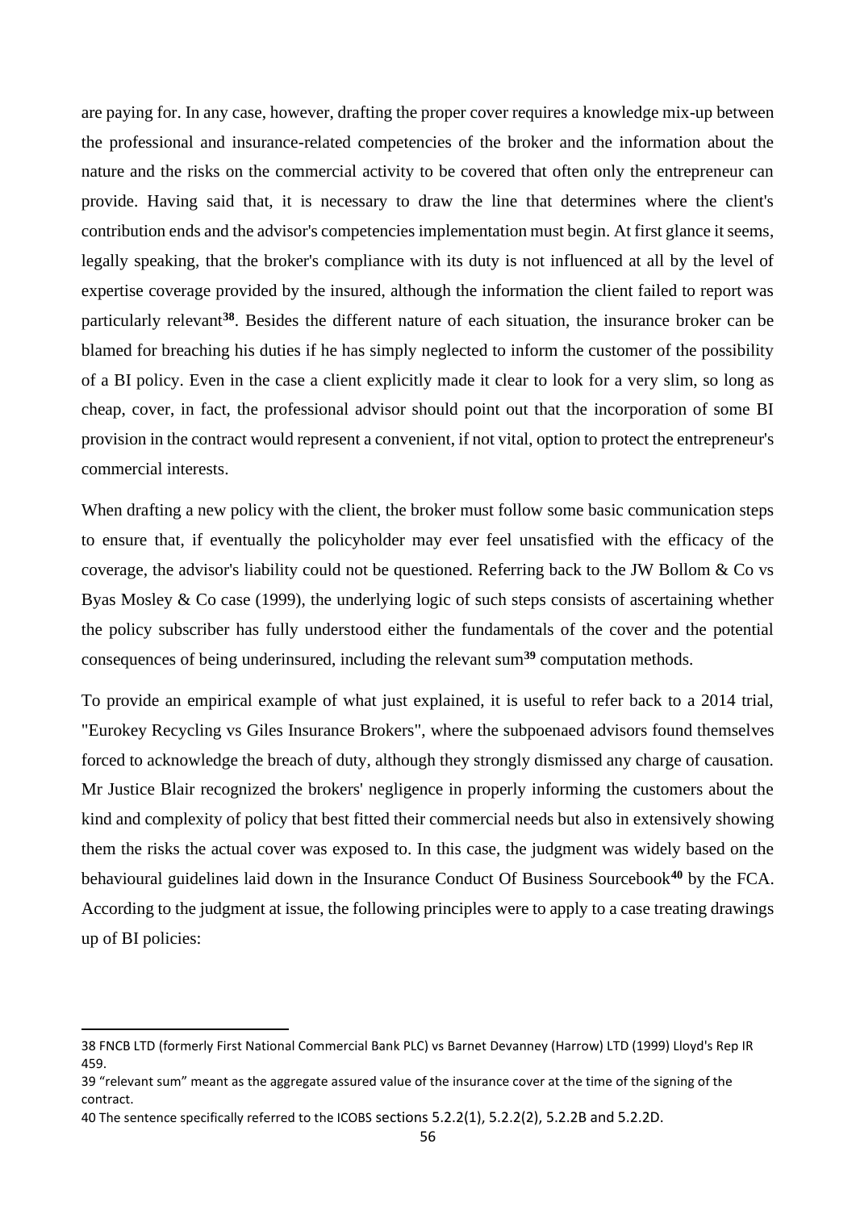are paying for. In any case, however, drafting the proper cover requires a knowledge mix-up between the professional and insurance-related competencies of the broker and the information about the nature and the risks on the commercial activity to be covered that often only the entrepreneur can provide. Having said that, it is necessary to draw the line that determines where the client's contribution ends and the advisor's competencies implementation must begin. At first glance it seems, legally speaking, that the broker's compliance with its duty is not influenced at all by the level of expertise coverage provided by the insured, although the information the client failed to report was particularly relevant[38]. Besides the different nature of each situation, the insurance broker can be blamed for breaching his duties if he has simply neglected to inform the customer of the possibility of a BI policy. Even in the case a client explicitly made it clear to look for a very slim, so long as cheap, cover, in fact, the professional advisor should point out that the incorporation of some BI provision in the contract would represent a convenient, if not vital, option to protect the entrepreneur's commercial interests.

When drafting a new policy with the client, the broker must follow some basic communication steps to ensure that, if eventually the policyholder may ever feel unsatisfied with the efficacy of the coverage, the advisor's liability could not be questioned. Referring back to the JW Bollom & Co vs Byas Mosley & Co case (1999), the underlying logic of such steps consists of ascertaining whether the policy subscriber has fully understood either the fundamentals of the cover and the potential consequences of being underinsured, including the relevant sum[39] computation methods.

To provide an empirical example of what just explained, it is useful to refer back to a 2014 trial, "Eurokey Recycling vs Giles Insurance Brokers", where the subpoenaed advisors found themselves forced to acknowledge the breach of duty, although they strongly dismissed any charge of causation. Mr Justice Blair recognized the brokers' negligence in properly informing the customers about the kind and complexity of policy that best fitted their commercial needs but also in extensively showing them the risks the actual cover was exposed to. In this case, the judgment was widely based on the behavioural guidelines laid down in the Insurance Conduct Of Business Sourcebook[40] by the FCA. According to the judgment at issue, the following principles were to apply to a case treating drawings up of BI policies:

---

38 FNCB LTD (formerly First National Commercial Bank PLC) vs Barnet Devanney (Harrow) LTD (1999) Lloyd's Rep IR 459.

39 "relevant sum" meant as the aggregate assured value of the insurance cover at the time of the signing of the contract.

40 The sentence specifically referred to the ICOBS sections 5.2.2(1), 5.2.2(2), 5.2.2B and 5.2.2D.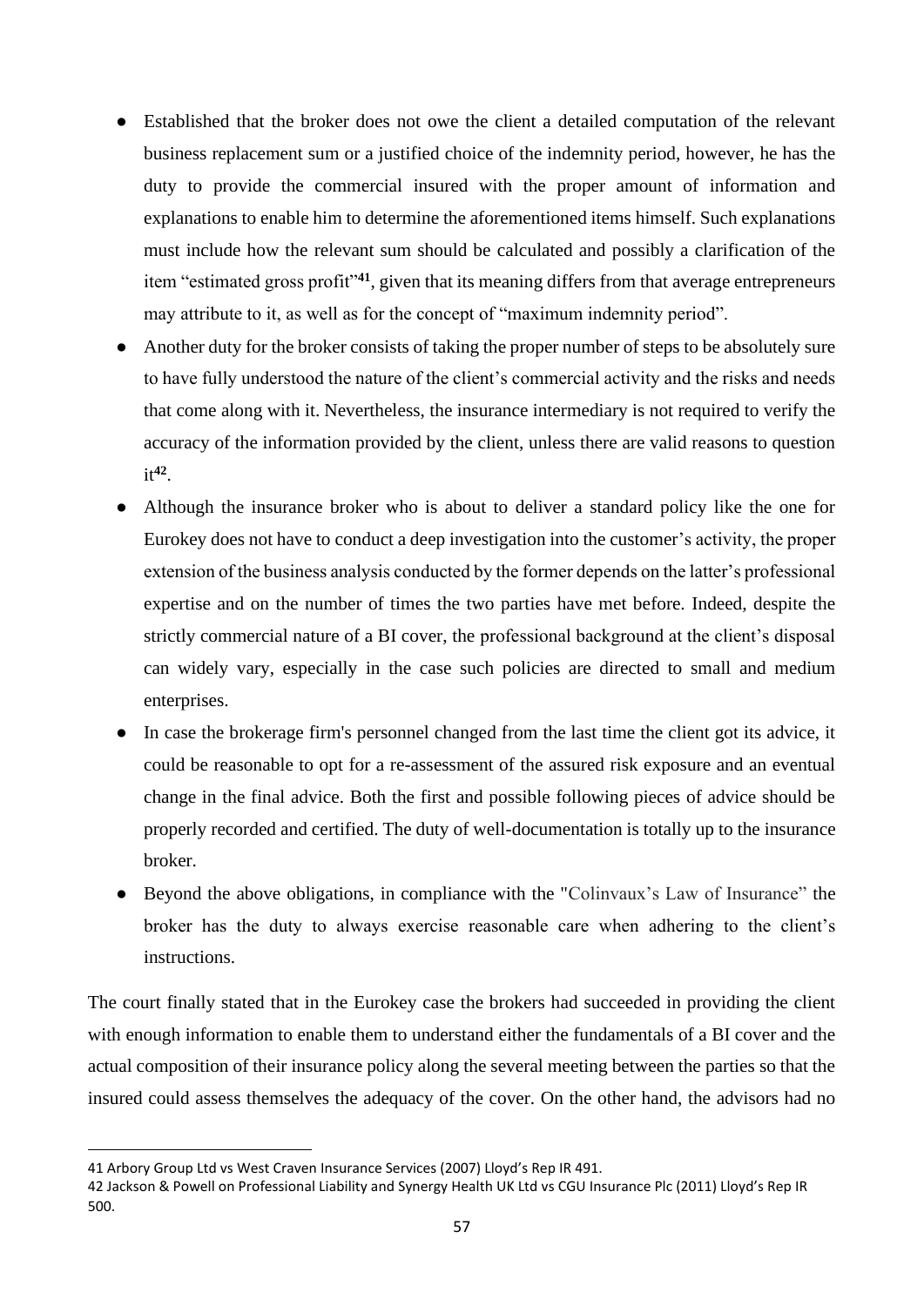- Established that the broker does not owe the client a detailed computation of the relevant business replacement sum or a justified choice of the indemnity period, however, he has the duty to provide the commercial insured with the proper amount of information and explanations to enable him to determine the aforementioned items himself. Such explanations must include how the relevant sum should be calculated and possibly a clarification of the item "estimated gross profit"[41], given that its meaning differs from that average entrepreneurs may attribute to it, as well as for the concept of "maximum indemnity period".
- Another duty for the broker consists of taking the proper number of steps to be absolutely sure to have fully understood the nature of the client's commercial activity and the risks and needs that come along with it. Nevertheless, the insurance intermediary is not required to verify the accuracy of the information provided by the client, unless there are valid reasons to question it[42].
- Although the insurance broker who is about to deliver a standard policy like the one for Eurokey does not have to conduct a deep investigation into the customer's activity, the proper extension of the business analysis conducted by the former depends on the latter's professional expertise and on the number of times the two parties have met before. Indeed, despite the strictly commercial nature of a BI cover, the professional background at the client's disposal can widely vary, especially in the case such policies are directed to small and medium enterprises.
- In case the brokerage firm's personnel changed from the last time the client got its advice, it could be reasonable to opt for a re-assessment of the assured risk exposure and an eventual change in the final advice. Both the first and possible following pieces of advice should be properly recorded and certified. The duty of well-documentation is totally up to the insurance broker.
- Beyond the above obligations, in compliance with the "Colinvaux's Law of Insurance" the broker has the duty to always exercise reasonable care when adhering to the client's instructions.

The court finally stated that in the Eurokey case the brokers had succeeded in providing the client with enough information to enable them to understand either the fundamentals of a BI cover and the actual composition of their insurance policy along the several meeting between the parties so that the insured could assess themselves the adequacy of the cover. On the other hand, the advisors had no

---

41 Arbory Group Ltd vs West Craven Insurance Services (2007) Lloyd's Rep IR 491.

42 Jackson & Powell on Professional Liability and Synergy Health UK Ltd vs CGU Insurance Plc (2011) Lloyd's Rep IR 500.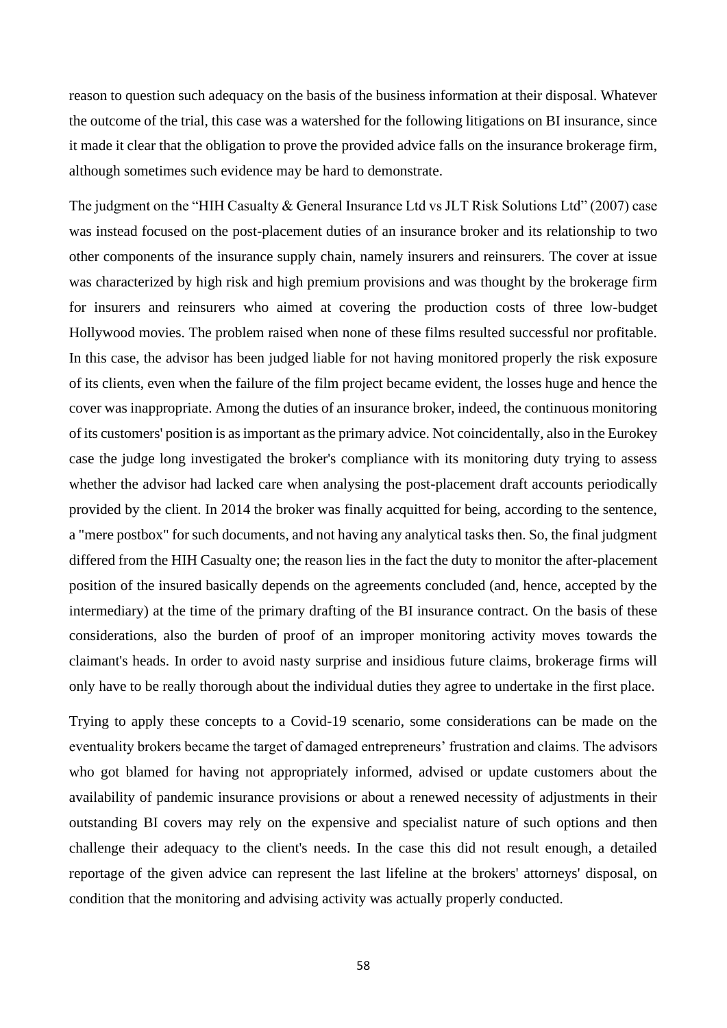reason to question such adequacy on the basis of the business information at their disposal. Whatever the outcome of the trial, this case was a watershed for the following litigations on BI insurance, since it made it clear that the obligation to prove the provided advice falls on the insurance brokerage firm, although sometimes such evidence may be hard to demonstrate.

The judgment on the "HIH Casualty & General Insurance Ltd vs JLT Risk Solutions Ltd" (2007) case was instead focused on the post-placement duties of an insurance broker and its relationship to two other components of the insurance supply chain, namely insurers and reinsurers. The cover at issue was characterized by high risk and high premium provisions and was thought by the brokerage firm for insurers and reinsurers who aimed at covering the production costs of three low-budget Hollywood movies. The problem raised when none of these films resulted successful nor profitable. In this case, the advisor has been judged liable for not having monitored properly the risk exposure of its clients, even when the failure of the film project became evident, the losses huge and hence the cover was inappropriate. Among the duties of an insurance broker, indeed, the continuous monitoring of its customers' position is as important as the primary advice. Not coincidentally, also in the Eurokey case the judge long investigated the broker's compliance with its monitoring duty trying to assess whether the advisor had lacked care when analysing the post-placement draft accounts periodically provided by the client. In 2014 the broker was finally acquitted for being, according to the sentence, a "mere postbox" for such documents, and not having any analytical tasks then. So, the final judgment differed from the HIH Casualty one; the reason lies in the fact the duty to monitor the after-placement position of the insured basically depends on the agreements concluded (and, hence, accepted by the intermediary) at the time of the primary drafting of the BI insurance contract. On the basis of these considerations, also the burden of proof of an improper monitoring activity moves towards the claimant's heads. In order to avoid nasty surprise and insidious future claims, brokerage firms will only have to be really thorough about the individual duties they agree to undertake in the first place.

Trying to apply these concepts to a Covid-19 scenario, some considerations can be made on the eventuality brokers became the target of damaged entrepreneurs' frustration and claims. The advisors who got blamed for having not appropriately informed, advised or update customers about the availability of pandemic insurance provisions or about a renewed necessity of adjustments in their outstanding BI covers may rely on the expensive and specialist nature of such options and then challenge their adequacy to the client's needs. In the case this did not result enough, a detailed reportage of the given advice can represent the last lifeline at the brokers' attorneys' disposal, on condition that the monitoring and advising activity was actually properly conducted.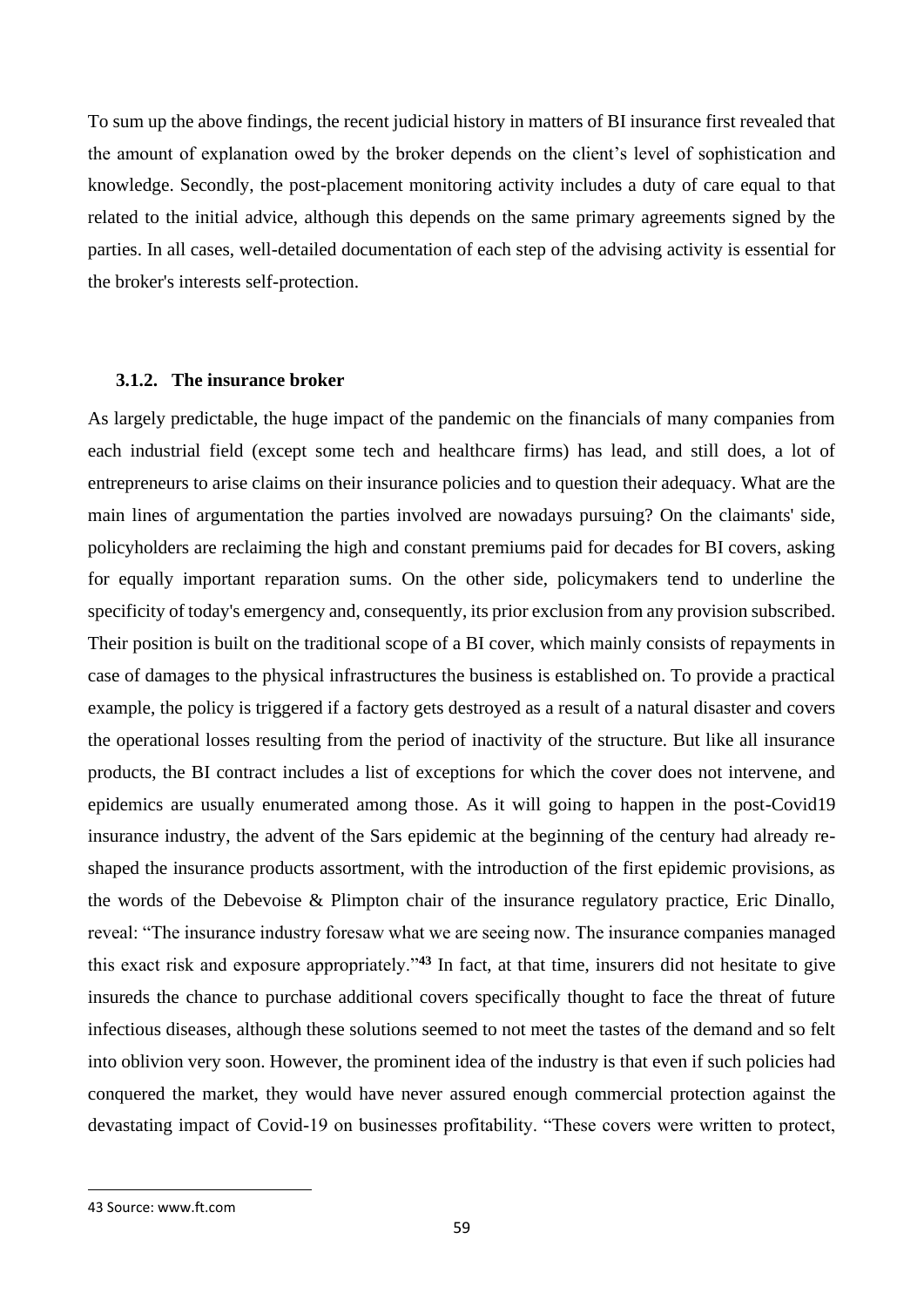To sum up the above findings, the recent judicial history in matters of BI insurance first revealed that the amount of explanation owed by the broker depends on the client's level of sophistication and knowledge. Secondly, the post-placement monitoring activity includes a duty of care equal to that related to the initial advice, although this depends on the same primary agreements signed by the parties. In all cases, well-detailed documentation of each step of the advising activity is essential for the broker's interests self-protection.

### 3.1.2. The insurance broker

As largely predictable, the huge impact of the pandemic on the financials of many companies from each industrial field (except some tech and healthcare firms) has lead, and still does, a lot of entrepreneurs to arise claims on their insurance policies and to question their adequacy. What are the main lines of argumentation the parties involved are nowadays pursuing? On the claimants' side, policyholders are reclaiming the high and constant premiums paid for decades for BI covers, asking for equally important reparation sums. On the other side, policymakers tend to underline the specificity of today's emergency and, consequently, its prior exclusion from any provision subscribed. Their position is built on the traditional scope of a BI cover, which mainly consists of repayments in case of damages to the physical infrastructures the business is established on. To provide a practical example, the policy is triggered if a factory gets destroyed as a result of a natural disaster and covers the operational losses resulting from the period of inactivity of the structure. But like all insurance products, the BI contract includes a list of exceptions for which the cover does not intervene, and epidemics are usually enumerated among those. As it will going to happen in the post-Covid19 insurance industry, the advent of the Sars epidemic at the beginning of the century had already re-shaped the insurance products assortment, with the introduction of the first epidemic provisions, as the words of the Debevoise & Plimpton chair of the insurance regulatory practice, Eric Dinallo, reveal: "The insurance industry foresaw what we are seeing now. The insurance companies managed this exact risk and exposure appropriately."[43] In fact, at that time, insurers did not hesitate to give insureds the chance to purchase additional covers specifically thought to face the threat of future infectious diseases, although these solutions seemed to not meet the tastes of the demand and so felt into oblivion very soon. However, the prominent idea of the industry is that even if such policies had conquered the market, they would have never assured enough commercial protection against the devastating impact of Covid-19 on businesses profitability. "These covers were written to protect,

43 Source: www.ft.com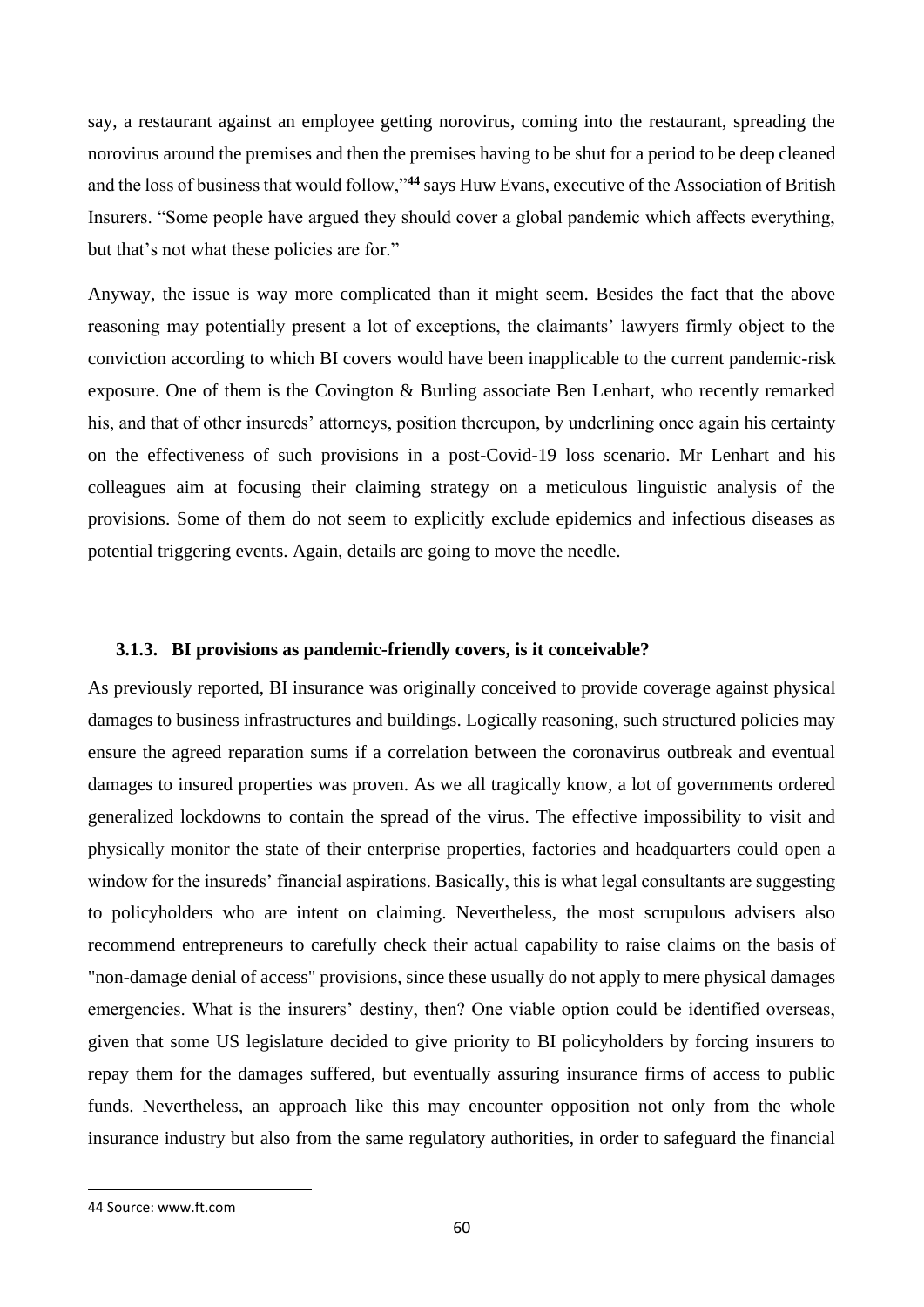say, a restaurant against an employee getting norovirus, coming into the restaurant, spreading the norovirus around the premises and then the premises having to be shut for a period to be deep cleaned and the loss of business that would follow,"[44] says Huw Evans, executive of the Association of British Insurers. "Some people have argued they should cover a global pandemic which affects everything, but that's not what these policies are for."

Anyway, the issue is way more complicated than it might seem. Besides the fact that the above reasoning may potentially present a lot of exceptions, the claimants' lawyers firmly object to the conviction according to which BI covers would have been inapplicable to the current pandemic-risk exposure. One of them is the Covington & Burling associate Ben Lenhart, who recently remarked his, and that of other insureds' attorneys, position thereupon, by underlining once again his certainty on the effectiveness of such provisions in a post-Covid-19 loss scenario. Mr Lenhart and his colleagues aim at focusing their claiming strategy on a meticulous linguistic analysis of the provisions. Some of them do not seem to explicitly exclude epidemics and infectious diseases as potential triggering events. Again, details are going to move the needle.

### 3.1.3. BI provisions as pandemic-friendly covers, is it conceivable?

As previously reported, BI insurance was originally conceived to provide coverage against physical damages to business infrastructures and buildings. Logically reasoning, such structured policies may ensure the agreed reparation sums if a correlation between the coronavirus outbreak and eventual damages to insured properties was proven. As we all tragically know, a lot of governments ordered generalized lockdowns to contain the spread of the virus. The effective impossibility to visit and physically monitor the state of their enterprise properties, factories and headquarters could open a window for the insureds' financial aspirations. Basically, this is what legal consultants are suggesting to policyholders who are intent on claiming. Nevertheless, the most scrupulous advisers also recommend entrepreneurs to carefully check their actual capability to raise claims on the basis of "non-damage denial of access" provisions, since these usually do not apply to mere physical damages emergencies. What is the insurers' destiny, then? One viable option could be identified overseas, given that some US legislature decided to give priority to BI policyholders by forcing insurers to repay them for the damages suffered, but eventually assuring insurance firms of access to public funds. Nevertheless, an approach like this may encounter opposition not only from the whole insurance industry but also from the same regulatory authorities, in order to safeguard the financial

---

44 Source: www.ft.com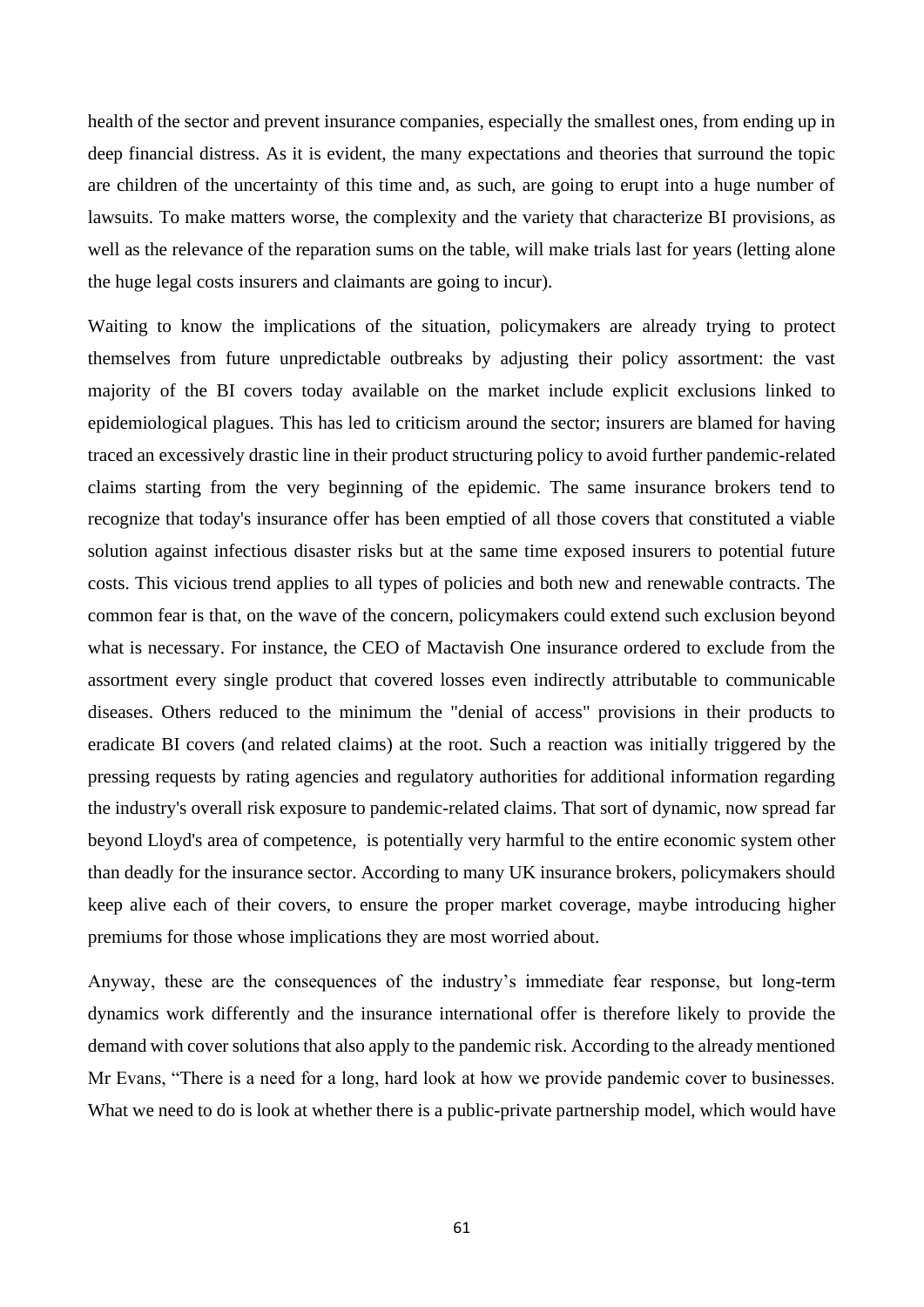health of the sector and prevent insurance companies, especially the smallest ones, from ending up in deep financial distress. As it is evident, the many expectations and theories that surround the topic are children of the uncertainty of this time and, as such, are going to erupt into a huge number of lawsuits. To make matters worse, the complexity and the variety that characterize BI provisions, as well as the relevance of the reparation sums on the table, will make trials last for years (letting alone the huge legal costs insurers and claimants are going to incur).

Waiting to know the implications of the situation, policymakers are already trying to protect themselves from future unpredictable outbreaks by adjusting their policy assortment: the vast majority of the BI covers today available on the market include explicit exclusions linked to epidemiological plagues. This has led to criticism around the sector; insurers are blamed for having traced an excessively drastic line in their product structuring policy to avoid further pandemic-related claims starting from the very beginning of the epidemic. The same insurance brokers tend to recognize that today's insurance offer has been emptied of all those covers that constituted a viable solution against infectious disaster risks but at the same time exposed insurers to potential future costs. This vicious trend applies to all types of policies and both new and renewable contracts. The common fear is that, on the wave of the concern, policymakers could extend such exclusion beyond what is necessary. For instance, the CEO of Mactavish One insurance ordered to exclude from the assortment every single product that covered losses even indirectly attributable to communicable diseases. Others reduced to the minimum the "denial of access" provisions in their products to eradicate BI covers (and related claims) at the root. Such a reaction was initially triggered by the pressing requests by rating agencies and regulatory authorities for additional information regarding the industry's overall risk exposure to pandemic-related claims. That sort of dynamic, now spread far beyond Lloyd's area of competence, is potentially very harmful to the entire economic system other than deadly for the insurance sector. According to many UK insurance brokers, policymakers should keep alive each of their covers, to ensure the proper market coverage, maybe introducing higher premiums for those whose implications they are most worried about.

Anyway, these are the consequences of the industry's immediate fear response, but long-term dynamics work differently and the insurance international offer is therefore likely to provide the demand with cover solutions that also apply to the pandemic risk. According to the already mentioned Mr Evans, "There is a need for a long, hard look at how we provide pandemic cover to businesses. What we need to do is look at whether there is a public-private partnership model, which would have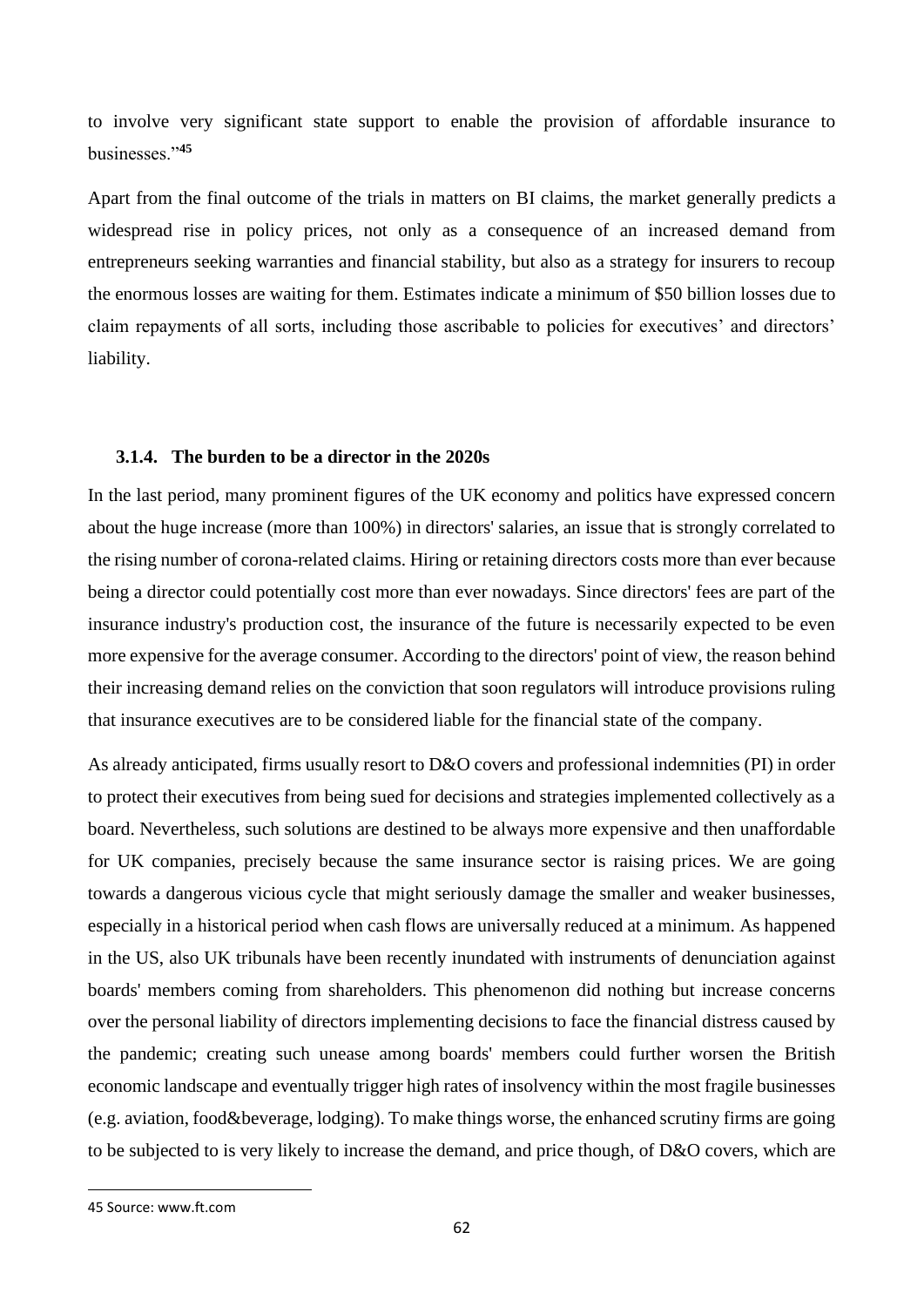to involve very significant state support to enable the provision of affordable insurance to businesses."[45]

Apart from the final outcome of the trials in matters on BI claims, the market generally predicts a widespread rise in policy prices, not only as a consequence of an increased demand from entrepreneurs seeking warranties and financial stability, but also as a strategy for insurers to recoup the enormous losses are waiting for them. Estimates indicate a minimum of $50 billion losses due to claim repayments of all sorts, including those ascribable to policies for executives' and directors' liability.

### 3.1.4. The burden to be a director in the 2020s

In the last period, many prominent figures of the UK economy and politics have expressed concern about the huge increase (more than 100%) in directors' salaries, an issue that is strongly correlated to the rising number of corona-related claims. Hiring or retaining directors costs more than ever because being a director could potentially cost more than ever nowadays. Since directors' fees are part of the insurance industry's production cost, the insurance of the future is necessarily expected to be even more expensive for the average consumer. According to the directors' point of view, the reason behind their increasing demand relies on the conviction that soon regulators will introduce provisions ruling that insurance executives are to be considered liable for the financial state of the company.

As already anticipated, firms usually resort to D&O covers and professional indemnities (PI) in order to protect their executives from being sued for decisions and strategies implemented collectively as a board. Nevertheless, such solutions are destined to be always more expensive and then unaffordable for UK companies, precisely because the same insurance sector is raising prices. We are going towards a dangerous vicious cycle that might seriously damage the smaller and weaker businesses, especially in a historical period when cash flows are universally reduced at a minimum. As happened in the US, also UK tribunals have been recently inundated with instruments of denunciation against boards' members coming from shareholders. This phenomenon did nothing but increase concerns over the personal liability of directors implementing decisions to face the financial distress caused by the pandemic; creating such unease among boards' members could further worsen the British economic landscape and eventually trigger high rates of insolvency within the most fragile businesses (e.g. aviation, food&beverage, lodging). To make things worse, the enhanced scrutiny firms are going to be subjected to is very likely to increase the demand, and price though, of D&O covers, which are

[45] Source: www.ft.com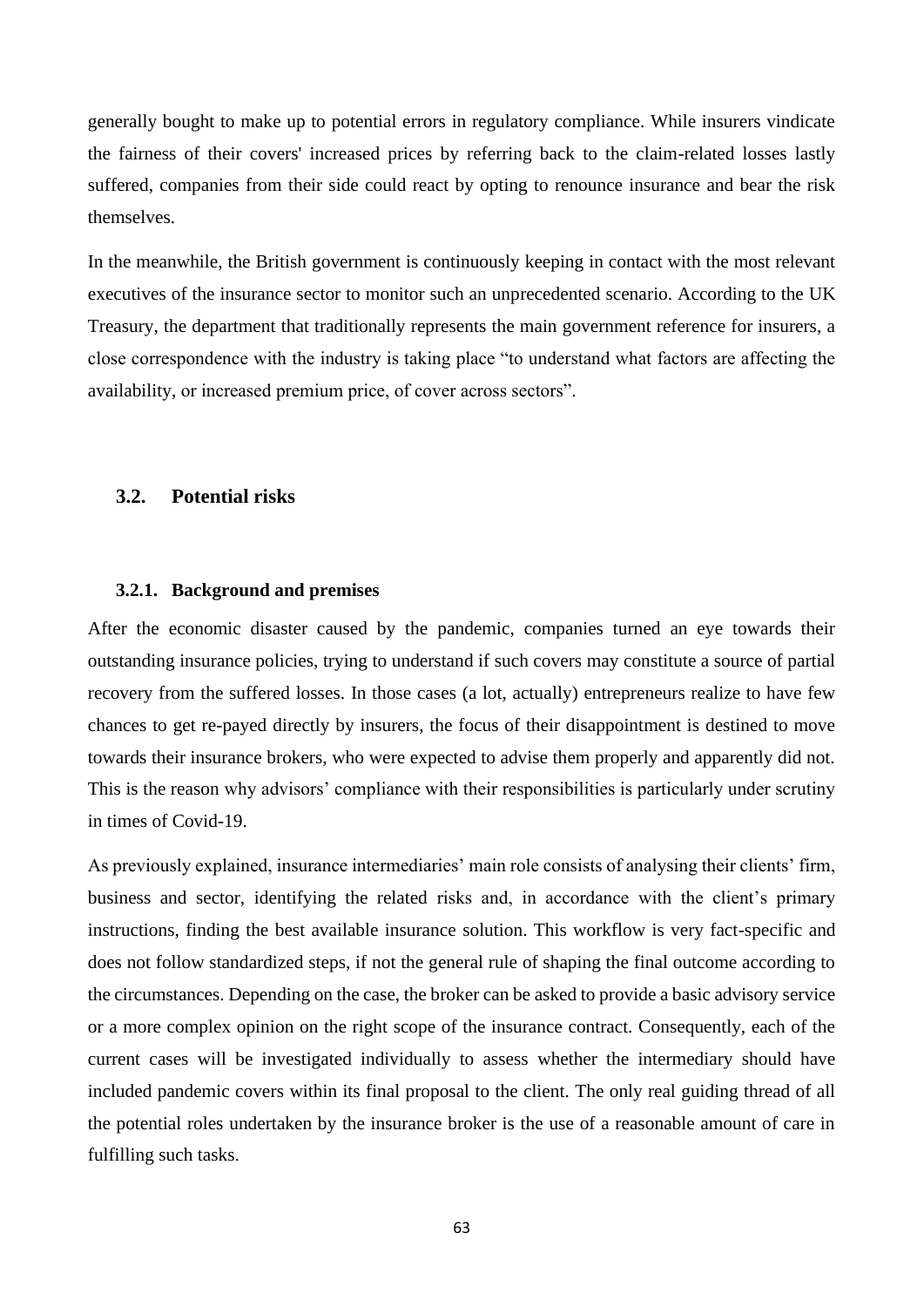generally bought to make up to potential errors in regulatory compliance. While insurers vindicate the fairness of their covers' increased prices by referring back to the claim-related losses lastly suffered, companies from their side could react by opting to renounce insurance and bear the risk themselves.

In the meanwhile, the British government is continuously keeping in contact with the most relevant executives of the insurance sector to monitor such an unprecedented scenario. According to the UK Treasury, the department that traditionally represents the main government reference for insurers, a close correspondence with the industry is taking place "to understand what factors are affecting the availability, or increased premium price, of cover across sectors".

## 3.2. Potential risks

### 3.2.1. Background and premises

After the economic disaster caused by the pandemic, companies turned an eye towards their outstanding insurance policies, trying to understand if such covers may constitute a source of partial recovery from the suffered losses. In those cases (a lot, actually) entrepreneurs realize to have few chances to get re-payed directly by insurers, the focus of their disappointment is destined to move towards their insurance brokers, who were expected to advise them properly and apparently did not. This is the reason why advisors' compliance with their responsibilities is particularly under scrutiny in times of Covid-19.

As previously explained, insurance intermediaries' main role consists of analysing their clients' firm, business and sector, identifying the related risks and, in accordance with the client's primary instructions, finding the best available insurance solution. This workflow is very fact-specific and does not follow standardized steps, if not the general rule of shaping the final outcome according to the circumstances. Depending on the case, the broker can be asked to provide a basic advisory service or a more complex opinion on the right scope of the insurance contract. Consequently, each of the current cases will be investigated individually to assess whether the intermediary should have included pandemic covers within its final proposal to the client. The only real guiding thread of all the potential roles undertaken by the insurance broker is the use of a reasonable amount of care in fulfilling such tasks.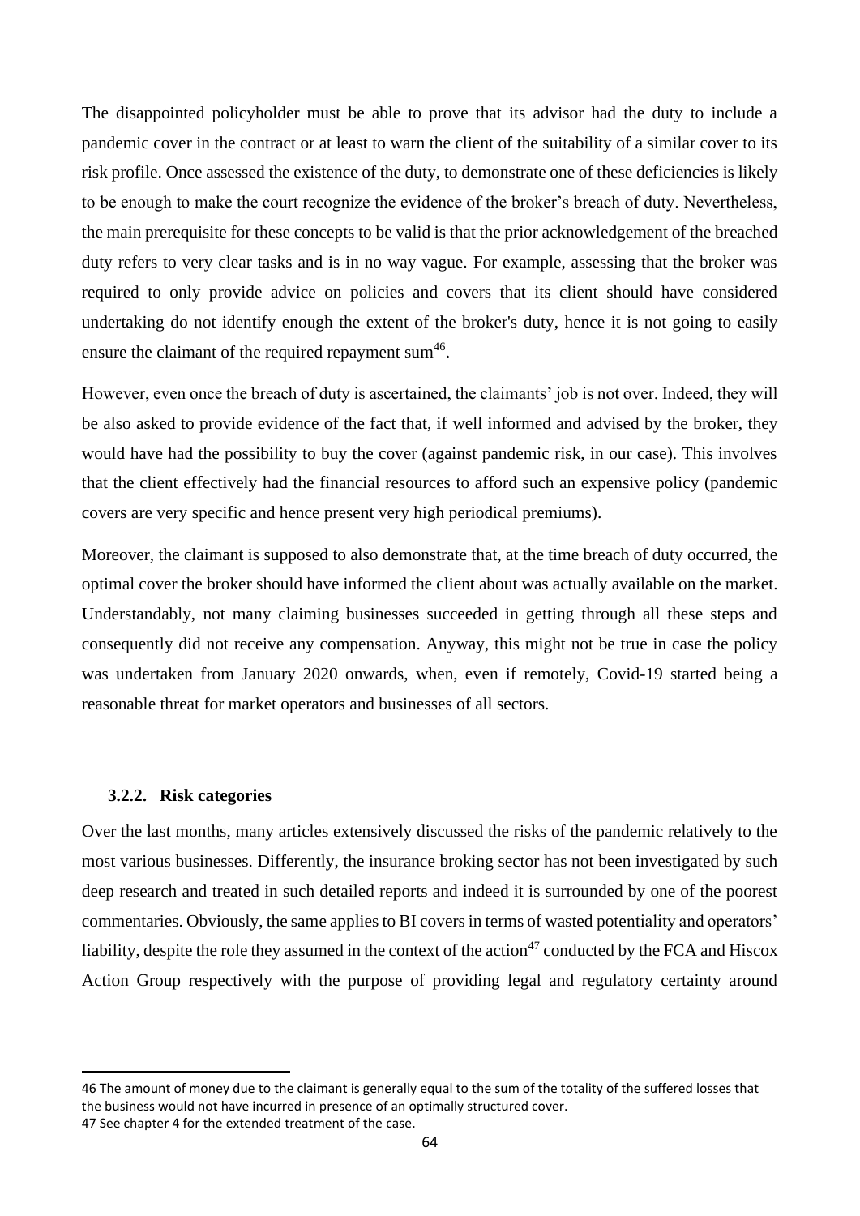The disappointed policyholder must be able to prove that its advisor had the duty to include a pandemic cover in the contract or at least to warn the client of the suitability of a similar cover to its risk profile. Once assessed the existence of the duty, to demonstrate one of these deficiencies is likely to be enough to make the court recognize the evidence of the broker's breach of duty. Nevertheless, the main prerequisite for these concepts to be valid is that the prior acknowledgement of the breached duty refers to very clear tasks and is in no way vague. For example, assessing that the broker was required to only provide advice on policies and covers that its client should have considered undertaking do not identify enough the extent of the broker's duty, hence it is not going to easily ensure the claimant of the required repayment sum[46].

However, even once the breach of duty is ascertained, the claimants' job is not over. Indeed, they will be also asked to provide evidence of the fact that, if well informed and advised by the broker, they would have had the possibility to buy the cover (against pandemic risk, in our case). This involves that the client effectively had the financial resources to afford such an expensive policy (pandemic covers are very specific and hence present very high periodical premiums).

Moreover, the claimant is supposed to also demonstrate that, at the time breach of duty occurred, the optimal cover the broker should have informed the client about was actually available on the market. Understandably, not many claiming businesses succeeded in getting through all these steps and consequently did not receive any compensation. Anyway, this might not be true in case the policy was undertaken from January 2020 onwards, when, even if remotely, Covid-19 started being a reasonable threat for market operators and businesses of all sectors.

### 3.2.2. Risk categories

Over the last months, many articles extensively discussed the risks of the pandemic relatively to the most various businesses. Differently, the insurance broking sector has not been investigated by such deep research and treated in such detailed reports and indeed it is surrounded by one of the poorest commentaries. Obviously, the same applies to BI covers in terms of wasted potentiality and operators' liability, despite the role they assumed in the context of the action[47] conducted by the FCA and Hiscox Action Group respectively with the purpose of providing legal and regulatory certainty around

---

46 The amount of money due to the claimant is generally equal to the sum of the totality of the suffered losses that the business would not have incurred in presence of an optimally structured cover.

47 See chapter 4 for the extended treatment of the case.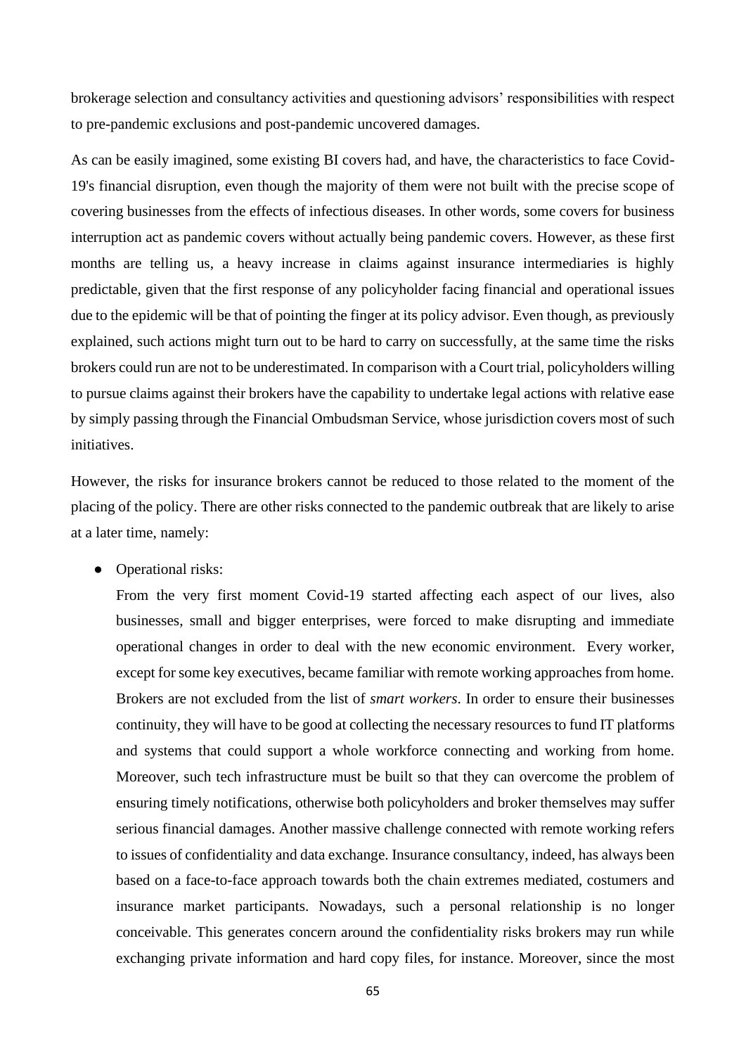brokerage selection and consultancy activities and questioning advisors' responsibilities with respect to pre-pandemic exclusions and post-pandemic uncovered damages.

As can be easily imagined, some existing BI covers had, and have, the characteristics to face Covid-19's financial disruption, even though the majority of them were not built with the precise scope of covering businesses from the effects of infectious diseases. In other words, some covers for business interruption act as pandemic covers without actually being pandemic covers. However, as these first months are telling us, a heavy increase in claims against insurance intermediaries is highly predictable, given that the first response of any policyholder facing financial and operational issues due to the epidemic will be that of pointing the finger at its policy advisor. Even though, as previously explained, such actions might turn out to be hard to carry on successfully, at the same time the risks brokers could run are not to be underestimated. In comparison with a Court trial, policyholders willing to pursue claims against their brokers have the capability to undertake legal actions with relative ease by simply passing through the Financial Ombudsman Service, whose jurisdiction covers most of such initiatives.

However, the risks for insurance brokers cannot be reduced to those related to the moment of the placing of the policy. There are other risks connected to the pandemic outbreak that are likely to arise at a later time, namely:

- Operational risks:
  From the very first moment Covid-19 started affecting each aspect of our lives, also businesses, small and bigger enterprises, were forced to make disrupting and immediate operational changes in order to deal with the new economic environment. Every worker, except for some key executives, became familiar with remote working approaches from home. Brokers are not excluded from the list of *smart workers*. In order to ensure their businesses continuity, they will have to be good at collecting the necessary resources to fund IT platforms and systems that could support a whole workforce connecting and working from home. Moreover, such tech infrastructure must be built so that they can overcome the problem of ensuring timely notifications, otherwise both policyholders and broker themselves may suffer serious financial damages. Another massive challenge connected with remote working refers to issues of confidentiality and data exchange. Insurance consultancy, indeed, has always been based on a face-to-face approach towards both the chain extremes mediated, costumers and insurance market participants. Nowadays, such a personal relationship is no longer conceivable. This generates concern around the confidentiality risks brokers may run while exchanging private information and hard copy files, for instance. Moreover, since the most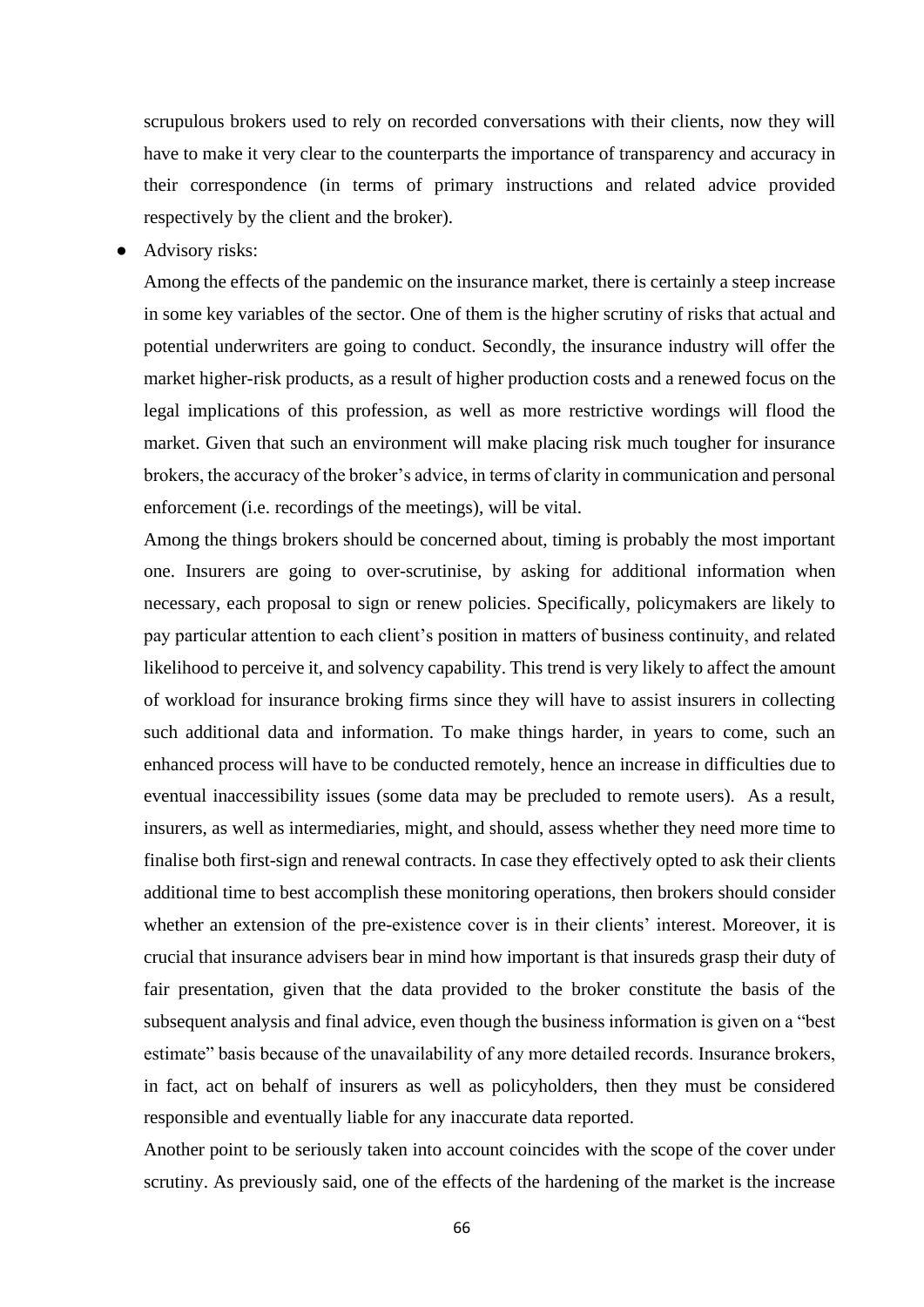scrupulous brokers used to rely on recorded conversations with their clients, now they will have to make it very clear to the counterparts the importance of transparency and accuracy in their correspondence (in terms of primary instructions and related advice provided respectively by the client and the broker).

- Advisory risks:

  Among the effects of the pandemic on the insurance market, there is certainly a steep increase in some key variables of the sector. One of them is the higher scrutiny of risks that actual and potential underwriters are going to conduct. Secondly, the insurance industry will offer the market higher-risk products, as a result of higher production costs and a renewed focus on the legal implications of this profession, as well as more restrictive wordings will flood the market. Given that such an environment will make placing risk much tougher for insurance brokers, the accuracy of the broker's advice, in terms of clarity in communication and personal enforcement (i.e. recordings of the meetings), will be vital.

  Among the things brokers should be concerned about, timing is probably the most important one. Insurers are going to over-scrutinise, by asking for additional information when necessary, each proposal to sign or renew policies. Specifically, policymakers are likely to pay particular attention to each client's position in matters of business continuity, and related likelihood to perceive it, and solvency capability. This trend is very likely to affect the amount of workload for insurance broking firms since they will have to assist insurers in collecting such additional data and information. To make things harder, in years to come, such an enhanced process will have to be conducted remotely, hence an increase in difficulties due to eventual inaccessibility issues (some data may be precluded to remote users). As a result, insurers, as well as intermediaries, might, and should, assess whether they need more time to finalise both first-sign and renewal contracts. In case they effectively opted to ask their clients additional time to best accomplish these monitoring operations, then brokers should consider whether an extension of the pre-existence cover is in their clients' interest. Moreover, it is crucial that insurance advisers bear in mind how important is that insureds grasp their duty of fair presentation, given that the data provided to the broker constitute the basis of the subsequent analysis and final advice, even though the business information is given on a "best estimate" basis because of the unavailability of any more detailed records. Insurance brokers, in fact, act on behalf of insurers as well as policyholders, then they must be considered responsible and eventually liable for any inaccurate data reported.

  Another point to be seriously taken into account coincides with the scope of the cover under scrutiny. As previously said, one of the effects of the hardening of the market is the increase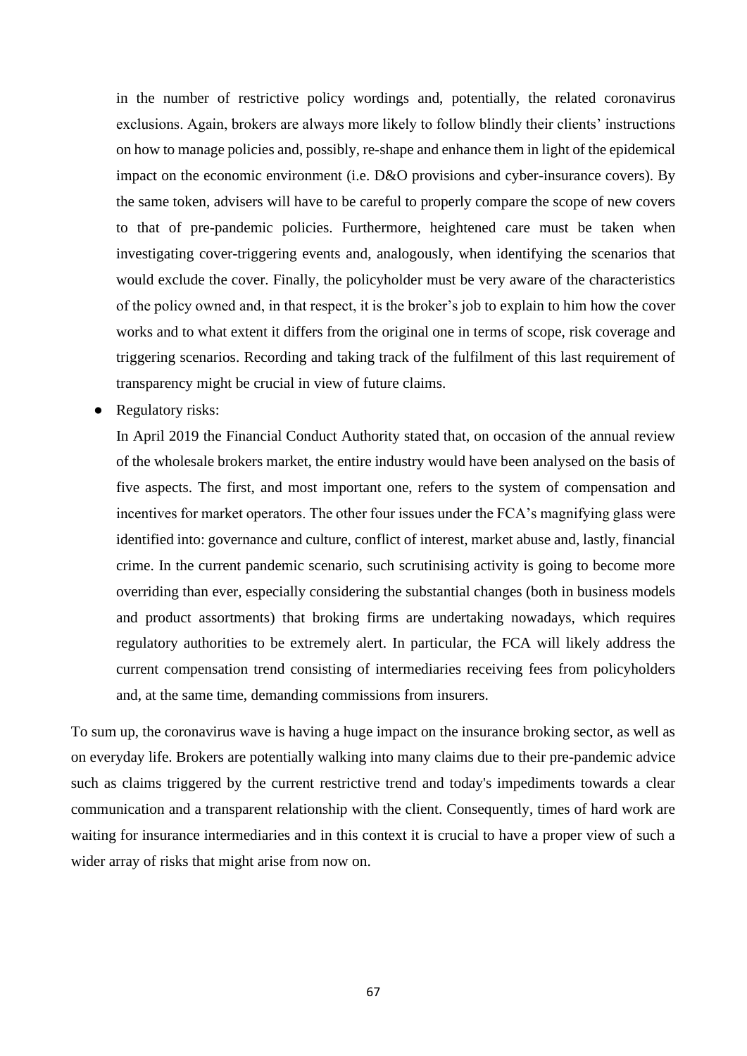in the number of restrictive policy wordings and, potentially, the related coronavirus exclusions. Again, brokers are always more likely to follow blindly their clients' instructions on how to manage policies and, possibly, re-shape and enhance them in light of the epidemical impact on the economic environment (i.e. D&O provisions and cyber-insurance covers). By the same token, advisers will have to be careful to properly compare the scope of new covers to that of pre-pandemic policies. Furthermore, heightened care must be taken when investigating cover-triggering events and, analogously, when identifying the scenarios that would exclude the cover. Finally, the policyholder must be very aware of the characteristics of the policy owned and, in that respect, it is the broker's job to explain to him how the cover works and to what extent it differs from the original one in terms of scope, risk coverage and triggering scenarios. Recording and taking track of the fulfilment of this last requirement of transparency might be crucial in view of future claims.

- Regulatory risks:

  In April 2019 the Financial Conduct Authority stated that, on occasion of the annual review of the wholesale brokers market, the entire industry would have been analysed on the basis of five aspects. The first, and most important one, refers to the system of compensation and incentives for market operators. The other four issues under the FCA's magnifying glass were identified into: governance and culture, conflict of interest, market abuse and, lastly, financial crime. In the current pandemic scenario, such scrutinising activity is going to become more overriding than ever, especially considering the substantial changes (both in business models and product assortments) that broking firms are undertaking nowadays, which requires regulatory authorities to be extremely alert. In particular, the FCA will likely address the current compensation trend consisting of intermediaries receiving fees from policyholders and, at the same time, demanding commissions from insurers.

To sum up, the coronavirus wave is having a huge impact on the insurance broking sector, as well as on everyday life. Brokers are potentially walking into many claims due to their pre-pandemic advice such as claims triggered by the current restrictive trend and today's impediments towards a clear communication and a transparent relationship with the client. Consequently, times of hard work are waiting for insurance intermediaries and in this context it is crucial to have a proper view of such a wider array of risks that might arise from now on.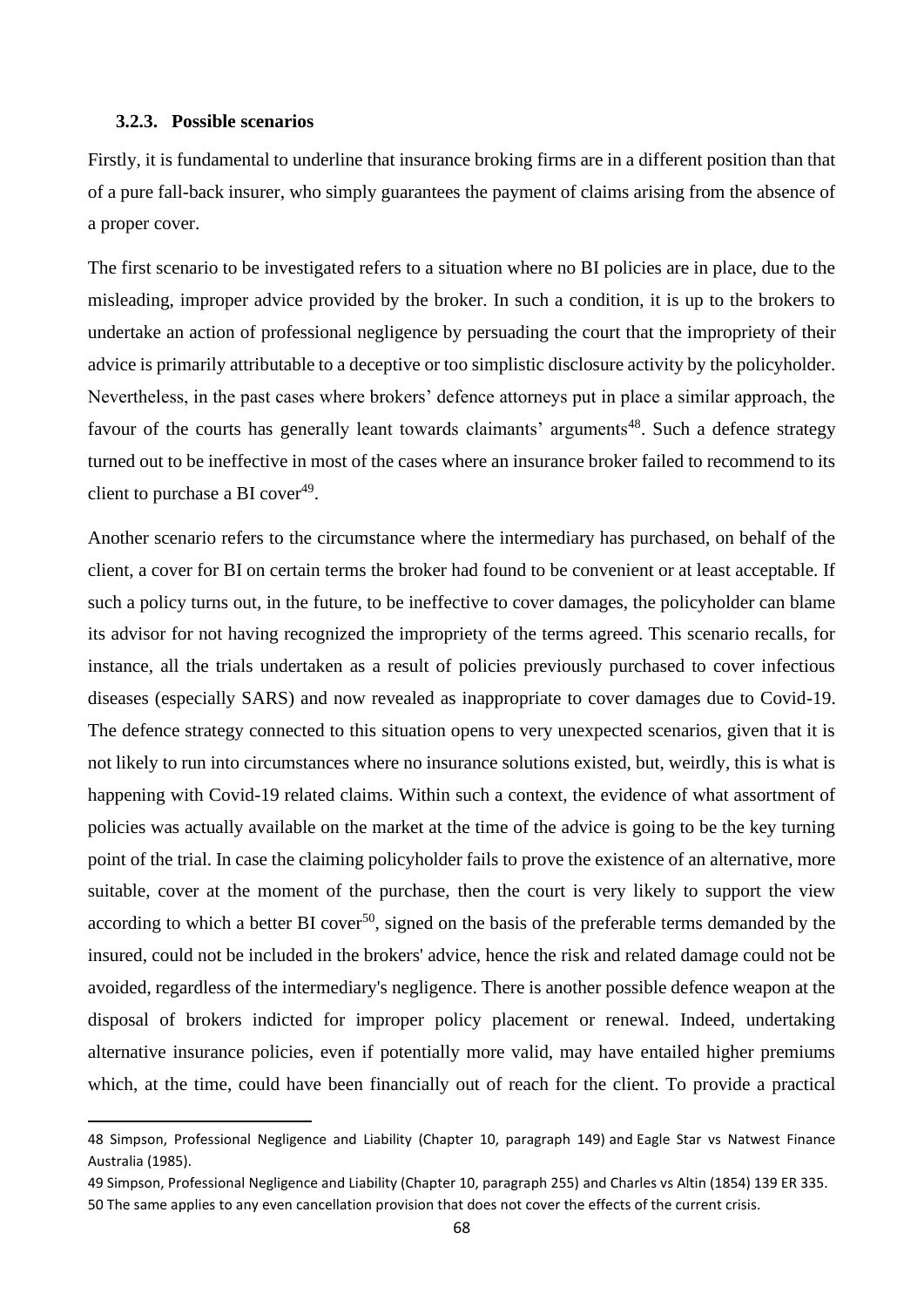### 3.2.3. Possible scenarios

Firstly, it is fundamental to underline that insurance broking firms are in a different position than that of a pure fall-back insurer, who simply guarantees the payment of claims arising from the absence of a proper cover.

The first scenario to be investigated refers to a situation where no BI policies are in place, due to the misleading, improper advice provided by the broker. In such a condition, it is up to the brokers to undertake an action of professional negligence by persuading the court that the impropriety of their advice is primarily attributable to a deceptive or too simplistic disclosure activity by the policyholder. Nevertheless, in the past cases where brokers' defence attorneys put in place a similar approach, the favour of the courts has generally leant towards claimants' arguments[48]. Such a defence strategy turned out to be ineffective in most of the cases where an insurance broker failed to recommend to its client to purchase a BI cover[49].

Another scenario refers to the circumstance where the intermediary has purchased, on behalf of the client, a cover for BI on certain terms the broker had found to be convenient or at least acceptable. If such a policy turns out, in the future, to be ineffective to cover damages, the policyholder can blame its advisor for not having recognized the impropriety of the terms agreed. This scenario recalls, for instance, all the trials undertaken as a result of policies previously purchased to cover infectious diseases (especially SARS) and now revealed as inappropriate to cover damages due to Covid-19. The defence strategy connected to this situation opens to very unexpected scenarios, given that it is not likely to run into circumstances where no insurance solutions existed, but, weirdly, this is what is happening with Covid-19 related claims. Within such a context, the evidence of what assortment of policies was actually available on the market at the time of the advice is going to be the key turning point of the trial. In case the claiming policyholder fails to prove the existence of an alternative, more suitable, cover at the moment of the purchase, then the court is very likely to support the view according to which a better BI cover[50], signed on the basis of the preferable terms demanded by the insured, could not be included in the brokers' advice, hence the risk and related damage could not be avoided, regardless of the intermediary's negligence. There is another possible defence weapon at the disposal of brokers indicted for improper policy placement or renewal. Indeed, undertaking alternative insurance policies, even if potentially more valid, may have entailed higher premiums which, at the time, could have been financially out of reach for the client. To provide a practical

---

48 Simpson, Professional Negligence and Liability (Chapter 10, paragraph 149) and Eagle Star vs Natwest Finance Australia (1985).

49 Simpson, Professional Negligence and Liability (Chapter 10, paragraph 255) and Charles vs Altin (1854) 139 ER 335.

50 The same applies to any even cancellation provision that does not cover the effects of the current crisis.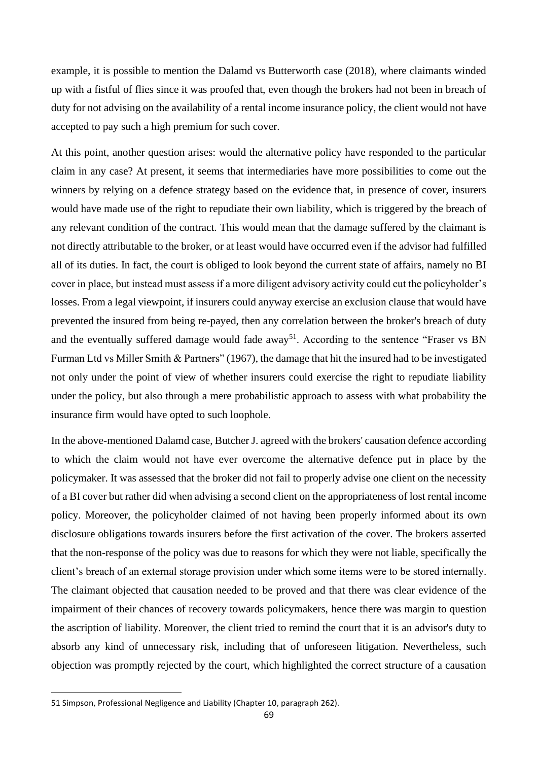example, it is possible to mention the Dalamd vs Butterworth case (2018), where claimants winded up with a fistful of flies since it was proofed that, even though the brokers had not been in breach of duty for not advising on the availability of a rental income insurance policy, the client would not have accepted to pay such a high premium for such cover.

At this point, another question arises: would the alternative policy have responded to the particular claim in any case? At present, it seems that intermediaries have more possibilities to come out the winners by relying on a defence strategy based on the evidence that, in presence of cover, insurers would have made use of the right to repudiate their own liability, which is triggered by the breach of any relevant condition of the contract. This would mean that the damage suffered by the claimant is not directly attributable to the broker, or at least would have occurred even if the advisor had fulfilled all of its duties. In fact, the court is obliged to look beyond the current state of affairs, namely no BI cover in place, but instead must assess if a more diligent advisory activity could cut the policyholder's losses. From a legal viewpoint, if insurers could anyway exercise an exclusion clause that would have prevented the insured from being re-payed, then any correlation between the broker's breach of duty and the eventually suffered damage would fade away[51]. According to the sentence "Fraser vs BN Furman Ltd vs Miller Smith & Partners" (1967), the damage that hit the insured had to be investigated not only under the point of view of whether insurers could exercise the right to repudiate liability under the policy, but also through a mere probabilistic approach to assess with what probability the insurance firm would have opted to such loophole.

In the above-mentioned Dalamd case, Butcher J. agreed with the brokers' causation defence according to which the claim would not have ever overcome the alternative defence put in place by the policymaker. It was assessed that the broker did not fail to properly advise one client on the necessity of a BI cover but rather did when advising a second client on the appropriateness of lost rental income policy. Moreover, the policyholder claimed of not having been properly informed about its own disclosure obligations towards insurers before the first activation of the cover. The brokers asserted that the non-response of the policy was due to reasons for which they were not liable, specifically the client's breach of an external storage provision under which some items were to be stored internally. The claimant objected that causation needed to be proved and that there was clear evidence of the impairment of their chances of recovery towards policymakers, hence there was margin to question the ascription of liability. Moreover, the client tried to remind the court that it is an advisor's duty to absorb any kind of unnecessary risk, including that of unforeseen litigation. Nevertheless, such objection was promptly rejected by the court, which highlighted the correct structure of a causation

---

51 Simpson, Professional Negligence and Liability (Chapter 10, paragraph 262).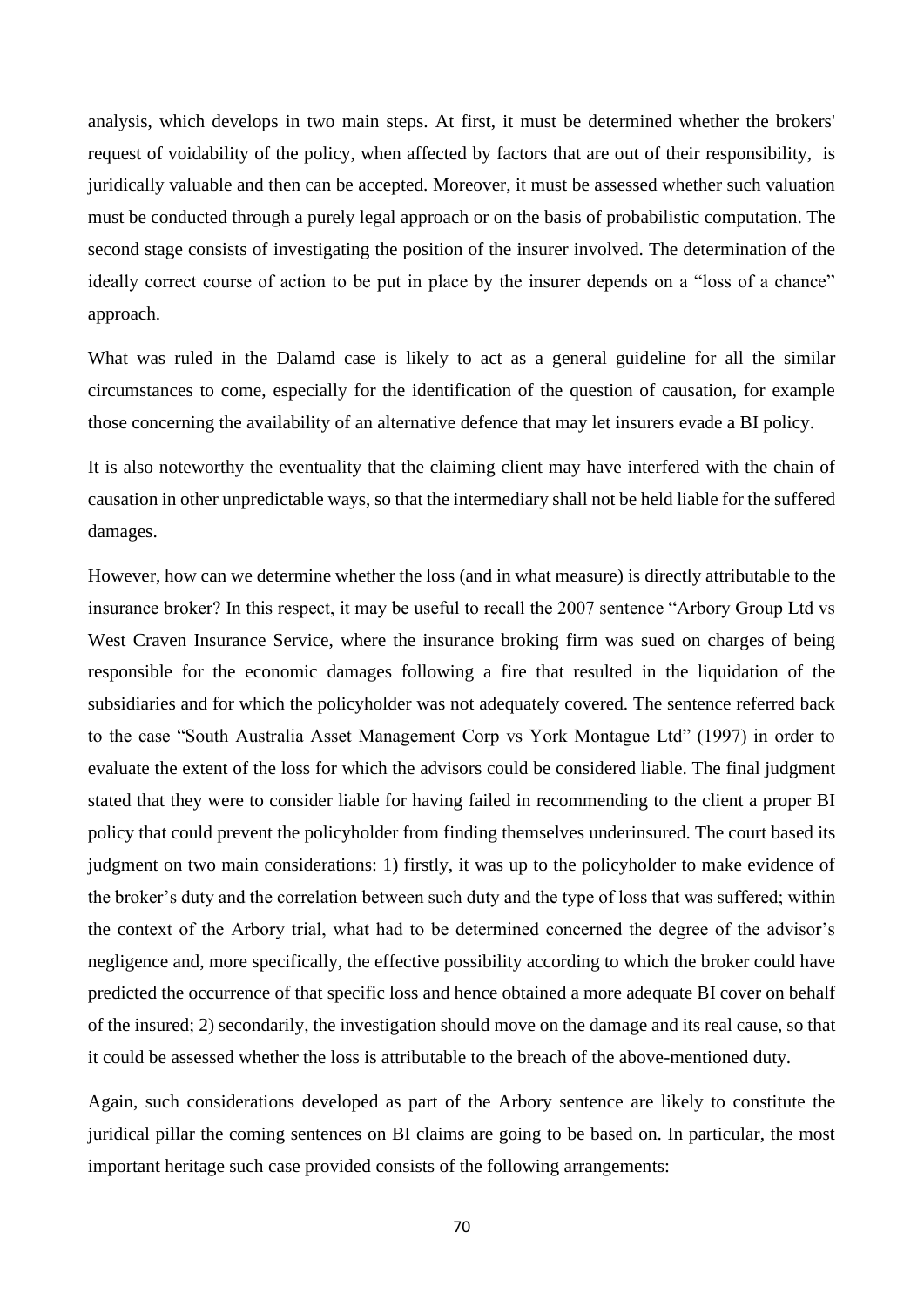analysis, which develops in two main steps. At first, it must be determined whether the brokers' request of voidability of the policy, when affected by factors that are out of their responsibility, is juridically valuable and then can be accepted. Moreover, it must be assessed whether such valuation must be conducted through a purely legal approach or on the basis of probabilistic computation. The second stage consists of investigating the position of the insurer involved. The determination of the ideally correct course of action to be put in place by the insurer depends on a "loss of a chance" approach.

What was ruled in the Dalamd case is likely to act as a general guideline for all the similar circumstances to come, especially for the identification of the question of causation, for example those concerning the availability of an alternative defence that may let insurers evade a BI policy.

It is also noteworthy the eventuality that the claiming client may have interfered with the chain of causation in other unpredictable ways, so that the intermediary shall not be held liable for the suffered damages.

However, how can we determine whether the loss (and in what measure) is directly attributable to the insurance broker? In this respect, it may be useful to recall the 2007 sentence "Arbory Group Ltd vs West Craven Insurance Service, where the insurance broking firm was sued on charges of being responsible for the economic damages following a fire that resulted in the liquidation of the subsidiaries and for which the policyholder was not adequately covered. The sentence referred back to the case "South Australia Asset Management Corp vs York Montague Ltd" (1997) in order to evaluate the extent of the loss for which the advisors could be considered liable. The final judgment stated that they were to consider liable for having failed in recommending to the client a proper BI policy that could prevent the policyholder from finding themselves underinsured. The court based its judgment on two main considerations: 1) firstly, it was up to the policyholder to make evidence of the broker's duty and the correlation between such duty and the type of loss that was suffered; within the context of the Arbory trial, what had to be determined concerned the degree of the advisor's negligence and, more specifically, the effective possibility according to which the broker could have predicted the occurrence of that specific loss and hence obtained a more adequate BI cover on behalf of the insured; 2) secondarily, the investigation should move on the damage and its real cause, so that it could be assessed whether the loss is attributable to the breach of the above-mentioned duty.

Again, such considerations developed as part of the Arbory sentence are likely to constitute the juridical pillar the coming sentences on BI claims are going to be based on. In particular, the most important heritage such case provided consists of the following arrangements: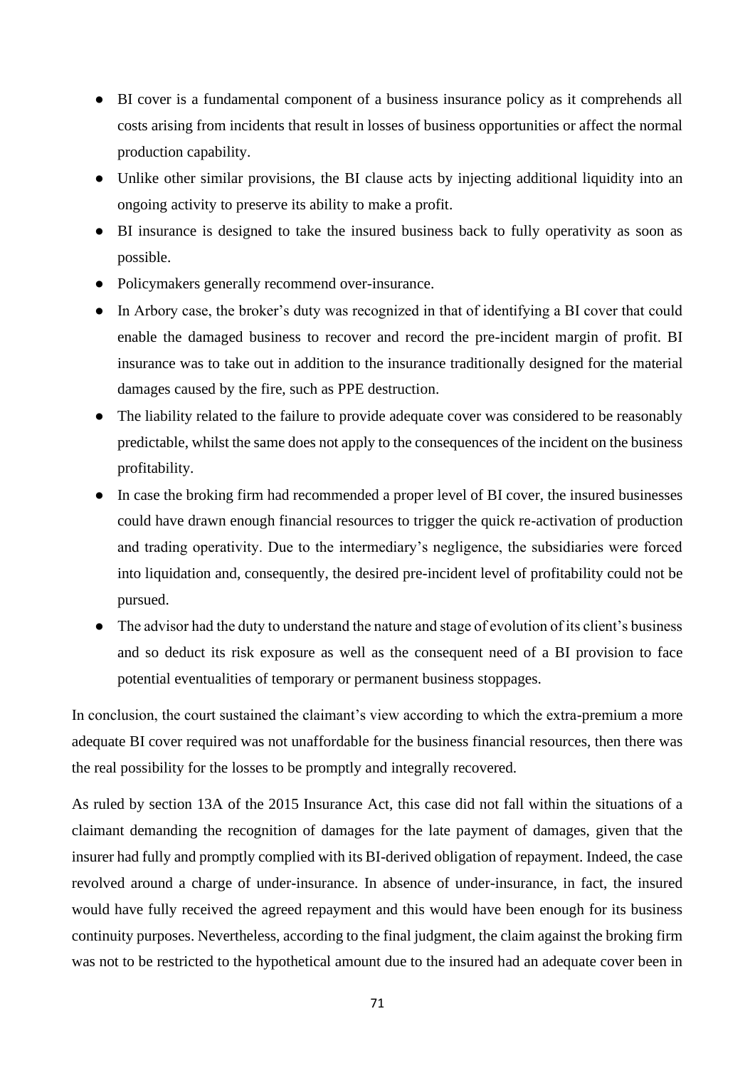- BI cover is a fundamental component of a business insurance policy as it comprehends all costs arising from incidents that result in losses of business opportunities or affect the normal production capability.
- Unlike other similar provisions, the BI clause acts by injecting additional liquidity into an ongoing activity to preserve its ability to make a profit.
- BI insurance is designed to take the insured business back to fully operativity as soon as possible.
- Policymakers generally recommend over-insurance.
- In Arbory case, the broker's duty was recognized in that of identifying a BI cover that could enable the damaged business to recover and record the pre-incident margin of profit. BI insurance was to take out in addition to the insurance traditionally designed for the material damages caused by the fire, such as PPE destruction.
- The liability related to the failure to provide adequate cover was considered to be reasonably predictable, whilst the same does not apply to the consequences of the incident on the business profitability.
- In case the broking firm had recommended a proper level of BI cover, the insured businesses could have drawn enough financial resources to trigger the quick re-activation of production and trading operativity. Due to the intermediary's negligence, the subsidiaries were forced into liquidation and, consequently, the desired pre-incident level of profitability could not be pursued.
- The advisor had the duty to understand the nature and stage of evolution of its client's business and so deduct its risk exposure as well as the consequent need of a BI provision to face potential eventualities of temporary or permanent business stoppages.

In conclusion, the court sustained the claimant's view according to which the extra-premium a more adequate BI cover required was not unaffordable for the business financial resources, then there was the real possibility for the losses to be promptly and integrally recovered.

As ruled by section 13A of the 2015 Insurance Act, this case did not fall within the situations of a claimant demanding the recognition of damages for the late payment of damages, given that the insurer had fully and promptly complied with its BI-derived obligation of repayment. Indeed, the case revolved around a charge of under-insurance. In absence of under-insurance, in fact, the insured would have fully received the agreed repayment and this would have been enough for its business continuity purposes. Nevertheless, according to the final judgment, the claim against the broking firm was not to be restricted to the hypothetical amount due to the insured had an adequate cover been in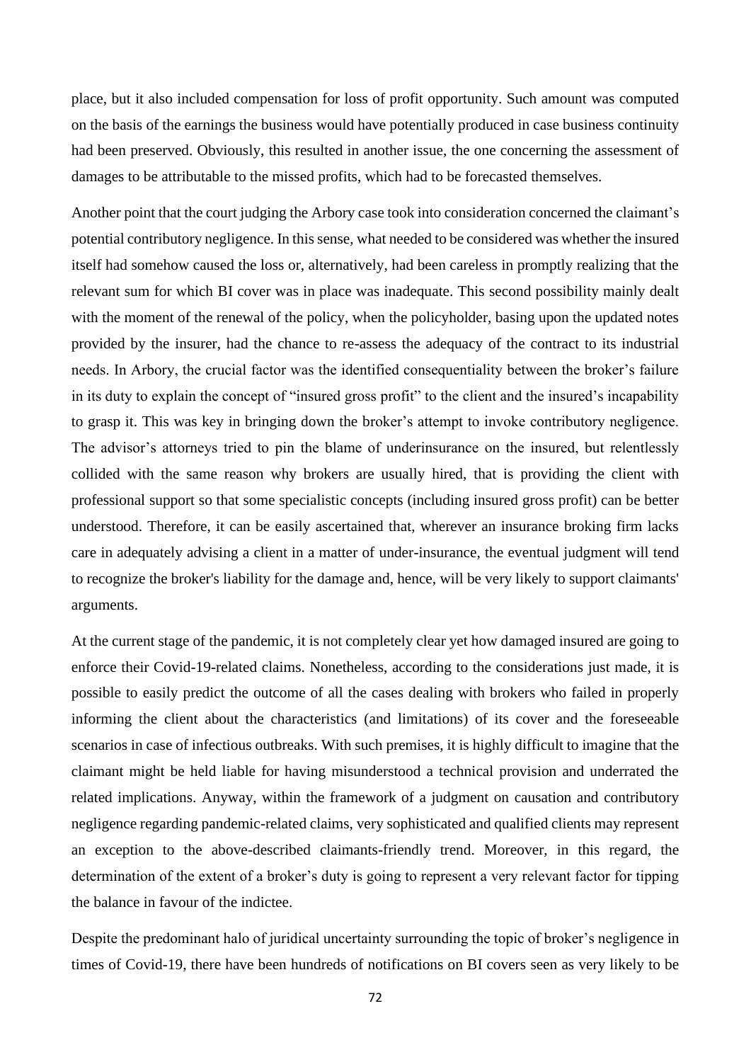place, but it also included compensation for loss of profit opportunity. Such amount was computed on the basis of the earnings the business would have potentially produced in case business continuity had been preserved. Obviously, this resulted in another issue, the one concerning the assessment of damages to be attributable to the missed profits, which had to be forecasted themselves.

Another point that the court judging the Arbory case took into consideration concerned the claimant's potential contributory negligence. In this sense, what needed to be considered was whether the insured itself had somehow caused the loss or, alternatively, had been careless in promptly realizing that the relevant sum for which BI cover was in place was inadequate. This second possibility mainly dealt with the moment of the renewal of the policy, when the policyholder, basing upon the updated notes provided by the insurer, had the chance to re-assess the adequacy of the contract to its industrial needs. In Arbory, the crucial factor was the identified consequentiality between the broker's failure in its duty to explain the concept of "insured gross profit" to the client and the insured's incapability to grasp it. This was key in bringing down the broker's attempt to invoke contributory negligence. The advisor's attorneys tried to pin the blame of underinsurance on the insured, but relentlessly collided with the same reason why brokers are usually hired, that is providing the client with professional support so that some specialistic concepts (including insured gross profit) can be better understood. Therefore, it can be easily ascertained that, wherever an insurance broking firm lacks care in adequately advising a client in a matter of under-insurance, the eventual judgment will tend to recognize the broker's liability for the damage and, hence, will be very likely to support claimants' arguments.

At the current stage of the pandemic, it is not completely clear yet how damaged insured are going to enforce their Covid-19-related claims. Nonetheless, according to the considerations just made, it is possible to easily predict the outcome of all the cases dealing with brokers who failed in properly informing the client about the characteristics (and limitations) of its cover and the foreseeable scenarios in case of infectious outbreaks. With such premises, it is highly difficult to imagine that the claimant might be held liable for having misunderstood a technical provision and underrated the related implications. Anyway, within the framework of a judgment on causation and contributory negligence regarding pandemic-related claims, very sophisticated and qualified clients may represent an exception to the above-described claimants-friendly trend. Moreover, in this regard, the determination of the extent of a broker's duty is going to represent a very relevant factor for tipping the balance in favour of the indictee.

Despite the predominant halo of juridical uncertainty surrounding the topic of broker's negligence in times of Covid-19, there have been hundreds of notifications on BI covers seen as very likely to be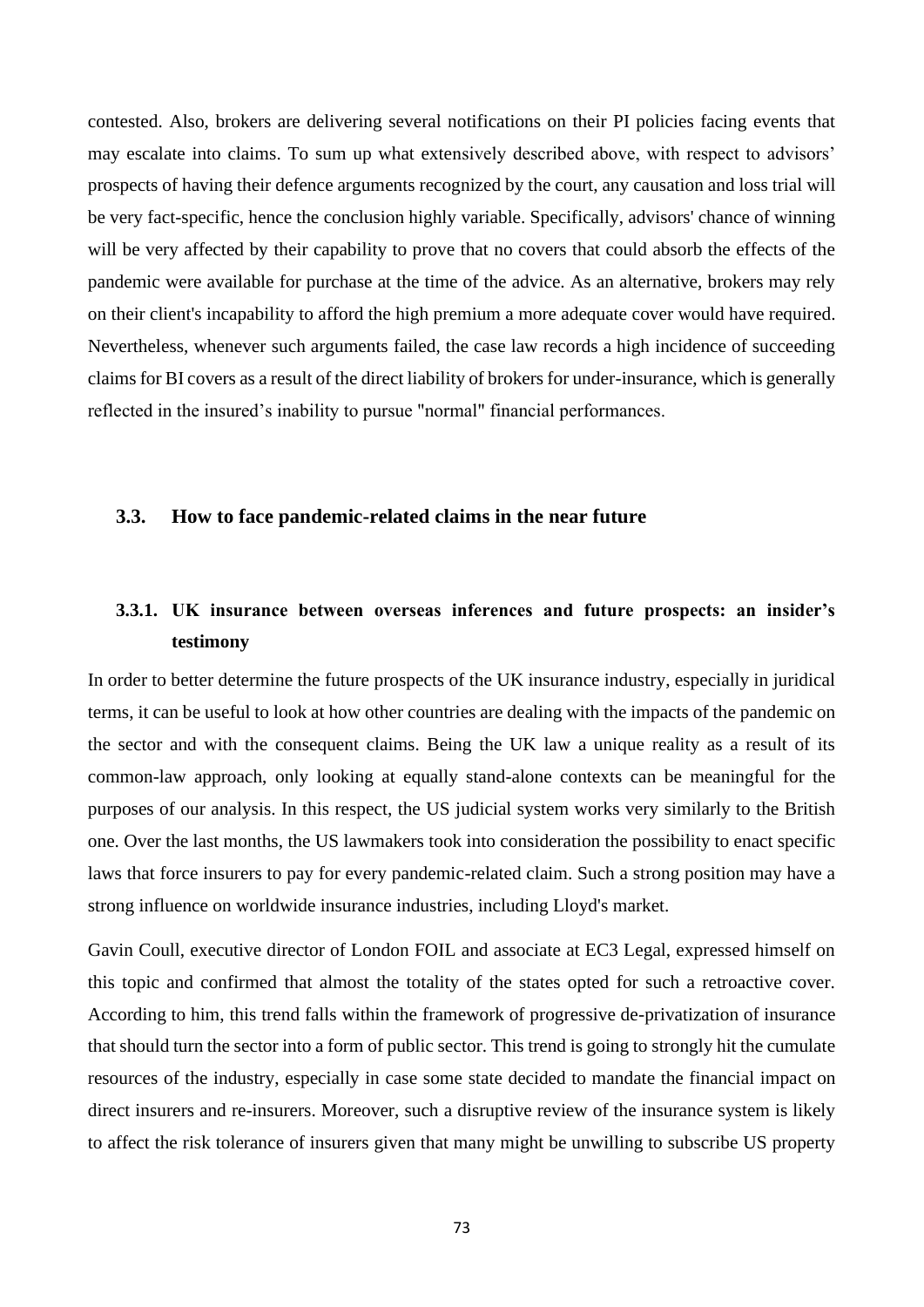contested. Also, brokers are delivering several notifications on their PI policies facing events that may escalate into claims. To sum up what extensively described above, with respect to advisors' prospects of having their defence arguments recognized by the court, any causation and loss trial will be very fact-specific, hence the conclusion highly variable. Specifically, advisors' chance of winning will be very affected by their capability to prove that no covers that could absorb the effects of the pandemic were available for purchase at the time of the advice. As an alternative, brokers may rely on their client's incapability to afford the high premium a more adequate cover would have required. Nevertheless, whenever such arguments failed, the case law records a high incidence of succeeding claims for BI covers as a result of the direct liability of brokers for under-insurance, which is generally reflected in the insured's inability to pursue "normal" financial performances.

## 3.3. How to face pandemic-related claims in the near future

### 3.3.1. UK insurance between overseas inferences and future prospects: an insider's testimony

In order to better determine the future prospects of the UK insurance industry, especially in juridical terms, it can be useful to look at how other countries are dealing with the impacts of the pandemic on the sector and with the consequent claims. Being the UK law a unique reality as a result of its common-law approach, only looking at equally stand-alone contexts can be meaningful for the purposes of our analysis. In this respect, the US judicial system works very similarly to the British one. Over the last months, the US lawmakers took into consideration the possibility to enact specific laws that force insurers to pay for every pandemic-related claim. Such a strong position may have a strong influence on worldwide insurance industries, including Lloyd's market.

Gavin Coull, executive director of London FOIL and associate at EC3 Legal, expressed himself on this topic and confirmed that almost the totality of the states opted for such a retroactive cover. According to him, this trend falls within the framework of progressive de-privatization of insurance that should turn the sector into a form of public sector. This trend is going to strongly hit the cumulate resources of the industry, especially in case some state decided to mandate the financial impact on direct insurers and re-insurers. Moreover, such a disruptive review of the insurance system is likely to affect the risk tolerance of insurers given that many might be unwilling to subscribe US property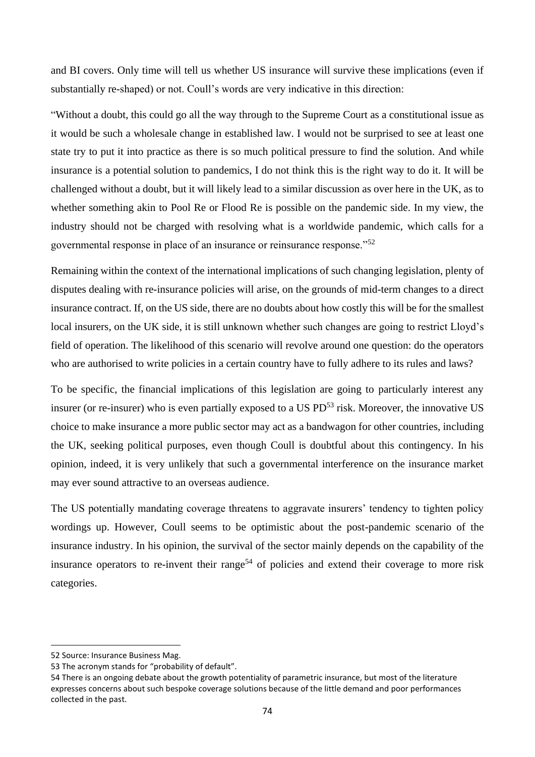and BI covers. Only time will tell us whether US insurance will survive these implications (even if substantially re-shaped) or not. Coull's words are very indicative in this direction:

"Without a doubt, this could go all the way through to the Supreme Court as a constitutional issue as it would be such a wholesale change in established law. I would not be surprised to see at least one state try to put it into practice as there is so much political pressure to find the solution. And while insurance is a potential solution to pandemics, I do not think this is the right way to do it. It will be challenged without a doubt, but it will likely lead to a similar discussion as over here in the UK, as to whether something akin to Pool Re or Flood Re is possible on the pandemic side. In my view, the industry should not be charged with resolving what is a worldwide pandemic, which calls for a governmental response in place of an insurance or reinsurance response."[52]

Remaining within the context of the international implications of such changing legislation, plenty of disputes dealing with re-insurance policies will arise, on the grounds of mid-term changes to a direct insurance contract. If, on the US side, there are no doubts about how costly this will be for the smallest local insurers, on the UK side, it is still unknown whether such changes are going to restrict Lloyd's field of operation. The likelihood of this scenario will revolve around one question: do the operators who are authorised to write policies in a certain country have to fully adhere to its rules and laws?

To be specific, the financial implications of this legislation are going to particularly interest any insurer (or re-insurer) who is even partially exposed to a US PD[53] risk. Moreover, the innovative US choice to make insurance a more public sector may act as a bandwagon for other countries, including the UK, seeking political purposes, even though Coull is doubtful about this contingency. In his opinion, indeed, it is very unlikely that such a governmental interference on the insurance market may ever sound attractive to an overseas audience.

The US potentially mandating coverage threatens to aggravate insurers' tendency to tighten policy wordings up. However, Coull seems to be optimistic about the post-pandemic scenario of the insurance industry. In his opinion, the survival of the sector mainly depends on the capability of the insurance operators to re-invent their range[54] of policies and extend their coverage to more risk categories.

---

52 Source: Insurance Business Mag.

53 The acronym stands for "probability of default".

54 There is an ongoing debate about the growth potentiality of parametric insurance, but most of the literature expresses concerns about such bespoke coverage solutions because of the little demand and poor performances collected in the past.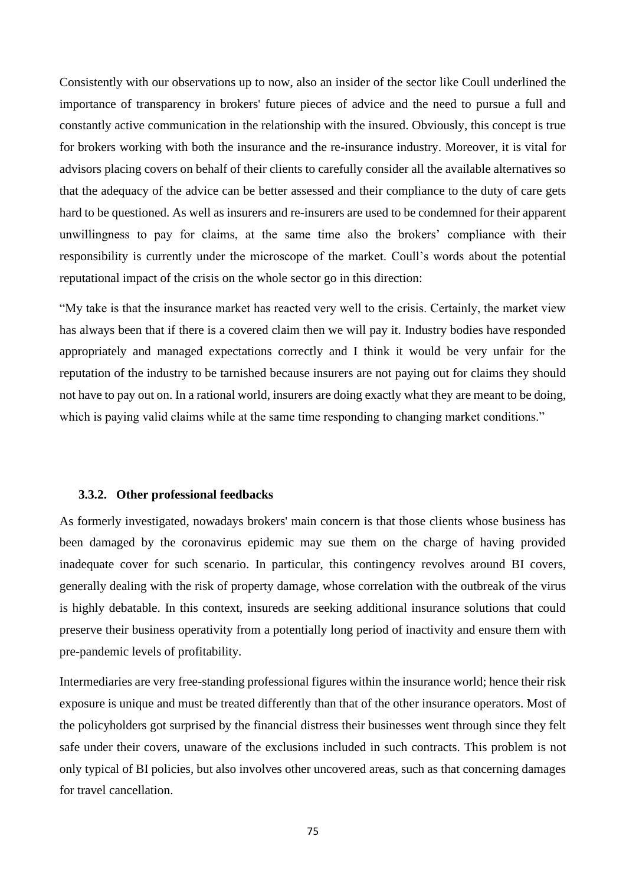Consistently with our observations up to now, also an insider of the sector like Coull underlined the importance of transparency in brokers' future pieces of advice and the need to pursue a full and constantly active communication in the relationship with the insured. Obviously, this concept is true for brokers working with both the insurance and the re-insurance industry. Moreover, it is vital for advisors placing covers on behalf of their clients to carefully consider all the available alternatives so that the adequacy of the advice can be better assessed and their compliance to the duty of care gets hard to be questioned. As well as insurers and re-insurers are used to be condemned for their apparent unwillingness to pay for claims, at the same time also the brokers' compliance with their responsibility is currently under the microscope of the market. Coull's words about the potential reputational impact of the crisis on the whole sector go in this direction:

"My take is that the insurance market has reacted very well to the crisis. Certainly, the market view has always been that if there is a covered claim then we will pay it. Industry bodies have responded appropriately and managed expectations correctly and I think it would be very unfair for the reputation of the industry to be tarnished because insurers are not paying out for claims they should not have to pay out on. In a rational world, insurers are doing exactly what they are meant to be doing, which is paying valid claims while at the same time responding to changing market conditions."

### 3.3.2. Other professional feedbacks

As formerly investigated, nowadays brokers' main concern is that those clients whose business has been damaged by the coronavirus epidemic may sue them on the charge of having provided inadequate cover for such scenario. In particular, this contingency revolves around BI covers, generally dealing with the risk of property damage, whose correlation with the outbreak of the virus is highly debatable. In this context, insureds are seeking additional insurance solutions that could preserve their business operativity from a potentially long period of inactivity and ensure them with pre-pandemic levels of profitability.

Intermediaries are very free-standing professional figures within the insurance world; hence their risk exposure is unique and must be treated differently than that of the other insurance operators. Most of the policyholders got surprised by the financial distress their businesses went through since they felt safe under their covers, unaware of the exclusions included in such contracts. This problem is not only typical of BI policies, but also involves other uncovered areas, such as that concerning damages for travel cancellation.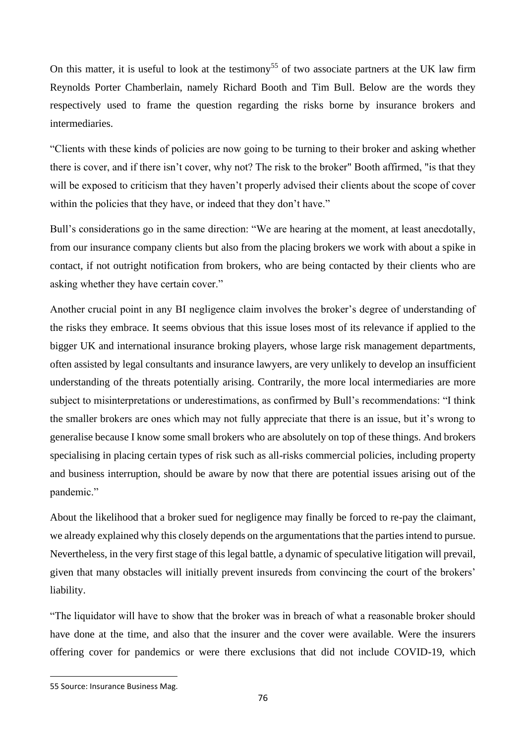On this matter, it is useful to look at the testimony[55] of two associate partners at the UK law firm Reynolds Porter Chamberlain, namely Richard Booth and Tim Bull. Below are the words they respectively used to frame the question regarding the risks borne by insurance brokers and intermediaries.

“Clients with these kinds of policies are now going to be turning to their broker and asking whether there is cover, and if there isn’t cover, why not? The risk to the broker" Booth affirmed, "is that they will be exposed to criticism that they haven’t properly advised their clients about the scope of cover within the policies that they have, or indeed that they don’t have.”

Bull’s considerations go in the same direction: “We are hearing at the moment, at least anecdotally, from our insurance company clients but also from the placing brokers we work with about a spike in contact, if not outright notification from brokers, who are being contacted by their clients who are asking whether they have certain cover.”

Another crucial point in any BI negligence claim involves the broker’s degree of understanding of the risks they embrace. It seems obvious that this issue loses most of its relevance if applied to the bigger UK and international insurance broking players, whose large risk management departments, often assisted by legal consultants and insurance lawyers, are very unlikely to develop an insufficient understanding of the threats potentially arising. Contrarily, the more local intermediaries are more subject to misinterpretations or underestimations, as confirmed by Bull’s recommendations: “I think the smaller brokers are ones which may not fully appreciate that there is an issue, but it’s wrong to generalise because I know some small brokers who are absolutely on top of these things. And brokers specialising in placing certain types of risk such as all-risks commercial policies, including property and business interruption, should be aware by now that there are potential issues arising out of the pandemic.”

About the likelihood that a broker sued for negligence may finally be forced to re-pay the claimant, we already explained why this closely depends on the argumentations that the parties intend to pursue. Nevertheless, in the very first stage of this legal battle, a dynamic of speculative litigation will prevail, given that many obstacles will initially prevent insureds from convincing the court of the brokers’ liability.

“The liquidator will have to show that the broker was in breach of what a reasonable broker should have done at the time, and also that the insurer and the cover were available. Were the insurers offering cover for pandemics or were there exclusions that did not include COVID-19, which

---

55 Source: Insurance Business Mag.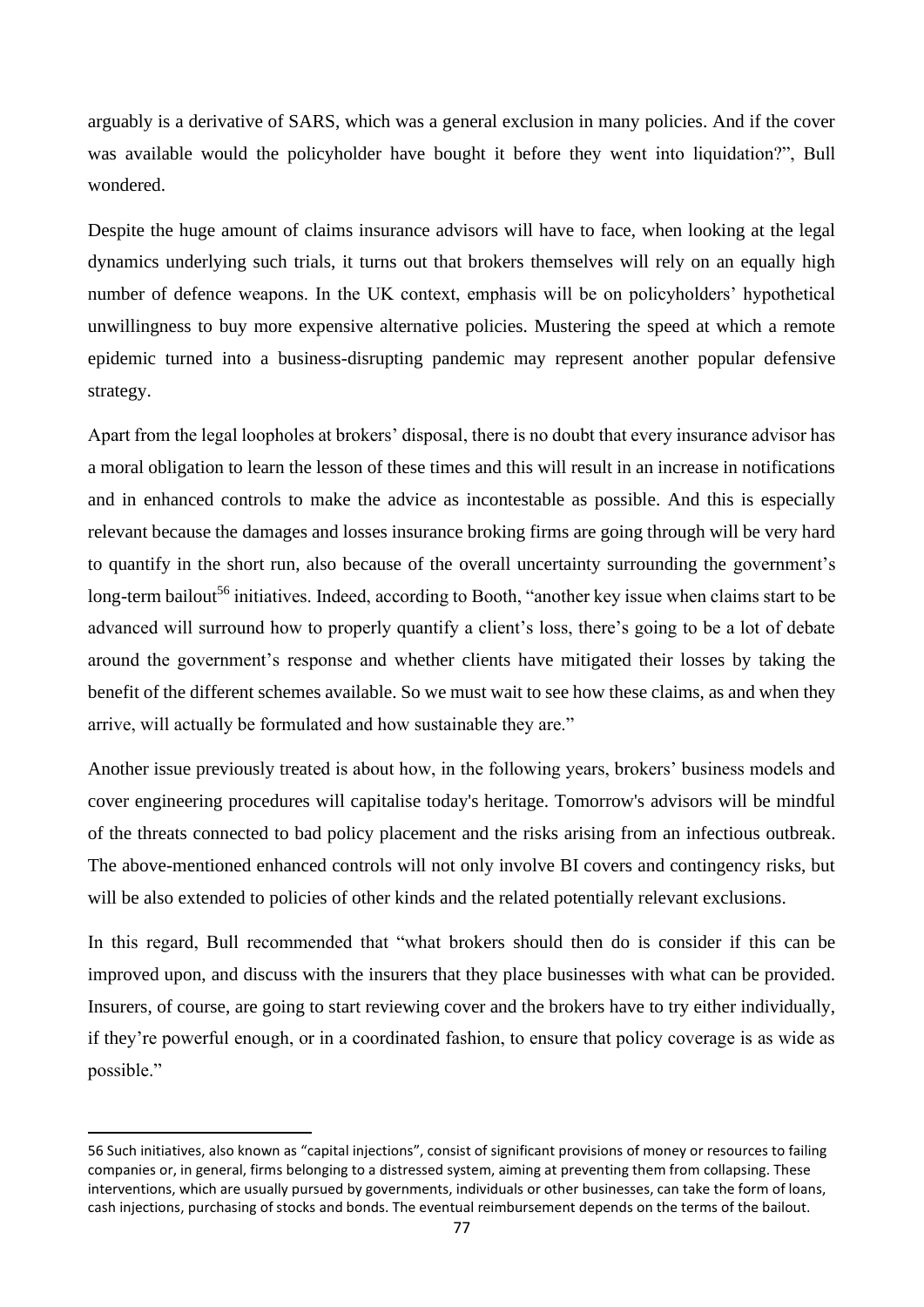arguably is a derivative of SARS, which was a general exclusion in many policies. And if the cover was available would the policyholder have bought it before they went into liquidation?", Bull wondered.

Despite the huge amount of claims insurance advisors will have to face, when looking at the legal dynamics underlying such trials, it turns out that brokers themselves will rely on an equally high number of defence weapons. In the UK context, emphasis will be on policyholders' hypothetical unwillingness to buy more expensive alternative policies. Mustering the speed at which a remote epidemic turned into a business-disrupting pandemic may represent another popular defensive strategy.

Apart from the legal loopholes at brokers' disposal, there is no doubt that every insurance advisor has a moral obligation to learn the lesson of these times and this will result in an increase in notifications and in enhanced controls to make the advice as incontestable as possible. And this is especially relevant because the damages and losses insurance broking firms are going through will be very hard to quantify in the short run, also because of the overall uncertainty surrounding the government's long-term bailout[56] initiatives. Indeed, according to Booth, "another key issue when claims start to be advanced will surround how to properly quantify a client's loss, there's going to be a lot of debate around the government's response and whether clients have mitigated their losses by taking the benefit of the different schemes available. So we must wait to see how these claims, as and when they arrive, will actually be formulated and how sustainable they are."

Another issue previously treated is about how, in the following years, brokers' business models and cover engineering procedures will capitalise today's heritage. Tomorrow's advisors will be mindful of the threats connected to bad policy placement and the risks arising from an infectious outbreak. The above-mentioned enhanced controls will not only involve BI covers and contingency risks, but will be also extended to policies of other kinds and the related potentially relevant exclusions.

In this regard, Bull recommended that "what brokers should then do is consider if this can be improved upon, and discuss with the insurers that they place businesses with what can be provided. Insurers, of course, are going to start reviewing cover and the brokers have to try either individually, if they're powerful enough, or in a coordinated fashion, to ensure that policy coverage is as wide as possible."

---

56 Such initiatives, also known as "capital injections", consist of significant provisions of money or resources to failing companies or, in general, firms belonging to a distressed system, aiming at preventing them from collapsing. These interventions, which are usually pursued by governments, individuals or other businesses, can take the form of loans, cash injections, purchasing of stocks and bonds. The eventual reimbursement depends on the terms of the bailout.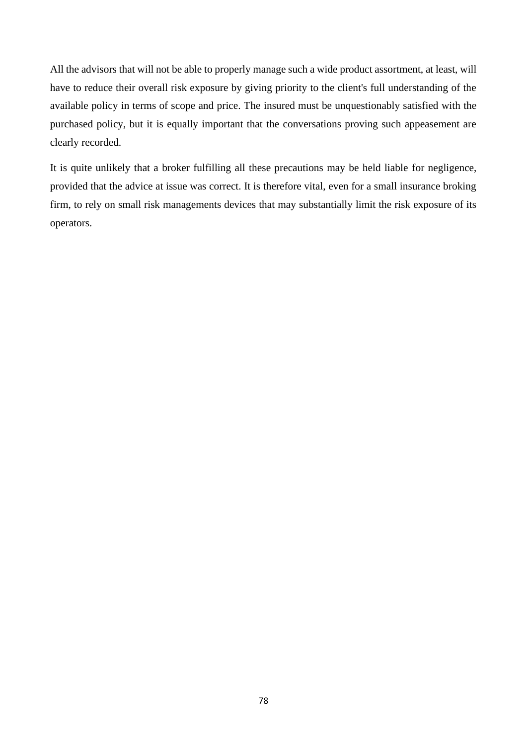All the advisors that will not be able to properly manage such a wide product assortment, at least, will have to reduce their overall risk exposure by giving priority to the client's full understanding of the available policy in terms of scope and price. The insured must be unquestionably satisfied with the purchased policy, but it is equally important that the conversations proving such appeasement are clearly recorded.

It is quite unlikely that a broker fulfilling all these precautions may be held liable for negligence, provided that the advice at issue was correct. It is therefore vital, even for a small insurance broking firm, to rely on small risk managements devices that may substantially limit the risk exposure of its operators.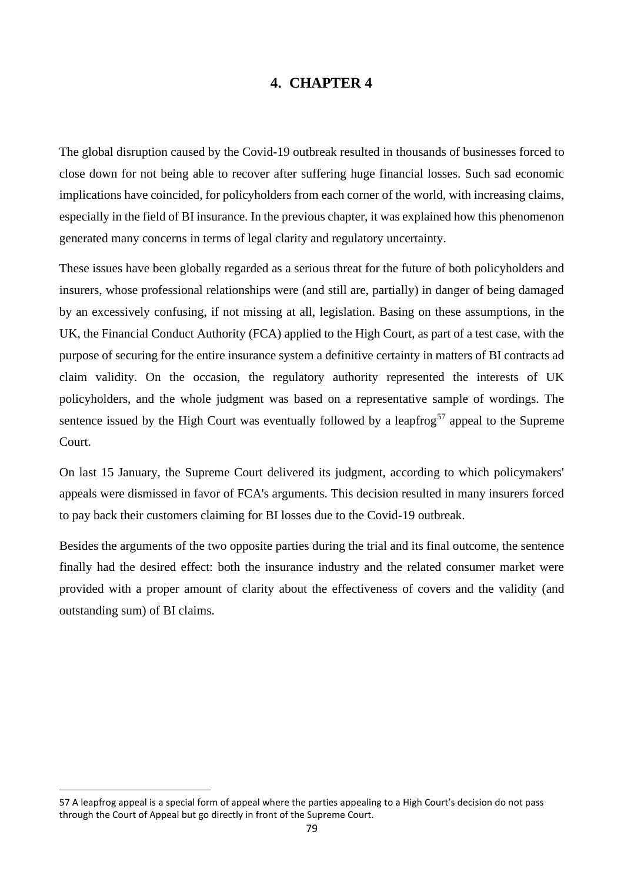# 4. CHAPTER 4

The global disruption caused by the Covid-19 outbreak resulted in thousands of businesses forced to close down for not being able to recover after suffering huge financial losses. Such sad economic implications have coincided, for policyholders from each corner of the world, with increasing claims, especially in the field of BI insurance. In the previous chapter, it was explained how this phenomenon generated many concerns in terms of legal clarity and regulatory uncertainty.

These issues have been globally regarded as a serious threat for the future of both policyholders and insurers, whose professional relationships were (and still are, partially) in danger of being damaged by an excessively confusing, if not missing at all, legislation. Basing on these assumptions, in the UK, the Financial Conduct Authority (FCA) applied to the High Court, as part of a test case, with the purpose of securing for the entire insurance system a definitive certainty in matters of BI contracts ad claim validity. On the occasion, the regulatory authority represented the interests of UK policyholders, and the whole judgment was based on a representative sample of wordings. The sentence issued by the High Court was eventually followed by a leapfrog[57] appeal to the Supreme Court.

On last 15 January, the Supreme Court delivered its judgment, according to which policymakers' appeals were dismissed in favor of FCA's arguments. This decision resulted in many insurers forced to pay back their customers claiming for BI losses due to the Covid-19 outbreak.

Besides the arguments of the two opposite parties during the trial and its final outcome, the sentence finally had the desired effect: both the insurance industry and the related consumer market were provided with a proper amount of clarity about the effectiveness of covers and the validity (and outstanding sum) of BI claims.

---

57 A leapfrog appeal is a special form of appeal where the parties appealing to a High Court's decision do not pass through the Court of Appeal but go directly in front of the Supreme Court.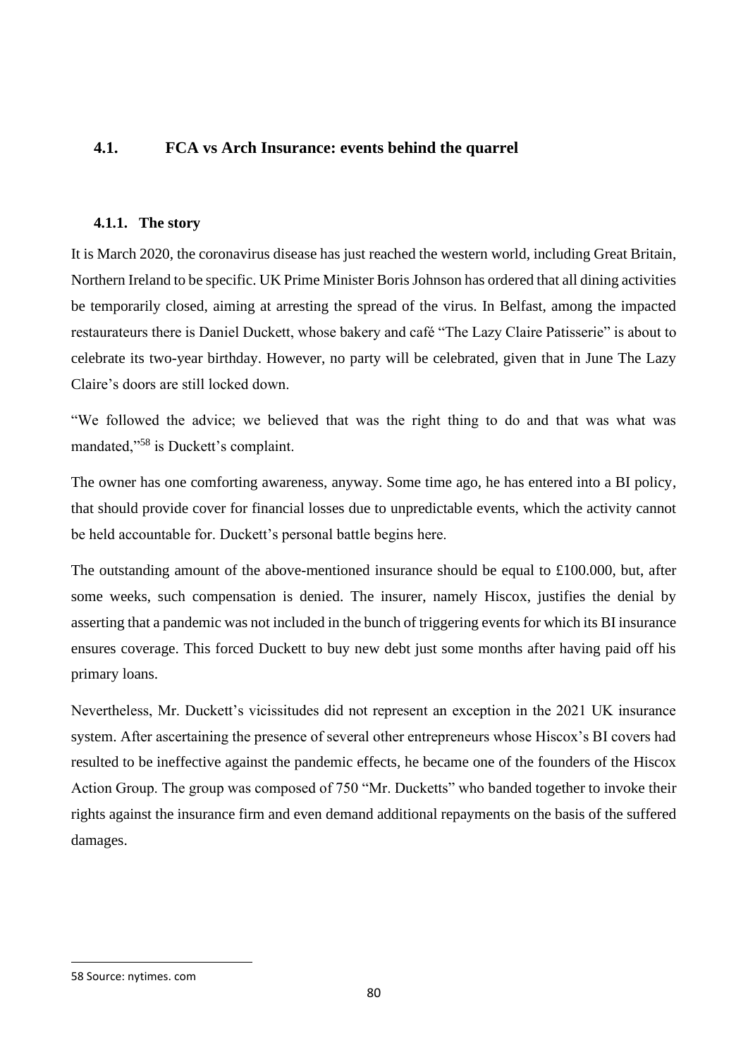## 4.1. FCA vs Arch Insurance: events behind the quarrel

### 4.1.1. The story

It is March 2020, the coronavirus disease has just reached the western world, including Great Britain, Northern Ireland to be specific. UK Prime Minister Boris Johnson has ordered that all dining activities be temporarily closed, aiming at arresting the spread of the virus. In Belfast, among the impacted restaurateurs there is Daniel Duckett, whose bakery and café "The Lazy Claire Patisserie" is about to celebrate its two-year birthday. However, no party will be celebrated, given that in June The Lazy Claire's doors are still locked down.

"We followed the advice; we believed that was the right thing to do and that was what was mandated,"[58] is Duckett's complaint.

The owner has one comforting awareness, anyway. Some time ago, he has entered into a BI policy, that should provide cover for financial losses due to unpredictable events, which the activity cannot be held accountable for. Duckett's personal battle begins here.

The outstanding amount of the above-mentioned insurance should be equal to £100.000, but, after some weeks, such compensation is denied. The insurer, namely Hiscox, justifies the denial by asserting that a pandemic was not included in the bunch of triggering events for which its BI insurance ensures coverage. This forced Duckett to buy new debt just some months after having paid off his primary loans.

Nevertheless, Mr. Duckett's vicissitudes did not represent an exception in the 2021 UK insurance system. After ascertaining the presence of several other entrepreneurs whose Hiscox's BI covers had resulted to be ineffective against the pandemic effects, he became one of the founders of the Hiscox Action Group. The group was composed of 750 "Mr. Ducketts" who banded together to invoke their rights against the insurance firm and even demand additional repayments on the basis of the suffered damages.

58 Source: nytimes. com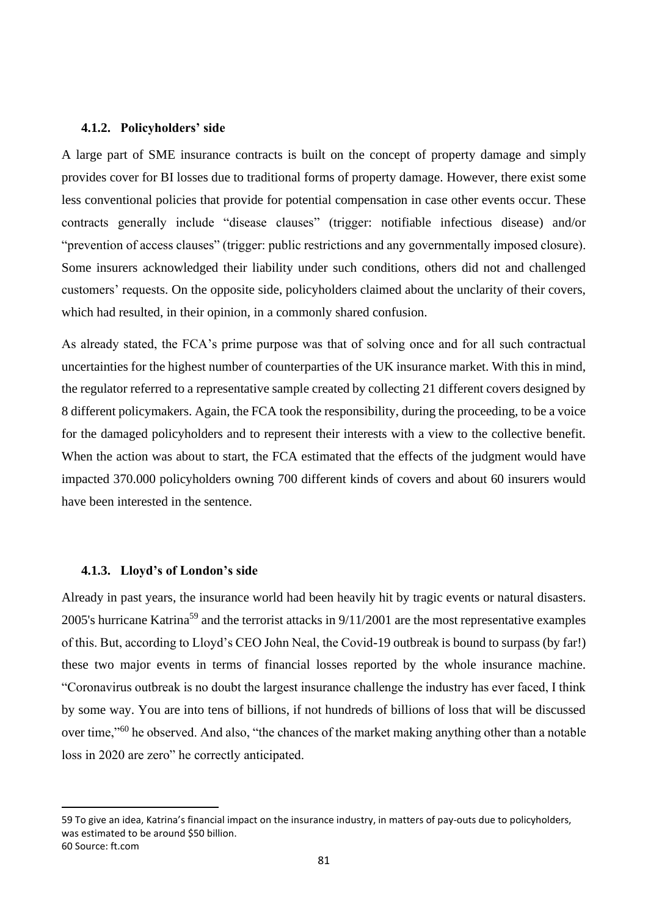### 4.1.2. Policyholders' side

A large part of SME insurance contracts is built on the concept of property damage and simply provides cover for BI losses due to traditional forms of property damage. However, there exist some less conventional policies that provide for potential compensation in case other events occur. These contracts generally include "disease clauses" (trigger: notifiable infectious disease) and/or "prevention of access clauses" (trigger: public restrictions and any governmentally imposed closure). Some insurers acknowledged their liability under such conditions, others did not and challenged customers' requests. On the opposite side, policyholders claimed about the unclarity of their covers, which had resulted, in their opinion, in a commonly shared confusion.

As already stated, the FCA's prime purpose was that of solving once and for all such contractual uncertainties for the highest number of counterparties of the UK insurance market. With this in mind, the regulator referred to a representative sample created by collecting 21 different covers designed by 8 different policymakers. Again, the FCA took the responsibility, during the proceeding, to be a voice for the damaged policyholders and to represent their interests with a view to the collective benefit. When the action was about to start, the FCA estimated that the effects of the judgment would have impacted 370.000 policyholders owning 700 different kinds of covers and about 60 insurers would have been interested in the sentence.

### 4.1.3. Lloyd's of London's side

Already in past years, the insurance world had been heavily hit by tragic events or natural disasters. 2005's hurricane Katrina[59] and the terrorist attacks in 9/11/2001 are the most representative examples of this. But, according to Lloyd's CEO John Neal, the Covid-19 outbreak is bound to surpass (by far!) these two major events in terms of financial losses reported by the whole insurance machine. "Coronavirus outbreak is no doubt the largest insurance challenge the industry has ever faced, I think by some way. You are into tens of billions, if not hundreds of billions of loss that will be discussed over time,"[60] he observed. And also, "the chances of the market making anything other than a notable loss in 2020 are zero" he correctly anticipated.

---

59 To give an idea, Katrina's financial impact on the insurance industry, in matters of pay-outs due to policyholders, was estimated to be around $50 billion.

60 Source: ft.com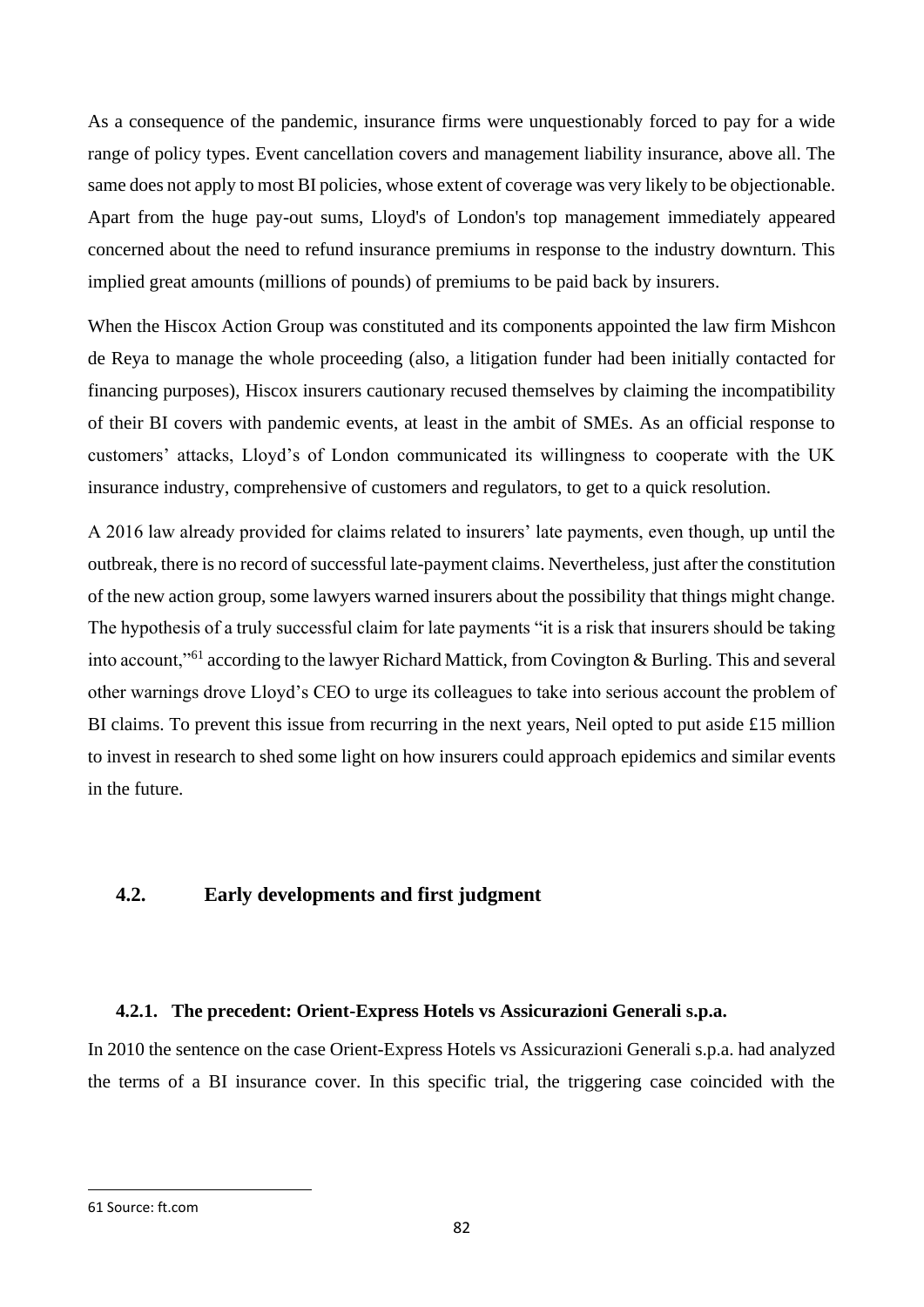As a consequence of the pandemic, insurance firms were unquestionably forced to pay for a wide range of policy types. Event cancellation covers and management liability insurance, above all. The same does not apply to most BI policies, whose extent of coverage was very likely to be objectionable. Apart from the huge pay-out sums, Lloyd's of London's top management immediately appeared concerned about the need to refund insurance premiums in response to the industry downturn. This implied great amounts (millions of pounds) of premiums to be paid back by insurers.

When the Hiscox Action Group was constituted and its components appointed the law firm Mishcon de Reya to manage the whole proceeding (also, a litigation funder had been initially contacted for financing purposes), Hiscox insurers cautionary recused themselves by claiming the incompatibility of their BI covers with pandemic events, at least in the ambit of SMEs. As an official response to customers' attacks, Lloyd's of London communicated its willingness to cooperate with the UK insurance industry, comprehensive of customers and regulators, to get to a quick resolution.

A 2016 law already provided for claims related to insurers' late payments, even though, up until the outbreak, there is no record of successful late-payment claims. Nevertheless, just after the constitution of the new action group, some lawyers warned insurers about the possibility that things might change. The hypothesis of a truly successful claim for late payments "it is a risk that insurers should be taking into account,"[61] according to the lawyer Richard Mattick, from Covington & Burling. This and several other warnings drove Lloyd's CEO to urge its colleagues to take into serious account the problem of BI claims. To prevent this issue from recurring in the next years, Neil opted to put aside £15 million to invest in research to shed some light on how insurers could approach epidemics and similar events in the future.

## 4.2. Early developments and first judgment

### 4.2.1. The precedent: Orient-Express Hotels vs Assicurazioni Generali s.p.a.

In 2010 the sentence on the case Orient-Express Hotels vs Assicurazioni Generali s.p.a. had analyzed the terms of a BI insurance cover. In this specific trial, the triggering case coincided with the

---

61 Source: ft.com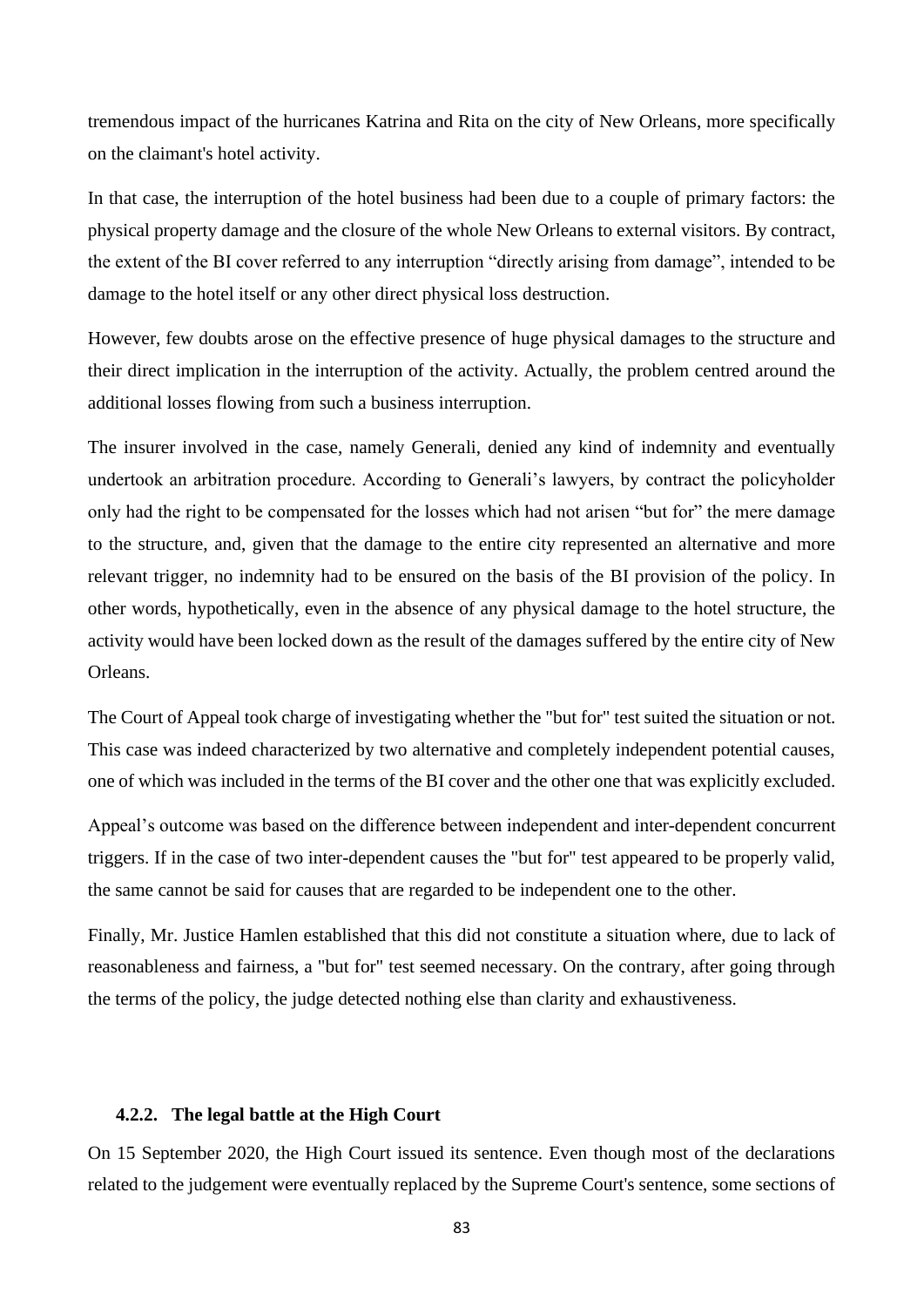tremendous impact of the hurricanes Katrina and Rita on the city of New Orleans, more specifically on the claimant's hotel activity.

In that case, the interruption of the hotel business had been due to a couple of primary factors: the physical property damage and the closure of the whole New Orleans to external visitors. By contract, the extent of the BI cover referred to any interruption "directly arising from damage", intended to be damage to the hotel itself or any other direct physical loss destruction.

However, few doubts arose on the effective presence of huge physical damages to the structure and their direct implication in the interruption of the activity. Actually, the problem centred around the additional losses flowing from such a business interruption.

The insurer involved in the case, namely Generali, denied any kind of indemnity and eventually undertook an arbitration procedure. According to Generali's lawyers, by contract the policyholder only had the right to be compensated for the losses which had not arisen "but for" the mere damage to the structure, and, given that the damage to the entire city represented an alternative and more relevant trigger, no indemnity had to be ensured on the basis of the BI provision of the policy. In other words, hypothetically, even in the absence of any physical damage to the hotel structure, the activity would have been locked down as the result of the damages suffered by the entire city of New Orleans.

The Court of Appeal took charge of investigating whether the "but for" test suited the situation or not. This case was indeed characterized by two alternative and completely independent potential causes, one of which was included in the terms of the BI cover and the other one that was explicitly excluded.

Appeal's outcome was based on the difference between independent and inter-dependent concurrent triggers. If in the case of two inter-dependent causes the "but for" test appeared to be properly valid, the same cannot be said for causes that are regarded to be independent one to the other.

Finally, Mr. Justice Hamlen established that this did not constitute a situation where, due to lack of reasonableness and fairness, a "but for" test seemed necessary. On the contrary, after going through the terms of the policy, the judge detected nothing else than clarity and exhaustiveness.

### 4.2.2. The legal battle at the High Court

On 15 September 2020, the High Court issued its sentence. Even though most of the declarations related to the judgement were eventually replaced by the Supreme Court's sentence, some sections of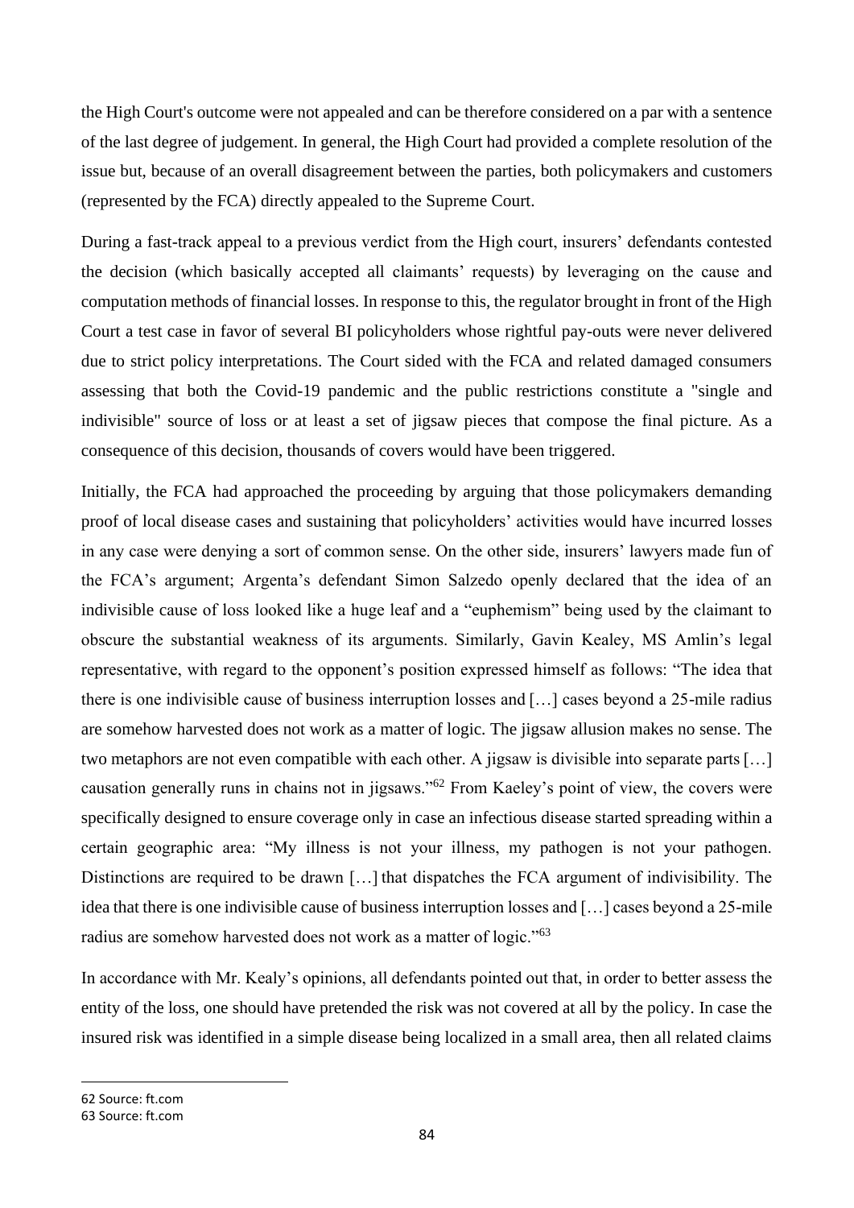the High Court's outcome were not appealed and can be therefore considered on a par with a sentence of the last degree of judgement. In general, the High Court had provided a complete resolution of the issue but, because of an overall disagreement between the parties, both policymakers and customers (represented by the FCA) directly appealed to the Supreme Court.

During a fast-track appeal to a previous verdict from the High court, insurers' defendants contested the decision (which basically accepted all claimants' requests) by leveraging on the cause and computation methods of financial losses. In response to this, the regulator brought in front of the High Court a test case in favor of several BI policyholders whose rightful pay-outs were never delivered due to strict policy interpretations. The Court sided with the FCA and related damaged consumers assessing that both the Covid-19 pandemic and the public restrictions constitute a "single and indivisible" source of loss or at least a set of jigsaw pieces that compose the final picture. As a consequence of this decision, thousands of covers would have been triggered.

Initially, the FCA had approached the proceeding by arguing that those policymakers demanding proof of local disease cases and sustaining that policyholders' activities would have incurred losses in any case were denying a sort of common sense. On the other side, insurers' lawyers made fun of the FCA's argument; Argenta's defendant Simon Salzedo openly declared that the idea of an indivisible cause of loss looked like a huge leaf and a "euphemism" being used by the claimant to obscure the substantial weakness of its arguments. Similarly, Gavin Kealey, MS Amlin's legal representative, with regard to the opponent's position expressed himself as follows: "The idea that there is one indivisible cause of business interruption losses and […] cases beyond a 25-mile radius are somehow harvested does not work as a matter of logic. The jigsaw allusion makes no sense. The two metaphors are not even compatible with each other. A jigsaw is divisible into separate parts […] causation generally runs in chains not in jigsaws."[62] From Kaeley's point of view, the covers were specifically designed to ensure coverage only in case an infectious disease started spreading within a certain geographic area: "My illness is not your illness, my pathogen is not your pathogen. Distinctions are required to be drawn […] that dispatches the FCA argument of indivisibility. The idea that there is one indivisible cause of business interruption losses and […] cases beyond a 25-mile radius are somehow harvested does not work as a matter of logic."[63]

In accordance with Mr. Kealy's opinions, all defendants pointed out that, in order to better assess the entity of the loss, one should have pretended the risk was not covered at all by the policy. In case the insured risk was identified in a simple disease being localized in a small area, then all related claims

62 Source: ft.com

63 Source: ft.com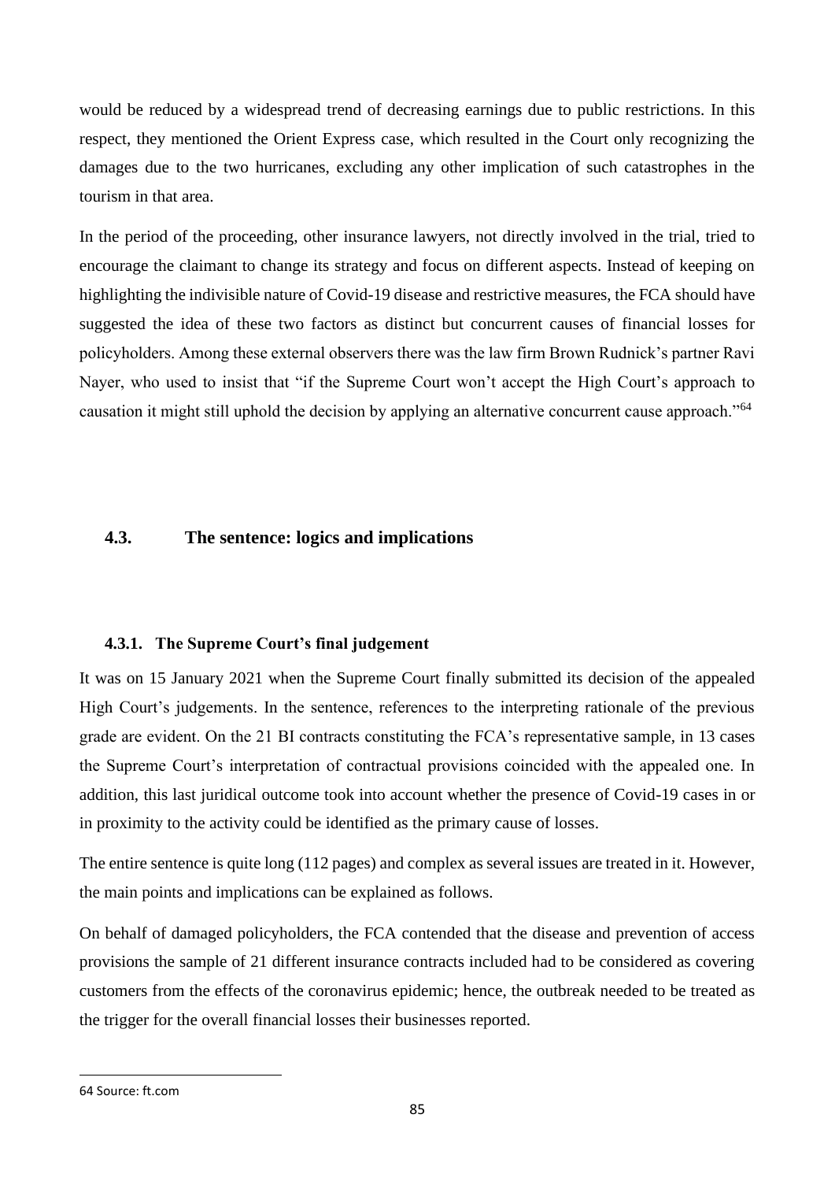would be reduced by a widespread trend of decreasing earnings due to public restrictions. In this respect, they mentioned the Orient Express case, which resulted in the Court only recognizing the damages due to the two hurricanes, excluding any other implication of such catastrophes in the tourism in that area.

In the period of the proceeding, other insurance lawyers, not directly involved in the trial, tried to encourage the claimant to change its strategy and focus on different aspects. Instead of keeping on highlighting the indivisible nature of Covid-19 disease and restrictive measures, the FCA should have suggested the idea of these two factors as distinct but concurrent causes of financial losses for policyholders. Among these external observers there was the law firm Brown Rudnick's partner Ravi Nayer, who used to insist that "if the Supreme Court won't accept the High Court's approach to causation it might still uphold the decision by applying an alternative concurrent cause approach."[64]

## 4.3. The sentence: logics and implications

### 4.3.1. The Supreme Court's final judgement

It was on 15 January 2021 when the Supreme Court finally submitted its decision of the appealed High Court's judgements. In the sentence, references to the interpreting rationale of the previous grade are evident. On the 21 BI contracts constituting the FCA's representative sample, in 13 cases the Supreme Court's interpretation of contractual provisions coincided with the appealed one. In addition, this last juridical outcome took into account whether the presence of Covid-19 cases in or in proximity to the activity could be identified as the primary cause of losses.

The entire sentence is quite long (112 pages) and complex as several issues are treated in it. However, the main points and implications can be explained as follows.

On behalf of damaged policyholders, the FCA contended that the disease and prevention of access provisions the sample of 21 different insurance contracts included had to be considered as covering customers from the effects of the coronavirus epidemic; hence, the outbreak needed to be treated as the trigger for the overall financial losses their businesses reported.

---

64 Source: ft.com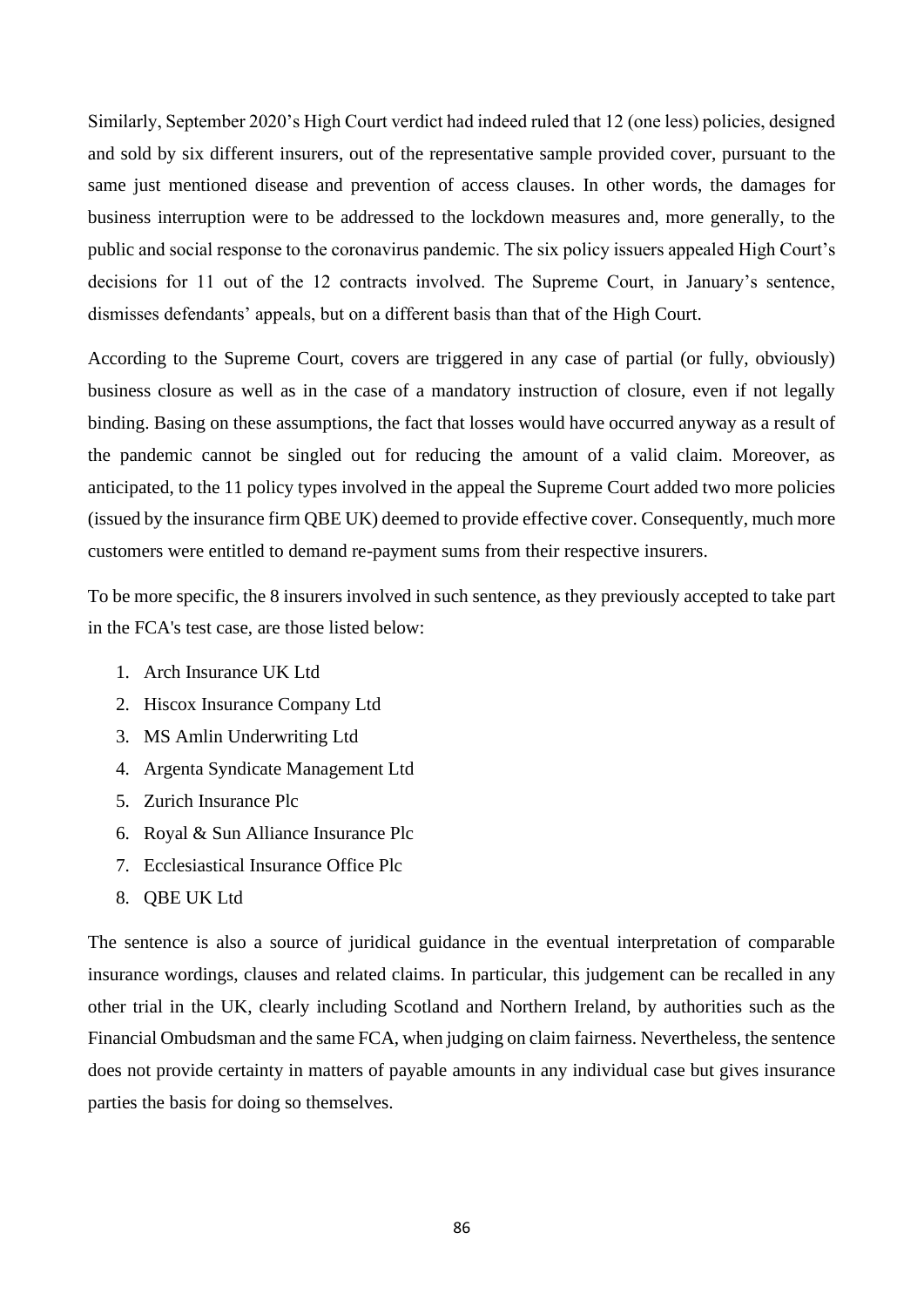Similarly, September 2020's High Court verdict had indeed ruled that 12 (one less) policies, designed and sold by six different insurers, out of the representative sample provided cover, pursuant to the same just mentioned disease and prevention of access clauses. In other words, the damages for business interruption were to be addressed to the lockdown measures and, more generally, to the public and social response to the coronavirus pandemic. The six policy issuers appealed High Court's decisions for 11 out of the 12 contracts involved. The Supreme Court, in January's sentence, dismisses defendants' appeals, but on a different basis than that of the High Court.

According to the Supreme Court, covers are triggered in any case of partial (or fully, obviously) business closure as well as in the case of a mandatory instruction of closure, even if not legally binding. Basing on these assumptions, the fact that losses would have occurred anyway as a result of the pandemic cannot be singled out for reducing the amount of a valid claim. Moreover, as anticipated, to the 11 policy types involved in the appeal the Supreme Court added two more policies (issued by the insurance firm QBE UK) deemed to provide effective cover. Consequently, much more customers were entitled to demand re-payment sums from their respective insurers.

To be more specific, the 8 insurers involved in such sentence, as they previously accepted to take part in the FCA's test case, are those listed below:

1. Arch Insurance UK Ltd
2. Hiscox Insurance Company Ltd
3. MS Amlin Underwriting Ltd
4. Argenta Syndicate Management Ltd
5. Zurich Insurance Plc
6. Royal & Sun Alliance Insurance Plc
7. Ecclesiastical Insurance Office Plc
8. QBE UK Ltd

The sentence is also a source of juridical guidance in the eventual interpretation of comparable insurance wordings, clauses and related claims. In particular, this judgement can be recalled in any other trial in the UK, clearly including Scotland and Northern Ireland, by authorities such as the Financial Ombudsman and the same FCA, when judging on claim fairness. Nevertheless, the sentence does not provide certainty in matters of payable amounts in any individual case but gives insurance parties the basis for doing so themselves.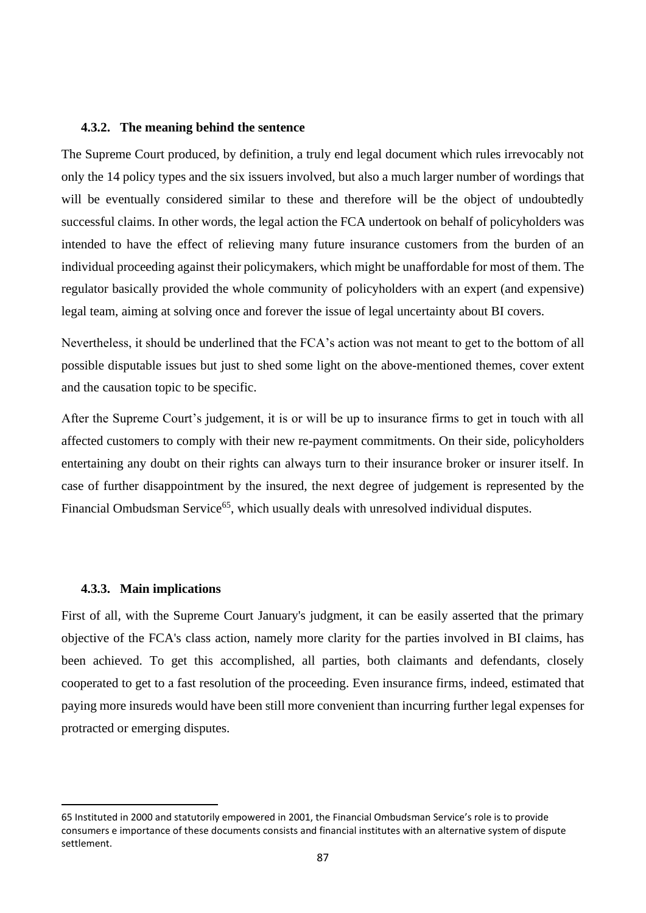#### 4.3.2. The meaning behind the sentence

The Supreme Court produced, by definition, a truly end legal document which rules irrevocably not only the 14 policy types and the six issuers involved, but also a much larger number of wordings that will be eventually considered similar to these and therefore will be the object of undoubtedly successful claims. In other words, the legal action the FCA undertook on behalf of policyholders was intended to have the effect of relieving many future insurance customers from the burden of an individual proceeding against their policymakers, which might be unaffordable for most of them. The regulator basically provided the whole community of policyholders with an expert (and expensive) legal team, aiming at solving once and forever the issue of legal uncertainty about BI covers.

Nevertheless, it should be underlined that the FCA's action was not meant to get to the bottom of all possible disputable issues but just to shed some light on the above-mentioned themes, cover extent and the causation topic to be specific.

After the Supreme Court's judgement, it is or will be up to insurance firms to get in touch with all affected customers to comply with their new re-payment commitments. On their side, policyholders entertaining any doubt on their rights can always turn to their insurance broker or insurer itself. In case of further disappointment by the insured, the next degree of judgement is represented by the Financial Ombudsman Service[65], which usually deals with unresolved individual disputes.

#### 4.3.3. Main implications

First of all, with the Supreme Court January's judgment, it can be easily asserted that the primary objective of the FCA's class action, namely more clarity for the parties involved in BI claims, has been achieved. To get this accomplished, all parties, both claimants and defendants, closely cooperated to get to a fast resolution of the proceeding. Even insurance firms, indeed, estimated that paying more insureds would have been still more convenient than incurring further legal expenses for protracted or emerging disputes.

---

65 Instituted in 2000 and statutorily empowered in 2001, the Financial Ombudsman Service's role is to provide consumers e importance of these documents consists and financial institutes with an alternative system of dispute settlement.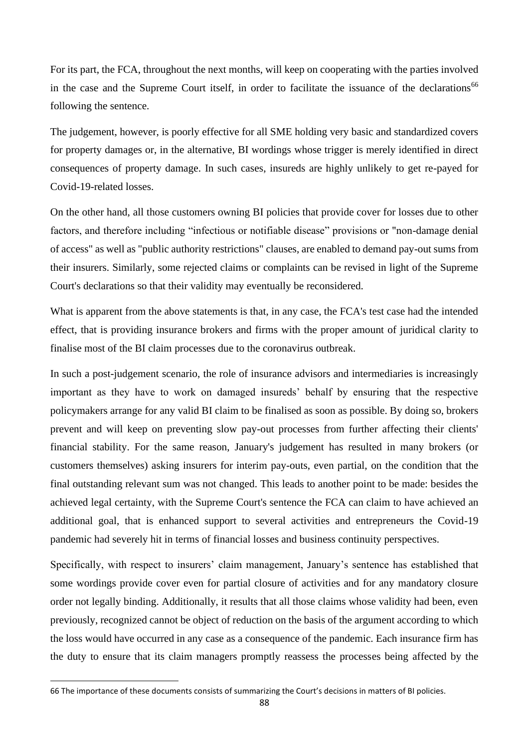For its part, the FCA, throughout the next months, will keep on cooperating with the parties involved in the case and the Supreme Court itself, in order to facilitate the issuance of the declarations[66] following the sentence.

The judgement, however, is poorly effective for all SME holding very basic and standardized covers for property damages or, in the alternative, BI wordings whose trigger is merely identified in direct consequences of property damage. In such cases, insureds are highly unlikely to get re-payed for Covid-19-related losses.

On the other hand, all those customers owning BI policies that provide cover for losses due to other factors, and therefore including "infectious or notifiable disease" provisions or "non-damage denial of access" as well as "public authority restrictions" clauses, are enabled to demand pay-out sums from their insurers. Similarly, some rejected claims or complaints can be revised in light of the Supreme Court's declarations so that their validity may eventually be reconsidered.

What is apparent from the above statements is that, in any case, the FCA's test case had the intended effect, that is providing insurance brokers and firms with the proper amount of juridical clarity to finalise most of the BI claim processes due to the coronavirus outbreak.

In such a post-judgement scenario, the role of insurance advisors and intermediaries is increasingly important as they have to work on damaged insureds' behalf by ensuring that the respective policymakers arrange for any valid BI claim to be finalised as soon as possible. By doing so, brokers prevent and will keep on preventing slow pay-out processes from further affecting their clients' financial stability. For the same reason, January's judgement has resulted in many brokers (or customers themselves) asking insurers for interim pay-outs, even partial, on the condition that the final outstanding relevant sum was not changed. This leads to another point to be made: besides the achieved legal certainty, with the Supreme Court's sentence the FCA can claim to have achieved an additional goal, that is enhanced support to several activities and entrepreneurs the Covid-19 pandemic had severely hit in terms of financial losses and business continuity perspectives.

Specifically, with respect to insurers' claim management, January's sentence has established that some wordings provide cover even for partial closure of activities and for any mandatory closure order not legally binding. Additionally, it results that all those claims whose validity had been, even previously, recognized cannot be object of reduction on the basis of the argument according to which the loss would have occurred in any case as a consequence of the pandemic. Each insurance firm has the duty to ensure that its claim managers promptly reassess the processes being affected by the

[66] The importance of these documents consists of summarizing the Court's decisions in matters of BI policies.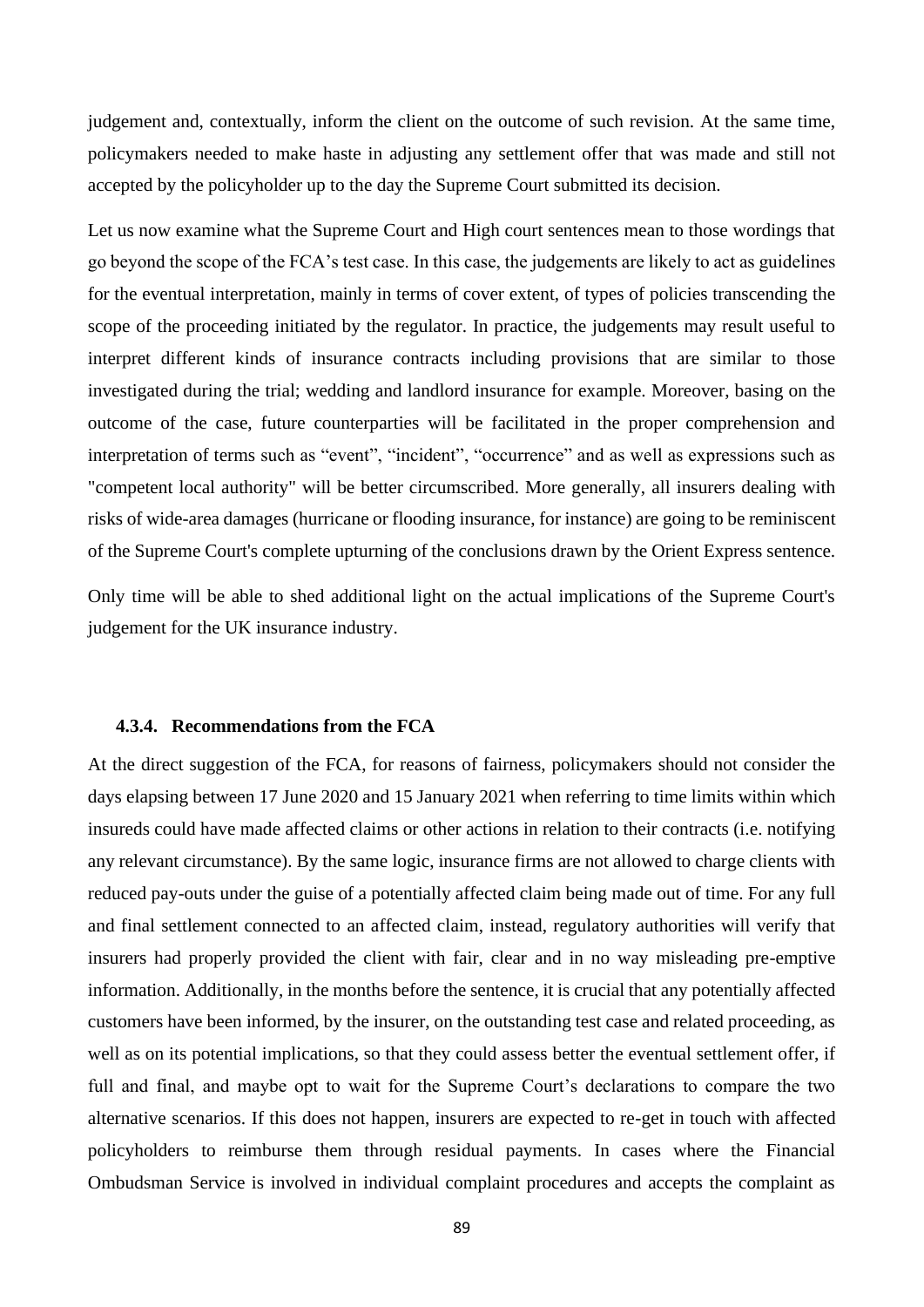judgement and, contextually, inform the client on the outcome of such revision. At the same time, policymakers needed to make haste in adjusting any settlement offer that was made and still not accepted by the policyholder up to the day the Supreme Court submitted its decision.

Let us now examine what the Supreme Court and High court sentences mean to those wordings that go beyond the scope of the FCA's test case. In this case, the judgements are likely to act as guidelines for the eventual interpretation, mainly in terms of cover extent, of types of policies transcending the scope of the proceeding initiated by the regulator. In practice, the judgements may result useful to interpret different kinds of insurance contracts including provisions that are similar to those investigated during the trial; wedding and landlord insurance for example. Moreover, basing on the outcome of the case, future counterparties will be facilitated in the proper comprehension and interpretation of terms such as "event", "incident", "occurrence" and as well as expressions such as "competent local authority" will be better circumscribed. More generally, all insurers dealing with risks of wide-area damages (hurricane or flooding insurance, for instance) are going to be reminiscent of the Supreme Court's complete upturning of the conclusions drawn by the Orient Express sentence.

Only time will be able to shed additional light on the actual implications of the Supreme Court's judgement for the UK insurance industry.

#### 4.3.4. Recommendations from the FCA

At the direct suggestion of the FCA, for reasons of fairness, policymakers should not consider the days elapsing between 17 June 2020 and 15 January 2021 when referring to time limits within which insureds could have made affected claims or other actions in relation to their contracts (i.e. notifying any relevant circumstance). By the same logic, insurance firms are not allowed to charge clients with reduced pay-outs under the guise of a potentially affected claim being made out of time. For any full and final settlement connected to an affected claim, instead, regulatory authorities will verify that insurers had properly provided the client with fair, clear and in no way misleading pre-emptive information. Additionally, in the months before the sentence, it is crucial that any potentially affected customers have been informed, by the insurer, on the outstanding test case and related proceeding, as well as on its potential implications, so that they could assess better the eventual settlement offer, if full and final, and maybe opt to wait for the Supreme Court's declarations to compare the two alternative scenarios. If this does not happen, insurers are expected to re-get in touch with affected policyholders to reimburse them through residual payments. In cases where the Financial Ombudsman Service is involved in individual complaint procedures and accepts the complaint as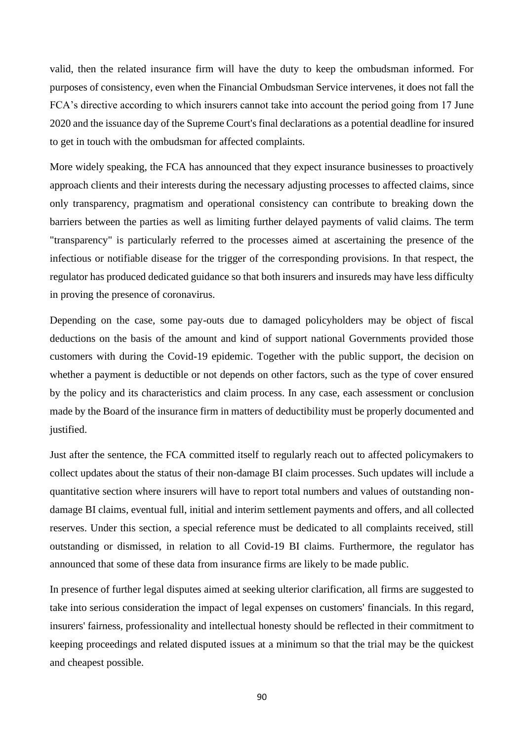valid, then the related insurance firm will have the duty to keep the ombudsman informed. For purposes of consistency, even when the Financial Ombudsman Service intervenes, it does not fall the FCA's directive according to which insurers cannot take into account the period going from 17 June 2020 and the issuance day of the Supreme Court's final declarations as a potential deadline for insured to get in touch with the ombudsman for affected complaints.

More widely speaking, the FCA has announced that they expect insurance businesses to proactively approach clients and their interests during the necessary adjusting processes to affected claims, since only transparency, pragmatism and operational consistency can contribute to breaking down the barriers between the parties as well as limiting further delayed payments of valid claims. The term "transparency" is particularly referred to the processes aimed at ascertaining the presence of the infectious or notifiable disease for the trigger of the corresponding provisions. In that respect, the regulator has produced dedicated guidance so that both insurers and insureds may have less difficulty in proving the presence of coronavirus.

Depending on the case, some pay-outs due to damaged policyholders may be object of fiscal deductions on the basis of the amount and kind of support national Governments provided those customers with during the Covid-19 epidemic. Together with the public support, the decision on whether a payment is deductible or not depends on other factors, such as the type of cover ensured by the policy and its characteristics and claim process. In any case, each assessment or conclusion made by the Board of the insurance firm in matters of deductibility must be properly documented and justified.

Just after the sentence, the FCA committed itself to regularly reach out to affected policymakers to collect updates about the status of their non-damage BI claim processes. Such updates will include a quantitative section where insurers will have to report total numbers and values of outstanding non-damage BI claims, eventual full, initial and interim settlement payments and offers, and all collected reserves. Under this section, a special reference must be dedicated to all complaints received, still outstanding or dismissed, in relation to all Covid-19 BI claims. Furthermore, the regulator has announced that some of these data from insurance firms are likely to be made public.

In presence of further legal disputes aimed at seeking ulterior clarification, all firms are suggested to take into serious consideration the impact of legal expenses on customers' financials. In this regard, insurers' fairness, professionality and intellectual honesty should be reflected in their commitment to keeping proceedings and related disputed issues at a minimum so that the trial may be the quickest and cheapest possible.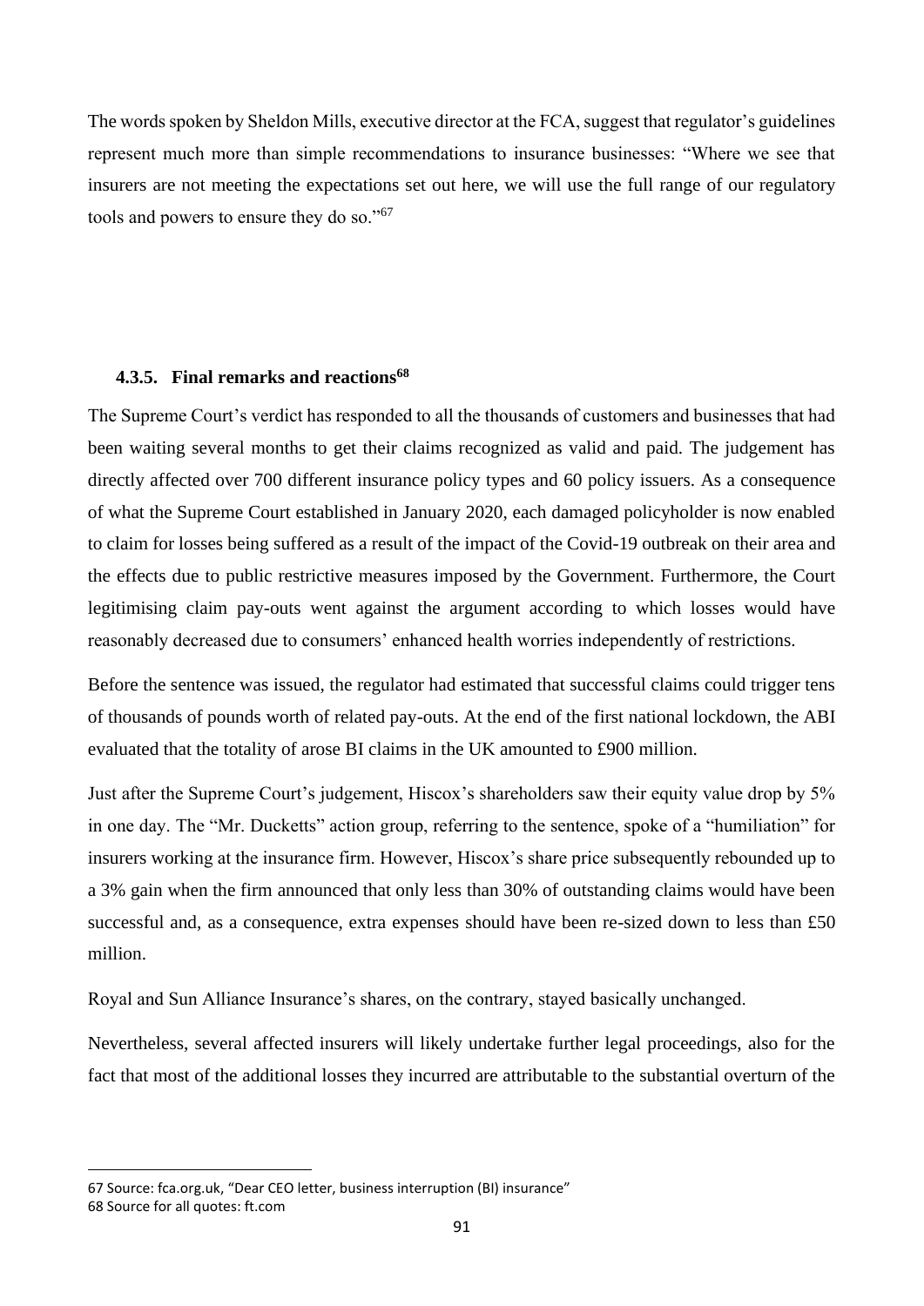The words spoken by Sheldon Mills, executive director at the FCA, suggest that regulator's guidelines represent much more than simple recommendations to insurance businesses: "Where we see that insurers are not meeting the expectations set out here, we will use the full range of our regulatory tools and powers to ensure they do so."[67]

### 4.3.5. Final remarks and reactions[68]

The Supreme Court's verdict has responded to all the thousands of customers and businesses that had been waiting several months to get their claims recognized as valid and paid. The judgement has directly affected over 700 different insurance policy types and 60 policy issuers. As a consequence of what the Supreme Court established in January 2020, each damaged policyholder is now enabled to claim for losses being suffered as a result of the impact of the Covid-19 outbreak on their area and the effects due to public restrictive measures imposed by the Government. Furthermore, the Court legitimising claim pay-outs went against the argument according to which losses would have reasonably decreased due to consumers' enhanced health worries independently of restrictions.

Before the sentence was issued, the regulator had estimated that successful claims could trigger tens of thousands of pounds worth of related pay-outs. At the end of the first national lockdown, the ABI evaluated that the totality of arose BI claims in the UK amounted to £900 million.

Just after the Supreme Court's judgement, Hiscox's shareholders saw their equity value drop by 5% in one day. The "Mr. Ducketts" action group, referring to the sentence, spoke of a "humiliation" for insurers working at the insurance firm. However, Hiscox's share price subsequently rebounded up to a 3% gain when the firm announced that only less than 30% of outstanding claims would have been successful and, as a consequence, extra expenses should have been re-sized down to less than £50 million.

Royal and Sun Alliance Insurance's shares, on the contrary, stayed basically unchanged.

Nevertheless, several affected insurers will likely undertake further legal proceedings, also for the fact that most of the additional losses they incurred are attributable to the substantial overturn of the

---

67 Source: fca.org.uk, "Dear CEO letter, business interruption (BI) insurance"

68 Source for all quotes: ft.com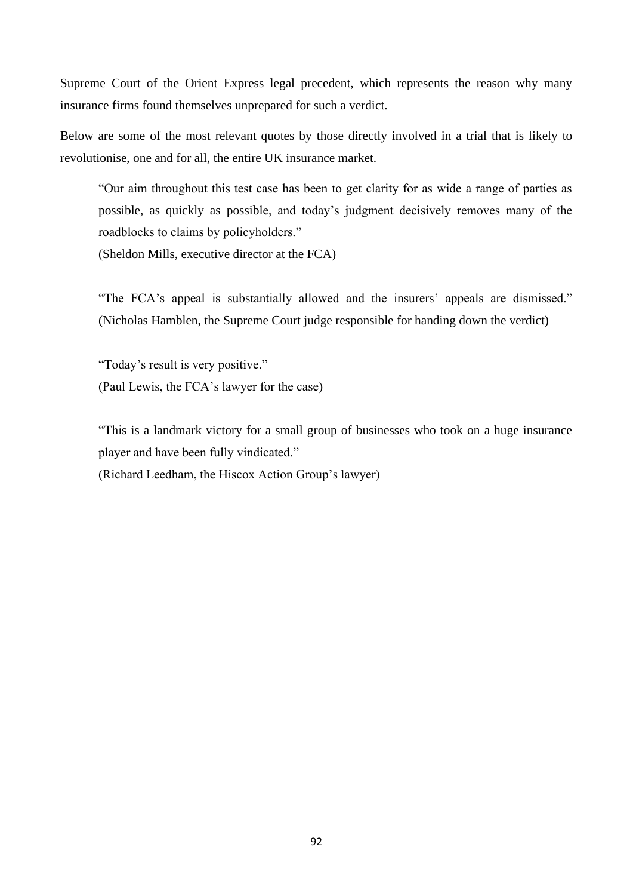Supreme Court of the Orient Express legal precedent, which represents the reason why many insurance firms found themselves unprepared for such a verdict.

Below are some of the most relevant quotes by those directly involved in a trial that is likely to revolutionise, one and for all, the entire UK insurance market.

> "Our aim throughout this test case has been to get clarity for as wide a range of parties as possible, as quickly as possible, and today's judgment decisively removes many of the roadblocks to claims by policyholders."
> (Sheldon Mills, executive director at the FCA)

> "The FCA's appeal is substantially allowed and the insurers' appeals are dismissed."
> (Nicholas Hamblen, the Supreme Court judge responsible for handing down the verdict)

> "Today's result is very positive."
> (Paul Lewis, the FCA's lawyer for the case)

> "This is a landmark victory for a small group of businesses who took on a huge insurance player and have been fully vindicated."
> (Richard Leedham, the Hiscox Action Group's lawyer)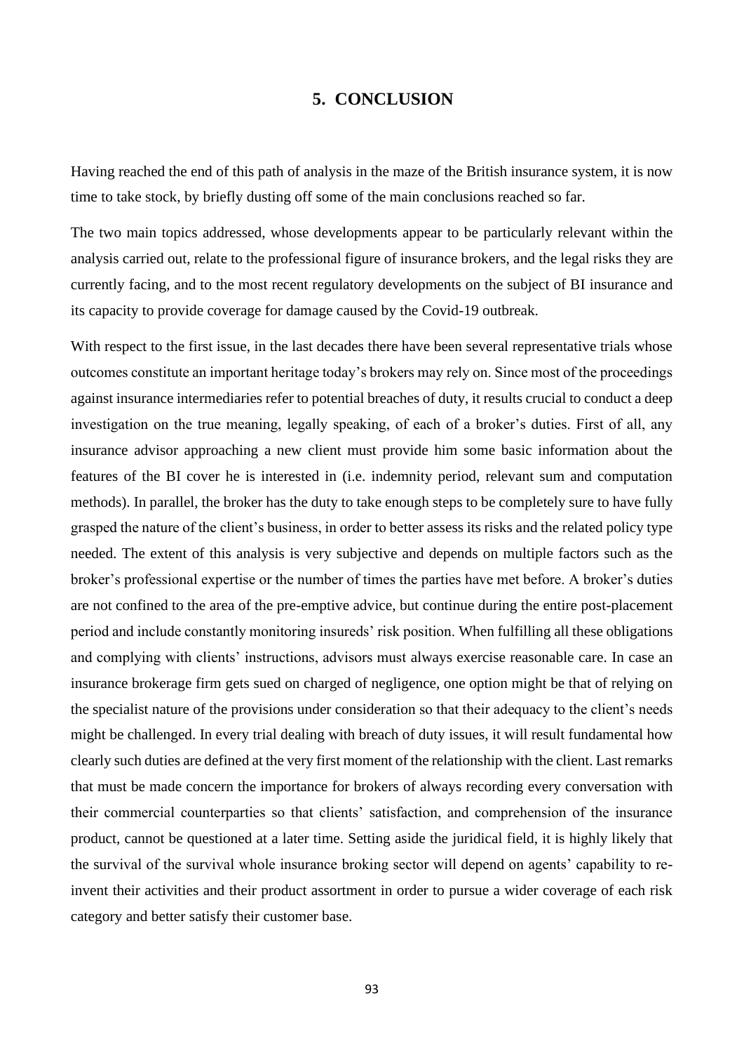# 5. CONCLUSION

Having reached the end of this path of analysis in the maze of the British insurance system, it is now time to take stock, by briefly dusting off some of the main conclusions reached so far.

The two main topics addressed, whose developments appear to be particularly relevant within the analysis carried out, relate to the professional figure of insurance brokers, and the legal risks they are currently facing, and to the most recent regulatory developments on the subject of BI insurance and its capacity to provide coverage for damage caused by the Covid-19 outbreak.

With respect to the first issue, in the last decades there have been several representative trials whose outcomes constitute an important heritage today's brokers may rely on. Since most of the proceedings against insurance intermediaries refer to potential breaches of duty, it results crucial to conduct a deep investigation on the true meaning, legally speaking, of each of a broker's duties. First of all, any insurance advisor approaching a new client must provide him some basic information about the features of the BI cover he is interested in (i.e. indemnity period, relevant sum and computation methods). In parallel, the broker has the duty to take enough steps to be completely sure to have fully grasped the nature of the client's business, in order to better assess its risks and the related policy type needed. The extent of this analysis is very subjective and depends on multiple factors such as the broker's professional expertise or the number of times the parties have met before. A broker's duties are not confined to the area of the pre-emptive advice, but continue during the entire post-placement period and include constantly monitoring insureds' risk position. When fulfilling all these obligations and complying with clients' instructions, advisors must always exercise reasonable care. In case an insurance brokerage firm gets sued on charged of negligence, one option might be that of relying on the specialist nature of the provisions under consideration so that their adequacy to the client's needs might be challenged. In every trial dealing with breach of duty issues, it will result fundamental how clearly such duties are defined at the very first moment of the relationship with the client. Last remarks that must be made concern the importance for brokers of always recording every conversation with their commercial counterparties so that clients' satisfaction, and comprehension of the insurance product, cannot be questioned at a later time. Setting aside the juridical field, it is highly likely that the survival of the survival whole insurance broking sector will depend on agents' capability to re-invent their activities and their product assortment in order to pursue a wider coverage of each risk category and better satisfy their customer base.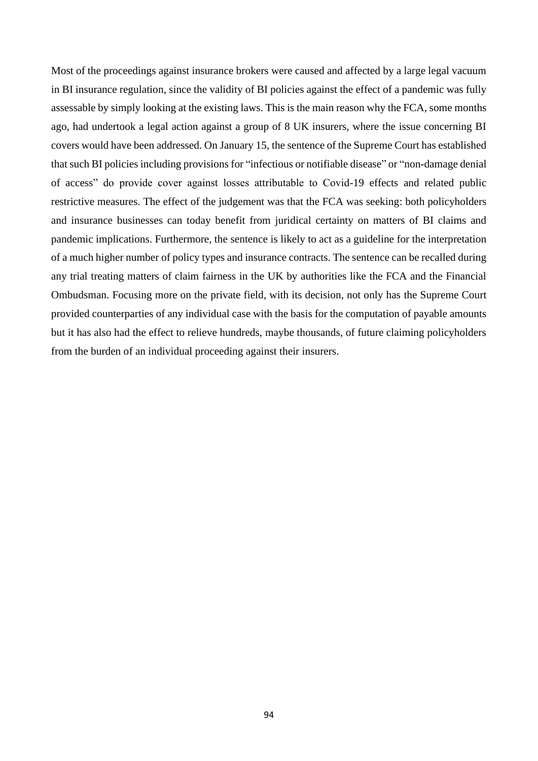Most of the proceedings against insurance brokers were caused and affected by a large legal vacuum in BI insurance regulation, since the validity of BI policies against the effect of a pandemic was fully assessable by simply looking at the existing laws. This is the main reason why the FCA, some months ago, had undertook a legal action against a group of 8 UK insurers, where the issue concerning BI covers would have been addressed. On January 15, the sentence of the Supreme Court has established that such BI policies including provisions for "infectious or notifiable disease" or "non-damage denial of access" do provide cover against losses attributable to Covid-19 effects and related public restrictive measures. The effect of the judgement was that the FCA was seeking: both policyholders and insurance businesses can today benefit from juridical certainty on matters of BI claims and pandemic implications. Furthermore, the sentence is likely to act as a guideline for the interpretation of a much higher number of policy types and insurance contracts. The sentence can be recalled during any trial treating matters of claim fairness in the UK by authorities like the FCA and the Financial Ombudsman. Focusing more on the private field, with its decision, not only has the Supreme Court provided counterparties of any individual case with the basis for the computation of payable amounts but it has also had the effect to relieve hundreds, maybe thousands, of future claiming policyholders from the burden of an individual proceeding against their insurers.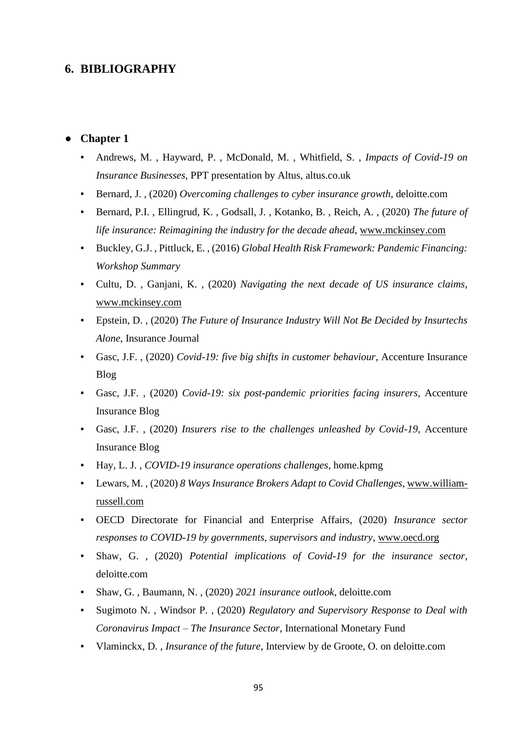## 6. BIBLIOGRAPHY

- **Chapter 1**
  - Andrews, M. , Hayward, P. , McDonald, M. , Whitfield, S. , *Impacts of Covid-19 on Insurance Businesses*, PPT presentation by Altus, altus.co.uk
  - Bernard, J. , (2020) *Overcoming challenges to cyber insurance growth*, deloitte.com
  - Bernard, P.I. , Ellingrud, K. , Godsall, J. , Kotanko, B. , Reich, A. , (2020) *The future of life insurance: Reimagining the industry for the decade ahead*, www.mckinsey.com
  - Buckley, G.J. , Pittluck, E. , (2016) *Global Health Risk Framework: Pandemic Financing: Workshop Summary*
  - Cultu, D. , Ganjani, K. , (2020) *Navigating the next decade of US insurance claims*, www.mckinsey.com
  - Epstein, D. , (2020) *The Future of Insurance Industry Will Not Be Decided by Insurtechs Alone*, Insurance Journal
  - Gasc, J.F. , (2020) *Covid-19: five big shifts in customer behaviour*, Accenture Insurance Blog
  - Gasc, J.F. , (2020) *Covid-19: six post-pandemic priorities facing insurers*, Accenture Insurance Blog
  - Gasc, J.F. , (2020) *Insurers rise to the challenges unleashed by Covid-19*, Accenture Insurance Blog
  - Hay, L. J. , *COVID-19 insurance operations challenges*, home.kpmg
  - Lewars, M. , (2020) *8 Ways Insurance Brokers Adapt to Covid Challenges*, www.william-russell.com
  - OECD Directorate for Financial and Enterprise Affairs, (2020) *Insurance sector responses to COVID-19 by governments, supervisors and industry*, www.oecd.org
  - Shaw, G. , (2020) *Potential implications of Covid-19 for the insurance sector*, deloitte.com
  - Shaw, G. , Baumann, N. , (2020) *2021 insurance outlook*, deloitte.com
  - Sugimoto N. , Windsor P. , (2020) *Regulatory and Supervisory Response to Deal with Coronavirus Impact – The Insurance Sector*, International Monetary Fund
  - Vlaminckx, D. , *Insurance of the future*, Interview by de Groote, O. on deloitte.com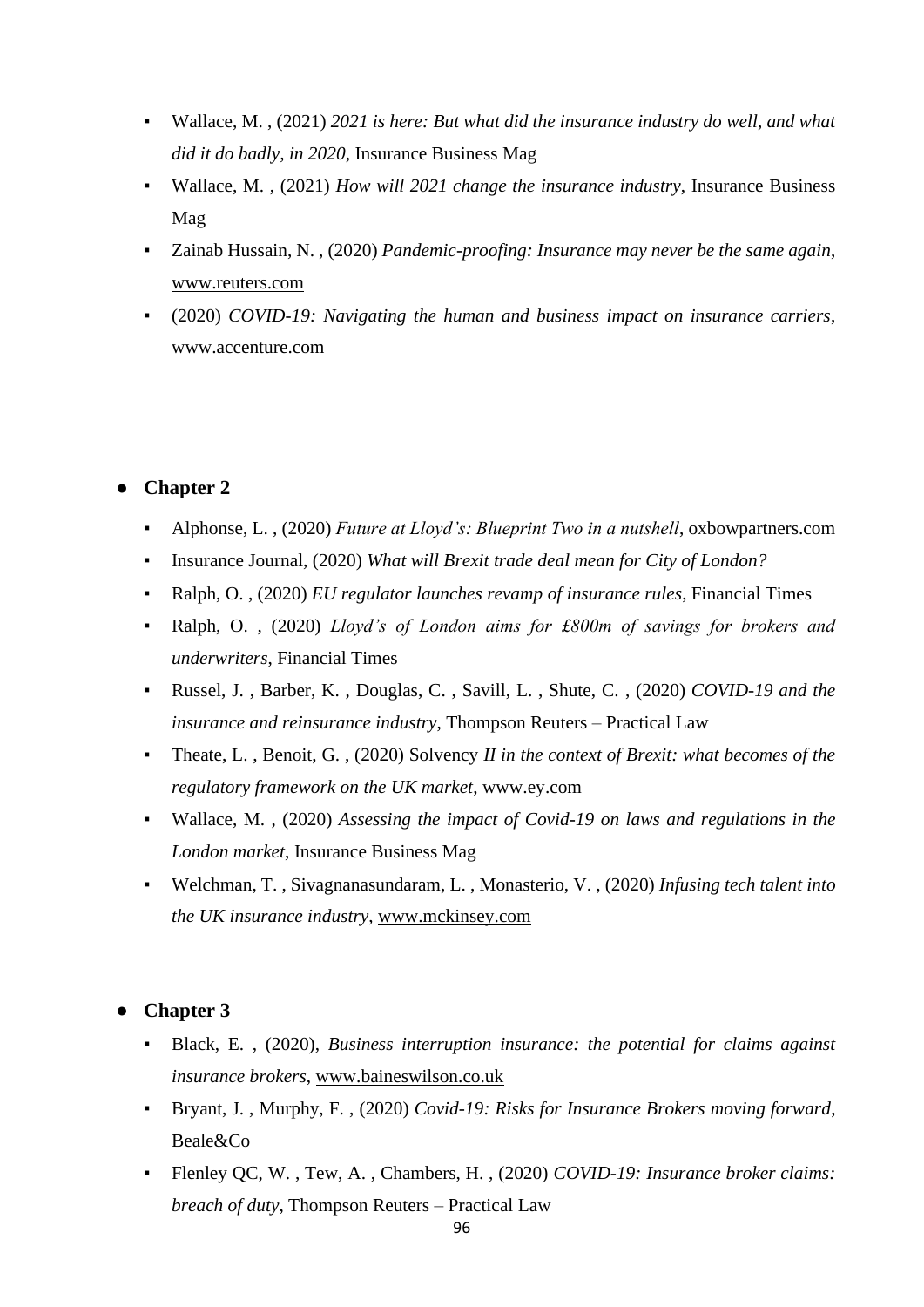- Wallace, M. , (2021) *2021 is here: But what did the insurance industry do well, and what did it do badly, in 2020*, Insurance Business Mag
- Wallace, M. , (2021) *How will 2021 change the insurance industry*, Insurance Business Mag
- Zainab Hussain, N. , (2020) *Pandemic-proofing: Insurance may never be the same again*, www.reuters.com
- (2020) *COVID-19: Navigating the human and business impact on insurance carriers*, www.accenture.com

- **Chapter 2**

  - Alphonse, L. , (2020) *Future at Lloyd's: Blueprint Two in a nutshell*, oxbowpartners.com
  - Insurance Journal, (2020) *What will Brexit trade deal mean for City of London?*
  - Ralph, O. , (2020) *EU regulator launches revamp of insurance rules*, Financial Times
  - Ralph, O. , (2020) *Lloyd's of London aims for £800m of savings for brokers and underwriters*, Financial Times
  - Russel, J. , Barber, K. , Douglas, C. , Savill, L. , Shute, C. , (2020) *COVID-19 and the insurance and reinsurance industry*, Thompson Reuters – Practical Law
  - Theate, L. , Benoit, G. , (2020) Solvency *II in the context of Brexit: what becomes of the regulatory framework on the UK market*, www.ey.com
  - Wallace, M. , (2020) *Assessing the impact of Covid-19 on laws and regulations in the London market*, Insurance Business Mag
  - Welchman, T. , Sivagnanasundaram, L. , Monasterio, V. , (2020) *Infusing tech talent into the UK insurance industry*, www.mckinsey.com

- **Chapter 3**

  - Black, E. , (2020), *Business interruption insurance: the potential for claims against insurance brokers*, www.baineswilson.co.uk
  - Bryant, J. , Murphy, F. , (2020) *Covid-19: Risks for Insurance Brokers moving forward*, Beale&Co
  - Flenley QC, W. , Tew, A. , Chambers, H. , (2020) *COVID-19: Insurance broker claims: breach of duty*, Thompson Reuters – Practical Law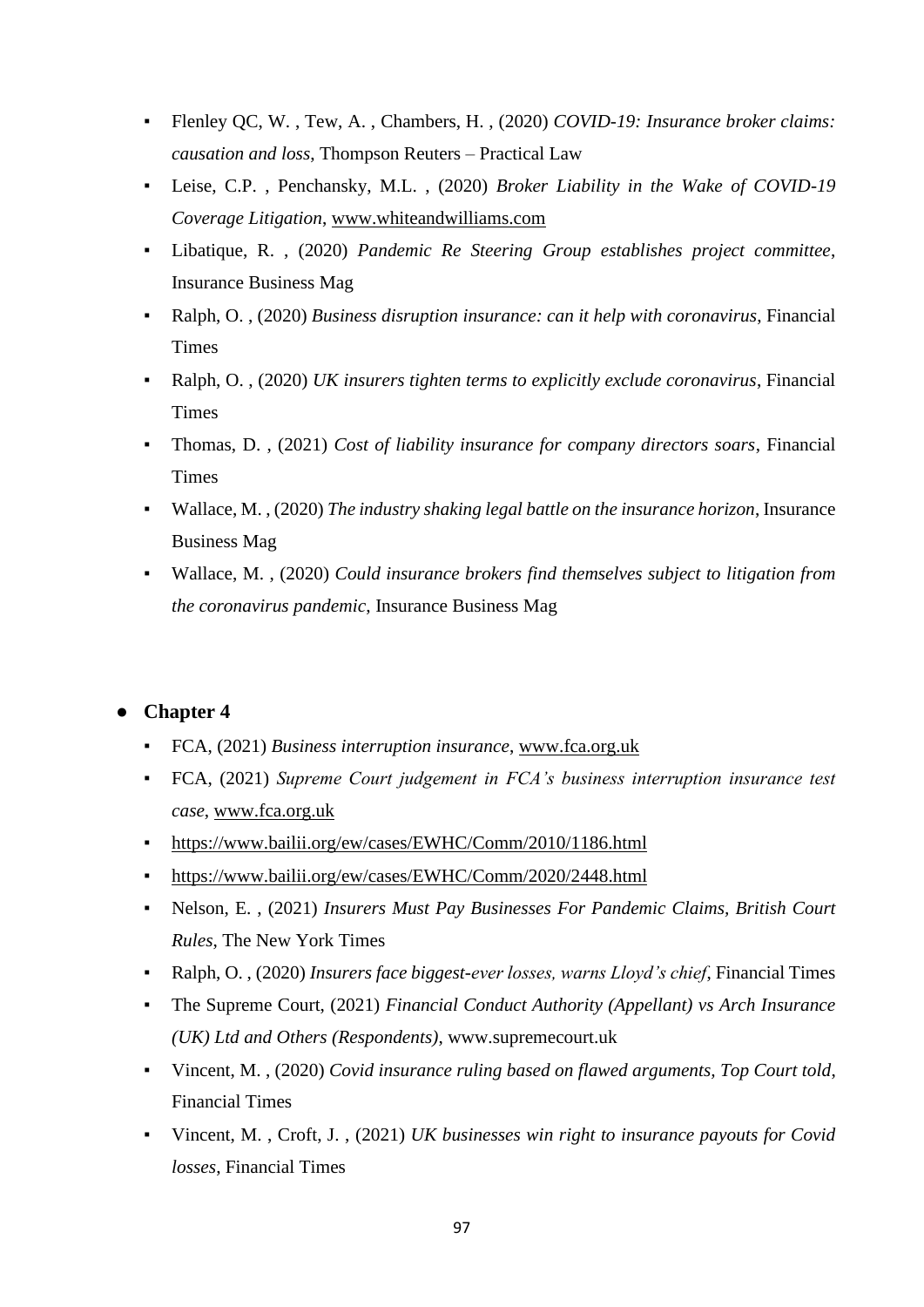- Flenley QC, W. , Tew, A. , Chambers, H. , (2020) *COVID-19: Insurance broker claims: causation and loss*, Thompson Reuters – Practical Law
- Leise, C.P. , Penchansky, M.L. , (2020) *Broker Liability in the Wake of COVID-19 Coverage Litigation*, www.whiteandwilliams.com
- Libatique, R. , (2020) *Pandemic Re Steering Group establishes project committee*, Insurance Business Mag
- Ralph, O. , (2020) *Business disruption insurance: can it help with coronavirus*, Financial Times
- Ralph, O. , (2020) *UK insurers tighten terms to explicitly exclude coronavirus*, Financial Times
- Thomas, D. , (2021) *Cost of liability insurance for company directors soars*, Financial Times
- Wallace, M. , (2020) *The industry shaking legal battle on the insurance horizon*, Insurance Business Mag
- Wallace, M. , (2020) *Could insurance brokers find themselves subject to litigation from the coronavirus pandemic*, Insurance Business Mag

- **Chapter 4**
  - FCA, (2021) *Business interruption insurance*, www.fca.org.uk
  - FCA, (2021) *Supreme Court judgement in FCA's business interruption insurance test case*, www.fca.org.uk
  - https://www.bailii.org/ew/cases/EWHC/Comm/2010/1186.html
  - https://www.bailii.org/ew/cases/EWHC/Comm/2020/2448.html
  - Nelson, E. , (2021) *Insurers Must Pay Businesses For Pandemic Claims, British Court Rules*, The New York Times
  - Ralph, O. , (2020) *Insurers face biggest-ever losses, warns Lloyd's chief*, Financial Times
  - The Supreme Court, (2021) *Financial Conduct Authority (Appellant) vs Arch Insurance (UK) Ltd and Others (Respondents)*, www.supremecourt.uk
  - Vincent, M. , (2020) *Covid insurance ruling based on flawed arguments, Top Court told*, Financial Times
  - Vincent, M. , Croft, J. , (2021) *UK businesses win right to insurance payouts for Covid losses*, Financial Times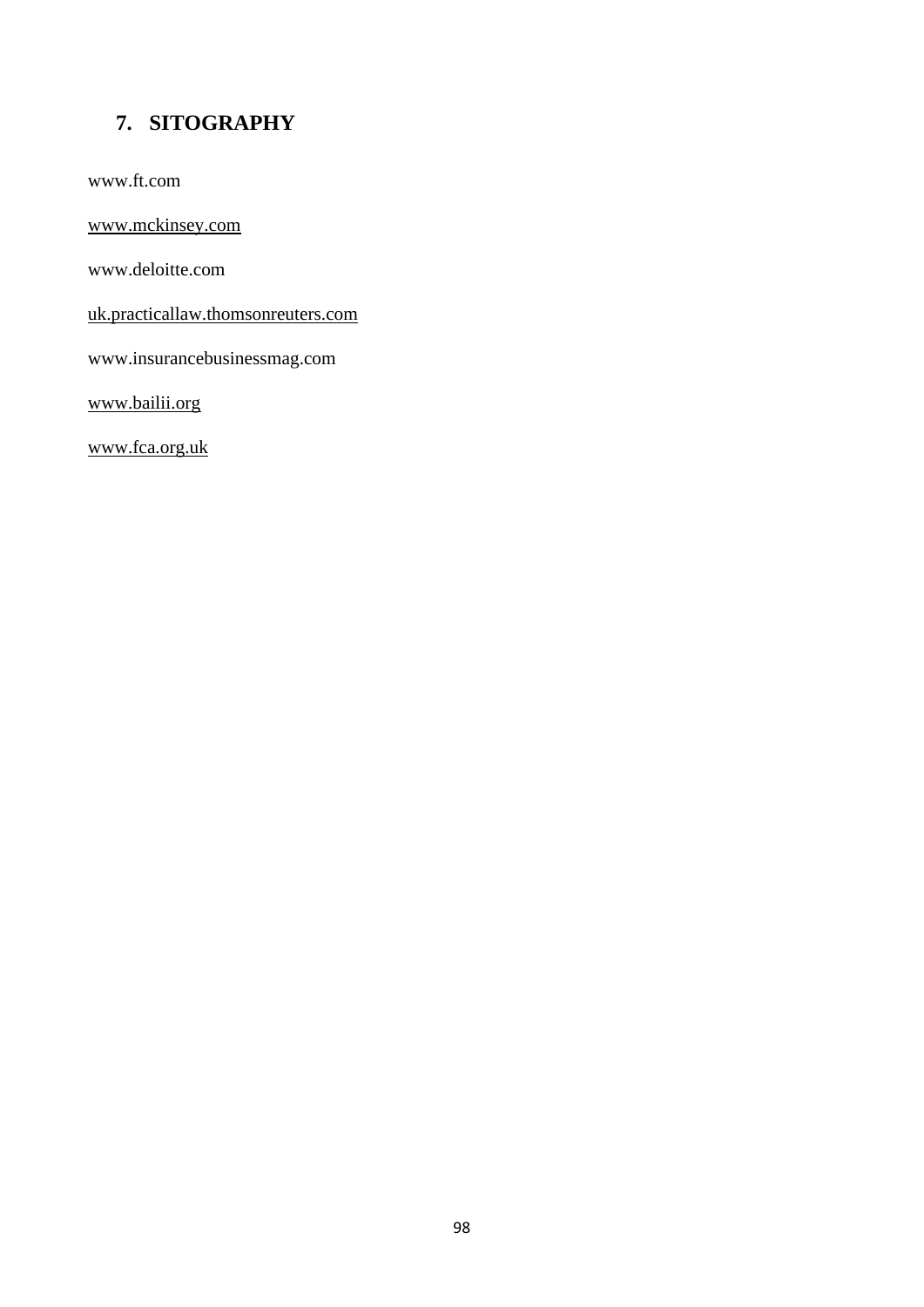## 7. SITOGRAPHY

www.ft.com

www.mckinsey.com

www.deloitte.com

uk.practicallaw.thomsonreuters.com

www.insurancebusinessmag.com

www.bailii.org

www.fca.org.uk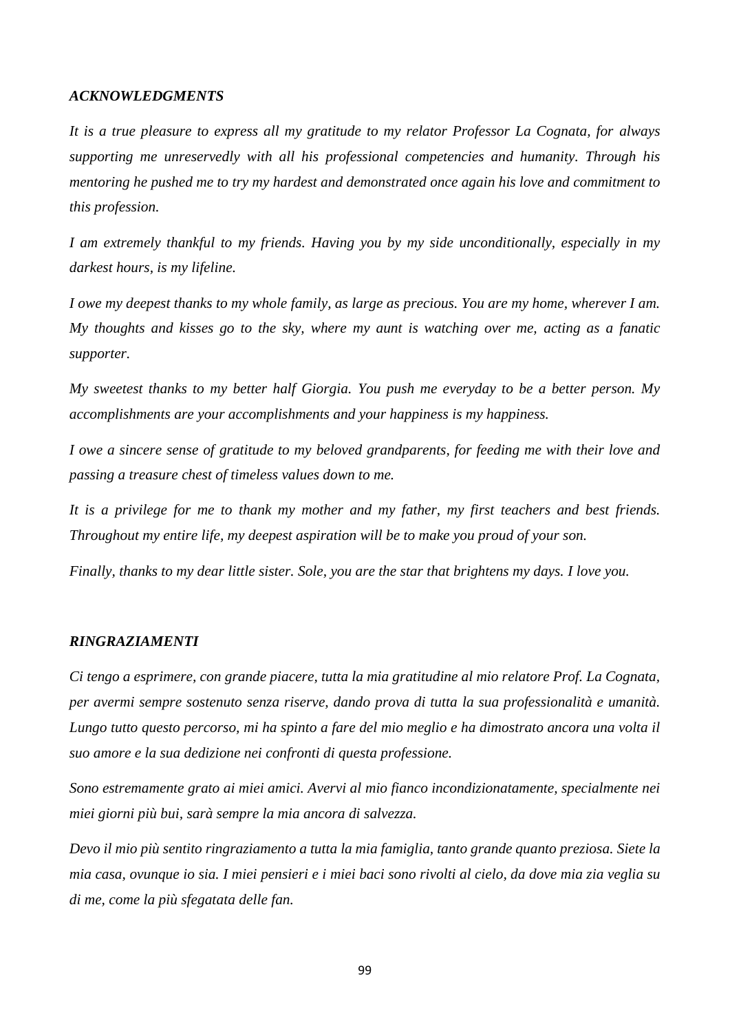## *ACKNOWLEDGMENTS*

*It is a true pleasure to express all my gratitude to my relator Professor La Cognata, for always supporting me unreservedly with all his professional competencies and humanity. Through his mentoring he pushed me to try my hardest and demonstrated once again his love and commitment to this profession.*

*I am extremely thankful to my friends. Having you by my side unconditionally, especially in my darkest hours, is my lifeline.*

*I owe my deepest thanks to my whole family, as large as precious. You are my home, wherever I am. My thoughts and kisses go to the sky, where my aunt is watching over me, acting as a fanatic supporter.*

*My sweetest thanks to my better half Giorgia. You push me everyday to be a better person. My accomplishments are your accomplishments and your happiness is my happiness.*

*I owe a sincere sense of gratitude to my beloved grandparents, for feeding me with their love and passing a treasure chest of timeless values down to me.*

*It is a privilege for me to thank my mother and my father, my first teachers and best friends. Throughout my entire life, my deepest aspiration will be to make you proud of your son.*

*Finally, thanks to my dear little sister. Sole, you are the star that brightens my days. I love you.*

## *RINGRAZIAMENTI*

*Ci tengo a esprimere, con grande piacere, tutta la mia gratitudine al mio relatore Prof. La Cognata, per avermi sempre sostenuto senza riserve, dando prova di tutta la sua professionalità e umanità. Lungo tutto questo percorso, mi ha spinto a fare del mio meglio e ha dimostrato ancora una volta il suo amore e la sua dedizione nei confronti di questa professione.*

*Sono estremamente grato ai miei amici. Avervi al mio fianco incondizionatamente, specialmente nei miei giorni più bui, sarà sempre la mia ancora di salvezza.*

*Devo il mio più sentito ringraziamento a tutta la mia famiglia, tanto grande quanto preziosa. Siete la mia casa, ovunque io sia. I miei pensieri e i miei baci sono rivolti al cielo, da dove mia zia veglia su di me, come la più sfegatata delle fan.*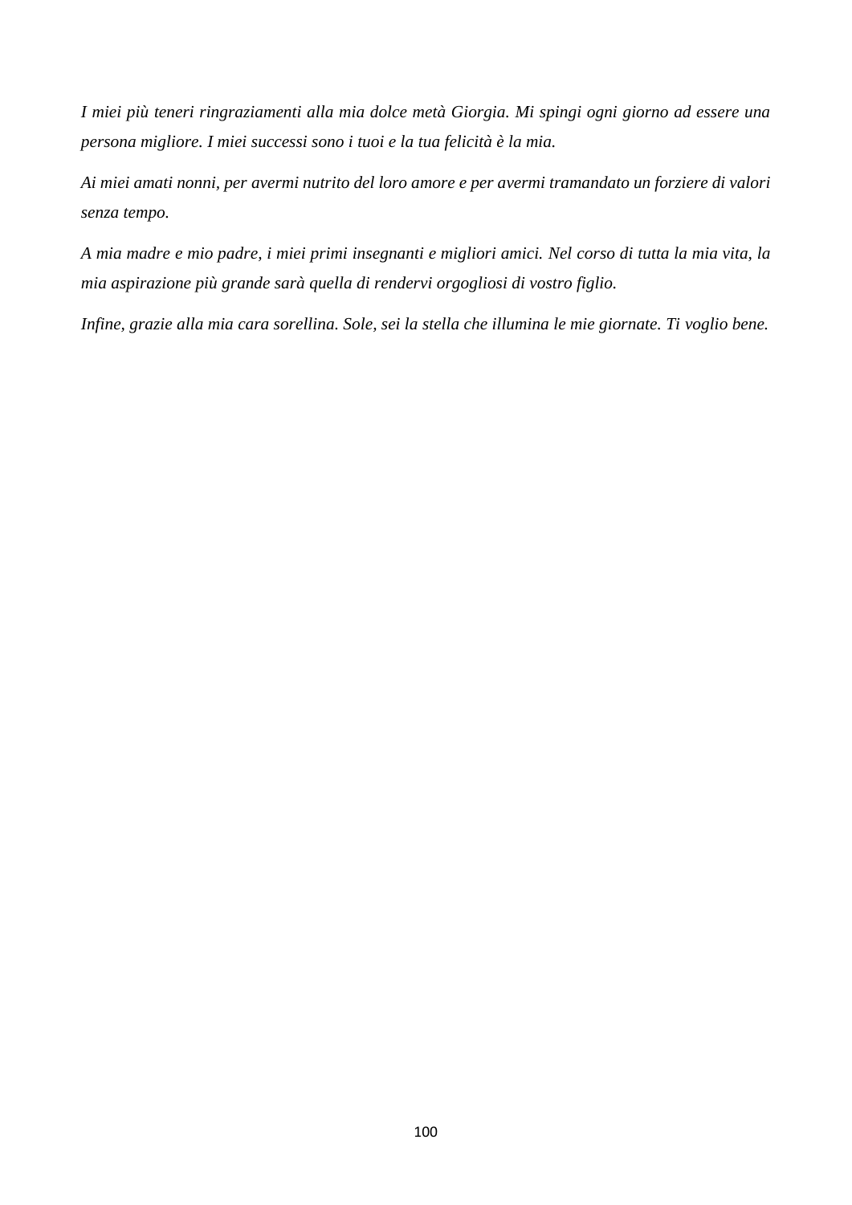*I miei più teneri ringraziamenti alla mia dolce metà Giorgia. Mi spingi ogni giorno ad essere una persona migliore. I miei successi sono i tuoi e la tua felicità è la mia.*

*Ai miei amati nonni, per avermi nutrito del loro amore e per avermi tramandato un forziere di valori senza tempo.*

*A mia madre e mio padre, i miei primi insegnanti e migliori amici. Nel corso di tutta la mia vita, la mia aspirazione più grande sarà quella di rendervi orgogliosi di vostro figlio.*

*Infine, grazie alla mia cara sorellina. Sole, sei la stella che illumina le mie giornate. Ti voglio bene.*